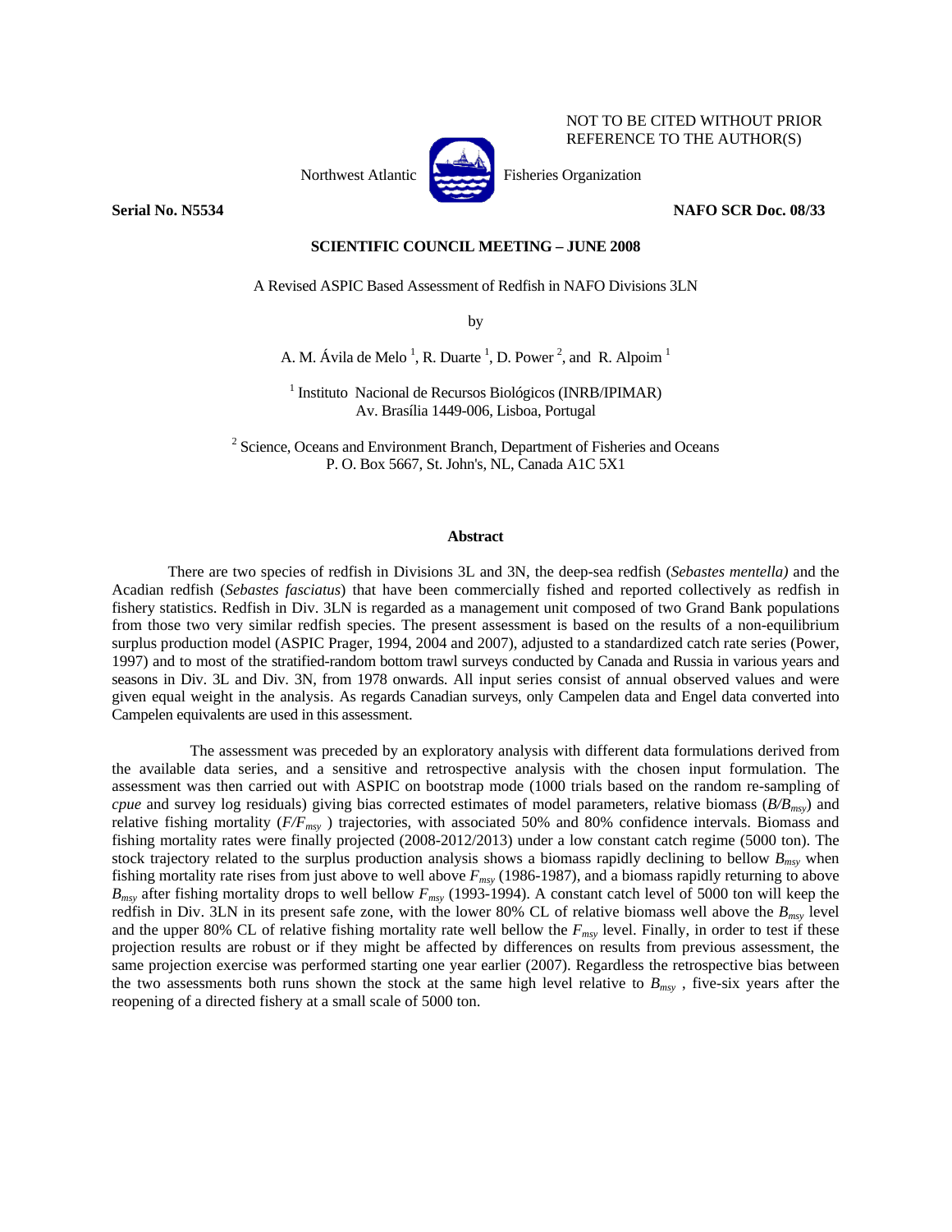NOT TO BE CITED WITHOUT PRIOR REFERENCE TO THE AUTHOR(S)

Northwest Atlantic Fisheries Organization

**Serial No. N5534** **NAFO SCR Doc. 08/33**

**SCIENTIFIC COUNCIL MEETING – JUNE 2008**

# A Revised ASPIC Based Assessment of Redfish in NAFO Divisions 3LN

by

A. M. Ávila de Melo [1], R. Duarte [1], D. Power [2], and R. Alpoim [1]

[1] Instituto Nacional de Recursos Biológicos (INRB/IPIMAR) Av. Brasília 1449-006, Lisboa, Portugal

[2] Science, Oceans and Environment Branch, Department of Fisheries and Oceans P. O. Box 5667, St. John's, NL, Canada A1C 5X1

## Abstract

There are two species of redfish in Divisions 3L and 3N, the deep-sea redfish (*Sebastes mentella)* and the Acadian redfish (*Sebastes fasciatus*) that have been commercially fished and reported collectively as redfish in fishery statistics. Redfish in Div. 3LN is regarded as a management unit composed of two Grand Bank populations from those two very similar redfish species. The present assessment is based on the results of a non-equilibrium surplus production model (ASPIC Prager, 1994, 2004 and 2007), adjusted to a standardized catch rate series (Power, 1997) and to most of the stratified-random bottom trawl surveys conducted by Canada and Russia in various years and seasons in Div. 3L and Div. 3N, from 1978 onwards. All input series consist of annual observed values and were given equal weight in the analysis. As regards Canadian surveys, only Campelen data and Engel data converted into Campelen equivalents are used in this assessment.

The assessment was preceded by an exploratory analysis with different data formulations derived from the available data series, and a sensitive and retrospective analysis with the chosen input formulation. The assessment was then carried out with ASPIC on bootstrap mode (1000 trials based on the random re-sampling of *cpue* and survey log residuals) giving bias corrected estimates of model parameters, relative biomass ($B/B_{msy}$) and relative fishing mortality ($F/F_{msy}$ ) trajectories, with associated 50% and 80% confidence intervals. Biomass and fishing mortality rates were finally projected (2008-2012/2013) under a low constant catch regime (5000 ton). The stock trajectory related to the surplus production analysis shows a biomass rapidly declining to bellow $B_{msy}$ when fishing mortality rate rises from just above to well above $F_{msy}$ (1986-1987), and a biomass rapidly returning to above $B_{msy}$ after fishing mortality drops to well bellow $F_{msy}$ (1993-1994). A constant catch level of 5000 ton will keep the redfish in Div. 3LN in its present safe zone, with the lower 80% CL of relative biomass well above the $B_{msy}$ level and the upper 80% CL of relative fishing mortality rate well bellow the $F_{msy}$ level. Finally, in order to test if these projection results are robust or if they might be affected by differences on results from previous assessment, the same projection exercise was performed starting one year earlier (2007). Regardless the retrospective bias between the two assessments both runs shown the stock at the same high level relative to $B_{msy}$ , five-six years after the reopening of a directed fishery at a small scale of 5000 ton.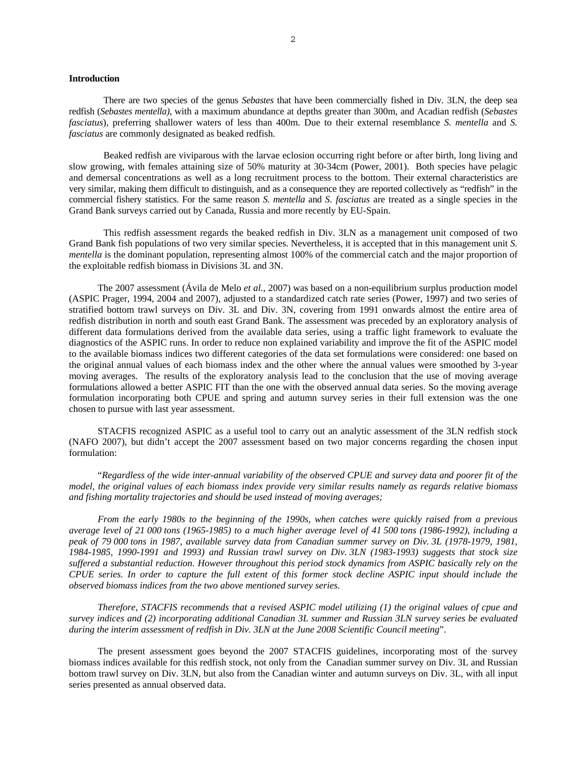## Introduction

There are two species of the genus *Sebastes* that have been commercially fished in Div. 3LN, the deep sea redfish (*Sebastes mentella)*, with a maximum abundance at depths greater than 300m, and Acadian redfish (*Sebastes fasciatus*), preferring shallower waters of less than 400m. Due to their external resemblance *S. mentella* and *S. fasciatus* are commonly designated as beaked redfish.

Beaked redfish are viviparous with the larvae eclosion occurring right before or after birth, long living and slow growing, with females attaining size of 50% maturity at 30-34cm (Power, 2001). Both species have pelagic and demersal concentrations as well as a long recruitment process to the bottom. Their external characteristics are very similar, making them difficult to distinguish, and as a consequence they are reported collectively as "redfish" in the commercial fishery statistics. For the same reason *S. mentella* and *S. fasciatus* are treated as a single species in the Grand Bank surveys carried out by Canada, Russia and more recently by EU-Spain.

This redfish assessment regards the beaked redfish in Div. 3LN as a management unit composed of two Grand Bank fish populations of two very similar species. Nevertheless, it is accepted that in this management unit *S. mentella* is the dominant population, representing almost 100% of the commercial catch and the major proportion of the exploitable redfish biomass in Divisions 3L and 3N.

The 2007 assessment (Ávila de Melo *et al.*, 2007) was based on a non-equilibrium surplus production model (ASPIC Prager, 1994, 2004 and 2007), adjusted to a standardized catch rate series (Power, 1997) and two series of stratified bottom trawl surveys on Div. 3L and Div. 3N, covering from 1991 onwards almost the entire area of redfish distribution in north and south east Grand Bank. The assessment was preceded by an exploratory analysis of different data formulations derived from the available data series, using a traffic light framework to evaluate the diagnostics of the ASPIC runs. In order to reduce non explained variability and improve the fit of the ASPIC model to the available biomass indices two different categories of the data set formulations were considered: one based on the original annual values of each biomass index and the other where the annual values were smoothed by 3-year moving averages. The results of the exploratory analysis lead to the conclusion that the use of moving average formulations allowed a better ASPIC FIT than the one with the observed annual data series. So the moving average formulation incorporating both CPUE and spring and autumn survey series in their full extension was the one chosen to pursue with last year assessment.

STACFIS recognized ASPIC as a useful tool to carry out an analytic assessment of the 3LN redfish stock (NAFO 2007), but didn't accept the 2007 assessment based on two major concerns regarding the chosen input formulation:

"*Regardless of the wide inter-annual variability of the observed CPUE and survey data and poorer fit of the model, the original values of each biomass index provide very similar results namely as regards relative biomass and fishing mortality trajectories and should be used instead of moving averages;*

*From the early 1980s to the beginning of the 1990s, when catches were quickly raised from a previous average level of 21 000 tons (1965-1985) to a much higher average level of 41 500 tons (1986-1992), including a peak of 79 000 tons in 1987, available survey data from Canadian summer survey on Div. 3L (1978-1979, 1981, 1984-1985, 1990-1991 and 1993) and Russian trawl survey on Div. 3LN (1983-1993) suggests that stock size suffered a substantial reduction. However throughout this period stock dynamics from ASPIC basically rely on the CPUE series. In order to capture the full extent of this former stock decline ASPIC input should include the observed biomass indices from the two above mentioned survey series.*

*Therefore, STACFIS recommends that a revised ASPIC model utilizing (1) the original values of cpue and survey indices and (2) incorporating additional Canadian 3L summer and Russian 3LN survey series be evaluated during the interim assessment of redfish in Div. 3LN at the June 2008 Scientific Council meeting*".

The present assessment goes beyond the 2007 STACFIS guidelines, incorporating most of the survey biomass indices available for this redfish stock, not only from the Canadian summer survey on Div. 3L and Russian bottom trawl survey on Div. 3LN, but also from the Canadian winter and autumn surveys on Div. 3L, with all input series presented as annual observed data.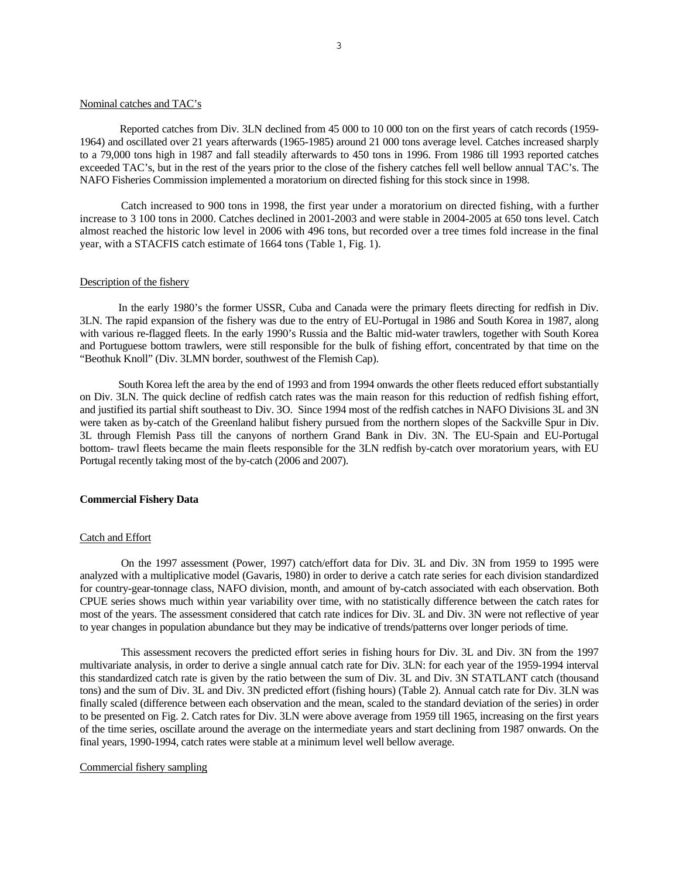Nominal catches and TAC's

Reported catches from Div. 3LN declined from 45 000 to 10 000 ton on the first years of catch records (1959-1964) and oscillated over 21 years afterwards (1965-1985) around 21 000 tons average level. Catches increased sharply to a 79,000 tons high in 1987 and fall steadily afterwards to 450 tons in 1996. From 1986 till 1993 reported catches exceeded TAC's, but in the rest of the years prior to the close of the fishery catches fell well bellow annual TAC's. The NAFO Fisheries Commission implemented a moratorium on directed fishing for this stock since in 1998.

Catch increased to 900 tons in 1998, the first year under a moratorium on directed fishing, with a further increase to 3 100 tons in 2000. Catches declined in 2001-2003 and were stable in 2004-2005 at 650 tons level. Catch almost reached the historic low level in 2006 with 496 tons, but recorded over a tree times fold increase in the final year, with a STACFIS catch estimate of 1664 tons (Table 1, Fig. 1).

Description of the fishery

In the early 1980's the former USSR, Cuba and Canada were the primary fleets directing for redfish in Div. 3LN. The rapid expansion of the fishery was due to the entry of EU-Portugal in 1986 and South Korea in 1987, along with various re-flagged fleets. In the early 1990's Russia and the Baltic mid-water trawlers, together with South Korea and Portuguese bottom trawlers, were still responsible for the bulk of fishing effort, concentrated by that time on the "Beothuk Knoll" (Div. 3LMN border, southwest of the Flemish Cap).

South Korea left the area by the end of 1993 and from 1994 onwards the other fleets reduced effort substantially on Div. 3LN. The quick decline of redfish catch rates was the main reason for this reduction of redfish fishing effort, and justified its partial shift southeast to Div. 3O. Since 1994 most of the redfish catches in NAFO Divisions 3L and 3N were taken as by-catch of the Greenland halibut fishery pursued from the northern slopes of the Sackville Spur in Div. 3L through Flemish Pass till the canyons of northern Grand Bank in Div. 3N. The EU-Spain and EU-Portugal bottom- trawl fleets became the main fleets responsible for the 3LN redfish by-catch over moratorium years, with EU Portugal recently taking most of the by-catch (2006 and 2007).

**Commercial Fishery Data**

Catch and Effort

On the 1997 assessment (Power, 1997) catch/effort data for Div. 3L and Div. 3N from 1959 to 1995 were analyzed with a multiplicative model (Gavaris, 1980) in order to derive a catch rate series for each division standardized for country-gear-tonnage class, NAFO division, month, and amount of by-catch associated with each observation. Both CPUE series shows much within year variability over time, with no statistically difference between the catch rates for most of the years. The assessment considered that catch rate indices for Div. 3L and Div. 3N were not reflective of year to year changes in population abundance but they may be indicative of trends/patterns over longer periods of time.

This assessment recovers the predicted effort series in fishing hours for Div. 3L and Div. 3N from the 1997 multivariate analysis, in order to derive a single annual catch rate for Div. 3LN: for each year of the 1959-1994 interval this standardized catch rate is given by the ratio between the sum of Div. 3L and Div. 3N STATLANT catch (thousand tons) and the sum of Div. 3L and Div. 3N predicted effort (fishing hours) (Table 2). Annual catch rate for Div. 3LN was finally scaled (difference between each observation and the mean, scaled to the standard deviation of the series) in order to be presented on Fig. 2. Catch rates for Div. 3LN were above average from 1959 till 1965, increasing on the first years of the time series, oscillate around the average on the intermediate years and start declining from 1987 onwards. On the final years, 1990-1994, catch rates were stable at a minimum level well bellow average.

Commercial fishery sampling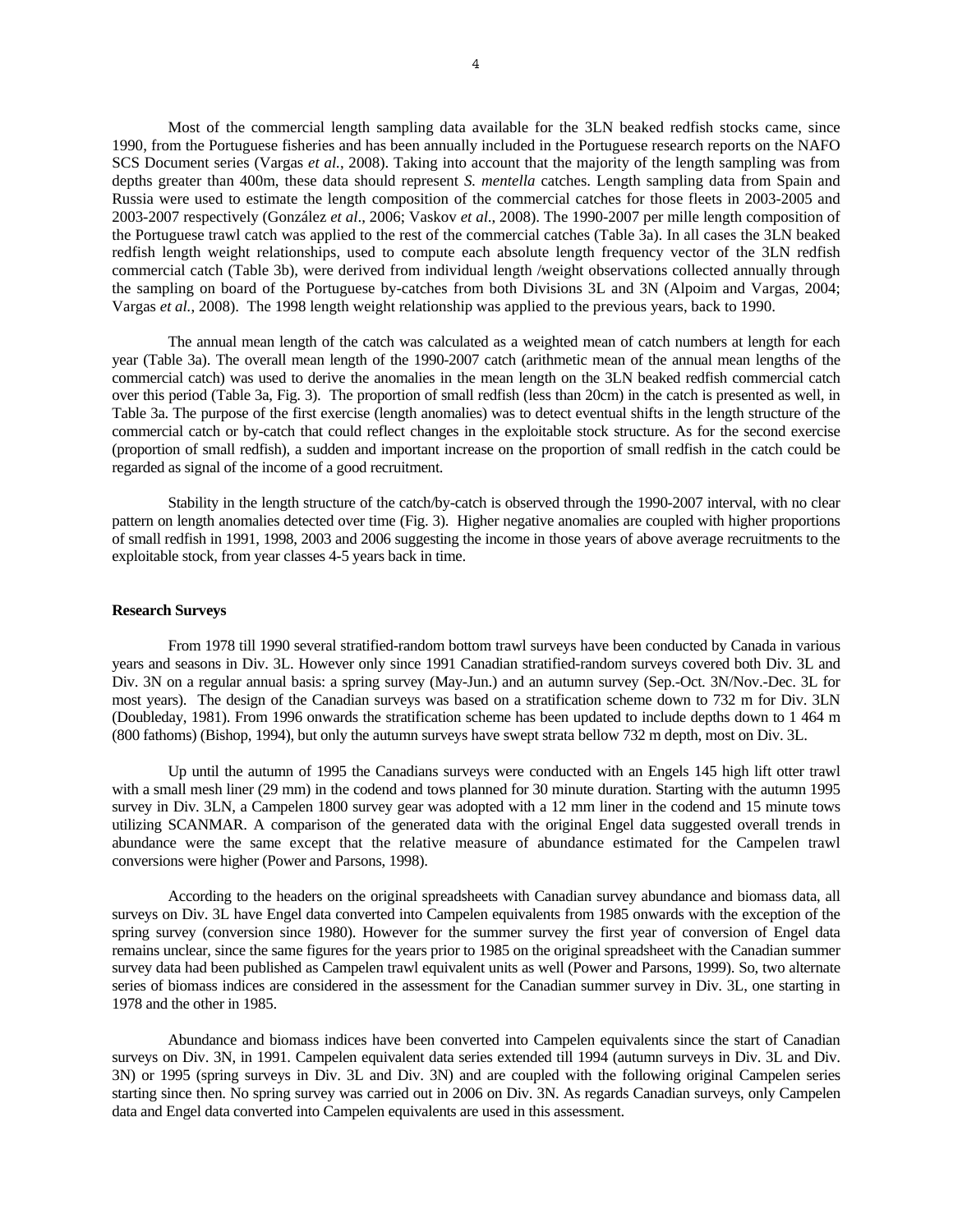Most of the commercial length sampling data available for the 3LN beaked redfish stocks came, since 1990, from the Portuguese fisheries and has been annually included in the Portuguese research reports on the NAFO SCS Document series (Vargas *et al.*, 2008). Taking into account that the majority of the length sampling was from depths greater than 400m, these data should represent *S. mentella* catches. Length sampling data from Spain and Russia were used to estimate the length composition of the commercial catches for those fleets in 2003-2005 and 2003-2007 respectively (González *et al*., 2006; Vaskov *et al*., 2008). The 1990-2007 per mille length composition of the Portuguese trawl catch was applied to the rest of the commercial catches (Table 3a). In all cases the 3LN beaked redfish length weight relationships, used to compute each absolute length frequency vector of the 3LN redfish commercial catch (Table 3b), were derived from individual length /weight observations collected annually through the sampling on board of the Portuguese by-catches from both Divisions 3L and 3N (Alpoim and Vargas, 2004; Vargas *et al.*, 2008). The 1998 length weight relationship was applied to the previous years, back to 1990.

The annual mean length of the catch was calculated as a weighted mean of catch numbers at length for each year (Table 3a). The overall mean length of the 1990-2007 catch (arithmetic mean of the annual mean lengths of the commercial catch) was used to derive the anomalies in the mean length on the 3LN beaked redfish commercial catch over this period (Table 3a, Fig. 3). The proportion of small redfish (less than 20cm) in the catch is presented as well, in Table 3a. The purpose of the first exercise (length anomalies) was to detect eventual shifts in the length structure of the commercial catch or by-catch that could reflect changes in the exploitable stock structure. As for the second exercise (proportion of small redfish), a sudden and important increase on the proportion of small redfish in the catch could be regarded as signal of the income of a good recruitment.

Stability in the length structure of the catch/by-catch is observed through the 1990-2007 interval, with no clear pattern on length anomalies detected over time (Fig. 3). Higher negative anomalies are coupled with higher proportions of small redfish in 1991, 1998, 2003 and 2006 suggesting the income in those years of above average recruitments to the exploitable stock, from year classes 4-5 years back in time.

**Research Surveys**

From 1978 till 1990 several stratified-random bottom trawl surveys have been conducted by Canada in various years and seasons in Div. 3L. However only since 1991 Canadian stratified-random surveys covered both Div. 3L and Div. 3N on a regular annual basis: a spring survey (May-Jun.) and an autumn survey (Sep.-Oct. 3N/Nov.-Dec. 3L for most years). The design of the Canadian surveys was based on a stratification scheme down to 732 m for Div. 3LN (Doubleday, 1981). From 1996 onwards the stratification scheme has been updated to include depths down to 1 464 m (800 fathoms) (Bishop, 1994), but only the autumn surveys have swept strata bellow 732 m depth, most on Div. 3L.

Up until the autumn of 1995 the Canadians surveys were conducted with an Engels 145 high lift otter trawl with a small mesh liner (29 mm) in the codend and tows planned for 30 minute duration. Starting with the autumn 1995 survey in Div. 3LN, a Campelen 1800 survey gear was adopted with a 12 mm liner in the codend and 15 minute tows utilizing SCANMAR. A comparison of the generated data with the original Engel data suggested overall trends in abundance were the same except that the relative measure of abundance estimated for the Campelen trawl conversions were higher (Power and Parsons, 1998).

According to the headers on the original spreadsheets with Canadian survey abundance and biomass data, all surveys on Div. 3L have Engel data converted into Campelen equivalents from 1985 onwards with the exception of the spring survey (conversion since 1980). However for the summer survey the first year of conversion of Engel data remains unclear, since the same figures for the years prior to 1985 on the original spreadsheet with the Canadian summer survey data had been published as Campelen trawl equivalent units as well (Power and Parsons, 1999). So, two alternate series of biomass indices are considered in the assessment for the Canadian summer survey in Div. 3L, one starting in 1978 and the other in 1985.

Abundance and biomass indices have been converted into Campelen equivalents since the start of Canadian surveys on Div. 3N, in 1991. Campelen equivalent data series extended till 1994 (autumn surveys in Div. 3L and Div. 3N) or 1995 (spring surveys in Div. 3L and Div. 3N) and are coupled with the following original Campelen series starting since then. No spring survey was carried out in 2006 on Div. 3N. As regards Canadian surveys, only Campelen data and Engel data converted into Campelen equivalents are used in this assessment.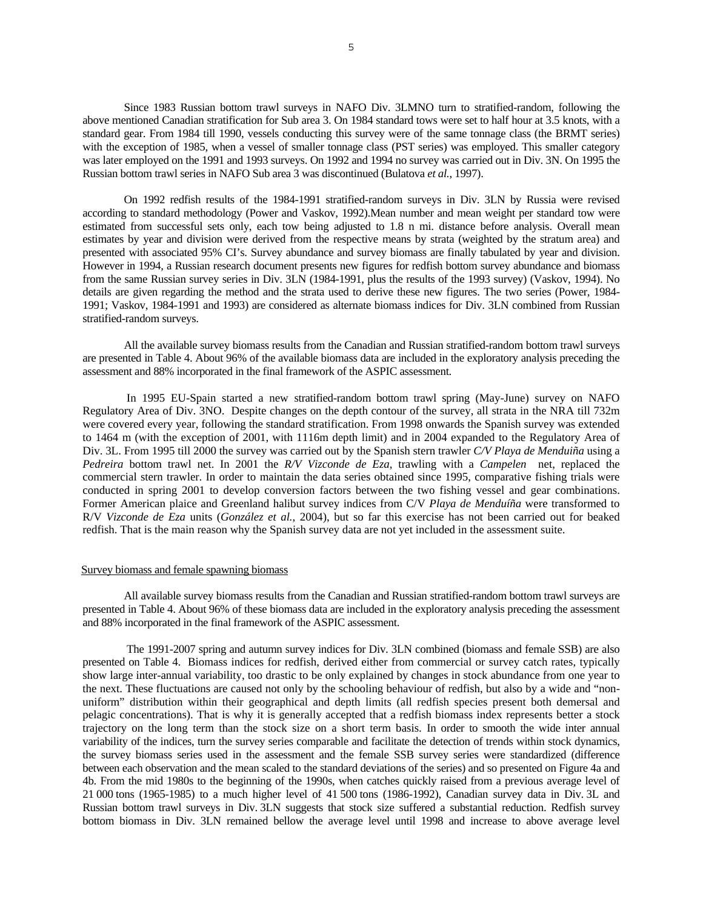Since 1983 Russian bottom trawl surveys in NAFO Div. 3LMNO turn to stratified-random, following the above mentioned Canadian stratification for Sub area 3. On 1984 standard tows were set to half hour at 3.5 knots, with a standard gear. From 1984 till 1990, vessels conducting this survey were of the same tonnage class (the BRMT series) with the exception of 1985, when a vessel of smaller tonnage class (PST series) was employed. This smaller category was later employed on the 1991 and 1993 surveys. On 1992 and 1994 no survey was carried out in Div. 3N. On 1995 the Russian bottom trawl series in NAFO Sub area 3 was discontinued (Bulatova *et al.*, 1997).

On 1992 redfish results of the 1984-1991 stratified-random surveys in Div. 3LN by Russia were revised according to standard methodology (Power and Vaskov, 1992).Mean number and mean weight per standard tow were estimated from successful sets only, each tow being adjusted to 1.8 n mi. distance before analysis. Overall mean estimates by year and division were derived from the respective means by strata (weighted by the stratum area) and presented with associated 95% CI's. Survey abundance and survey biomass are finally tabulated by year and division. However in 1994, a Russian research document presents new figures for redfish bottom survey abundance and biomass from the same Russian survey series in Div. 3LN (1984-1991, plus the results of the 1993 survey) (Vaskov, 1994). No details are given regarding the method and the strata used to derive these new figures. The two series (Power, 1984-1991; Vaskov, 1984-1991 and 1993) are considered as alternate biomass indices for Div. 3LN combined from Russian stratified-random surveys.

All the available survey biomass results from the Canadian and Russian stratified-random bottom trawl surveys are presented in Table 4. About 96% of the available biomass data are included in the exploratory analysis preceding the assessment and 88% incorporated in the final framework of the ASPIC assessment.

In 1995 EU-Spain started a new stratified-random bottom trawl spring (May-June) survey on NAFO Regulatory Area of Div. 3NO. Despite changes on the depth contour of the survey, all strata in the NRA till 732m were covered every year, following the standard stratification. From 1998 onwards the Spanish survey was extended to 1464 m (with the exception of 2001, with 1116m depth limit) and in 2004 expanded to the Regulatory Area of Div. 3L. From 1995 till 2000 the survey was carried out by the Spanish stern trawler *C/V Playa de Menduiña* using a *Pedreira* bottom trawl net. In 2001 the *R/V Vizconde de Eza*, trawling with a *Campelen* net, replaced the commercial stern trawler. In order to maintain the data series obtained since 1995, comparative fishing trials were conducted in spring 2001 to develop conversion factors between the two fishing vessel and gear combinations. Former American plaice and Greenland halibut survey indices from C/V *Playa de Menduíña* were transformed to R/V *Vizconde de Eza* units (*González et al.*, 2004), but so far this exercise has not been carried out for beaked redfish. That is the main reason why the Spanish survey data are not yet included in the assessment suite.

## Survey biomass and female spawning biomass

All available survey biomass results from the Canadian and Russian stratified-random bottom trawl surveys are presented in Table 4. About 96% of these biomass data are included in the exploratory analysis preceding the assessment and 88% incorporated in the final framework of the ASPIC assessment.

The 1991-2007 spring and autumn survey indices for Div. 3LN combined (biomass and female SSB) are also presented on Table 4. Biomass indices for redfish, derived either from commercial or survey catch rates, typically show large inter-annual variability, too drastic to be only explained by changes in stock abundance from one year to the next. These fluctuations are caused not only by the schooling behaviour of redfish, but also by a wide and "non-uniform" distribution within their geographical and depth limits (all redfish species present both demersal and pelagic concentrations). That is why it is generally accepted that a redfish biomass index represents better a stock trajectory on the long term than the stock size on a short term basis. In order to smooth the wide inter annual variability of the indices, turn the survey series comparable and facilitate the detection of trends within stock dynamics, the survey biomass series used in the assessment and the female SSB survey series were standardized (difference between each observation and the mean scaled to the standard deviations of the series) and so presented on Figure 4a and 4b. From the mid 1980s to the beginning of the 1990s, when catches quickly raised from a previous average level of 21 000 tons (1965-1985) to a much higher level of 41 500 tons (1986-1992), Canadian survey data in Div. 3L and Russian bottom trawl surveys in Div. 3LN suggests that stock size suffered a substantial reduction. Redfish survey bottom biomass in Div. 3LN remained bellow the average level until 1998 and increase to above average level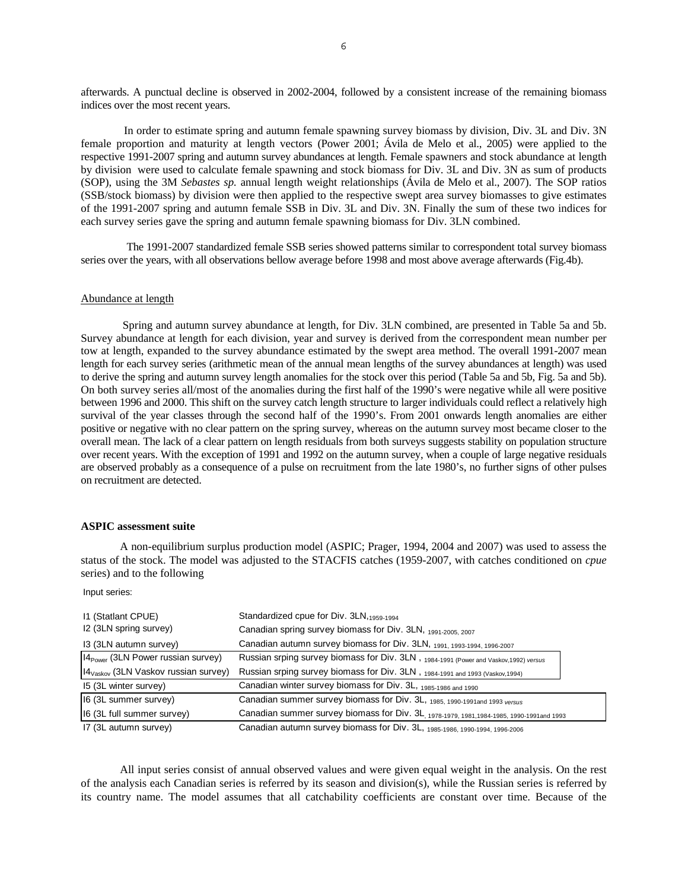afterwards. A punctual decline is observed in 2002-2004, followed by a consistent increase of the remaining biomass indices over the most recent years.

In order to estimate spring and autumn female spawning survey biomass by division, Div. 3L and Div. 3N female proportion and maturity at length vectors (Power 2001; Ávila de Melo et al., 2005) were applied to the respective 1991-2007 spring and autumn survey abundances at length. Female spawners and stock abundance at length by division were used to calculate female spawning and stock biomass for Div. 3L and Div. 3N as sum of products (SOP), using the 3M *Sebastes sp.* annual length weight relationships (Ávila de Melo et al., 2007). The SOP ratios (SSB/stock biomass) by division were then applied to the respective swept area survey biomasses to give estimates of the 1991-2007 spring and autumn female SSB in Div. 3L and Div. 3N. Finally the sum of these two indices for each survey series gave the spring and autumn female spawning biomass for Div. 3LN combined.

The 1991-2007 standardized female SSB series showed patterns similar to correspondent total survey biomass series over the years, with all observations bellow average before 1998 and most above average afterwards (Fig.4b).

## Abundance at length

Spring and autumn survey abundance at length, for Div. 3LN combined, are presented in Table 5a and 5b. Survey abundance at length for each division, year and survey is derived from the correspondent mean number per tow at length, expanded to the survey abundance estimated by the swept area method. The overall 1991-2007 mean length for each survey series (arithmetic mean of the annual mean lengths of the survey abundances at length) was used to derive the spring and autumn survey length anomalies for the stock over this period (Table 5a and 5b, Fig. 5a and 5b). On both survey series all/most of the anomalies during the first half of the 1990's were negative while all were positive between 1996 and 2000. This shift on the survey catch length structure to larger individuals could reflect a relatively high survival of the year classes through the second half of the 1990's. From 2001 onwards length anomalies are either positive or negative with no clear pattern on the spring survey, whereas on the autumn survey most became closer to the overall mean. The lack of a clear pattern on length residuals from both surveys suggests stability on population structure over recent years. With the exception of 1991 and 1992 on the autumn survey, when a couple of large negative residuals are observed probably as a consequence of a pulse on recruitment from the late 1980's, no further signs of other pulses on recruitment are detected.

## ASPIC assessment suite

A non-equilibrium surplus production model (ASPIC; Prager, 1994, 2004 and 2007) was used to assess the status of the stock. The model was adjusted to the STACFIS catches (1959-2007, with catches conditioned on *cpue* series) and to the following

Input series:

| | |
|---|---|
| I1 (Statlant CPUE) | Standardized cpue for Div. 3LN, $_{1959\text{-}1994}$ |
| I2 (3LN spring survey) | Canadian spring survey biomass for Div. 3LN, $_{1991\text{-}2005,\ 2007}$ |
| I3 (3LN autumn survey) | Canadian autumn survey biomass for Div. 3LN, $_{1991,\ 1993\text{-}1994,\ 1996\text{-}2007}$ |
| $I4_{Power}$ (3LN Power russian survey) | Russian srping survey biomass for Div. 3LN , $_{1984\text{-}1991}$ (Power and Vaskov,1992) *versus* |
| $I4_{Vaskov}$ (3LN Vaskov russian survey) | Russian srping survey biomass for Div. 3LN , $_{1984\text{-}1991}$ and 1993 (Vaskov,1994) |
| I5 (3L winter survey) | Canadian winter survey biomass for Div. 3L, $_{1985\text{-}1986}$ and 1990 |
| I6 (3L summer survey) | Canadian summer survey biomass for Div. 3L, $_{1985,\ 1990\text{-}1991}$ and 1993 *versus* |
| I6 (3L full summer survey) | Canadian summer survey biomass for Div. 3L, $_{1978\text{-}1979,\ 1981,1984\text{-}1985,\ 1990\text{-}1991}$ and 1993 |
| I7 (3L autumn survey) | Canadian autumn survey biomass for Div. 3L, $_{1985\text{-}1986,\ 1990\text{-}1994,\ 1996\text{-}2006}$ |

All input series consist of annual observed values and were given equal weight in the analysis. On the rest of the analysis each Canadian series is referred by its season and division(s), while the Russian series is referred by its country name. The model assumes that all catchability coefficients are constant over time. Because of the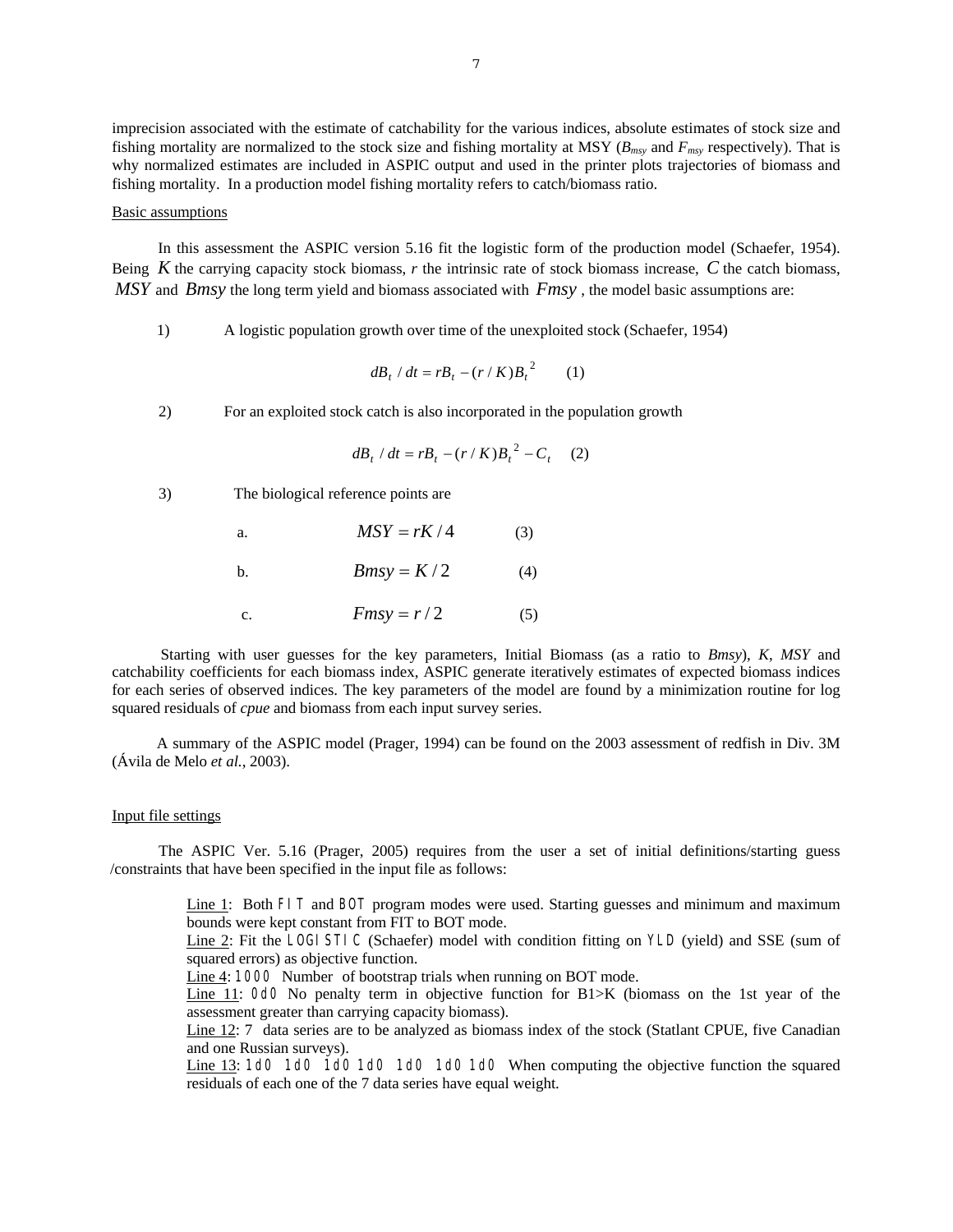imprecision associated with the estimate of catchability for the various indices, absolute estimates of stock size and fishing mortality are normalized to the stock size and fishing mortality at MSY ($B_{msy}$ and $F_{msy}$ respectively). That is why normalized estimates are included in ASPIC output and used in the printer plots trajectories of biomass and fishing mortality. In a production model fishing mortality refers to catch/biomass ratio.

Basic assumptions

In this assessment the ASPIC version 5.16 fit the logistic form of the production model (Schaefer, 1954). Being $K$ the carrying capacity stock biomass, $r$ the intrinsic rate of stock biomass increase, $C$ the catch biomass, $MSY$ and $Bmsy$ the long term yield and biomass associated with $Fmsy$, the model basic assumptions are:

1) A logistic population growth over time of the unexploited stock (Schaefer, 1954)

$$dB_t / dt = rB_t - (r / K)B_t^{\,2} \qquad (1)$$

2) For an exploited stock catch is also incorporated in the population growth

$$dB_t / dt = rB_t - (r / K)B_t^{\,2} - C_t \qquad (2)$$

3) The biological reference points are

a. $$MSY = rK / 4 \qquad (3)$$

b. $$Bmsy = K / 2 \qquad (4)$$

c. $$Fmsy = r / 2 \qquad (5)$$

Starting with user guesses for the key parameters, Initial Biomass (as a ratio to *Bmsy*), *K*, *MSY* and catchability coefficients for each biomass index, ASPIC generate iteratively estimates of expected biomass indices for each series of observed indices. The key parameters of the model are found by a minimization routine for log squared residuals of *cpue* and biomass from each input survey series.

A summary of the ASPIC model (Prager, 1994) can be found on the 2003 assessment of redfish in Div. 3M (Ávila de Melo *et al.*, 2003).

Input file settings

The ASPIC Ver. 5.16 (Prager, 2005) requires from the user a set of initial definitions/starting guess /constraints that have been specified in the input file as follows:

Line 1: Both `FIT` and `BOT` program modes were used. Starting guesses and minimum and maximum bounds were kept constant from FIT to BOT mode.
Line 2: Fit the `LOGISTIC` (Schaefer) model with condition fitting on `YLD` (yield) and SSE (sum of squared errors) as objective function.
Line 4: `1000` Number of bootstrap trials when running on BOT mode.
Line 11: `0d0` No penalty term in objective function for B1>K (biomass on the 1st year of the assessment greater than carrying capacity biomass).
Line 12: 7 data series are to be analyzed as biomass index of the stock (Statlant CPUE, five Canadian and one Russian surveys).
Line 13: `1d0 1d0 1d0 1d0 1d0 1d0 1d0` When computing the objective function the squared residuals of each one of the 7 data series have equal weight.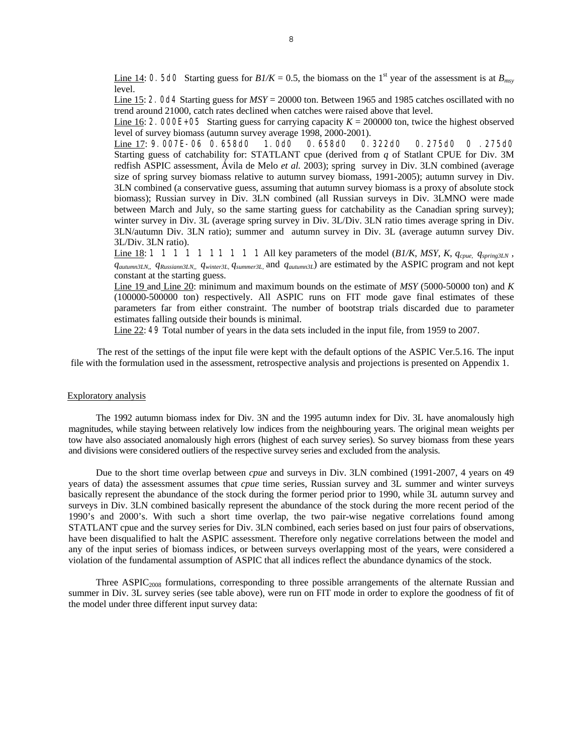Line 14: `0.5d0` Starting guess for $B1/K = 0.5$, the biomass on the 1[st] year of the assessment is at $B_{msy}$ level.

Line 15: `2.0d4` Starting guess for $MSY = 20000$ ton. Between 1965 and 1985 catches oscillated with no trend around 21000, catch rates declined when catches were raised above that level.

Line 16: `2.000E+05` Starting guess for carrying capacity $K = 200000$ ton, twice the highest observed level of survey biomass (autumn survey average 1998, 2000-2001).

Line 17: `9.007E-06 0.658d0 1.0d0 0.658d0 0.322d0 0.275d0 0 .275d0` Starting guess of catchability for: STATLANT cpue (derived from $q$ of Statlant CPUE for Div. 3M redfish ASPIC assessment, Ávila de Melo *et al.* 2003); spring survey in Div. 3LN combined (average size of spring survey biomass relative to autumn survey biomass, 1991-2005); autumn survey in Div. 3LN combined (a conservative guess, assuming that autumn survey biomass is a proxy of absolute stock biomass); Russian survey in Div. 3LN combined (all Russian surveys in Div. 3LMNO were made between March and July, so the same starting guess for catchability as the Canadian spring survey); winter survey in Div. 3L (average spring survey in Div. 3L/Div. 3LN ratio times average spring in Div. 3LN/autumn Div. 3LN ratio); summer and autumn survey in Div. 3L (average autumn survey Div. 3L/Div. 3LN ratio).

Line 18: `1 1 1 1 1 11 1 1 1` All key parameters of the model ($B1/K$, $MSY$, $K$, $q_{cpue}$, $q_{spring3LN}$, $q_{autumn3LN}$, $q_{Russiann3LN}$, $q_{winter3L}$, $q_{summer3L}$, and $q_{autumn3L}$) are estimated by the ASPIC program and not kept constant at the starting guess.

Line 19 and Line 20: minimum and maximum bounds on the estimate of $MSY$ (5000-50000 ton) and $K$ (100000-500000 ton) respectively. All ASPIC runs on FIT mode gave final estimates of these parameters far from either constraint. The number of bootstrap trials discarded due to parameter estimates falling outside their bounds is minimal.

Line 22: `49` Total number of years in the data sets included in the input file, from 1959 to 2007.

The rest of the settings of the input file were kept with the default options of the ASPIC Ver.5.16. The input file with the formulation used in the assessment, retrospective analysis and projections is presented on Appendix 1.

## Exploratory analysis

The 1992 autumn biomass index for Div. 3N and the 1995 autumn index for Div. 3L have anomalously high magnitudes, while staying between relatively low indices from the neighbouring years. The original mean weights per tow have also associated anomalously high errors (highest of each survey series). So survey biomass from these years and divisions were considered outliers of the respective survey series and excluded from the analysis.

Due to the short time overlap between *cpue* and surveys in Div. 3LN combined (1991-2007, 4 years on 49 years of data) the assessment assumes that *cpue* time series, Russian survey and 3L summer and winter surveys basically represent the abundance of the stock during the former period prior to 1990, while 3L autumn survey and surveys in Div. 3LN combined basically represent the abundance of the stock during the more recent period of the 1990's and 2000's. With such a short time overlap, the two pair-wise negative correlations found among STATLANT cpue and the survey series for Div. 3LN combined, each series based on just four pairs of observations, have been disqualified to halt the ASPIC assessment. Therefore only negative correlations between the model and any of the input series of biomass indices, or between surveys overlapping most of the years, were considered a violation of the fundamental assumption of ASPIC that all indices reflect the abundance dynamics of the stock.

Three $ASPIC_{2008}$ formulations, corresponding to three possible arrangements of the alternate Russian and summer in Div. 3L survey series (see table above), were run on FIT mode in order to explore the goodness of fit of the model under three different input survey data: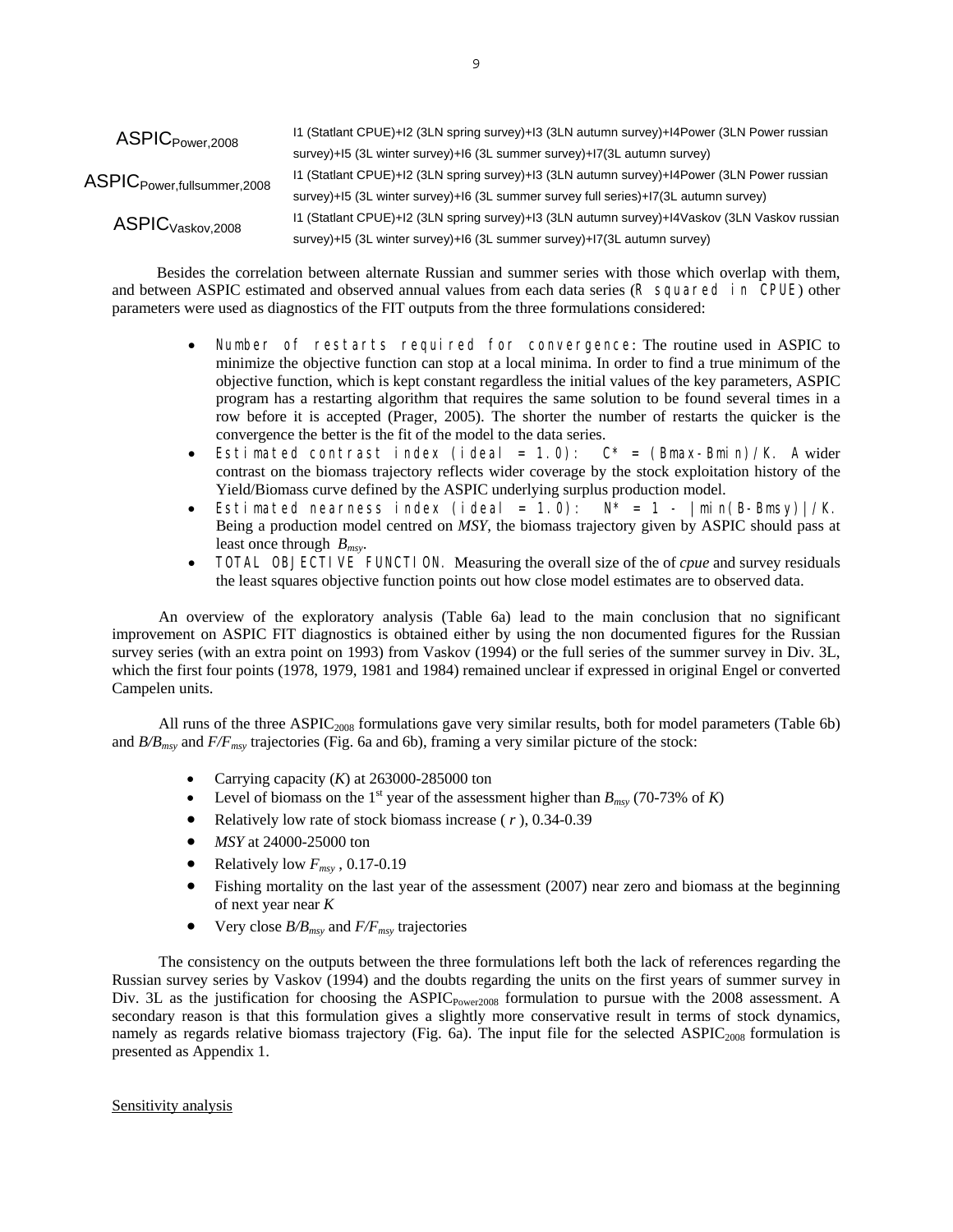| | |
|---|---|
| $ASPIC_{Power,2008}$ | I1 (Statlant CPUE)+I2 (3LN spring survey)+I3 (3LN autumn survey)+I4Power (3LN Power russian survey)+I5 (3L winter survey)+I6 (3L summer survey)+I7(3L autumn survey) |
| $ASPIC_{Power,fullsummer,2008}$ | I1 (Statlant CPUE)+I2 (3LN spring survey)+I3 (3LN autumn survey)+I4Power (3LN Power russian survey)+I5 (3L winter survey)+I6 (3L summer survey full series)+I7(3L autumn survey) |
| $ASPIC_{Vaskov,2008}$ | I1 (Statlant CPUE)+I2 (3LN spring survey)+I3 (3LN autumn survey)+I4Vaskov (3LN Vaskov russian survey)+I5 (3L winter survey)+I6 (3L summer survey)+I7(3L autumn survey) |

Besides the correlation between alternate Russian and summer series with those which overlap with them, and between ASPIC estimated and observed annual values from each data series (R squared in CPUE) other parameters were used as diagnostics of the FIT outputs from the three formulations considered:

- Number of restarts required for convergence: The routine used in ASPIC to minimize the objective function can stop at a local minima. In order to find a true minimum of the objective function, which is kept constant regardless the initial values of the key parameters, ASPIC program has a restarting algorithm that requires the same solution to be found several times in a row before it is accepted (Prager, 2005). The shorter the number of restarts the quicker is the convergence the better is the fit of the model to the data series.
- Estimated contrast index (ideal = 1.0): $C^* = (Bmax-Bmin)/K$. A wider contrast on the biomass trajectory reflects wider coverage by the stock exploitation history of the Yield/Biomass curve defined by the ASPIC underlying surplus production model.
- Estimated nearness index (ideal = 1.0): $N^* = 1 - |min(B-Bmsy)|/K$. Being a production model centred on *MSY*, the biomass trajectory given by ASPIC should pass at least once through $B_{msy}$.
- TOTAL OBJECTIVE FUNCTION. Measuring the overall size of the of *cpue* and survey residuals the least squares objective function points out how close model estimates are to observed data.

An overview of the exploratory analysis (Table 6a) lead to the main conclusion that no significant improvement on ASPIC FIT diagnostics is obtained either by using the non documented figures for the Russian survey series (with an extra point on 1993) from Vaskov (1994) or the full series of the summer survey in Div. 3L, which the first four points (1978, 1979, 1981 and 1984) remained unclear if expressed in original Engel or converted Campelen units.

All runs of the three $ASPIC_{2008}$ formulations gave very similar results, both for model parameters (Table 6b) and $B/B_{msy}$ and $F/F_{msy}$ trajectories (Fig. 6a and 6b), framing a very similar picture of the stock:

- Carrying capacity ($K$) at 263000-285000 ton
- Level of biomass on the 1st year of the assessment higher than $B_{msy}$ (70-73% of $K$)
- Relatively low rate of stock biomass increase ( $r$ ), 0.34-0.39
- *MSY* at 24000-25000 ton
- Relatively low $F_{msy}$ , 0.17-0.19
- Fishing mortality on the last year of the assessment (2007) near zero and biomass at the beginning of next year near $K$
- Very close $B/B_{msy}$ and $F/F_{msy}$ trajectories

The consistency on the outputs between the three formulations left both the lack of references regarding the Russian survey series by Vaskov (1994) and the doubts regarding the units on the first years of summer survey in Div. 3L as the justification for choosing the $ASPIC_{Power2008}$ formulation to pursue with the 2008 assessment. A secondary reason is that this formulation gives a slightly more conservative result in terms of stock dynamics, namely as regards relative biomass trajectory (Fig. 6a). The input file for the selected $ASPIC_{2008}$ formulation is presented as Appendix 1.

Sensitivity analysis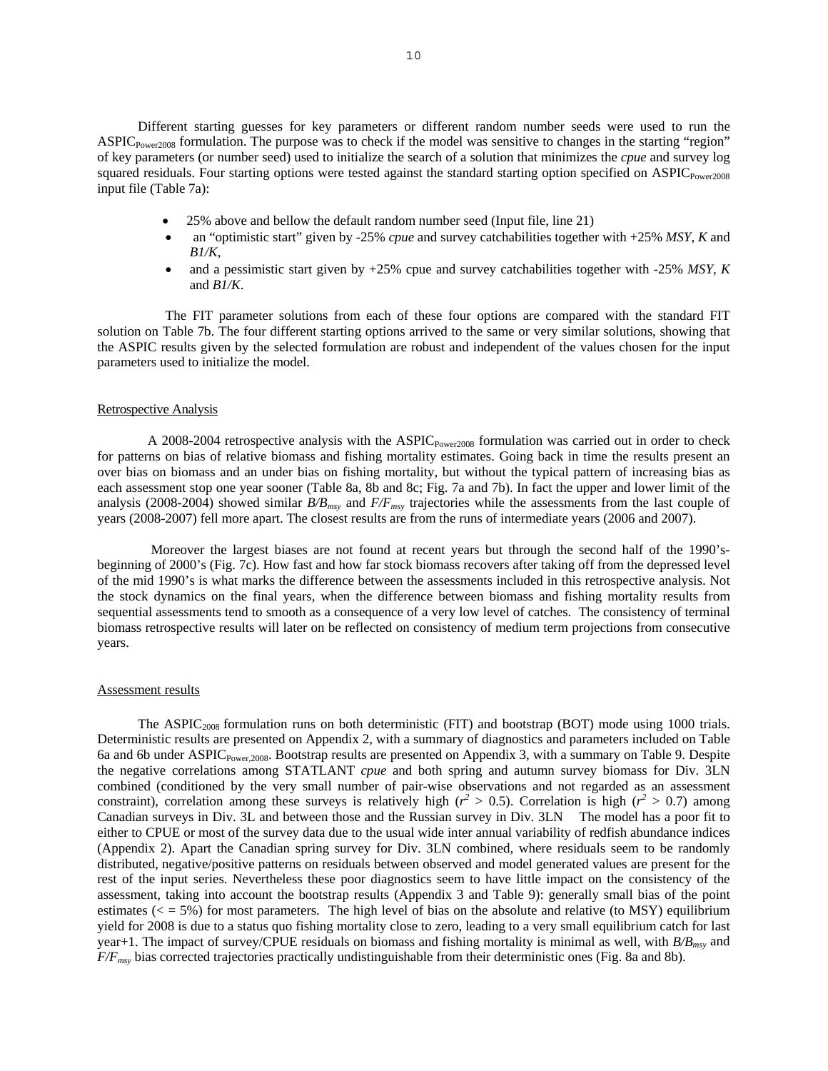Different starting guesses for key parameters or different random number seeds were used to run the $ASPIC_{Power2008}$ formulation. The purpose was to check if the model was sensitive to changes in the starting "region" of key parameters (or number seed) used to initialize the search of a solution that minimizes the *cpue* and survey log squared residuals. Four starting options were tested against the standard starting option specified on $ASPIC_{Power2008}$ input file (Table 7a):

- 25% above and bellow the default random number seed (Input file, line 21)
- an "optimistic start" given by -25% *cpue* and survey catchabilities together with +25% *MSY*, *K* and *B1/K*,
- and a pessimistic start given by +25% cpue and survey catchabilities together with -25% *MSY*, *K* and *B1/K*.

The FIT parameter solutions from each of these four options are compared with the standard FIT solution on Table 7b. The four different starting options arrived to the same or very similar solutions, showing that the ASPIC results given by the selected formulation are robust and independent of the values chosen for the input parameters used to initialize the model.

## Retrospective Analysis

A 2008-2004 retrospective analysis with the $ASPIC_{Power2008}$ formulation was carried out in order to check for patterns on bias of relative biomass and fishing mortality estimates. Going back in time the results present an over bias on biomass and an under bias on fishing mortality, but without the typical pattern of increasing bias as each assessment stop one year sooner (Table 8a, 8b and 8c; Fig. 7a and 7b). In fact the upper and lower limit of the analysis (2008-2004) showed similar $B/B_{msy}$ and $F/F_{msy}$ trajectories while the assessments from the last couple of years (2008-2007) fell more apart. The closest results are from the runs of intermediate years (2006 and 2007).

Moreover the largest biases are not found at recent years but through the second half of the 1990's-beginning of 2000's (Fig. 7c). How fast and how far stock biomass recovers after taking off from the depressed level of the mid 1990's is what marks the difference between the assessments included in this retrospective analysis. Not the stock dynamics on the final years, when the difference between biomass and fishing mortality results from sequential assessments tend to smooth as a consequence of a very low level of catches. The consistency of terminal biomass retrospective results will later on be reflected on consistency of medium term projections from consecutive years.

## Assessment results

The $ASPIC_{2008}$ formulation runs on both deterministic (FIT) and bootstrap (BOT) mode using 1000 trials. Deterministic results are presented on Appendix 2, with a summary of diagnostics and parameters included on Table 6a and 6b under $ASPIC_{Power,2008}$. Bootstrap results are presented on Appendix 3, with a summary on Table 9. Despite the negative correlations among STATLANT *cpue* and both spring and autumn survey biomass for Div. 3LN combined (conditioned by the very small number of pair-wise observations and not regarded as an assessment constraint), correlation among these surveys is relatively high ($r^2 > 0.5$). Correlation is high ($r^2 > 0.7$) among Canadian surveys in Div. 3L and between those and the Russian survey in Div. 3LN The model has a poor fit to either to CPUE or most of the survey data due to the usual wide inter annual variability of redfish abundance indices (Appendix 2). Apart the Canadian spring survey for Div. 3LN combined, where residuals seem to be randomly distributed, negative/positive patterns on residuals between observed and model generated values are present for the rest of the input series. Nevertheless these poor diagnostics seem to have little impact on the consistency of the assessment, taking into account the bootstrap results (Appendix 3 and Table 9): generally small bias of the point estimates ($< = 5\%$) for most parameters. The high level of bias on the absolute and relative (to MSY) equilibrium yield for 2008 is due to a status quo fishing mortality close to zero, leading to a very small equilibrium catch for last year+1. The impact of survey/CPUE residuals on biomass and fishing mortality is minimal as well, with $B/B_{msy}$ and $F/F_{msy}$ bias corrected trajectories practically undistinguishable from their deterministic ones (Fig. 8a and 8b).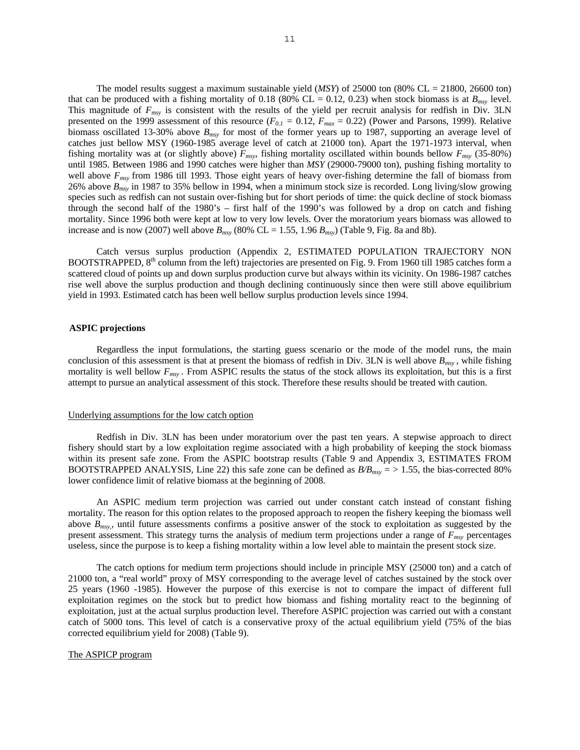The model results suggest a maximum sustainable yield (*MSY*) of 25000 ton (80% CL = 21800, 26600 ton) that can be produced with a fishing mortality of 0.18 (80% CL = 0.12, 0.23) when stock biomass is at $B_{msy}$ level. This magnitude of $F_{msy}$ is consistent with the results of the yield per recruit analysis for redfish in Div. 3LN presented on the 1999 assessment of this resource ($F_{0.1}$ = 0.12, $F_{max}$ = 0.22) (Power and Parsons, 1999). Relative biomass oscillated 13-30% above $B_{msy}$ for most of the former years up to 1987, supporting an average level of catches just bellow MSY (1960-1985 average level of catch at 21000 ton). Apart the 1971-1973 interval, when fishing mortality was at (or slightly above) $F_{msy}$, fishing mortality oscillated within bounds bellow $F_{msy}$ (35-80%) until 1985. Between 1986 and 1990 catches were higher than *MSY* (29000-79000 ton), pushing fishing mortality to well above $F_{msy}$ from 1986 till 1993. Those eight years of heavy over-fishing determine the fall of biomass from 26% above $B_{msy}$ in 1987 to 35% bellow in 1994, when a minimum stock size is recorded. Long living/slow growing species such as redfish can not sustain over-fishing but for short periods of time: the quick decline of stock biomass through the second half of the 1980's – first half of the 1990's was followed by a drop on catch and fishing mortality. Since 1996 both were kept at low to very low levels. Over the moratorium years biomass was allowed to increase and is now (2007) well above $B_{msy}$ (80% CL = 1.55, 1.96 $B_{msy}$) (Table 9, Fig. 8a and 8b).

Catch versus surplus production (Appendix 2, ESTIMATED POPULATION TRAJECTORY NON BOOTSTRAPPED, 8th column from the left) trajectories are presented on Fig. 9. From 1960 till 1985 catches form a scattered cloud of points up and down surplus production curve but always within its vicinity. On 1986-1987 catches rise well above the surplus production and though declining continuously since then were still above equilibrium yield in 1993. Estimated catch has been well bellow surplus production levels since 1994.

## ASPIC projections

Regardless the input formulations, the starting guess scenario or the mode of the model runs, the main conclusion of this assessment is that at present the biomass of redfish in Div. 3LN is well above $B_{msy}$ , while fishing mortality is well bellow $F_{msy}$ . From ASPIC results the status of the stock allows its exploitation, but this is a first attempt to pursue an analytical assessment of this stock. Therefore these results should be treated with caution.

### Underlying assumptions for the low catch option

Redfish in Div. 3LN has been under moratorium over the past ten years. A stepwise approach to direct fishery should start by a low exploitation regime associated with a high probability of keeping the stock biomass within its present safe zone. From the ASPIC bootstrap results (Table 9 and Appendix 3, ESTIMATES FROM BOOTSTRAPPED ANALYSIS, Line 22) this safe zone can be defined as $B/B_{msy}$ = > 1.55, the bias-corrected 80% lower confidence limit of relative biomass at the beginning of 2008.

An ASPIC medium term projection was carried out under constant catch instead of constant fishing mortality. The reason for this option relates to the proposed approach to reopen the fishery keeping the biomass well above $B_{msy}$,, until future assessments confirms a positive answer of the stock to exploitation as suggested by the present assessment. This strategy turns the analysis of medium term projections under a range of $F_{msy}$ percentages useless, since the purpose is to keep a fishing mortality within a low level able to maintain the present stock size.

The catch options for medium term projections should include in principle MSY (25000 ton) and a catch of 21000 ton, a "real world" proxy of MSY corresponding to the average level of catches sustained by the stock over 25 years (1960 -1985). However the purpose of this exercise is not to compare the impact of different full exploitation regimes on the stock but to predict how biomass and fishing mortality react to the beginning of exploitation, just at the actual surplus production level. Therefore ASPIC projection was carried out with a constant catch of 5000 tons. This level of catch is a conservative proxy of the actual equilibrium yield (75% of the bias corrected equilibrium yield for 2008) (Table 9).

### The ASPICP program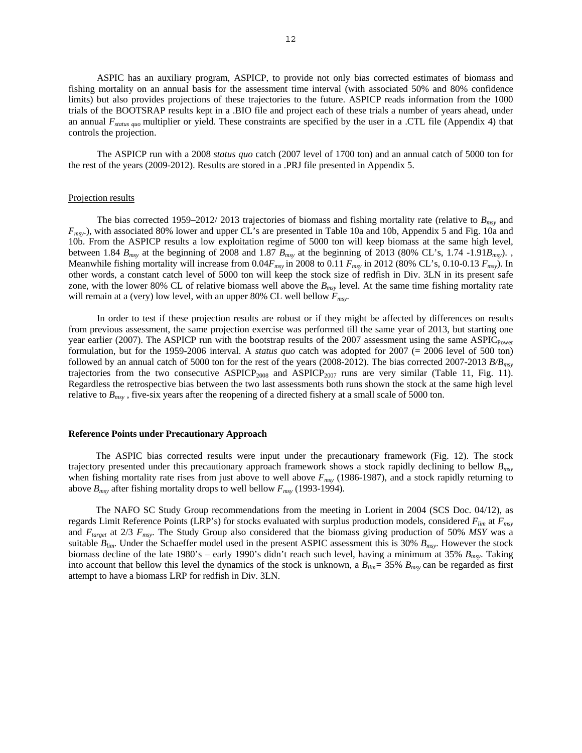ASPIC has an auxiliary program, ASPICP, to provide not only bias corrected estimates of biomass and fishing mortality on an annual basis for the assessment time interval (with associated 50% and 80% confidence limits) but also provides projections of these trajectories to the future. ASPICP reads information from the 1000 trials of the BOOTSRAP results kept in a .BIO file and project each of these trials a number of years ahead, under an annual $F_{status\ quo}$ multiplier or yield. These constraints are specified by the user in a .CTL file (Appendix 4) that controls the projection.

The ASPICP run with a 2008 *status quo* catch (2007 level of 1700 ton) and an annual catch of 5000 ton for the rest of the years (2009-2012). Results are stored in a .PRJ file presented in Appendix 5.

Projection results

The bias corrected 1959–2012/ 2013 trajectories of biomass and fishing mortality rate (relative to $B_{msy}$ and $F_{msy}$.), with associated 80% lower and upper CL's are presented in Table 10a and 10b, Appendix 5 and Fig. 10a and 10b. From the ASPICP results a low exploitation regime of 5000 ton will keep biomass at the same high level, between 1.84 $B_{msy}$ at the beginning of 2008 and 1.87 $B_{msy}$ at the beginning of 2013 (80% CL's, 1.74 -1.91$B_{msy}$). , Meanwhile fishing mortality will increase from 0.04$F_{msy}$ in 2008 to 0.11 $F_{msy}$ in 2012 (80% CL's, 0.10-0.13 $F_{msy}$). In other words, a constant catch level of 5000 ton will keep the stock size of redfish in Div. 3LN in its present safe zone, with the lower 80% CL of relative biomass well above the $B_{msy}$ level. At the same time fishing mortality rate will remain at a (very) low level, with an upper 80% CL well bellow $F_{msy}$.

In order to test if these projection results are robust or if they might be affected by differences on results from previous assessment, the same projection exercise was performed till the same year of 2013, but starting one year earlier (2007). The ASPICP run with the bootstrap results of the 2007 assessment using the same $ASPIC_{Power}$ formulation, but for the 1959-2006 interval. A *status quo* catch was adopted for 2007 (= 2006 level of 500 ton) followed by an annual catch of 5000 ton for the rest of the years (2008-2012). The bias corrected 2007-2013 $B/B_{msy}$ trajectories from the two consecutive $ASPICP_{2008}$ and $ASPICP_{2007}$ runs are very similar (Table 11, Fig. 11). Regardless the retrospective bias between the two last assessments both runs shown the stock at the same high level relative to $B_{msy}$ , five-six years after the reopening of a directed fishery at a small scale of 5000 ton.

**Reference Points under Precautionary Approach**

The ASPIC bias corrected results were input under the precautionary framework (Fig. 12). The stock trajectory presented under this precautionary approach framework shows a stock rapidly declining to bellow $B_{msy}$ when fishing mortality rate rises from just above to well above $F_{msy}$ (1986-1987), and a stock rapidly returning to above $B_{msy}$ after fishing mortality drops to well bellow $F_{msy}$ (1993-1994).

The NAFO SC Study Group recommendations from the meeting in Lorient in 2004 (SCS Doc. 04/12), as regards Limit Reference Points (LRP's) for stocks evaluated with surplus production models, considered $F_{lim}$ at $F_{msy}$ and $F_{target}$ at 2/3 $F_{msy}$. The Study Group also considered that the biomass giving production of 50% *MSY* was a suitable $B_{lim}$. Under the Schaeffer model used in the present ASPIC assessment this is 30% $B_{msy}$. However the stock biomass decline of the late 1980's – early 1990's didn't reach such level, having a minimum at 35% $B_{msy}$. Taking into account that bellow this level the dynamics of the stock is unknown, a $B_{lim}$= 35% $B_{msy}$ can be regarded as first attempt to have a biomass LRP for redfish in Div. 3LN.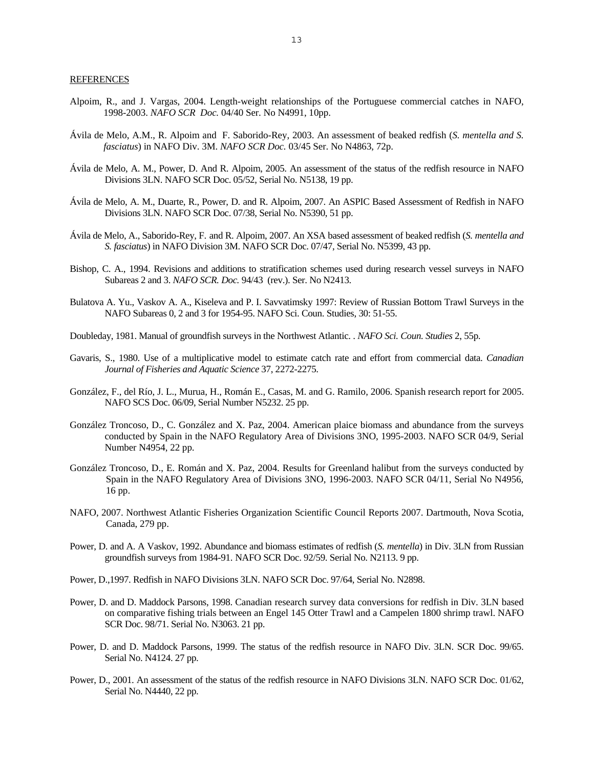REFERENCES

Alpoim, R., and J. Vargas, 2004. Length-weight relationships of the Portuguese commercial catches in NAFO, 1998-2003. *NAFO SCR Doc.* 04/40 Ser. No N4991, 10pp.

Ávila de Melo, A.M., R. Alpoim and F. Saborido-Rey, 2003. An assessment of beaked redfish (*S. mentella and S. fasciatus*) in NAFO Div. 3M. *NAFO SCR Doc.* 03/45 Ser. No N4863, 72p.

Ávila de Melo, A. M., Power, D. And R. Alpoim, 2005. An assessment of the status of the redfish resource in NAFO Divisions 3LN. NAFO SCR Doc. 05/52, Serial No. N5138, 19 pp.

Ávila de Melo, A. M., Duarte, R., Power, D. and R. Alpoim, 2007. An ASPIC Based Assessment of Redfish in NAFO Divisions 3LN. NAFO SCR Doc. 07/38, Serial No. N5390, 51 pp.

Ávila de Melo, A., Saborido-Rey, F. and R. Alpoim, 2007. An XSA based assessment of beaked redfish (*S. mentella and S. fasciatus*) in NAFO Division 3M. NAFO SCR Doc. 07/47, Serial No. N5399, 43 pp.

Bishop, C. A., 1994. Revisions and additions to stratification schemes used during research vessel surveys in NAFO Subareas 2 and 3. *NAFO SCR. Doc.* 94/43 (rev.). Ser. No N2413.

Bulatova A. Yu., Vaskov A. A., Kiseleva and P. I. Savvatimsky 1997: Review of Russian Bottom Trawl Surveys in the NAFO Subareas 0, 2 and 3 for 1954-95. NAFO Sci. Coun. Studies, 30: 51-55.

Doubleday, 1981. Manual of groundfish surveys in the Northwest Atlantic. . *NAFO Sci. Coun. Studies* 2, 55p.

Gavaris, S., 1980. Use of a multiplicative model to estimate catch rate and effort from commercial data. *Canadian Journal of Fisheries and Aquatic Science* 37, 2272-2275.

González, F., del Río, J. L., Murua, H., Román E., Casas, M. and G. Ramilo, 2006. Spanish research report for 2005. NAFO SCS Doc. 06/09, Serial Number N5232. 25 pp.

González Troncoso, D., C. González and X. Paz, 2004. American plaice biomass and abundance from the surveys conducted by Spain in the NAFO Regulatory Area of Divisions 3NO, 1995-2003. NAFO SCR 04/9, Serial Number N4954, 22 pp.

González Troncoso, D., E. Román and X. Paz, 2004. Results for Greenland halibut from the surveys conducted by Spain in the NAFO Regulatory Area of Divisions 3NO, 1996-2003. NAFO SCR 04/11, Serial No N4956, 16 pp.

NAFO, 2007. Northwest Atlantic Fisheries Organization Scientific Council Reports 2007. Dartmouth, Nova Scotia, Canada, 279 pp.

Power, D. and A. A Vaskov, 1992. Abundance and biomass estimates of redfish (*S. mentella*) in Div. 3LN from Russian groundfish surveys from 1984-91. NAFO SCR Doc. 92/59. Serial No. N2113. 9 pp.

Power, D.,1997. Redfish in NAFO Divisions 3LN. NAFO SCR Doc. 97/64, Serial No. N2898.

Power, D. and D. Maddock Parsons, 1998. Canadian research survey data conversions for redfish in Div. 3LN based on comparative fishing trials between an Engel 145 Otter Trawl and a Campelen 1800 shrimp trawl. NAFO SCR Doc. 98/71. Serial No. N3063. 21 pp.

Power, D. and D. Maddock Parsons, 1999. The status of the redfish resource in NAFO Div. 3LN. SCR Doc. 99/65. Serial No. N4124. 27 pp.

Power, D., 2001. An assessment of the status of the redfish resource in NAFO Divisions 3LN. NAFO SCR Doc. 01/62, Serial No. N4440, 22 pp.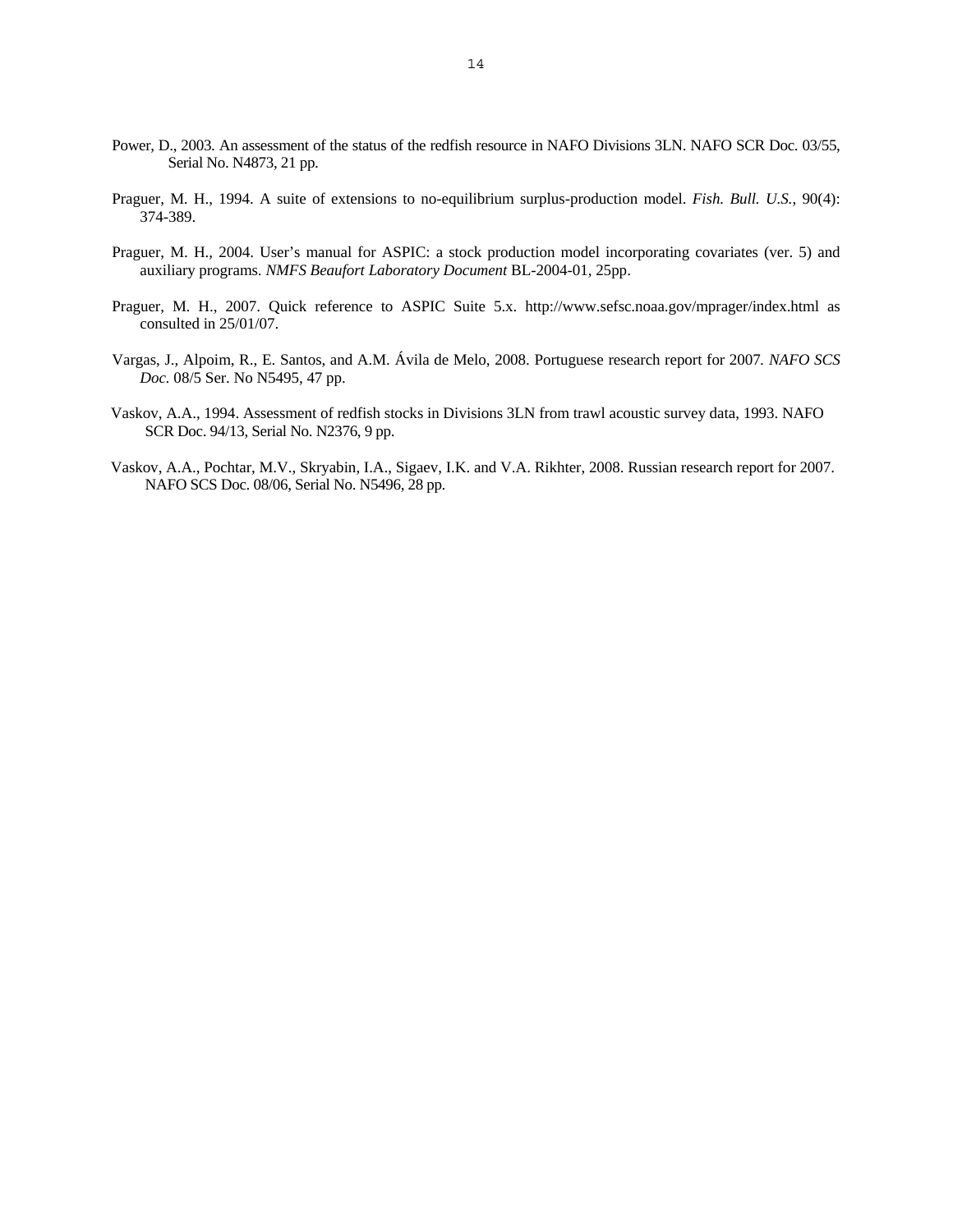Power, D., 2003. An assessment of the status of the redfish resource in NAFO Divisions 3LN. NAFO SCR Doc. 03/55, Serial No. N4873, 21 pp.

Praguer, M. H., 1994. A suite of extensions to no-equilibrium surplus-production model. *Fish. Bull. U.S.*, 90(4): 374-389.

Praguer, M. H., 2004. User's manual for ASPIC: a stock production model incorporating covariates (ver. 5) and auxiliary programs. *NMFS Beaufort Laboratory Document* BL-2004-01, 25pp.

Praguer, M. H., 2007. Quick reference to ASPIC Suite 5.x. http://www.sefsc.noaa.gov/mprager/index.html as consulted in 25/01/07.

Vargas, J., Alpoim, R., E. Santos, and A.M. Ávila de Melo, 2008. Portuguese research report for 2007. *NAFO SCS Doc*. 08/5 Ser. No N5495, 47 pp.

Vaskov, A.A., 1994. Assessment of redfish stocks in Divisions 3LN from trawl acoustic survey data, 1993. NAFO SCR Doc. 94/13, Serial No. N2376, 9 pp.

Vaskov, A.A., Pochtar, M.V., Skryabin, I.A., Sigaev, I.K. and V.A. Rikhter, 2008. Russian research report for 2007. NAFO SCS Doc. 08/06, Serial No. N5496, 28 pp.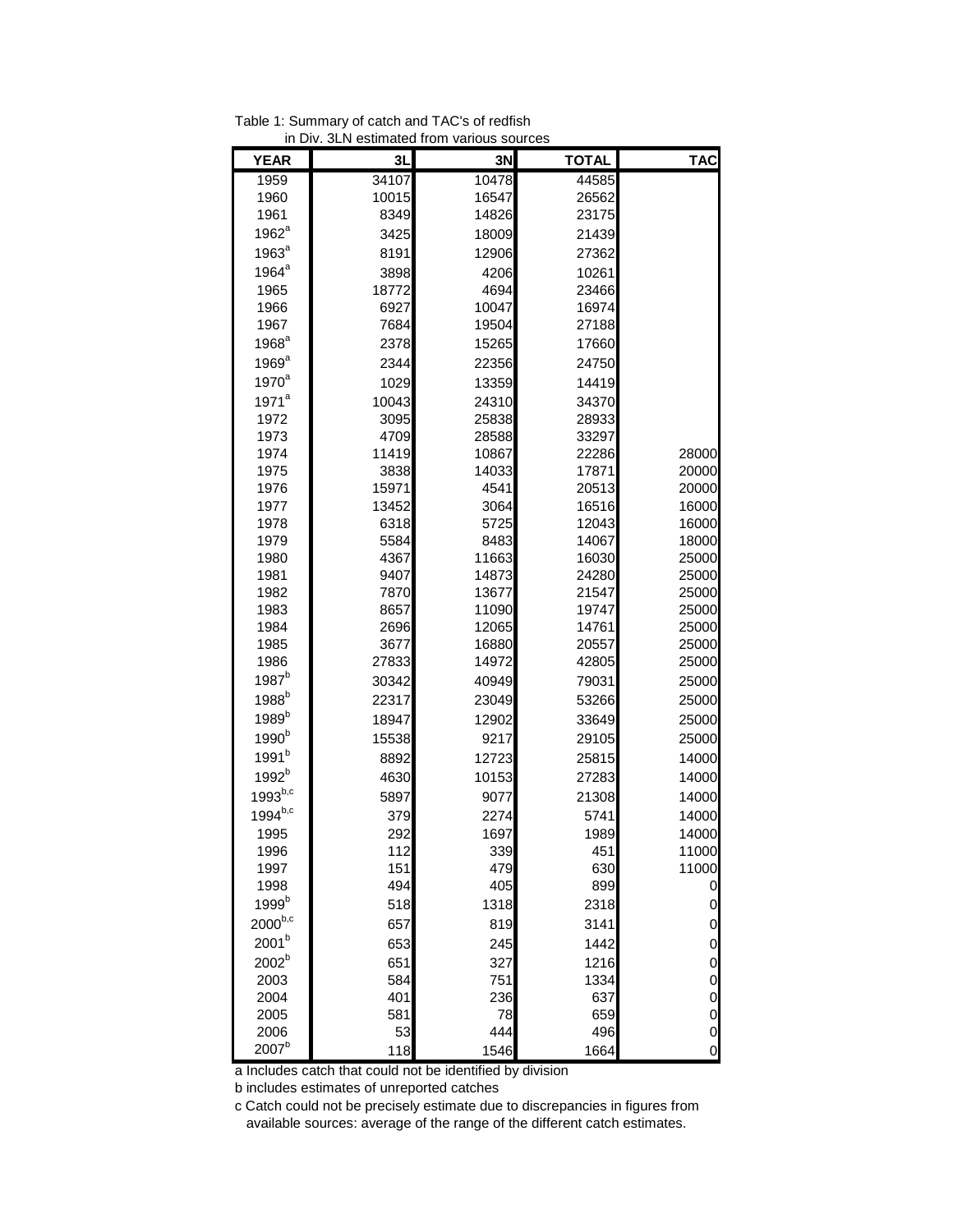Table 1: Summary of catch and TAC's of redfish in Div. 3LN estimated from various sources

| YEAR | 3L | 3N | TOTAL | TAC |
|---|---|---|---|---|
| 1959 | 34107 | 10478 | 44585 | |
| 1960 | 10015 | 16547 | 26562 | |
| 1961 | 8349 | 14826 | 23175 | |
| 1962[a] | 3425 | 18009 | 21439 | |
| 1963[a] | 8191 | 12906 | 27362 | |
| 1964[a] | 3898 | 4206 | 10261 | |
| 1965 | 18772 | 4694 | 23466 | |
| 1966 | 6927 | 10047 | 16974 | |
| 1967 | 7684 | 19504 | 27188 | |
| 1968[a] | 2378 | 15265 | 17660 | |
| 1969[a] | 2344 | 22356 | 24750 | |
| 1970[a] | 1029 | 13359 | 14419 | |
| 1971[a] | 10043 | 24310 | 34370 | |
| 1972 | 3095 | 25838 | 28933 | |
| 1973 | 4709 | 28588 | 33297 | |
| 1974 | 11419 | 10867 | 22286 | 28000 |
| 1975 | 3838 | 14033 | 17871 | 20000 |
| 1976 | 15971 | 4541 | 20513 | 20000 |
| 1977 | 13452 | 3064 | 16516 | 16000 |
| 1978 | 6318 | 5725 | 12043 | 16000 |
| 1979 | 5584 | 8483 | 14067 | 18000 |
| 1980 | 4367 | 11663 | 16030 | 25000 |
| 1981 | 9407 | 14873 | 24280 | 25000 |
| 1982 | 7870 | 13677 | 21547 | 25000 |
| 1983 | 8657 | 11090 | 19747 | 25000 |
| 1984 | 2696 | 12065 | 14761 | 25000 |
| 1985 | 3677 | 16880 | 20557 | 25000 |
| 1986 | 27833 | 14972 | 42805 | 25000 |
| 1987[b] | 30342 | 40949 | 79031 | 25000 |
| 1988[b] | 22317 | 23049 | 53266 | 25000 |
| 1989[b] | 18947 | 12902 | 33649 | 25000 |
| 1990[b] | 15538 | 9217 | 29105 | 25000 |
| 1991[b] | 8892 | 12723 | 25815 | 14000 |
| 1992[b] | 4630 | 10153 | 27283 | 14000 |
| 1993[b,c] | 5897 | 9077 | 21308 | 14000 |
| 1994[b,c] | 379 | 2274 | 5741 | 14000 |
| 1995 | 292 | 1697 | 1989 | 14000 |
| 1996 | 112 | 339 | 451 | 11000 |
| 1997 | 151 | 479 | 630 | 11000 |
| 1998 | 494 | 405 | 899 | 0 |
| 1999[b] | 518 | 1318 | 2318 | 0 |
| 2000[b,c] | 657 | 819 | 3141 | 0 |
| 2001[b] | 653 | 245 | 1442 | 0 |
| 2002[b] | 651 | 327 | 1216 | 0 |
| 2003 | 584 | 751 | 1334 | 0 |
| 2004 | 401 | 236 | 637 | 0 |
| 2005 | 581 | 78 | 659 | 0 |
| 2006 | 53 | 444 | 496 | 0 |
| 2007[b] | 118 | 1546 | 1664 | 0 |

a Includes catch that could not be identified by division

b includes estimates of unreported catches

c Catch could not be precisely estimate due to discrepancies in figures from available sources: average of the range of the different catch estimates.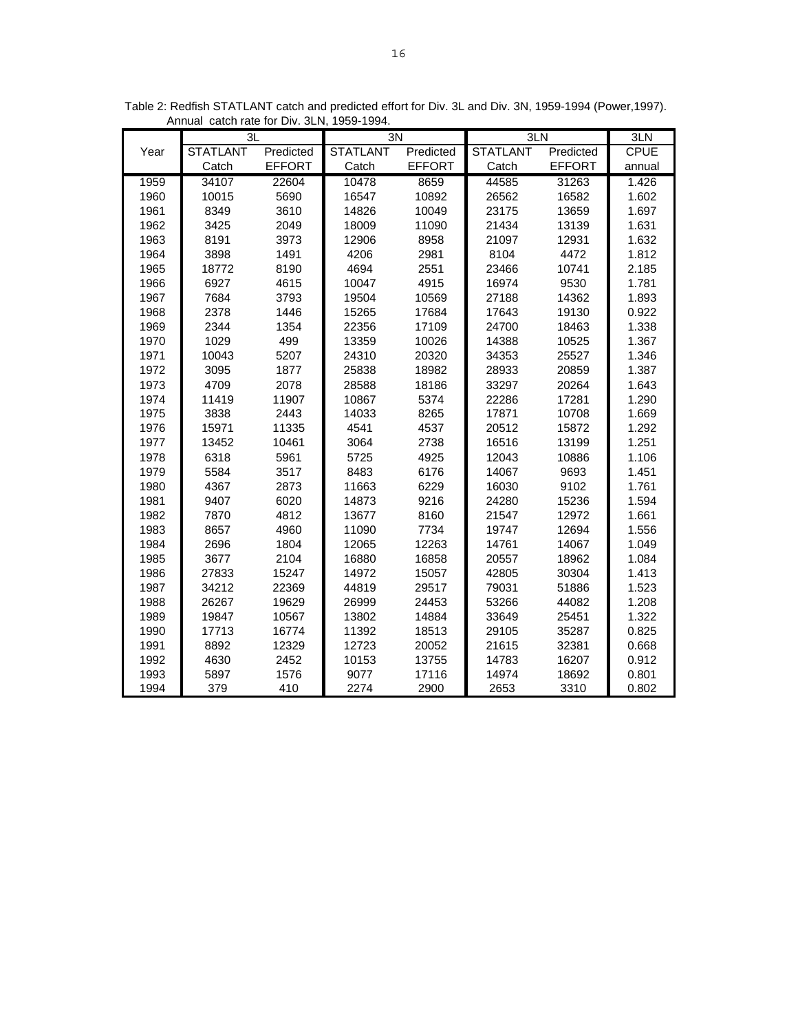Table 2: Redfish STATLANT catch and predicted effort for Div. 3L and Div. 3N, 1959-1994 (Power,1997). Annual catch rate for Div. 3LN, 1959-1994.

| | 3L | | 3N | | 3LN | | 3LN |
|---|---|---|---|---|---|---|---|
| Year | STATLANT Catch | Predicted EFFORT | STATLANT Catch | Predicted EFFORT | STATLANT Catch | Predicted EFFORT | CPUE annual |
| 1959 | 34107 | 22604 | 10478 | 8659 | 44585 | 31263 | 1.426 |
| 1960 | 10015 | 5690 | 16547 | 10892 | 26562 | 16582 | 1.602 |
| 1961 | 8349 | 3610 | 14826 | 10049 | 23175 | 13659 | 1.697 |
| 1962 | 3425 | 2049 | 18009 | 11090 | 21434 | 13139 | 1.631 |
| 1963 | 8191 | 3973 | 12906 | 8958 | 21097 | 12931 | 1.632 |
| 1964 | 3898 | 1491 | 4206 | 2981 | 8104 | 4472 | 1.812 |
| 1965 | 18772 | 8190 | 4694 | 2551 | 23466 | 10741 | 2.185 |
| 1966 | 6927 | 4615 | 10047 | 4915 | 16974 | 9530 | 1.781 |
| 1967 | 7684 | 3793 | 19504 | 10569 | 27188 | 14362 | 1.893 |
| 1968 | 2378 | 1446 | 15265 | 17684 | 17643 | 19130 | 0.922 |
| 1969 | 2344 | 1354 | 22356 | 17109 | 24700 | 18463 | 1.338 |
| 1970 | 1029 | 499 | 13359 | 10026 | 14388 | 10525 | 1.367 |
| 1971 | 10043 | 5207 | 24310 | 20320 | 34353 | 25527 | 1.346 |
| 1972 | 3095 | 1877 | 25838 | 18982 | 28933 | 20859 | 1.387 |
| 1973 | 4709 | 2078 | 28588 | 18186 | 33297 | 20264 | 1.643 |
| 1974 | 11419 | 11907 | 10867 | 5374 | 22286 | 17281 | 1.290 |
| 1975 | 3838 | 2443 | 14033 | 8265 | 17871 | 10708 | 1.669 |
| 1976 | 15971 | 11335 | 4541 | 4537 | 20512 | 15872 | 1.292 |
| 1977 | 13452 | 10461 | 3064 | 2738 | 16516 | 13199 | 1.251 |
| 1978 | 6318 | 5961 | 5725 | 4925 | 12043 | 10886 | 1.106 |
| 1979 | 5584 | 3517 | 8483 | 6176 | 14067 | 9693 | 1.451 |
| 1980 | 4367 | 2873 | 11663 | 6229 | 16030 | 9102 | 1.761 |
| 1981 | 9407 | 6020 | 14873 | 9216 | 24280 | 15236 | 1.594 |
| 1982 | 7870 | 4812 | 13677 | 8160 | 21547 | 12972 | 1.661 |
| 1983 | 8657 | 4960 | 11090 | 7734 | 19747 | 12694 | 1.556 |
| 1984 | 2696 | 1804 | 12065 | 12263 | 14761 | 14067 | 1.049 |
| 1985 | 3677 | 2104 | 16880 | 16858 | 20557 | 18962 | 1.084 |
| 1986 | 27833 | 15247 | 14972 | 15057 | 42805 | 30304 | 1.413 |
| 1987 | 34212 | 22369 | 44819 | 29517 | 79031 | 51886 | 1.523 |
| 1988 | 26267 | 19629 | 26999 | 24453 | 53266 | 44082 | 1.208 |
| 1989 | 19847 | 10567 | 13802 | 14884 | 33649 | 25451 | 1.322 |
| 1990 | 17713 | 16774 | 11392 | 18513 | 29105 | 35287 | 0.825 |
| 1991 | 8892 | 12329 | 12723 | 20052 | 21615 | 32381 | 0.668 |
| 1992 | 4630 | 2452 | 10153 | 13755 | 14783 | 16207 | 0.912 |
| 1993 | 5897 | 1576 | 9077 | 17116 | 14974 | 18692 | 0.801 |
| 1994 | 379 | 410 | 2274 | 2900 | 2653 | 3310 | 0.802 |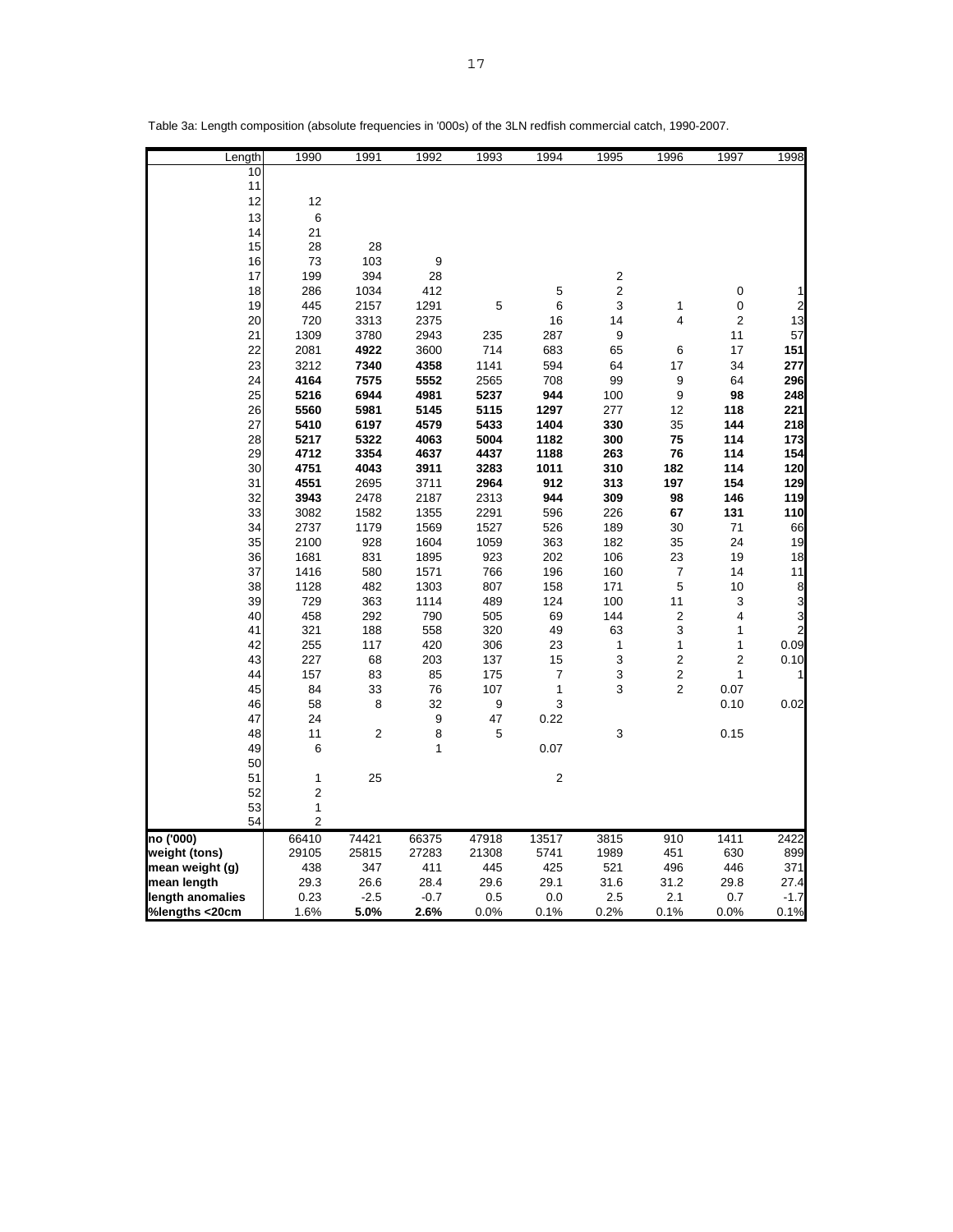Table 3a: Length composition (absolute frequencies in '000s) of the 3LN redfish commercial catch, 1990-2007.

| Length | 1990 | 1991 | 1992 | 1993 | 1994 | 1995 | 1996 | 1997 | 1998 |
|---|---|---|---|---|---|---|---|---|---|
| 10 | | | | | | | | | |
| 11 | | | | | | | | | |
| 12 | 12 | | | | | | | | |
| 13 | 6 | | | | | | | | |
| 14 | 21 | | | | | | | | |
| 15 | 28 | 28 | | | | | | | |
| 16 | 73 | 103 | 9 | | | | | | |
| 17 | 199 | 394 | 28 | | | 2 | | | |
| 18 | 286 | 1034 | 412 | | 5 | 2 | | 0 | 1 |
| 19 | 445 | 2157 | 1291 | 5 | 6 | 3 | 1 | 0 | 2 |
| 20 | 720 | 3313 | 2375 | | 16 | 14 | 4 | 2 | 13 |
| 21 | 1309 | 3780 | 2943 | 235 | 287 | 9 | | 11 | 57 |
| 22 | 2081 | **4922** | 3600 | 714 | 683 | 65 | 6 | 17 | **151** |
| 23 | 3212 | **7340** | **4358** | 1141 | 594 | 64 | 17 | 34 | **277** |
| 24 | **4164** | **7575** | **5552** | 2565 | 708 | 99 | 9 | 64 | **296** |
| 25 | **5216** | **6944** | **4981** | **5237** | **944** | 100 | 9 | **98** | **248** |
| 26 | **5560** | **5981** | **5145** | **5115** | **1297** | 277 | 12 | **118** | **221** |
| 27 | **5410** | **6197** | **4579** | **5433** | **1404** | **330** | 35 | **144** | **218** |
| 28 | **5217** | **5322** | **4063** | **5004** | **1182** | **300** | **75** | **114** | **173** |
| 29 | **4712** | **3354** | **4637** | **4437** | **1188** | **263** | **76** | **114** | **154** |
| 30 | **4751** | **4043** | **3911** | **3283** | **1011** | **310** | **182** | **114** | **120** |
| 31 | **4551** | 2695 | 3711 | **2964** | **912** | **313** | **197** | **154** | **129** |
| 32 | **3943** | 2478 | 2187 | 2313 | **944** | **309** | **98** | **146** | **119** |
| 33 | 3082 | 1582 | 1355 | 2291 | 596 | 226 | **67** | **131** | **110** |
| 34 | 2737 | 1179 | 1569 | 1527 | 526 | 189 | 30 | 71 | 66 |
| 35 | 2100 | 928 | 1604 | 1059 | 363 | 182 | 35 | 24 | 19 |
| 36 | 1681 | 831 | 1895 | 923 | 202 | 106 | 23 | 19 | 18 |
| 37 | 1416 | 580 | 1571 | 766 | 196 | 160 | 7 | 14 | 11 |
| 38 | 1128 | 482 | 1303 | 807 | 158 | 171 | 5 | 10 | 8 |
| 39 | 729 | 363 | 1114 | 489 | 124 | 100 | 11 | 3 | 3 |
| 40 | 458 | 292 | 790 | 505 | 69 | 144 | 2 | 4 | 3 |
| 41 | 321 | 188 | 558 | 320 | 49 | 63 | 3 | 1 | 2 |
| 42 | 255 | 117 | 420 | 306 | 23 | 1 | 1 | 1 | 0.09 |
| 43 | 227 | 68 | 203 | 137 | 15 | 3 | 2 | 2 | 0.10 |
| 44 | 157 | 83 | 85 | 175 | 7 | 3 | 2 | 1 | 1 |
| 45 | 84 | 33 | 76 | 107 | 1 | 3 | 2 | 0.07 | |
| 46 | 58 | 8 | 32 | 9 | 3 | | | 0.10 | 0.02 |
| 47 | 24 | | 9 | 47 | 0.22 | | | | |
| 48 | 11 | 2 | 8 | 5 | | 3 | | 0.15 | |
| 49 | 6 | | 1 | | 0.07 | | | | |
| 50 | | | | | | | | | |
| 51 | 1 | 25 | | | 2 | | | | |
| 52 | 2 | | | | | | | | |
| 53 | 1 | | | | | | | | |
| 54 | 2 | | | | | | | | |
| **no ('000)** | 66410 | 74421 | 66375 | 47918 | 13517 | 3815 | 910 | 1411 | 2422 |
| **weight (tons)** | 29105 | 25815 | 27283 | 21308 | 5741 | 1989 | 451 | 630 | 899 |
| **mean weight (g)** | 438 | 347 | 411 | 445 | 425 | 521 | 496 | 446 | 371 |
| **mean length** | 29.3 | 26.6 | 28.4 | 29.6 | 29.1 | 31.6 | 31.2 | 29.8 | 27.4 |
| **length anomalies** | 0.23 | -2.5 | -0.7 | 0.5 | 0.0 | 2.5 | 2.1 | 0.7 | -1.7 |
| **%lengths <20cm** | 1.6% | **5.0%** | **2.6%** | 0.0% | 0.1% | 0.2% | 0.1% | 0.0% | 0.1% |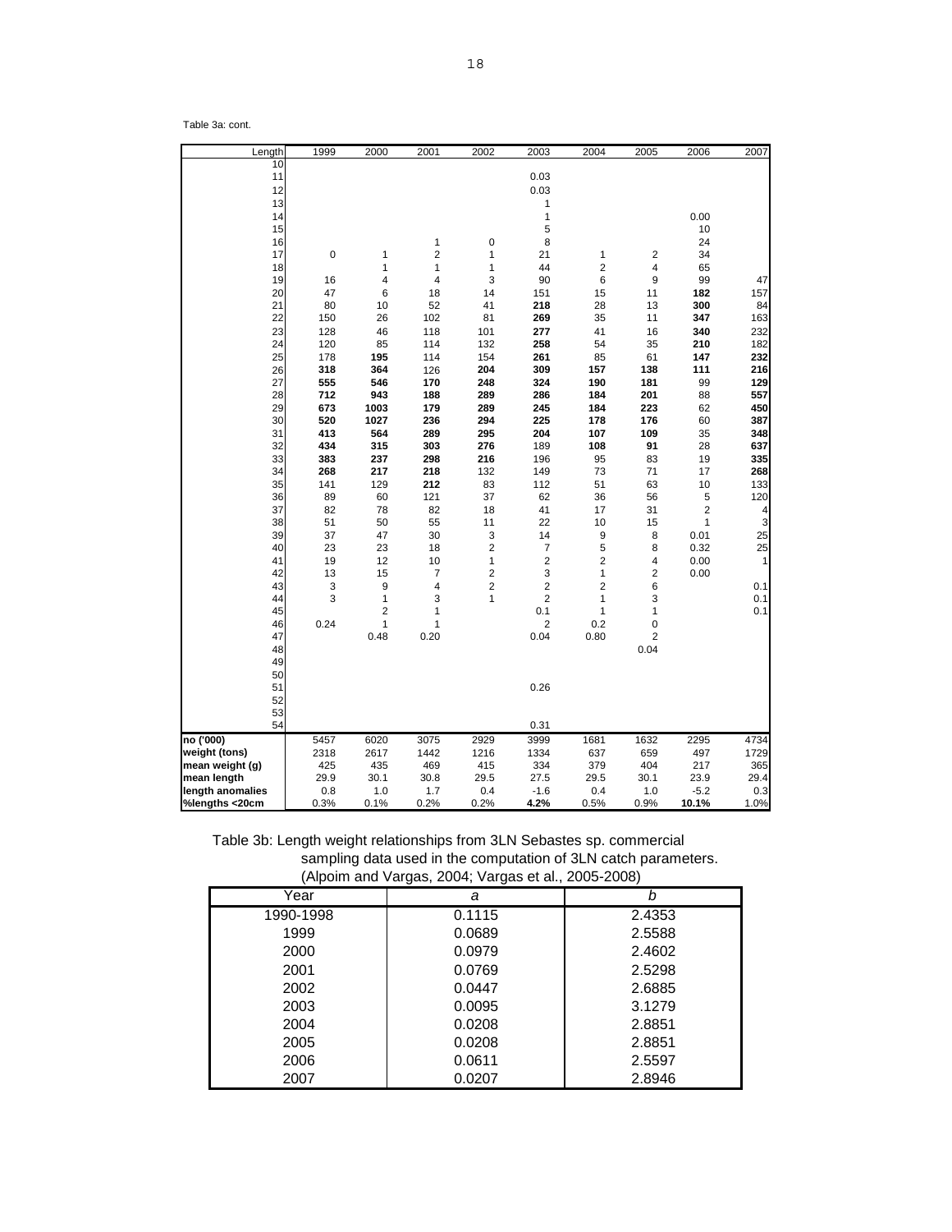Table 3a: cont.

| Length | 1999 | 2000 | 2001 | 2002 | 2003 | 2004 | 2005 | 2006 | 2007 |
|---|---|---|---|---|---|---|---|---|---|
| 10 | | | | | | | | | |
| 11 | | | | | 0.03 | | | | |
| 12 | | | | | 0.03 | | | | |
| 13 | | | | | 1 | | | | |
| 14 | | | | | 1 | | | 0.00 | |
| 15 | | | | | 5 | | | 10 | |
| 16 | | | 1 | 0 | 8 | | | 24 | |
| 17 | 0 | 1 | 2 | 1 | 21 | 1 | 2 | 34 | |
| 18 | | 1 | 1 | 1 | 44 | 2 | 4 | 65 | |
| 19 | 16 | 4 | 4 | 3 | 90 | 6 | 9 | 99 | 47 |
| 20 | 47 | 6 | 18 | 14 | 151 | 15 | 11 | **182** | 157 |
| 21 | 80 | 10 | 52 | 41 | **218** | 28 | 13 | **300** | 84 |
| 22 | 150 | 26 | 102 | 81 | **269** | 35 | 11 | **347** | 163 |
| 23 | 128 | 46 | 118 | 101 | **277** | 41 | 16 | **340** | 232 |
| 24 | 120 | 85 | 114 | 132 | **258** | 54 | 35 | **210** | 182 |
| 25 | 178 | **195** | 114 | 154 | **261** | 85 | 61 | **147** | **232** |
| 26 | **318** | **364** | 126 | **204** | **309** | **157** | **138** | **111** | **216** |
| 27 | **555** | **546** | **170** | **248** | **324** | **190** | **181** | 99 | **129** |
| 28 | **712** | **943** | **188** | **289** | **286** | **184** | **201** | 88 | **557** |
| 29 | **673** | **1003** | **179** | **289** | **245** | **184** | **223** | 62 | **450** |
| 30 | **520** | **1027** | **236** | **294** | **225** | **178** | **176** | 60 | **387** |
| 31 | **413** | **564** | **289** | **295** | **204** | **107** | **109** | 35 | **348** |
| 32 | **434** | **315** | **303** | **276** | 189 | **108** | **91** | 28 | **637** |
| 33 | **383** | **237** | **298** | **216** | 196 | 95 | 83 | 19 | **335** |
| 34 | **268** | **217** | **218** | 132 | 149 | 73 | 71 | 17 | **268** |
| 35 | 141 | 129 | **212** | 83 | 112 | 51 | 63 | 10 | 133 |
| 36 | 89 | 60 | 121 | 37 | 62 | 36 | 56 | 5 | 120 |
| 37 | 82 | 78 | 82 | 18 | 41 | 17 | 31 | 2 | 4 |
| 38 | 51 | 50 | 55 | 11 | 22 | 10 | 15 | 1 | 3 |
| 39 | 37 | 47 | 30 | 3 | 14 | 9 | 8 | 0.01 | 25 |
| 40 | 23 | 23 | 18 | 2 | 7 | 5 | 8 | 0.32 | 25 |
| 41 | 19 | 12 | 10 | 1 | 2 | 2 | 4 | 0.00 | 1 |
| 42 | 13 | 15 | 7 | 2 | 3 | 1 | 2 | 0.00 | |
| 43 | 3 | 9 | 4 | 2 | 2 | 2 | 6 | | 0.1 |
| 44 | 3 | 1 | 3 | 1 | 2 | 1 | 3 | | 0.1 |
| 45 | | 2 | 1 | | 0.1 | 1 | 1 | | 0.1 |
| 46 | 0.24 | 1 | 1 | | 2 | 0.2 | 0 | | |
| 47 | | 0.48 | 0.20 | | 0.04 | 0.80 | 2 | | |
| 48 | | | | | | | 0.04 | | |
| 49 | | | | | | | | | |
| 50 | | | | | | | | | |
| 51 | | | | | 0.26 | | | | |
| 52 | | | | | | | | | |
| 53 | | | | | | | | | |
| 54 | | | | | 0.31 | | | | |
| **no ('000)** | 5457 | 6020 | 3075 | 2929 | 3999 | 1681 | 1632 | 2295 | 4734 |
| **weight (tons)** | 2318 | 2617 | 1442 | 1216 | 1334 | 637 | 659 | 497 | 1729 |
| **mean weight (g)** | 425 | 435 | 469 | 415 | 334 | 379 | 404 | 217 | 365 |
| **mean length** | 29.9 | 30.1 | 30.8 | 29.5 | 27.5 | 29.5 | 30.1 | 23.9 | 29.4 |
| **length anomalies** | 0.8 | 1.0 | 1.7 | 0.4 | -1.6 | 0.4 | 1.0 | -5.2 | 0.3 |
| **%lengths <20cm** | 0.3% | 0.1% | 0.2% | 0.2% | **4.2%** | 0.5% | 0.9% | **10.1%** | 1.0% |

Table 3b: Length weight relationships from 3LN Sebastes sp. commercial sampling data used in the computation of 3LN catch parameters. (Alpoim and Vargas, 2004; Vargas et al., 2005-2008)

| Year | *a* | *b* |
|---|---|---|
| 1990-1998 | 0.1115 | 2.4353 |
| 1999 | 0.0689 | 2.5588 |
| 2000 | 0.0979 | 2.4602 |
| 2001 | 0.0769 | 2.5298 |
| 2002 | 0.0447 | 2.6885 |
| 2003 | 0.0095 | 3.1279 |
| 2004 | 0.0208 | 2.8851 |
| 2005 | 0.0208 | 2.8851 |
| 2006 | 0.0611 | 2.5597 |
| 2007 | 0.0207 | 2.8946 |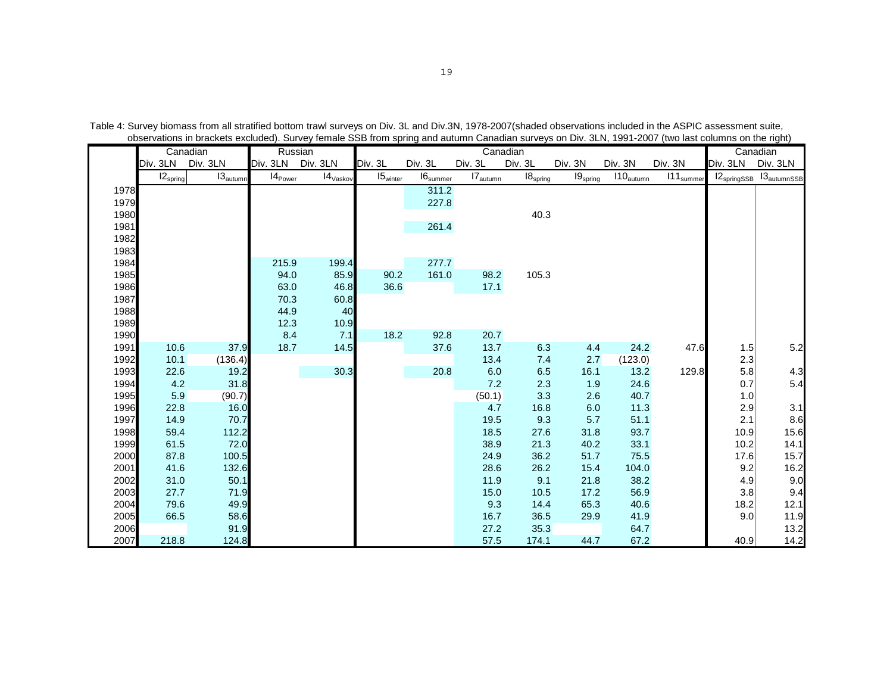Table 4: Survey biomass from all stratified bottom trawl surveys on Div. 3L and Div.3N, 1978-2007(shaded observations included in the ASPIC assessment suite, observations in brackets excluded). Survey female SSB from spring and autumn Canadian surveys on Div. 3LN, 1991-2007 (two last columns on the right)

| | Canadian | | Russian | | Canadian | | | | | | | Canadian | |
|---|---|---|---|---|---|---|---|---|---|---|---|---|---|
| | Div. 3LN | Div. 3LN | Div. 3LN | Div. 3LN | Div. 3L | Div. 3L | Div. 3L | Div. 3L | Div. 3N | Div. 3N | Div. 3N | Div. 3LN | Div. 3LN |
| | $I2_{spring}$ | $I3_{autumn}$ | $I4_{Power}$ | $I4_{Vaskov}$ | $I5_{winter}$ | $I6_{summer}$ | $I7_{autumn}$ | $I8_{spring}$ | $I9_{spring}$ | $I10_{autumn}$ | $I11_{summer}$ | $I2_{springSSB}$ | $I3_{autumnSSB}$ |
| 1978 | | | | | | 311.2 | | | | | | | |
| 1979 | | | | | | 227.8 | | | | | | | |
| 1980 | | | | | | | | 40.3 | | | | | |
| 1981 | | | | | | 261.4 | | | | | | | |
| 1982 | | | | | | | | | | | | | |
| 1983 | | | | | | | | | | | | | |
| 1984 | | | 215.9 | 199.4 | | 277.7 | | | | | | | |
| 1985 | | | 94.0 | 85.9 | 90.2 | 161.0 | 98.2 | 105.3 | | | | | |
| 1986 | | | 63.0 | 46.8 | 36.6 | | 17.1 | | | | | | |
| 1987 | | | 70.3 | 60.8 | | | | | | | | | |
| 1988 | | | 44.9 | 40 | | | | | | | | | |
| 1989 | | | 12.3 | 10.9 | | | | | | | | | |
| 1990 | | | 8.4 | 7.1 | 18.2 | 92.8 | 20.7 | | | | | | |
| 1991 | 10.6 | 37.9 | 18.7 | 14.5 | | 37.6 | 13.7 | 6.3 | 4.4 | 24.2 | 47.6 | 1.5 | 5.2 |
| 1992 | 10.1 | (136.4) | | | | | 13.4 | 7.4 | 2.7 | (123.0) | | 2.3 | |
| 1993 | 22.6 | 19.2 | | 30.3 | | 20.8 | 6.0 | 6.5 | 16.1 | 13.2 | 129.8 | 5.8 | 4.3 |
| 1994 | 4.2 | 31.8 | | | | | 7.2 | 2.3 | 1.9 | 24.6 | | 0.7 | 5.4 |
| 1995 | 5.9 | (90.7) | | | | | (50.1) | 3.3 | 2.6 | 40.7 | | 1.0 | |
| 1996 | 22.8 | 16.0 | | | | | 4.7 | 16.8 | 6.0 | 11.3 | | 2.9 | 3.1 |
| 1997 | 14.9 | 70.7 | | | | | 19.5 | 9.3 | 5.7 | 51.1 | | 2.1 | 8.6 |
| 1998 | 59.4 | 112.2 | | | | | 18.5 | 27.6 | 31.8 | 93.7 | | 10.9 | 15.6 |
| 1999 | 61.5 | 72.0 | | | | | 38.9 | 21.3 | 40.2 | 33.1 | | 10.2 | 14.1 |
| 2000 | 87.8 | 100.5 | | | | | 24.9 | 36.2 | 51.7 | 75.5 | | 17.6 | 15.7 |
| 2001 | 41.6 | 132.6 | | | | | 28.6 | 26.2 | 15.4 | 104.0 | | 9.2 | 16.2 |
| 2002 | 31.0 | 50.1 | | | | | 11.9 | 9.1 | 21.8 | 38.2 | | 4.9 | 9.0 |
| 2003 | 27.7 | 71.9 | | | | | 15.0 | 10.5 | 17.2 | 56.9 | | 3.8 | 9.4 |
| 2004 | 79.6 | 49.9 | | | | | 9.3 | 14.4 | 65.3 | 40.6 | | 18.2 | 12.1 |
| 2005 | 66.5 | 58.6 | | | | | 16.7 | 36.5 | 29.9 | 41.9 | | 9.0 | 11.9 |
| 2006 | | 91.9 | | | | | 27.2 | 35.3 | | 64.7 | | | 13.2 |
| 2007 | 218.8 | 124.8 | | | | | 57.5 | 174.1 | 44.7 | 67.2 | | 40.9 | 14.2 |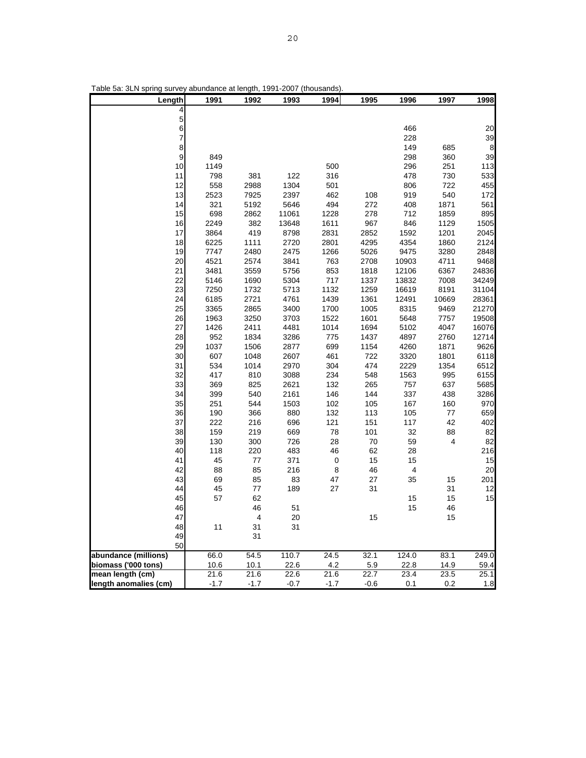Table 5a: 3LN spring survey abundance at length, 1991-2007 (thousands).

| Length | 1991 | 1992 | 1993 | 1994 | 1995 | 1996 | 1997 | 1998 |
|---|---|---|---|---|---|---|---|---|
| 4 | | | | | | | | |
| 5 | | | | | | | | |
| 6 | | | | | | 466 | | 20 |
| 7 | | | | | | 228 | | 39 |
| 8 | | | | | | 149 | 685 | 8 |
| 9 | 849 | | | | | 298 | 360 | 39 |
| 10 | 1149 | | | 500 | | 296 | 251 | 113 |
| 11 | 798 | 381 | 122 | 316 | | 478 | 730 | 533 |
| 12 | 558 | 2988 | 1304 | 501 | | 806 | 722 | 455 |
| 13 | 2523 | 7925 | 2397 | 462 | 108 | 919 | 540 | 172 |
| 14 | 321 | 5192 | 5646 | 494 | 272 | 408 | 1871 | 561 |
| 15 | 698 | 2862 | 11061 | 1228 | 278 | 712 | 1859 | 895 |
| 16 | 2249 | 382 | 13648 | 1611 | 967 | 846 | 1129 | 1505 |
| 17 | 3864 | 419 | 8798 | 2831 | 2852 | 1592 | 1201 | 2045 |
| 18 | 6225 | 1111 | 2720 | 2801 | 4295 | 4354 | 1860 | 2124 |
| 19 | 7747 | 2480 | 2475 | 1266 | 5026 | 9475 | 3280 | 2848 |
| 20 | 4521 | 2574 | 3841 | 763 | 2708 | 10903 | 4711 | 9468 |
| 21 | 3481 | 3559 | 5756 | 853 | 1818 | 12106 | 6367 | 24836 |
| 22 | 5146 | 1690 | 5304 | 717 | 1337 | 13832 | 7008 | 34249 |
| 23 | 7250 | 1732 | 5713 | 1132 | 1259 | 16619 | 8191 | 31104 |
| 24 | 6185 | 2721 | 4761 | 1439 | 1361 | 12491 | 10669 | 28361 |
| 25 | 3365 | 2865 | 3400 | 1700 | 1005 | 8315 | 9469 | 21270 |
| 26 | 1963 | 3250 | 3703 | 1522 | 1601 | 5648 | 7757 | 19508 |
| 27 | 1426 | 2411 | 4481 | 1014 | 1694 | 5102 | 4047 | 16076 |
| 28 | 952 | 1834 | 3286 | 775 | 1437 | 4897 | 2760 | 12714 |
| 29 | 1037 | 1506 | 2877 | 699 | 1154 | 4260 | 1871 | 9626 |
| 30 | 607 | 1048 | 2607 | 461 | 722 | 3320 | 1801 | 6118 |
| 31 | 534 | 1014 | 2970 | 304 | 474 | 2229 | 1354 | 6512 |
| 32 | 417 | 810 | 3088 | 234 | 548 | 1563 | 995 | 6155 |
| 33 | 369 | 825 | 2621 | 132 | 265 | 757 | 637 | 5685 |
| 34 | 399 | 540 | 2161 | 146 | 144 | 337 | 438 | 3286 |
| 35 | 251 | 544 | 1503 | 102 | 105 | 167 | 160 | 970 |
| 36 | 190 | 366 | 880 | 132 | 113 | 105 | 77 | 659 |
| 37 | 222 | 216 | 696 | 121 | 151 | 117 | 42 | 402 |
| 38 | 159 | 219 | 669 | 78 | 101 | 32 | 88 | 82 |
| 39 | 130 | 300 | 726 | 28 | 70 | 59 | 4 | 82 |
| 40 | 118 | 220 | 483 | 46 | 62 | 28 | | 216 |
| 41 | 45 | 77 | 371 | 0 | 15 | 15 | | 15 |
| 42 | 88 | 85 | 216 | 8 | 46 | 4 | | 20 |
| 43 | 69 | 85 | 83 | 47 | 27 | 35 | 15 | 201 |
| 44 | 45 | 77 | 189 | 27 | 31 | | 31 | 12 |
| 45 | 57 | 62 | | | | 15 | 15 | 15 |
| 46 | | 46 | 51 | | | 15 | 46 | |
| 47 | | 4 | 20 | | 15 | | 15 | |
| 48 | 11 | 31 | 31 | | | | | |
| 49 | | 31 | | | | | | |
| 50 | | | | | | | | |
| **abundance (millions)** | 66.0 | 54.5 | 110.7 | 24.5 | 32.1 | 124.0 | 83.1 | 249.0 |
| **biomass ('000 tons)** | 10.6 | 10.1 | 22.6 | 4.2 | 5.9 | 22.8 | 14.9 | 59.4 |
| **mean length (cm)** | 21.6 | 21.6 | 22.6 | 21.6 | 22.7 | 23.4 | 23.5 | 25.1 |
| **length anomalies (cm)** | -1.7 | -1.7 | -0.7 | -1.7 | -0.6 | 0.1 | 0.2 | 1.8 |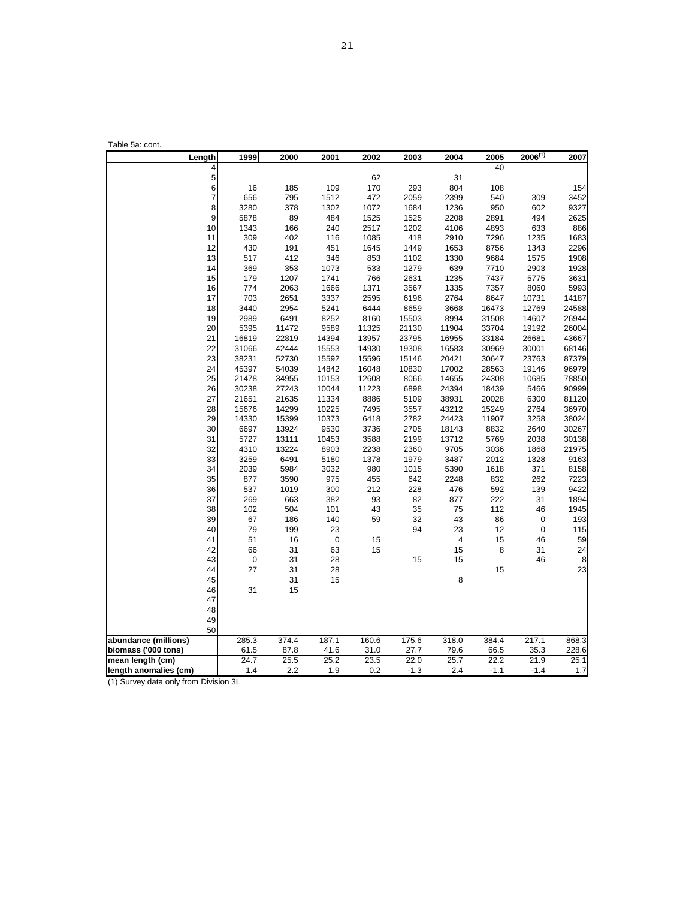Table 5a: cont.

| Length | 1999 | 2000 | 2001 | 2002 | 2003 | 2004 | 2005 | 2006(1) | 2007 |
|---|---|---|---|---|---|---|---|---|---|
| 4 | | | | | | | 40 | | |
| 5 | | | | 62 | | 31 | | | |
| 6 | 16 | 185 | 109 | 170 | 293 | 804 | 108 | | 154 |
| 7 | 656 | 795 | 1512 | 472 | 2059 | 2399 | 540 | 309 | 3452 |
| 8 | 3280 | 378 | 1302 | 1072 | 1684 | 1236 | 950 | 602 | 9327 |
| 9 | 5878 | 89 | 484 | 1525 | 1525 | 2208 | 2891 | 494 | 2625 |
| 10 | 1343 | 166 | 240 | 2517 | 1202 | 4106 | 4893 | 633 | 886 |
| 11 | 309 | 402 | 116 | 1085 | 418 | 2910 | 7296 | 1235 | 1683 |
| 12 | 430 | 191 | 451 | 1645 | 1449 | 1653 | 8756 | 1343 | 2296 |
| 13 | 517 | 412 | 346 | 853 | 1102 | 1330 | 9684 | 1575 | 1908 |
| 14 | 369 | 353 | 1073 | 533 | 1279 | 639 | 7710 | 2903 | 1928 |
| 15 | 179 | 1207 | 1741 | 766 | 2631 | 1235 | 7437 | 5775 | 3631 |
| 16 | 774 | 2063 | 1666 | 1371 | 3567 | 1335 | 7357 | 8060 | 5993 |
| 17 | 703 | 2651 | 3337 | 2595 | 6196 | 2764 | 8647 | 10731 | 14187 |
| 18 | 3440 | 2954 | 5241 | 6444 | 8659 | 3668 | 16473 | 12769 | 24588 |
| 19 | 2989 | 6491 | 8252 | 8160 | 15503 | 8994 | 31508 | 14607 | 26944 |
| 20 | 5395 | 11472 | 9589 | 11325 | 21130 | 11904 | 33704 | 19192 | 26004 |
| 21 | 16819 | 22819 | 14394 | 13957 | 23795 | 16955 | 33184 | 26681 | 43667 |
| 22 | 31066 | 42444 | 15553 | 14930 | 19308 | 16583 | 30969 | 30001 | 68146 |
| 23 | 38231 | 52730 | 15592 | 15596 | 15146 | 20421 | 30647 | 23763 | 87379 |
| 24 | 45397 | 54039 | 14842 | 16048 | 10830 | 17002 | 28563 | 19146 | 96979 |
| 25 | 21478 | 34955 | 10153 | 12608 | 8066 | 14655 | 24308 | 10685 | 78850 |
| 26 | 30238 | 27243 | 10044 | 11223 | 6898 | 24394 | 18439 | 5466 | 90999 |
| 27 | 21651 | 21635 | 11334 | 8886 | 5109 | 38931 | 20028 | 6300 | 81120 |
| 28 | 15676 | 14299 | 10225 | 7495 | 3557 | 43212 | 15249 | 2764 | 36970 |
| 29 | 14330 | 15399 | 10373 | 6418 | 2782 | 24423 | 11907 | 3258 | 38024 |
| 30 | 6697 | 13924 | 9530 | 3736 | 2705 | 18143 | 8832 | 2640 | 30267 |
| 31 | 5727 | 13111 | 10453 | 3588 | 2199 | 13712 | 5769 | 2038 | 30138 |
| 32 | 4310 | 13224 | 8903 | 2238 | 2360 | 9705 | 3036 | 1868 | 21975 |
| 33 | 3259 | 6491 | 5180 | 1378 | 1979 | 3487 | 2012 | 1328 | 9163 |
| 34 | 2039 | 5984 | 3032 | 980 | 1015 | 5390 | 1618 | 371 | 8158 |
| 35 | 877 | 3590 | 975 | 455 | 642 | 2248 | 832 | 262 | 7223 |
| 36 | 537 | 1019 | 300 | 212 | 228 | 476 | 592 | 139 | 9422 |
| 37 | 269 | 663 | 382 | 93 | 82 | 877 | 222 | 31 | 1894 |
| 38 | 102 | 504 | 101 | 43 | 35 | 75 | 112 | 46 | 1945 |
| 39 | 67 | 186 | 140 | 59 | 32 | 43 | 86 | 0 | 193 |
| 40 | 79 | 199 | 23 | | 94 | 23 | 12 | 0 | 115 |
| 41 | 51 | 16 | 0 | 15 | | 4 | 15 | 46 | 59 |
| 42 | 66 | 31 | 63 | 15 | | 15 | 8 | 31 | 24 |
| 43 | 0 | 31 | 28 | | 15 | 15 | | 46 | 8 |
| 44 | 27 | 31 | 28 | | | | 15 | | 23 |
| 45 | | 31 | 15 | | | 8 | | | |
| 46 | 31 | 15 | | | | | | | |
| 47 | | | | | | | | | |
| 48 | | | | | | | | | |
| 49 | | | | | | | | | |
| 50 | | | | | | | | | |
| **abundance (millions)** | 285.3 | 374.4 | 187.1 | 160.6 | 175.6 | 318.0 | 384.4 | 217.1 | 868.3 |
| **biomass ('000 tons)** | 61.5 | 87.8 | 41.6 | 31.0 | 27.7 | 79.6 | 66.5 | 35.3 | 228.6 |
| **mean length (cm)** | 24.7 | 25.5 | 25.2 | 23.5 | 22.0 | 25.7 | 22.2 | 21.9 | 25.1 |
| **length anomalies (cm)** | 1.4 | 2.2 | 1.9 | 0.2 | -1.3 | 2.4 | -1.1 | -1.4 | 1.7 |

(1) Survey data only from Division 3L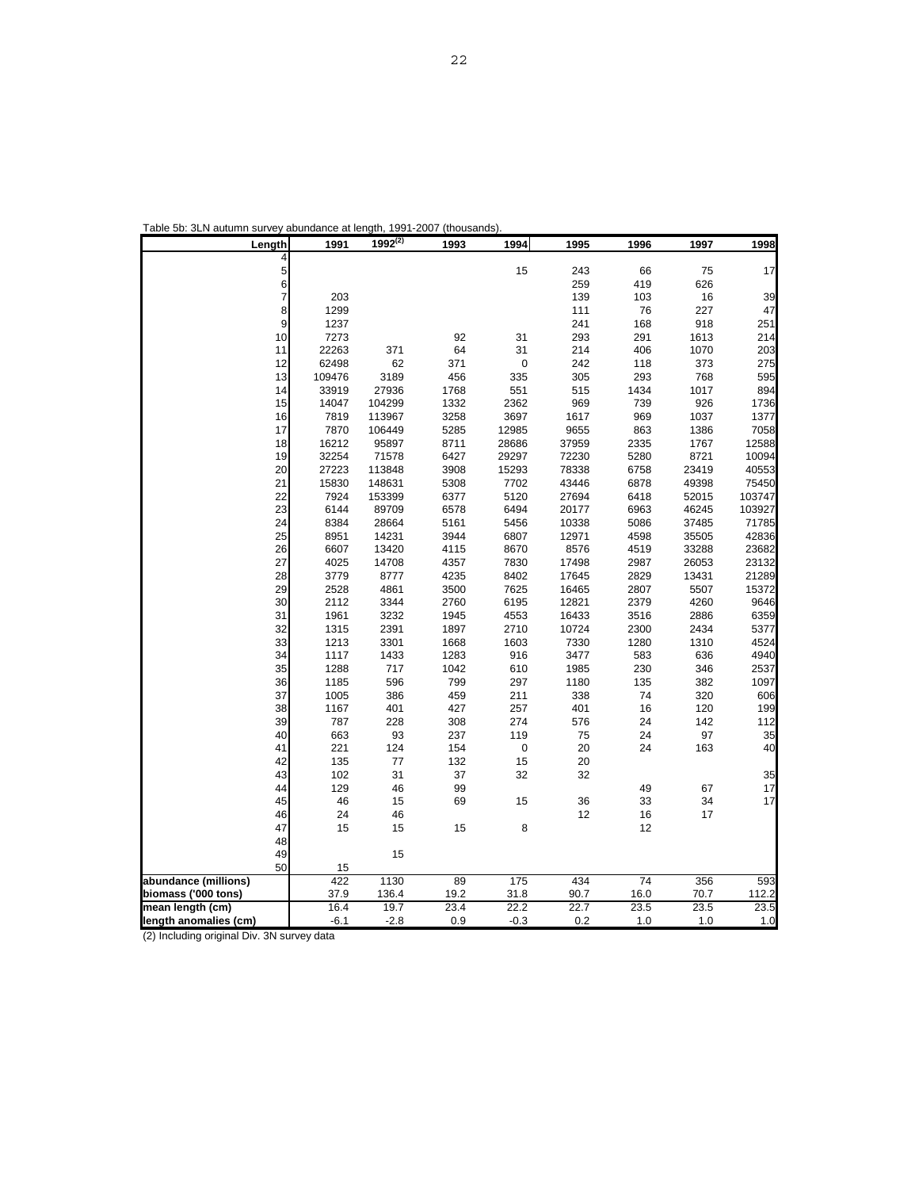Table 5b: 3LN autumn survey abundance at length, 1991-2007 (thousands).

| Length | 1991 | 1992(2) | 1993 | 1994 | 1995 | 1996 | 1997 | 1998 |
|---|---|---|---|---|---|---|---|---|
| 4 | | | | | | | | |
| 5 | | | | 15 | 243 | 66 | 75 | 17 |
| 6 | | | | | 259 | 419 | 626 | |
| 7 | 203 | | | | 139 | 103 | 16 | 39 |
| 8 | 1299 | | | | 111 | 76 | 227 | 47 |
| 9 | 1237 | | | | 241 | 168 | 918 | 251 |
| 10 | 7273 | | 92 | 31 | 293 | 291 | 1613 | 214 |
| 11 | 22263 | 371 | 64 | 31 | 214 | 406 | 1070 | 203 |
| 12 | 62498 | 62 | 371 | 0 | 242 | 118 | 373 | 275 |
| 13 | 109476 | 3189 | 456 | 335 | 305 | 293 | 768 | 595 |
| 14 | 33919 | 27936 | 1768 | 551 | 515 | 1434 | 1017 | 894 |
| 15 | 14047 | 104299 | 1332 | 2362 | 969 | 739 | 926 | 1736 |
| 16 | 7819 | 113967 | 3258 | 3697 | 1617 | 969 | 1037 | 1377 |
| 17 | 7870 | 106449 | 5285 | 12985 | 9655 | 863 | 1386 | 7058 |
| 18 | 16212 | 95897 | 8711 | 28686 | 37959 | 2335 | 1767 | 12588 |
| 19 | 32254 | 71578 | 6427 | 29297 | 72230 | 5280 | 8721 | 10094 |
| 20 | 27223 | 113848 | 3908 | 15293 | 78338 | 6758 | 23419 | 40553 |
| 21 | 15830 | 148631 | 5308 | 7702 | 43446 | 6878 | 49398 | 75450 |
| 22 | 7924 | 153399 | 6377 | 5120 | 27694 | 6418 | 52015 | 103747 |
| 23 | 6144 | 89709 | 6578 | 6494 | 20177 | 6963 | 46245 | 103927 |
| 24 | 8384 | 28664 | 5161 | 5456 | 10338 | 5086 | 37485 | 71785 |
| 25 | 8951 | 14231 | 3944 | 6807 | 12971 | 4598 | 35505 | 42836 |
| 26 | 6607 | 13420 | 4115 | 8670 | 8576 | 4519 | 33288 | 23682 |
| 27 | 4025 | 14708 | 4357 | 7830 | 17498 | 2987 | 26053 | 23132 |
| 28 | 3779 | 8777 | 4235 | 8402 | 17645 | 2829 | 13431 | 21289 |
| 29 | 2528 | 4861 | 3500 | 7625 | 16465 | 2807 | 5507 | 15372 |
| 30 | 2112 | 3344 | 2760 | 6195 | 12821 | 2379 | 4260 | 9646 |
| 31 | 1961 | 3232 | 1945 | 4553 | 16433 | 3516 | 2886 | 6359 |
| 32 | 1315 | 2391 | 1897 | 2710 | 10724 | 2300 | 2434 | 5377 |
| 33 | 1213 | 3301 | 1668 | 1603 | 7330 | 1280 | 1310 | 4524 |
| 34 | 1117 | 1433 | 1283 | 916 | 3477 | 583 | 636 | 4940 |
| 35 | 1288 | 717 | 1042 | 610 | 1985 | 230 | 346 | 2537 |
| 36 | 1185 | 596 | 799 | 297 | 1180 | 135 | 382 | 1097 |
| 37 | 1005 | 386 | 459 | 211 | 338 | 74 | 320 | 606 |
| 38 | 1167 | 401 | 427 | 257 | 401 | 16 | 120 | 199 |
| 39 | 787 | 228 | 308 | 274 | 576 | 24 | 142 | 112 |
| 40 | 663 | 93 | 237 | 119 | 75 | 24 | 97 | 35 |
| 41 | 221 | 124 | 154 | 0 | 20 | 24 | 163 | 40 |
| 42 | 135 | 77 | 132 | 15 | 20 | | | |
| 43 | 102 | 31 | 37 | 32 | 32 | | | 35 |
| 44 | 129 | 46 | 99 | | | 49 | 67 | 17 |
| 45 | 46 | 15 | 69 | 15 | 36 | 33 | 34 | 17 |
| 46 | 24 | 46 | | | 12 | 16 | 17 | |
| 47 | 15 | 15 | 15 | 8 | | 12 | | |
| 48 | | | | | | | | |
| 49 | | 15 | | | | | | |
| 50 | 15 | | | | | | | |
| **abundance (millions)** | 422 | 1130 | 89 | 175 | 434 | 74 | 356 | 593 |
| **biomass ('000 tons)** | 37.9 | 136.4 | 19.2 | 31.8 | 90.7 | 16.0 | 70.7 | 112.2 |
| **mean length (cm)** | 16.4 | 19.7 | 23.4 | 22.2 | 22.7 | 23.5 | 23.5 | 23.5 |
| **length anomalies (cm)** | -6.1 | -2.8 | 0.9 | -0.3 | 0.2 | 1.0 | 1.0 | 1.0 |

(2) Including original Div. 3N survey data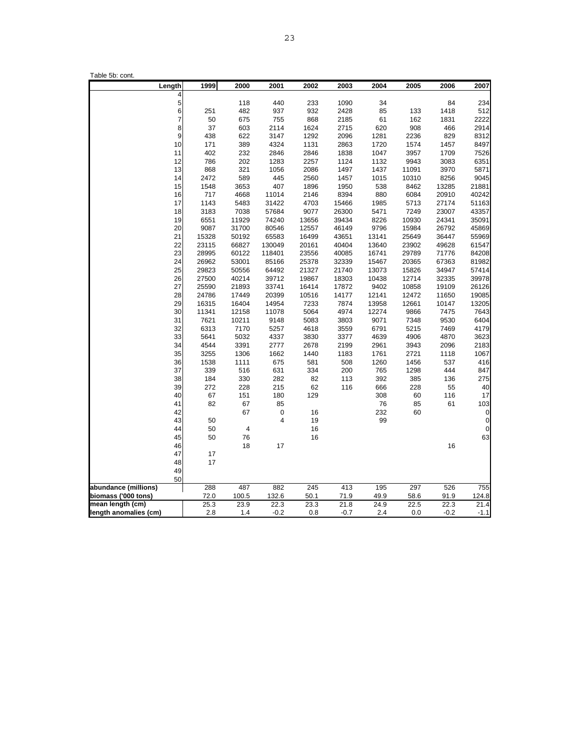Table 5b: cont.

| Length | 1999 | 2000 | 2001 | 2002 | 2003 | 2004 | 2005 | 2006 | 2007 |
|---|---|---|---|---|---|---|---|---|---|
| 4 | | | | | | | | | |
| 5 | | 118 | 440 | 233 | 1090 | 34 | | 84 | 234 |
| 6 | 251 | 482 | 937 | 932 | 2428 | 85 | 133 | 1418 | 512 |
| 7 | 50 | 675 | 755 | 868 | 2185 | 61 | 162 | 1831 | 2222 |
| 8 | 37 | 603 | 2114 | 1624 | 2715 | 620 | 908 | 466 | 2914 |
| 9 | 438 | 622 | 3147 | 1292 | 2096 | 1281 | 2236 | 829 | 8312 |
| 10 | 171 | 389 | 4324 | 1131 | 2863 | 1720 | 1574 | 1457 | 8497 |
| 11 | 402 | 232 | 2846 | 2846 | 1838 | 1047 | 3957 | 1709 | 7526 |
| 12 | 786 | 202 | 1283 | 2257 | 1124 | 1132 | 9943 | 3083 | 6351 |
| 13 | 868 | 321 | 1056 | 2086 | 1497 | 1437 | 11091 | 3970 | 5871 |
| 14 | 2472 | 589 | 445 | 2560 | 1457 | 1015 | 10310 | 8256 | 9045 |
| 15 | 1548 | 3653 | 407 | 1896 | 1950 | 538 | 8462 | 13285 | 21881 |
| 16 | 717 | 4668 | 11014 | 2146 | 8394 | 880 | 6084 | 20910 | 40242 |
| 17 | 1143 | 5483 | 31422 | 4703 | 15466 | 1985 | 5713 | 27174 | 51163 |
| 18 | 3183 | 7038 | 57684 | 9077 | 26300 | 5471 | 7249 | 23007 | 43357 |
| 19 | 6551 | 11929 | 74240 | 13656 | 39434 | 8226 | 10930 | 24341 | 35091 |
| 20 | 9087 | 31700 | 80546 | 12557 | 46149 | 9796 | 15984 | 26792 | 45869 |
| 21 | 15328 | 50192 | 65583 | 16499 | 43651 | 13141 | 25649 | 36447 | 55969 |
| 22 | 23115 | 66827 | 130049 | 20161 | 40404 | 13640 | 23902 | 49628 | 61547 |
| 23 | 28995 | 60122 | 118401 | 23556 | 40085 | 16741 | 29789 | 71776 | 84208 |
| 24 | 26962 | 53001 | 85166 | 25378 | 32339 | 15467 | 20365 | 67363 | 81982 |
| 25 | 29823 | 50556 | 64492 | 21327 | 21740 | 13073 | 15826 | 34947 | 57414 |
| 26 | 27500 | 40214 | 39712 | 19867 | 18303 | 10438 | 12714 | 32335 | 39978 |
| 27 | 25590 | 21893 | 33741 | 16414 | 17872 | 9402 | 10858 | 19109 | 26126 |
| 28 | 24786 | 17449 | 20399 | 10516 | 14177 | 12141 | 12472 | 11650 | 19085 |
| 29 | 16315 | 16404 | 14954 | 7233 | 7874 | 13958 | 12661 | 10147 | 13205 |
| 30 | 11341 | 12158 | 11078 | 5064 | 4974 | 12274 | 9866 | 7475 | 7643 |
| 31 | 7621 | 10211 | 9148 | 5083 | 3803 | 9071 | 7348 | 9530 | 6404 |
| 32 | 6313 | 7170 | 5257 | 4618 | 3559 | 6791 | 5215 | 7469 | 4179 |
| 33 | 5641 | 5032 | 4337 | 3830 | 3377 | 4639 | 4906 | 4870 | 3623 |
| 34 | 4544 | 3391 | 2777 | 2678 | 2199 | 2961 | 3943 | 2096 | 2183 |
| 35 | 3255 | 1306 | 1662 | 1440 | 1183 | 1761 | 2721 | 1118 | 1067 |
| 36 | 1538 | 1111 | 675 | 581 | 508 | 1260 | 1456 | 537 | 416 |
| 37 | 339 | 516 | 631 | 334 | 200 | 765 | 1298 | 444 | 847 |
| 38 | 184 | 330 | 282 | 82 | 113 | 392 | 385 | 136 | 275 |
| 39 | 272 | 228 | 215 | 62 | 116 | 666 | 228 | 55 | 40 |
| 40 | 67 | 151 | 180 | 129 | | 308 | 60 | 116 | 17 |
| 41 | 82 | 67 | 85 | | | 76 | 85 | 61 | 103 |
| 42 | | 67 | 0 | 16 | | 232 | 60 | | 0 |
| 43 | 50 | | 4 | 19 | | 99 | | | 0 |
| 44 | 50 | 4 | | 16 | | | | | 0 |
| 45 | 50 | 76 | | 16 | | | | | 63 |
| 46 | | 18 | 17 | | | | | 16 | |
| 47 | 17 | | | | | | | | |
| 48 | 17 | | | | | | | | |
| 49 | | | | | | | | | |
| 50 | | | | | | | | | |
| abundance (millions) | 288 | 487 | 882 | 245 | 413 | 195 | 297 | 526 | 755 |
| biomass ('000 tons) | 72.0 | 100.5 | 132.6 | 50.1 | 71.9 | 49.9 | 58.6 | 91.9 | 124.8 |
| mean length (cm) | 25.3 | 23.9 | 22.3 | 23.3 | 21.8 | 24.9 | 22.5 | 22.3 | 21.4 |
| length anomalies (cm) | 2.8 | 1.4 | -0.2 | 0.8 | -0.7 | 2.4 | 0.0 | -0.2 | -1.1 |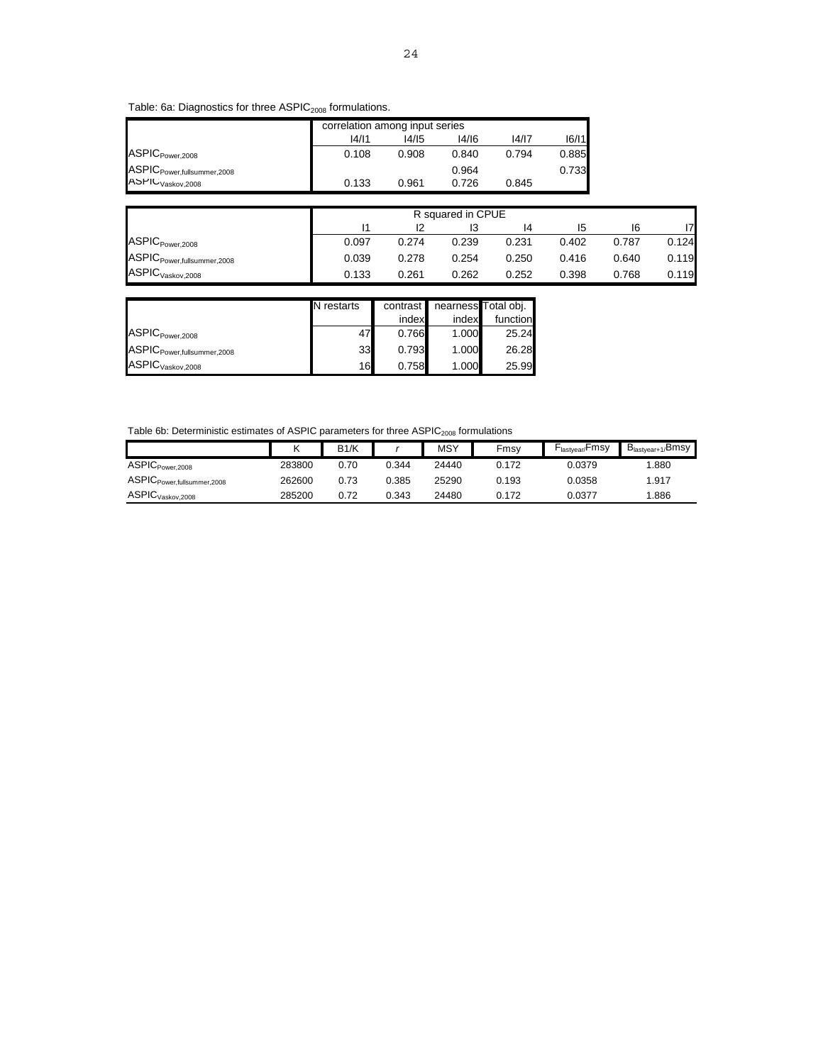Table: 6a: Diagnostics for three $ASPIC_{2008}$ formulations.

| | correlation among input series | | | | |
|---|---|---|---|---|---|
| | I4/I1 | I4/I5 | I4/I6 | I4/I7 | I6/I1 |
| $ASPIC_{Power,2008}$ | 0.108 | 0.908 | 0.840 | 0.794 | 0.885 |
| $ASPIC_{Power,fullsummer,2008}$ | | | 0.964 | | 0.733 |
| $ASPIC_{Vaskov,2008}$ | 0.133 | 0.961 | 0.726 | 0.845 | |

| | R squared in CPUE | | | | | | |
|---|---|---|---|---|---|---|---|
| | I1 | I2 | I3 | I4 | I5 | I6 | I7 |
| $ASPIC_{Power,2008}$ | 0.097 | 0.274 | 0.239 | 0.231 | 0.402 | 0.787 | 0.124 |
| $ASPIC_{Power,fullsummer,2008}$ | 0.039 | 0.278 | 0.254 | 0.250 | 0.416 | 0.640 | 0.119 |
| $ASPIC_{Vaskov,2008}$ | 0.133 | 0.261 | 0.262 | 0.252 | 0.398 | 0.768 | 0.119 |

| | N restarts | contrast index | nearness index | Total obj. function |
|---|---|---|---|---|
| $ASPIC_{Power,2008}$ | 47 | 0.766 | 1.000 | 25.24 |
| $ASPIC_{Power,fullsummer,2008}$ | 33 | 0.793 | 1.000 | 26.28 |
| $ASPIC_{Vaskov,2008}$ | 16 | 0.758 | 1.000 | 25.99 |

Table 6b: Deterministic estimates of ASPIC parameters for three $ASPIC_{2008}$ formulations

| | K | B1/K | *r* | MSY | Fmsy | $F_{lastyear}/Fmsy$ | $B_{lastyear+1}/Bmsy$ |
|---|---|---|---|---|---|---|---|
| $ASPIC_{Power,2008}$ | 283800 | 0.70 | 0.344 | 24440 | 0.172 | 0.0379 | 1.880 |
| $ASPIC_{Power,fullsummer,2008}$ | 262600 | 0.73 | 0.385 | 25290 | 0.193 | 0.0358 | 1.917 |
| $ASPIC_{Vaskov,2008}$ | 285200 | 0.72 | 0.343 | 24480 | 0.172 | 0.0377 | 1.886 |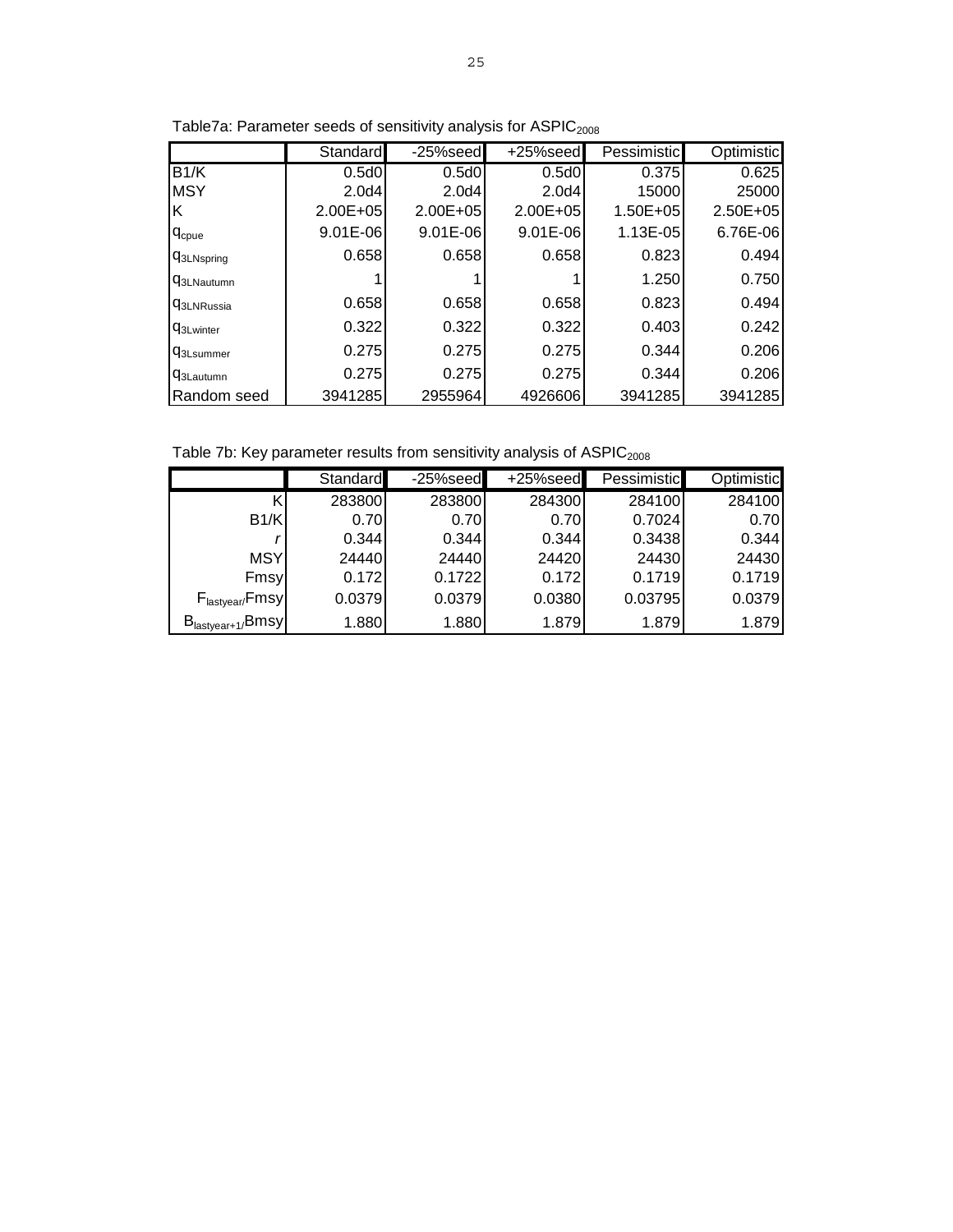Table7a: Parameter seeds of sensitivity analysis for $ASPIC_{2008}$

| | Standard | -25%seed | +25%seed | Pessimistic | Optimistic |
|---|---|---|---|---|---|
| B1/K | 0.5d0 | 0.5d0 | 0.5d0 | 0.375 | 0.625 |
| MSY | 2.0d4 | 2.0d4 | 2.0d4 | 15000 | 25000 |
| K | 2.00E+05 | 2.00E+05 | 2.00E+05 | 1.50E+05 | 2.50E+05 |
| $q_{cpue}$ | 9.01E-06 | 9.01E-06 | 9.01E-06 | 1.13E-05 | 6.76E-06 |
| $q_{3LNspring}$ | 0.658 | 0.658 | 0.658 | 0.823 | 0.494 |
| $q_{3LNautumn}$ | 1 | 1 | 1 | 1.250 | 0.750 |
| $q_{3LNRussia}$ | 0.658 | 0.658 | 0.658 | 0.823 | 0.494 |
| $q_{3Lwinter}$ | 0.322 | 0.322 | 0.322 | 0.403 | 0.242 |
| $q_{3Lsummer}$ | 0.275 | 0.275 | 0.275 | 0.344 | 0.206 |
| $q_{3Lautumn}$ | 0.275 | 0.275 | 0.275 | 0.344 | 0.206 |
| Random seed | 3941285 | 2955964 | 4926606 | 3941285 | 3941285 |

Table 7b: Key parameter results from sensitivity analysis of $ASPIC_{2008}$

| | Standard | -25%seed | +25%seed | Pessimistic | Optimistic |
|---|---|---|---|---|---|
| K | 283800 | 283800 | 284300 | 284100 | 284100 |
| B1/K | 0.70 | 0.70 | 0.70 | 0.7024 | 0.70 |
| *r* | 0.344 | 0.344 | 0.344 | 0.3438 | 0.344 |
| MSY | 24440 | 24440 | 24420 | 24430 | 24430 |
| Fmsy | 0.172 | 0.1722 | 0.172 | 0.1719 | 0.1719 |
| $F_{lastyear}$/Fmsy | 0.0379 | 0.0379 | 0.0380 | 0.03795 | 0.0379 |
| $B_{lastyear+1}$/Bmsy | 1.880 | 1.880 | 1.879 | 1.879 | 1.879 |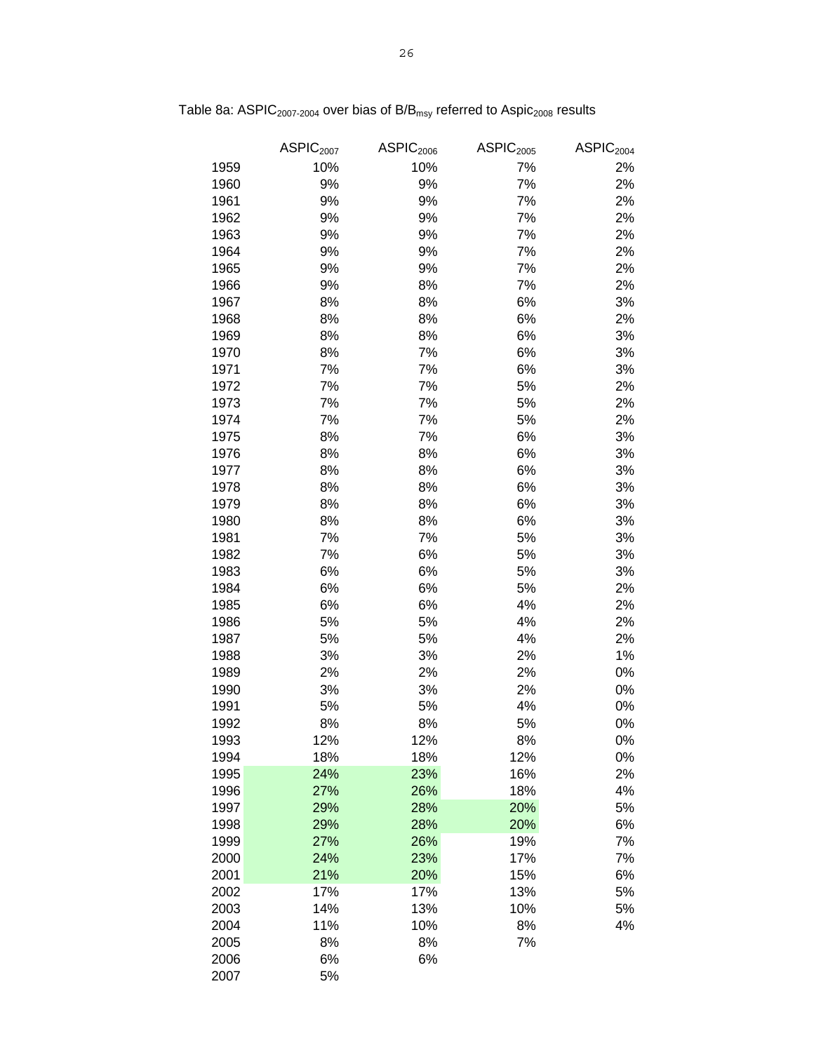Table 8a: $ASPIC_{2007\text{-}2004}$ over bias of $B/B_{msy}$ referred to $Aspic_{2008}$ results

| | $ASPIC_{2007}$ | $ASPIC_{2006}$ | $ASPIC_{2005}$ | $ASPIC_{2004}$ |
|---|---|---|---|---|
| 1959 | 10% | 10% | 7% | 2% |
| 1960 | 9% | 9% | 7% | 2% |
| 1961 | 9% | 9% | 7% | 2% |
| 1962 | 9% | 9% | 7% | 2% |
| 1963 | 9% | 9% | 7% | 2% |
| 1964 | 9% | 9% | 7% | 2% |
| 1965 | 9% | 9% | 7% | 2% |
| 1966 | 9% | 8% | 7% | 2% |
| 1967 | 8% | 8% | 6% | 3% |
| 1968 | 8% | 8% | 6% | 2% |
| 1969 | 8% | 8% | 6% | 3% |
| 1970 | 8% | 7% | 6% | 3% |
| 1971 | 7% | 7% | 6% | 3% |
| 1972 | 7% | 7% | 5% | 2% |
| 1973 | 7% | 7% | 5% | 2% |
| 1974 | 7% | 7% | 5% | 2% |
| 1975 | 8% | 7% | 6% | 3% |
| 1976 | 8% | 8% | 6% | 3% |
| 1977 | 8% | 8% | 6% | 3% |
| 1978 | 8% | 8% | 6% | 3% |
| 1979 | 8% | 8% | 6% | 3% |
| 1980 | 8% | 8% | 6% | 3% |
| 1981 | 7% | 7% | 5% | 3% |
| 1982 | 7% | 6% | 5% | 3% |
| 1983 | 6% | 6% | 5% | 3% |
| 1984 | 6% | 6% | 5% | 2% |
| 1985 | 6% | 6% | 4% | 2% |
| 1986 | 5% | 5% | 4% | 2% |
| 1987 | 5% | 5% | 4% | 2% |
| 1988 | 3% | 3% | 2% | 1% |
| 1989 | 2% | 2% | 2% | 0% |
| 1990 | 3% | 3% | 2% | 0% |
| 1991 | 5% | 5% | 4% | 0% |
| 1992 | 8% | 8% | 5% | 0% |
| 1993 | 12% | 12% | 8% | 0% |
| 1994 | 18% | 18% | 12% | 0% |
| 1995 | 24% | 23% | 16% | 2% |
| 1996 | 27% | 26% | 18% | 4% |
| 1997 | 29% | 28% | 20% | 5% |
| 1998 | 29% | 28% | 20% | 6% |
| 1999 | 27% | 26% | 19% | 7% |
| 2000 | 24% | 23% | 17% | 7% |
| 2001 | 21% | 20% | 15% | 6% |
| 2002 | 17% | 17% | 13% | 5% |
| 2003 | 14% | 13% | 10% | 5% |
| 2004 | 11% | 10% | 8% | 4% |
| 2005 | 8% | 8% | 7% | |
| 2006 | 6% | 6% | | |
| 2007 | 5% | | | |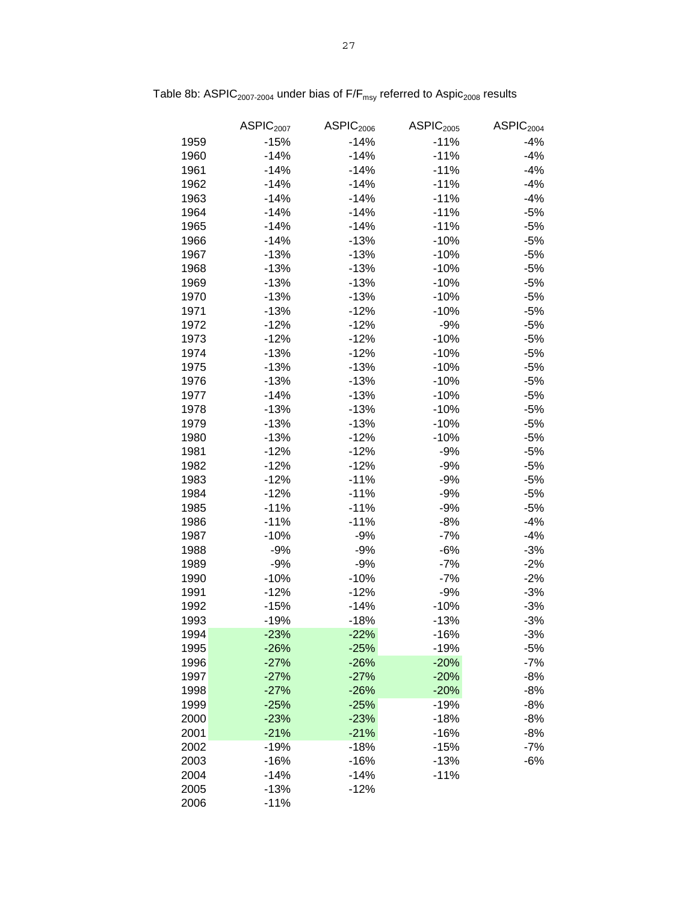Table 8b: $ASPIC_{2007-2004}$ under bias of $F/F_{msy}$ referred to $Aspic_{2008}$ results

| | $ASPIC_{2007}$ | $ASPIC_{2006}$ | $ASPIC_{2005}$ | $ASPIC_{2004}$ |
|---|---|---|---|---|
| 1959 | -15% | -14% | -11% | -4% |
| 1960 | -14% | -14% | -11% | -4% |
| 1961 | -14% | -14% | -11% | -4% |
| 1962 | -14% | -14% | -11% | -4% |
| 1963 | -14% | -14% | -11% | -4% |
| 1964 | -14% | -14% | -11% | -5% |
| 1965 | -14% | -14% | -11% | -5% |
| 1966 | -14% | -13% | -10% | -5% |
| 1967 | -13% | -13% | -10% | -5% |
| 1968 | -13% | -13% | -10% | -5% |
| 1969 | -13% | -13% | -10% | -5% |
| 1970 | -13% | -13% | -10% | -5% |
| 1971 | -13% | -12% | -10% | -5% |
| 1972 | -12% | -12% | -9% | -5% |
| 1973 | -12% | -12% | -10% | -5% |
| 1974 | -13% | -12% | -10% | -5% |
| 1975 | -13% | -13% | -10% | -5% |
| 1976 | -13% | -13% | -10% | -5% |
| 1977 | -14% | -13% | -10% | -5% |
| 1978 | -13% | -13% | -10% | -5% |
| 1979 | -13% | -13% | -10% | -5% |
| 1980 | -13% | -12% | -10% | -5% |
| 1981 | -12% | -12% | -9% | -5% |
| 1982 | -12% | -12% | -9% | -5% |
| 1983 | -12% | -11% | -9% | -5% |
| 1984 | -12% | -11% | -9% | -5% |
| 1985 | -11% | -11% | -9% | -5% |
| 1986 | -11% | -11% | -8% | -4% |
| 1987 | -10% | -9% | -7% | -4% |
| 1988 | -9% | -9% | -6% | -3% |
| 1989 | -9% | -9% | -7% | -2% |
| 1990 | -10% | -10% | -7% | -2% |
| 1991 | -12% | -12% | -9% | -3% |
| 1992 | -15% | -14% | -10% | -3% |
| 1993 | -19% | -18% | -13% | -3% |
| 1994 | -23% | -22% | -16% | -3% |
| 1995 | -26% | -25% | -19% | -5% |
| 1996 | -27% | -26% | -20% | -7% |
| 1997 | -27% | -27% | -20% | -8% |
| 1998 | -27% | -26% | -20% | -8% |
| 1999 | -25% | -25% | -19% | -8% |
| 2000 | -23% | -23% | -18% | -8% |
| 2001 | -21% | -21% | -16% | -8% |
| 2002 | -19% | -18% | -15% | -7% |
| 2003 | -16% | -16% | -13% | -6% |
| 2004 | -14% | -14% | -11% | |
| 2005 | -13% | -12% | | |
| 2006 | -11% | | | |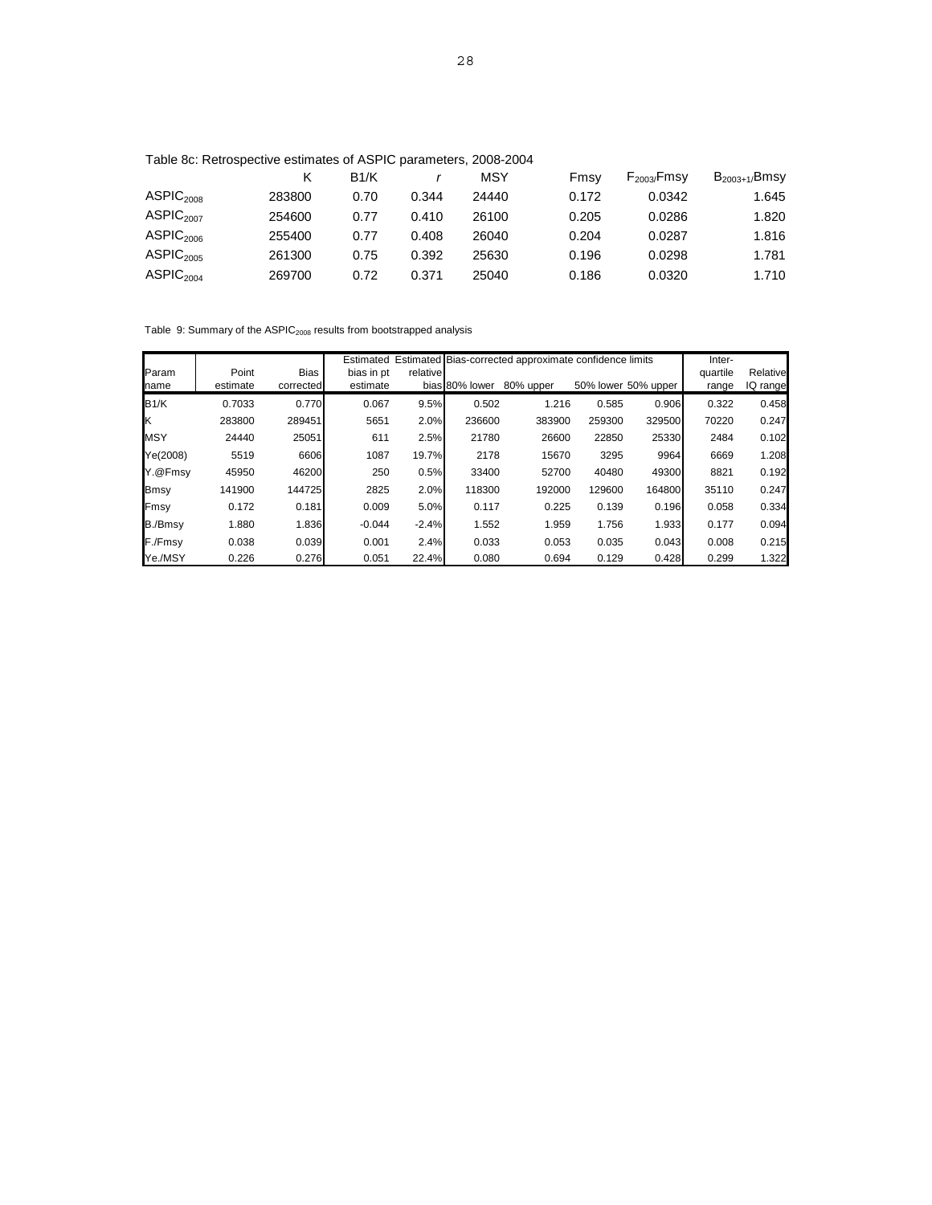Table 8c: Retrospective estimates of ASPIC parameters, 2008-2004

| | K | B1/K | *r* | MSY | Fmsy | $F_{2003}$/Fmsy | $B_{2003+1}$/Bmsy |
|---|---|---|---|---|---|---|---|
| $ASPIC_{2008}$ | 283800 | 0.70 | 0.344 | 24440 | 0.172 | 0.0342 | 1.645 |
| $ASPIC_{2007}$ | 254600 | 0.77 | 0.410 | 26100 | 0.205 | 0.0286 | 1.820 |
| $ASPIC_{2006}$ | 255400 | 0.77 | 0.408 | 26040 | 0.204 | 0.0287 | 1.816 |
| $ASPIC_{2005}$ | 261300 | 0.75 | 0.392 | 25630 | 0.196 | 0.0298 | 1.781 |
| $ASPIC_{2004}$ | 269700 | 0.72 | 0.371 | 25040 | 0.186 | 0.0320 | 1.710 |

Table 9: Summary of the $ASPIC_{2008}$ results from bootstrapped analysis

| Param name | Point estimate | Bias corrected | Estimated bias in pt estimate | Estimated relative bias | Bias-corrected approximate confidence limits 80% lower | 80% upper | 50% lower | 50% upper | Inter-quartile range | Relative IQ range |
|---|---|---|---|---|---|---|---|---|---|---|
| B1/K | 0.7033 | 0.770 | 0.067 | 9.5% | 0.502 | 1.216 | 0.585 | 0.906 | 0.322 | 0.458 |
| K | 283800 | 289451 | 5651 | 2.0% | 236600 | 383900 | 259300 | 329500 | 70220 | 0.247 |
| MSY | 24440 | 25051 | 611 | 2.5% | 21780 | 26600 | 22850 | 25330 | 2484 | 0.102 |
| Ye(2008) | 5519 | 6606 | 1087 | 19.7% | 2178 | 15670 | 3295 | 9964 | 6669 | 1.208 |
| Y.@Fmsy | 45950 | 46200 | 250 | 0.5% | 33400 | 52700 | 40480 | 49300 | 8821 | 0.192 |
| Bmsy | 141900 | 144725 | 2825 | 2.0% | 118300 | 192000 | 129600 | 164800 | 35110 | 0.247 |
| Fmsy | 0.172 | 0.181 | 0.009 | 5.0% | 0.117 | 0.225 | 0.139 | 0.196 | 0.058 | 0.334 |
| B./Bmsy | 1.880 | 1.836 | -0.044 | -2.4% | 1.552 | 1.959 | 1.756 | 1.933 | 0.177 | 0.094 |
| F./Fmsy | 0.038 | 0.039 | 0.001 | 2.4% | 0.033 | 0.053 | 0.035 | 0.043 | 0.008 | 0.215 |
| Ye./MSY | 0.226 | 0.276 | 0.051 | 22.4% | 0.080 | 0.694 | 0.129 | 0.428 | 0.299 | 1.322 |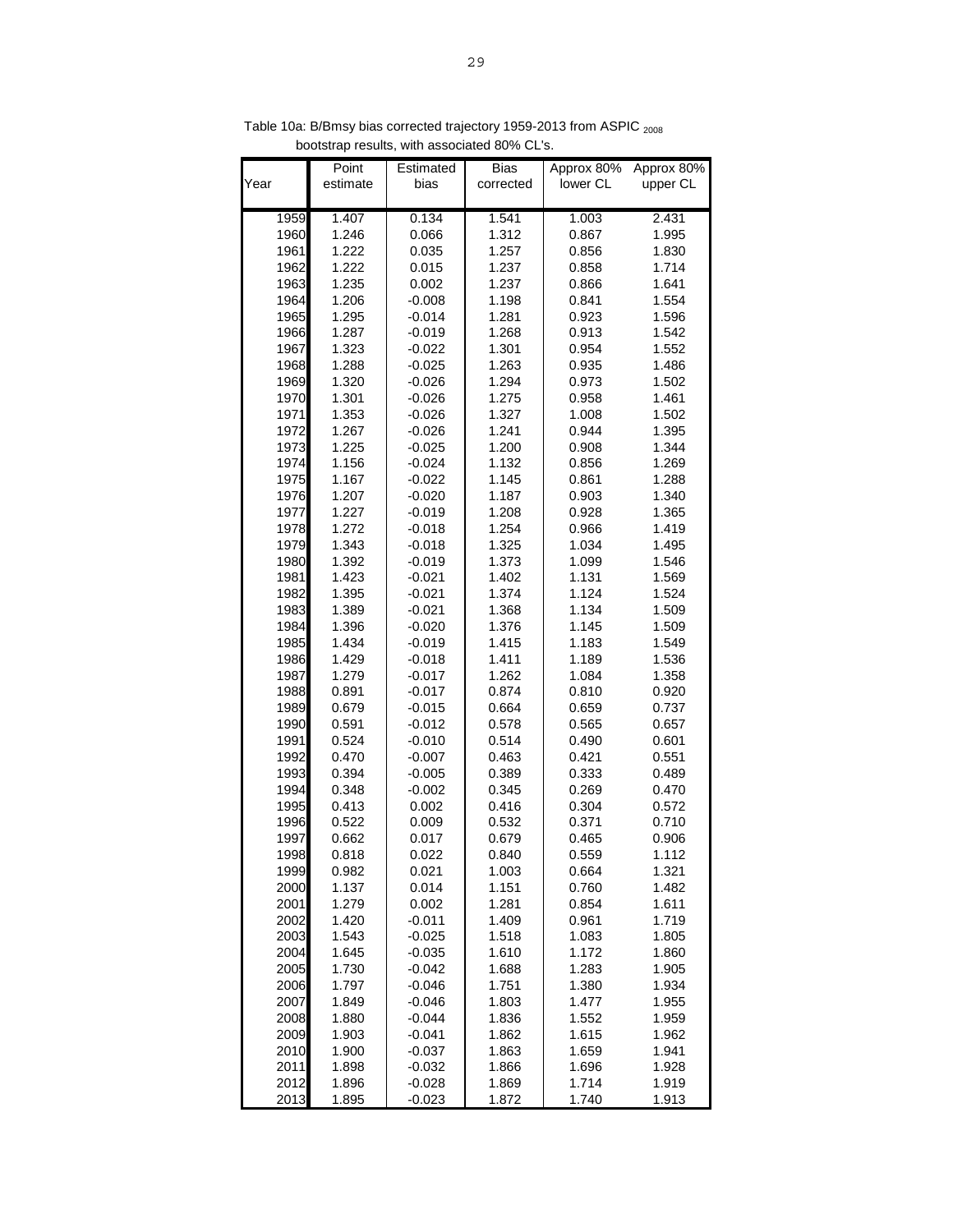Table 10a: B/Bmsy bias corrected trajectory 1959-2013 from ASPIC $_{2008}$ bootstrap results, with associated 80% CL's.

| Year | Point estimate | Estimated bias | Bias corrected | Approx 80% lower CL | Approx 80% upper CL |
|---|---|---|---|---|---|
| 1959 | 1.407 | 0.134 | 1.541 | 1.003 | 2.431 |
| 1960 | 1.246 | 0.066 | 1.312 | 0.867 | 1.995 |
| 1961 | 1.222 | 0.035 | 1.257 | 0.856 | 1.830 |
| 1962 | 1.222 | 0.015 | 1.237 | 0.858 | 1.714 |
| 1963 | 1.235 | 0.002 | 1.237 | 0.866 | 1.641 |
| 1964 | 1.206 | -0.008 | 1.198 | 0.841 | 1.554 |
| 1965 | 1.295 | -0.014 | 1.281 | 0.923 | 1.596 |
| 1966 | 1.287 | -0.019 | 1.268 | 0.913 | 1.542 |
| 1967 | 1.323 | -0.022 | 1.301 | 0.954 | 1.552 |
| 1968 | 1.288 | -0.025 | 1.263 | 0.935 | 1.486 |
| 1969 | 1.320 | -0.026 | 1.294 | 0.973 | 1.502 |
| 1970 | 1.301 | -0.026 | 1.275 | 0.958 | 1.461 |
| 1971 | 1.353 | -0.026 | 1.327 | 1.008 | 1.502 |
| 1972 | 1.267 | -0.026 | 1.241 | 0.944 | 1.395 |
| 1973 | 1.225 | -0.025 | 1.200 | 0.908 | 1.344 |
| 1974 | 1.156 | -0.024 | 1.132 | 0.856 | 1.269 |
| 1975 | 1.167 | -0.022 | 1.145 | 0.861 | 1.288 |
| 1976 | 1.207 | -0.020 | 1.187 | 0.903 | 1.340 |
| 1977 | 1.227 | -0.019 | 1.208 | 0.928 | 1.365 |
| 1978 | 1.272 | -0.018 | 1.254 | 0.966 | 1.419 |
| 1979 | 1.343 | -0.018 | 1.325 | 1.034 | 1.495 |
| 1980 | 1.392 | -0.019 | 1.373 | 1.099 | 1.546 |
| 1981 | 1.423 | -0.021 | 1.402 | 1.131 | 1.569 |
| 1982 | 1.395 | -0.021 | 1.374 | 1.124 | 1.524 |
| 1983 | 1.389 | -0.021 | 1.368 | 1.134 | 1.509 |
| 1984 | 1.396 | -0.020 | 1.376 | 1.145 | 1.509 |
| 1985 | 1.434 | -0.019 | 1.415 | 1.183 | 1.549 |
| 1986 | 1.429 | -0.018 | 1.411 | 1.189 | 1.536 |
| 1987 | 1.279 | -0.017 | 1.262 | 1.084 | 1.358 |
| 1988 | 0.891 | -0.017 | 0.874 | 0.810 | 0.920 |
| 1989 | 0.679 | -0.015 | 0.664 | 0.659 | 0.737 |
| 1990 | 0.591 | -0.012 | 0.578 | 0.565 | 0.657 |
| 1991 | 0.524 | -0.010 | 0.514 | 0.490 | 0.601 |
| 1992 | 0.470 | -0.007 | 0.463 | 0.421 | 0.551 |
| 1993 | 0.394 | -0.005 | 0.389 | 0.333 | 0.489 |
| 1994 | 0.348 | -0.002 | 0.345 | 0.269 | 0.470 |
| 1995 | 0.413 | 0.002 | 0.416 | 0.304 | 0.572 |
| 1996 | 0.522 | 0.009 | 0.532 | 0.371 | 0.710 |
| 1997 | 0.662 | 0.017 | 0.679 | 0.465 | 0.906 |
| 1998 | 0.818 | 0.022 | 0.840 | 0.559 | 1.112 |
| 1999 | 0.982 | 0.021 | 1.003 | 0.664 | 1.321 |
| 2000 | 1.137 | 0.014 | 1.151 | 0.760 | 1.482 |
| 2001 | 1.279 | 0.002 | 1.281 | 0.854 | 1.611 |
| 2002 | 1.420 | -0.011 | 1.409 | 0.961 | 1.719 |
| 2003 | 1.543 | -0.025 | 1.518 | 1.083 | 1.805 |
| 2004 | 1.645 | -0.035 | 1.610 | 1.172 | 1.860 |
| 2005 | 1.730 | -0.042 | 1.688 | 1.283 | 1.905 |
| 2006 | 1.797 | -0.046 | 1.751 | 1.380 | 1.934 |
| 2007 | 1.849 | -0.046 | 1.803 | 1.477 | 1.955 |
| 2008 | 1.880 | -0.044 | 1.836 | 1.552 | 1.959 |
| 2009 | 1.903 | -0.041 | 1.862 | 1.615 | 1.962 |
| 2010 | 1.900 | -0.037 | 1.863 | 1.659 | 1.941 |
| 2011 | 1.898 | -0.032 | 1.866 | 1.696 | 1.928 |
| 2012 | 1.896 | -0.028 | 1.869 | 1.714 | 1.919 |
| 2013 | 1.895 | -0.023 | 1.872 | 1.740 | 1.913 |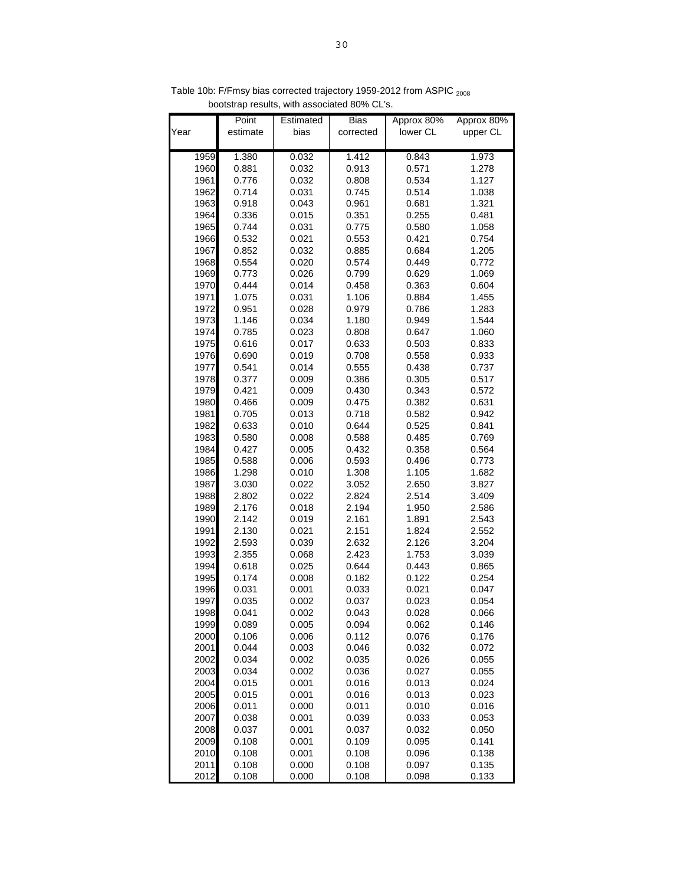Table 10b: F/Fmsy bias corrected trajectory 1959-2012 from ASPIC $_{2008}$ bootstrap results, with associated 80% CL's.

| Year | Point estimate | Estimated bias | Bias corrected | Approx 80% lower CL | Approx 80% upper CL |
|---|---|---|---|---|---|
| 1959 | 1.380 | 0.032 | 1.412 | 0.843 | 1.973 |
| 1960 | 0.881 | 0.032 | 0.913 | 0.571 | 1.278 |
| 1961 | 0.776 | 0.032 | 0.808 | 0.534 | 1.127 |
| 1962 | 0.714 | 0.031 | 0.745 | 0.514 | 1.038 |
| 1963 | 0.918 | 0.043 | 0.961 | 0.681 | 1.321 |
| 1964 | 0.336 | 0.015 | 0.351 | 0.255 | 0.481 |
| 1965 | 0.744 | 0.031 | 0.775 | 0.580 | 1.058 |
| 1966 | 0.532 | 0.021 | 0.553 | 0.421 | 0.754 |
| 1967 | 0.852 | 0.032 | 0.885 | 0.684 | 1.205 |
| 1968 | 0.554 | 0.020 | 0.574 | 0.449 | 0.772 |
| 1969 | 0.773 | 0.026 | 0.799 | 0.629 | 1.069 |
| 1970 | 0.444 | 0.014 | 0.458 | 0.363 | 0.604 |
| 1971 | 1.075 | 0.031 | 1.106 | 0.884 | 1.455 |
| 1972 | 0.951 | 0.028 | 0.979 | 0.786 | 1.283 |
| 1973 | 1.146 | 0.034 | 1.180 | 0.949 | 1.544 |
| 1974 | 0.785 | 0.023 | 0.808 | 0.647 | 1.060 |
| 1975 | 0.616 | 0.017 | 0.633 | 0.503 | 0.833 |
| 1976 | 0.690 | 0.019 | 0.708 | 0.558 | 0.933 |
| 1977 | 0.541 | 0.014 | 0.555 | 0.438 | 0.737 |
| 1978 | 0.377 | 0.009 | 0.386 | 0.305 | 0.517 |
| 1979 | 0.421 | 0.009 | 0.430 | 0.343 | 0.572 |
| 1980 | 0.466 | 0.009 | 0.475 | 0.382 | 0.631 |
| 1981 | 0.705 | 0.013 | 0.718 | 0.582 | 0.942 |
| 1982 | 0.633 | 0.010 | 0.644 | 0.525 | 0.841 |
| 1983 | 0.580 | 0.008 | 0.588 | 0.485 | 0.769 |
| 1984 | 0.427 | 0.005 | 0.432 | 0.358 | 0.564 |
| 1985 | 0.588 | 0.006 | 0.593 | 0.496 | 0.773 |
| 1986 | 1.298 | 0.010 | 1.308 | 1.105 | 1.682 |
| 1987 | 3.030 | 0.022 | 3.052 | 2.650 | 3.827 |
| 1988 | 2.802 | 0.022 | 2.824 | 2.514 | 3.409 |
| 1989 | 2.176 | 0.018 | 2.194 | 1.950 | 2.586 |
| 1990 | 2.142 | 0.019 | 2.161 | 1.891 | 2.543 |
| 1991 | 2.130 | 0.021 | 2.151 | 1.824 | 2.552 |
| 1992 | 2.593 | 0.039 | 2.632 | 2.126 | 3.204 |
| 1993 | 2.355 | 0.068 | 2.423 | 1.753 | 3.039 |
| 1994 | 0.618 | 0.025 | 0.644 | 0.443 | 0.865 |
| 1995 | 0.174 | 0.008 | 0.182 | 0.122 | 0.254 |
| 1996 | 0.031 | 0.001 | 0.033 | 0.021 | 0.047 |
| 1997 | 0.035 | 0.002 | 0.037 | 0.023 | 0.054 |
| 1998 | 0.041 | 0.002 | 0.043 | 0.028 | 0.066 |
| 1999 | 0.089 | 0.005 | 0.094 | 0.062 | 0.146 |
| 2000 | 0.106 | 0.006 | 0.112 | 0.076 | 0.176 |
| 2001 | 0.044 | 0.003 | 0.046 | 0.032 | 0.072 |
| 2002 | 0.034 | 0.002 | 0.035 | 0.026 | 0.055 |
| 2003 | 0.034 | 0.002 | 0.036 | 0.027 | 0.055 |
| 2004 | 0.015 | 0.001 | 0.016 | 0.013 | 0.024 |
| 2005 | 0.015 | 0.001 | 0.016 | 0.013 | 0.023 |
| 2006 | 0.011 | 0.000 | 0.011 | 0.010 | 0.016 |
| 2007 | 0.038 | 0.001 | 0.039 | 0.033 | 0.053 |
| 2008 | 0.037 | 0.001 | 0.037 | 0.032 | 0.050 |
| 2009 | 0.108 | 0.001 | 0.109 | 0.095 | 0.141 |
| 2010 | 0.108 | 0.001 | 0.108 | 0.096 | 0.138 |
| 2011 | 0.108 | 0.000 | 0.108 | 0.097 | 0.135 |
| 2012 | 0.108 | 0.000 | 0.108 | 0.098 | 0.133 |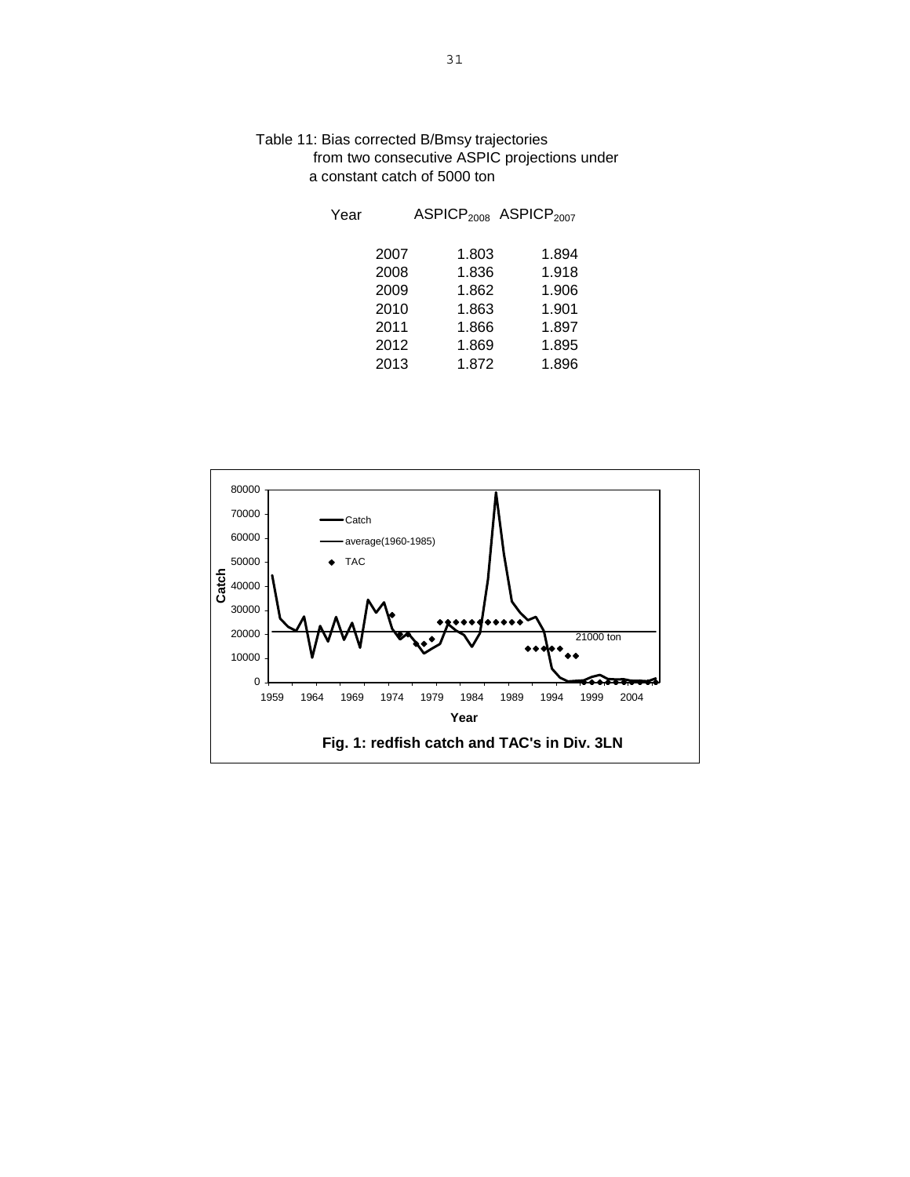Table 11: Bias corrected B/Bmsy trajectories from two consecutive ASPIC projections under a constant catch of 5000 ton

| Year | $ASPICP_{2008}$ | $ASPICP_{2007}$ |
|---|---|---|
| 2007 | 1.803 | 1.894 |
| 2008 | 1.836 | 1.918 |
| 2009 | 1.862 | 1.906 |
| 2010 | 1.863 | 1.901 |
| 2011 | 1.866 | 1.897 |
| 2012 | 1.869 | 1.895 |
| 2013 | 1.872 | 1.896 |

**Fig. 1: redfish catch and TAC's in Div. 3LN**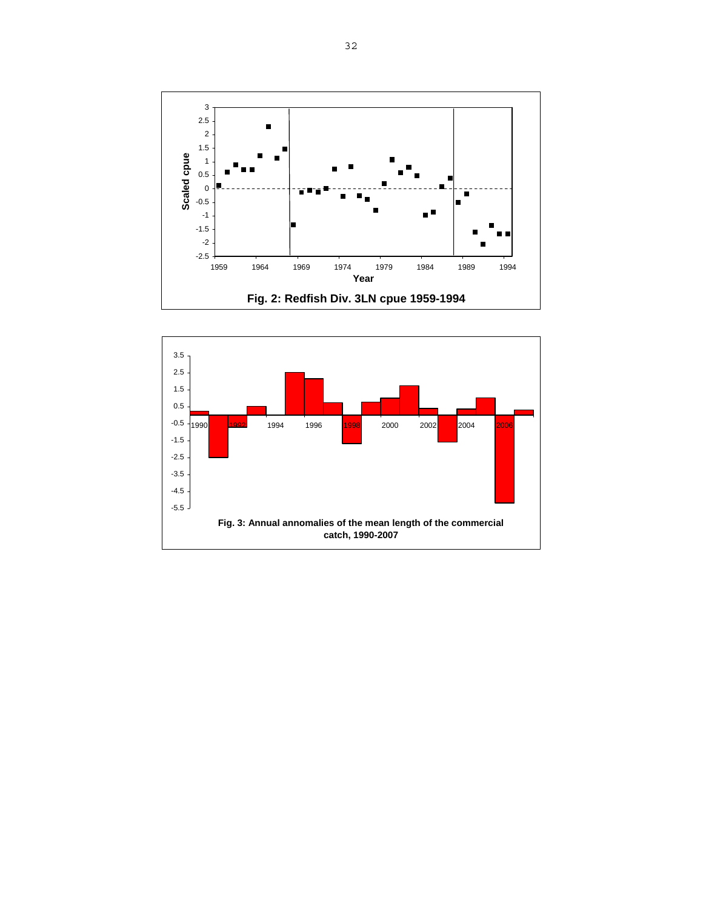Fig. 2: Redfish Div. 3LN cpue 1959-1994

Fig. 3: Annual annomalies of the mean length of the commercial catch, 1990-2007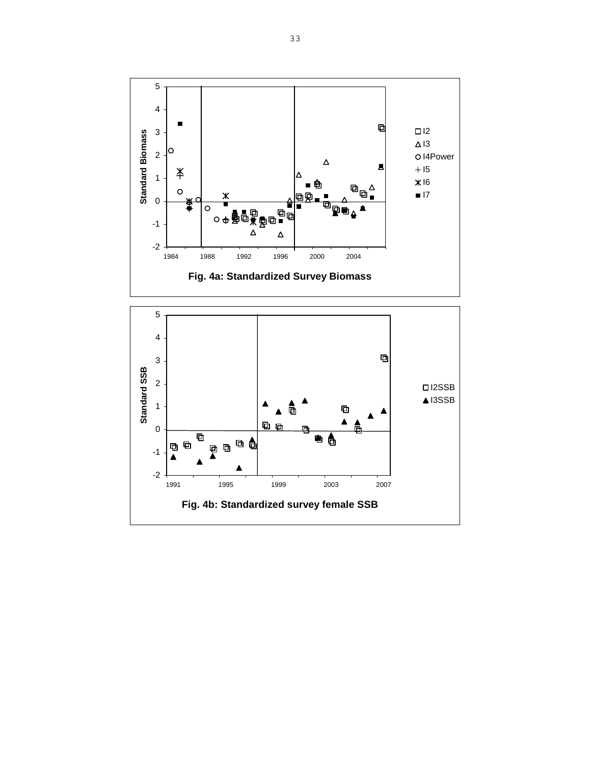Fig. 4a: Standardized Survey Biomass

Fig. 4b: Standardized survey female SSB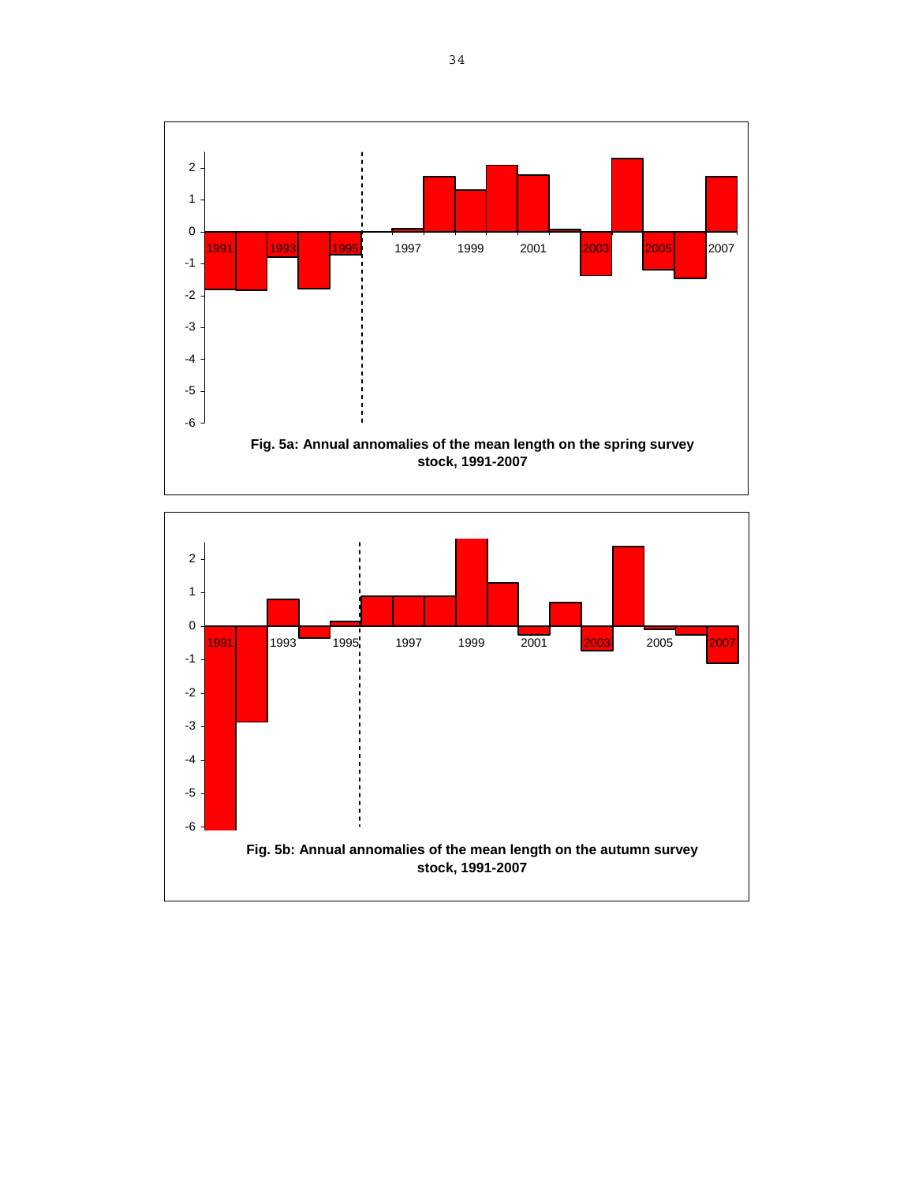Fig. 5a: Annual annomalies of the mean length on the spring survey stock, 1991-2007

Fig. 5b: Annual annomalies of the mean length on the autumn survey stock, 1991-2007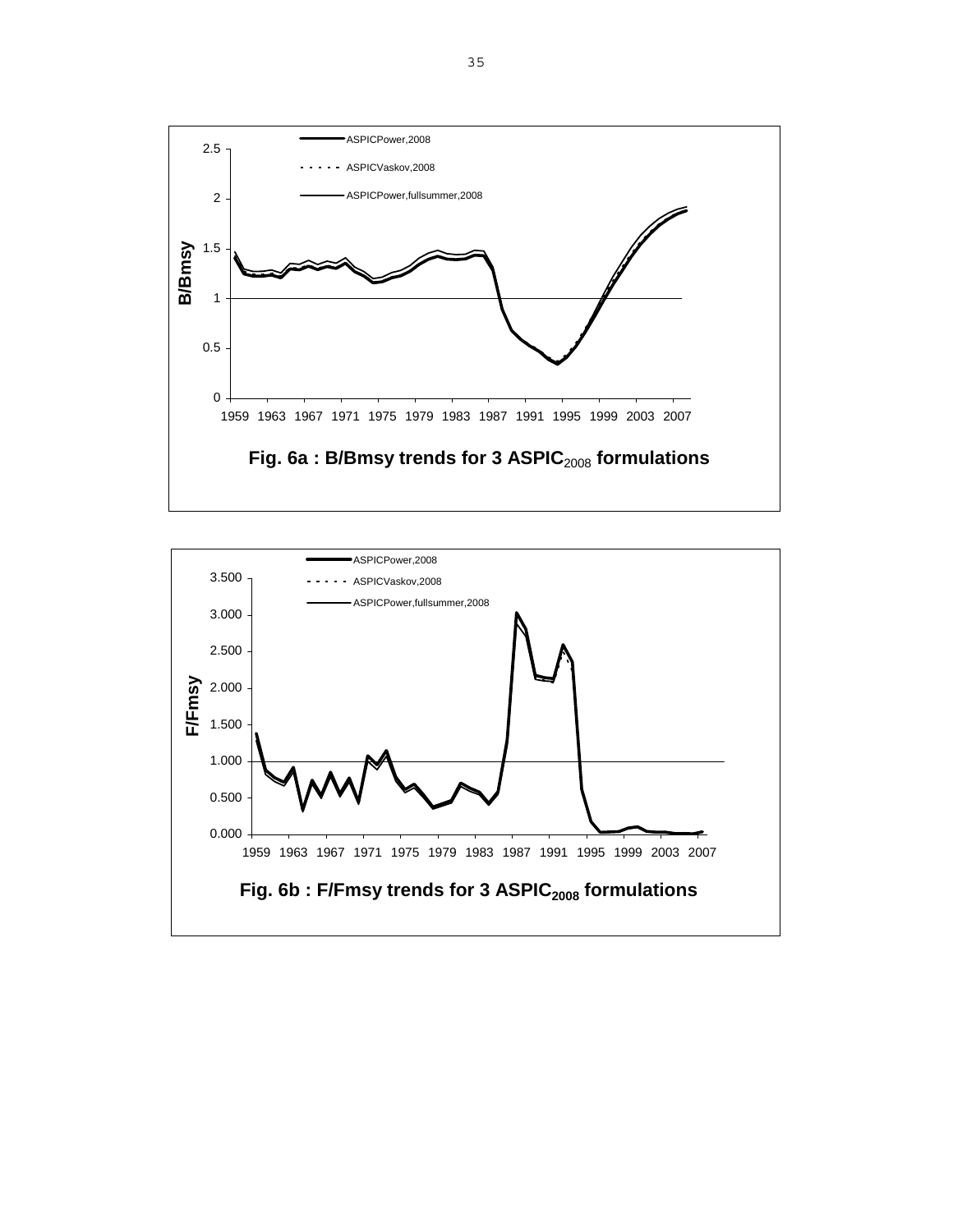Fig. 6a : B/Bmsy trends for 3 $ASPIC_{2008}$ formulations

Fig. 6b : F/Fmsy trends for 3 $ASPIC_{2008}$ formulations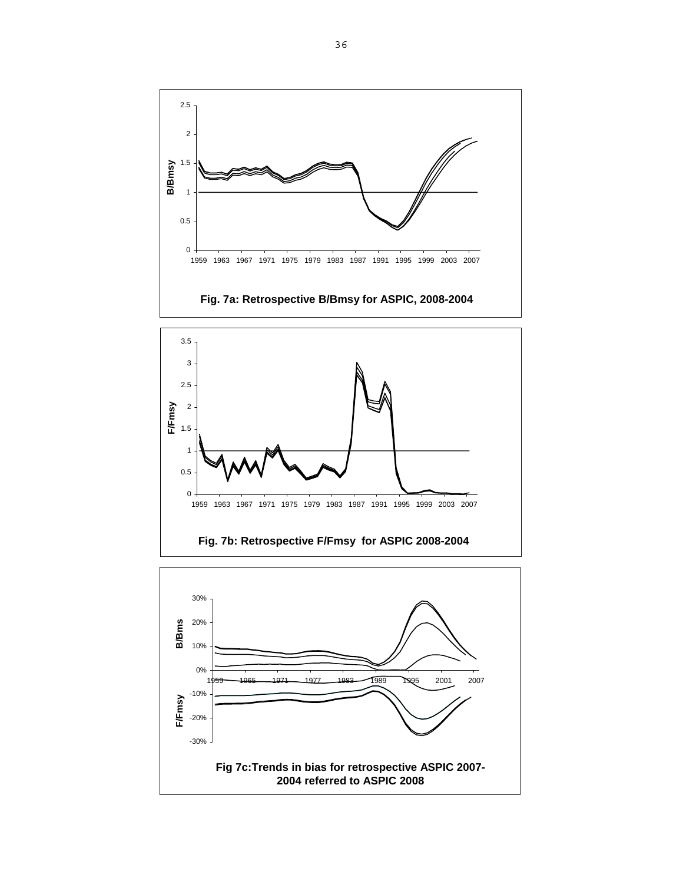Fig. 7a: Retrospective B/Bmsy for ASPIC, 2008-2004

Fig. 7b: Retrospective F/Fmsy for ASPIC 2008-2004

Fig 7c:Trends in bias for retrospective ASPIC 2007-2004 referred to ASPIC 2008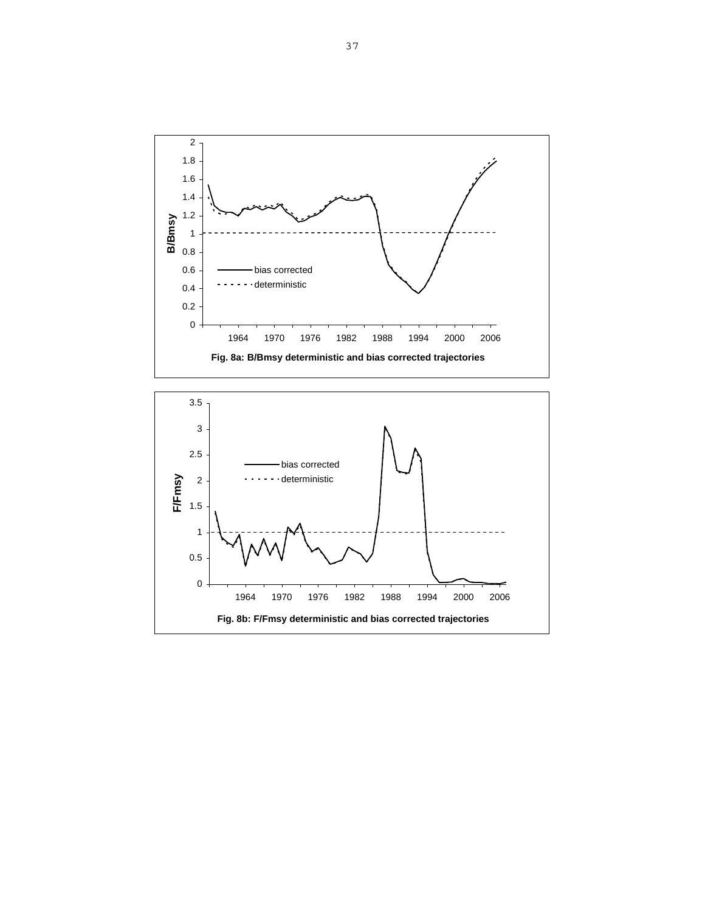Fig. 8a: B/Bmsy deterministic and bias corrected trajectories

Fig. 8b: F/Fmsy deterministic and bias corrected trajectories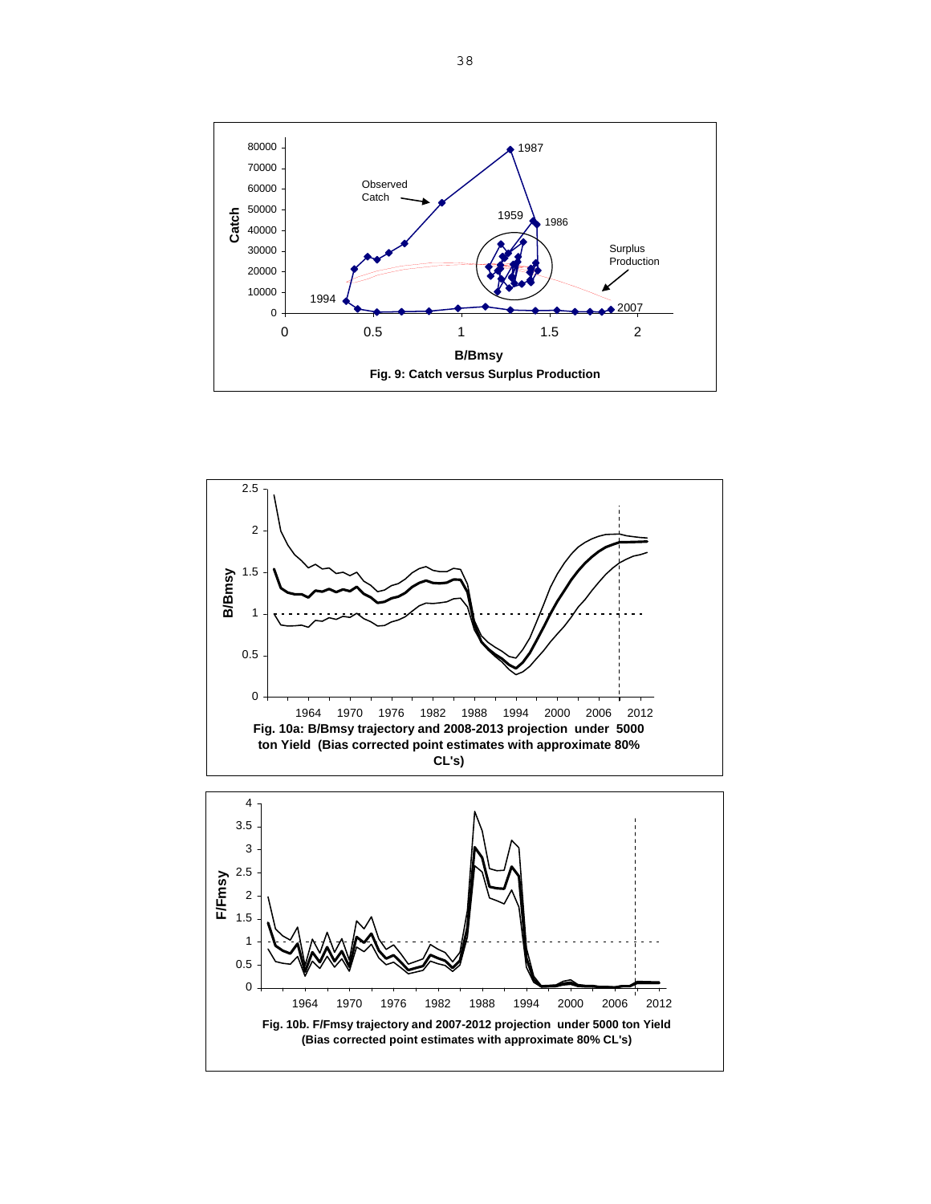Fig. 9: Catch versus Surplus Production

Fig. 10a: B/Bmsy trajectory and 2008-2013 projection under 5000 ton Yield (Bias corrected point estimates with approximate 80% CL's)

Fig. 10b. F/Fmsy trajectory and 2007-2012 projection under 5000 ton Yield (Bias corrected point estimates with approximate 80% CL's)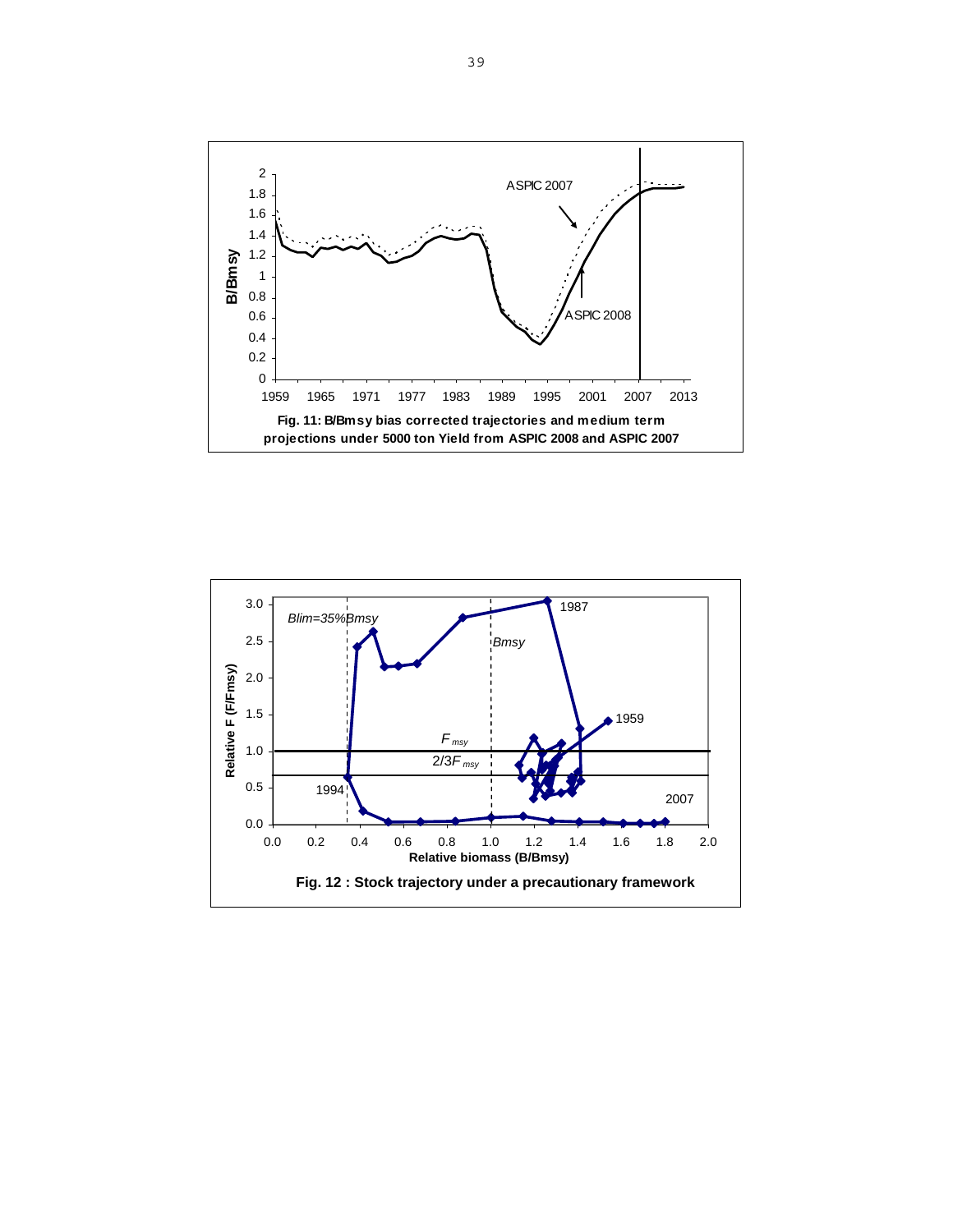Fig. 11: B/Bmsy bias corrected trajectories and medium term projections under 5000 ton Yield from ASPIC 2008 and ASPIC 2007

Fig. 12 : Stock trajectory under a precautionary framework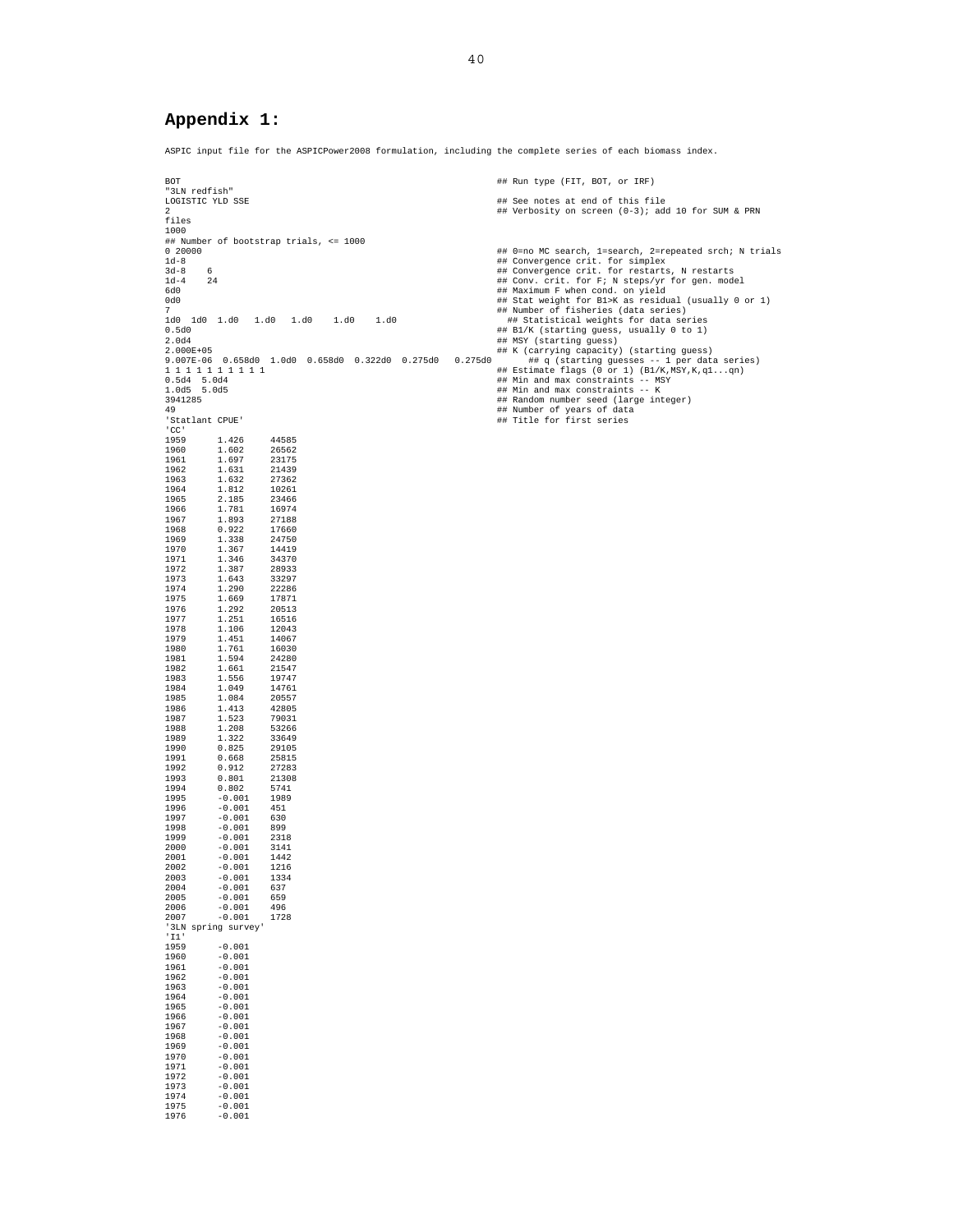# Appendix 1:

ASPIC input file for the ASPICPower2008 formulation, including the complete series of each biomass index.

```
BOT                                                          ## Run type (FIT, BOT, or IRF)
"3LN redfish"
LOGISTIC YLD SSE                                             ## See notes at end of this file
2                                                            ## Verbosity on screen (0-3); add 10 for SUM & PRN
files
1000
## Number of bootstrap trials, <= 1000
0 20000                                                      ## 0=no MC search, 1=search, 2=repeated srch; N trials
1d-8                                                         ## Convergence crit. for simplex
3d-8    6                                                    ## Convergence crit. for restarts, N restarts
1d-4    24                                                   ## Conv. crit. for F; N steps/yr for gen. model
6d0                                                          ## Maximum F when cond. on yield
0d0                                                          ## Stat weight for B1>K as residual (usually 0 or 1)
7                                                            ## Number of fisheries (data series)
1d0  1d0  1.d0   1.d0   1.d0    1.d0    1.d0                   ## Statistical weights for data series
0.5d0                                                        ## B1/K (starting guess, usually 0 to 1)
2.0d4                                                        ## MSY (starting guess)
2.000E+05                                                    ## K (carrying capacity) (starting guess)
9.007E-06  0.658d0  1.0d0  0.658d0  0.322d0  0.275d0   0.275d0      ## q (starting guesses -- 1 per data series)
1 1 1 1 1 1 1 1 1 1                                          ## Estimate flags (0 or 1) (B1/K,MSY,K,q1...qn)
0.5d4  5.0d4                                                 ## Min and max constraints -- MSY
1.0d5  5.0d5                                                 ## Min and max constraints -- K
3941285                                                      ## Random number seed (large integer)
49                                                           ## Number of years of data
'Statlant CPUE'                                              ## Title for first series
'CC'
1959      1.426     44585
1960      1.602     26562
1961      1.697     23175
1962      1.631     21439
1963      1.632     27362
1964      1.812     10261
1965      2.185     23466
1966      1.781     16974
1967      1.893     27188
1968      0.922     17660
1969      1.338     24750
1970      1.367     14419
1971      1.346     34370
1972      1.387     28933
1973      1.643     33297
1974      1.290     22286
1975      1.669     17871
1976      1.292     20513
1977      1.251     16516
1978      1.106     12043
1979      1.451     14067
1980      1.761     16030
1981      1.594     24280
1982      1.661     21547
1983      1.556     19747
1984      1.049     14761
1985      1.084     20557
1986      1.413     42805
1987      1.523     79031
1988      1.208     53266
1989      1.322     33649
1990      0.825     29105
1991      0.668     25815
1992      0.912     27283
1993      0.801     21308
1994      0.802     5741
1995      -0.001    1989
1996      -0.001    451
1997      -0.001    630
1998      -0.001    899
1999      -0.001    2318
2000      -0.001    3141
2001      -0.001    1442
2002      -0.001    1216
2003      -0.001    1334
2004      -0.001    637
2005      -0.001    659
2006      -0.001    496
2007      -0.001    1728
'3LN spring survey'
'I1'
1959      -0.001
1960      -0.001
1961      -0.001
1962      -0.001
1963      -0.001
1964      -0.001
1965      -0.001
1966      -0.001
1967      -0.001
1968      -0.001
1969      -0.001
1970      -0.001
1971      -0.001
1972      -0.001
1973      -0.001
1974      -0.001
1975      -0.001
1976      -0.001
```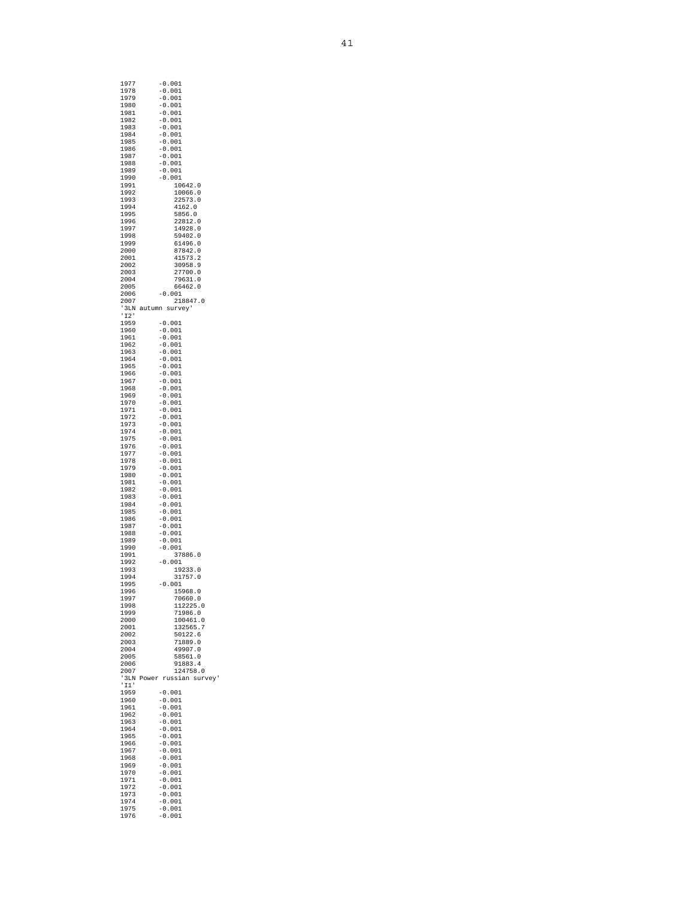```
1977      -0.001
1978      -0.001
1979      -0.001
1980      -0.001
1981      -0.001
1982      -0.001
1983      -0.001
1984      -0.001
1985      -0.001
1986      -0.001
1987      -0.001
1988      -0.001
1989      -0.001
1990      -0.001
1991          10642.0
1992          10066.0
1993          22573.0
1994          4162.0
1995          5856.0
1996          22812.0
1997          14928.0
1998          59402.0
1999          61496.0
2000          87842.0
2001          41573.2
2002          30958.9
2003          27700.0
2004          79631.0
2005          66462.0
2006      -0.001
2007          218847.0
'3LN autumn survey'
'I2'
1959      -0.001
1960      -0.001
1961      -0.001
1962      -0.001
1963      -0.001
1964      -0.001
1965      -0.001
1966      -0.001
1967      -0.001
1968      -0.001
1969      -0.001
1970      -0.001
1971      -0.001
1972      -0.001
1973      -0.001
1974      -0.001
1975      -0.001
1976      -0.001
1977      -0.001
1978      -0.001
1979      -0.001
1980      -0.001
1981      -0.001
1982      -0.001
1983      -0.001
1984      -0.001
1985      -0.001
1986      -0.001
1987      -0.001
1988      -0.001
1989      -0.001
1990      -0.001
1991          37886.0
1992      -0.001
1993          19233.0
1994          31757.0
1995      -0.001
1996          15968.0
1997          70660.0
1998          112225.0
1999          71986.0
2000          100461.0
2001          132565.7
2002          50122.6
2003          71889.0
2004          49907.0
2005          58561.0
2006          91883.4
2007          124758.0
'3LN Power russian survey'
'I1'
1959      -0.001
1960      -0.001
1961      -0.001
1962      -0.001
1963      -0.001
1964      -0.001
1965      -0.001
1966      -0.001
1967      -0.001
1968      -0.001
1969      -0.001
1970      -0.001
1971      -0.001
1972      -0.001
1973      -0.001
1974      -0.001
1975      -0.001
1976      -0.001
```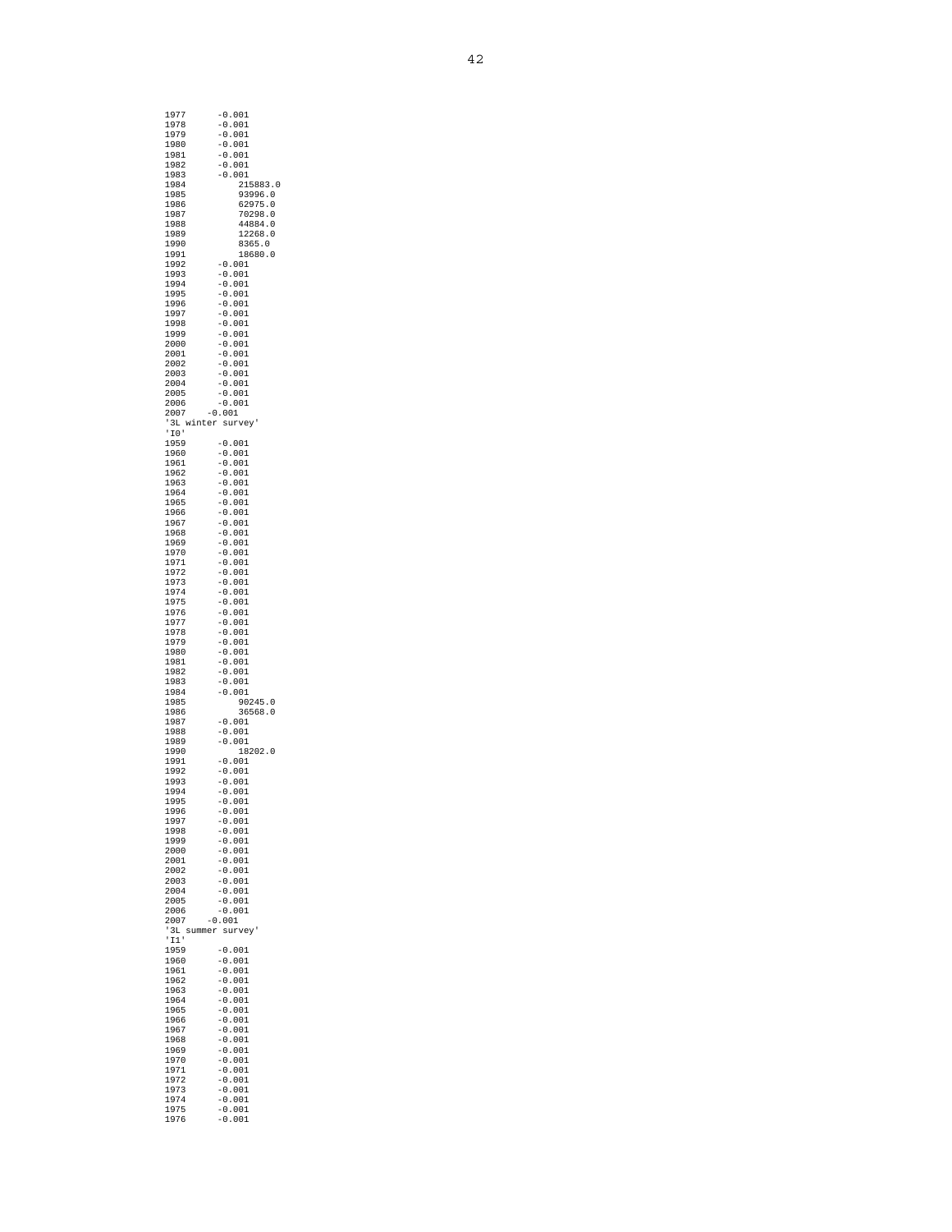```
1977      -0.001
1978      -0.001
1979      -0.001
1980      -0.001
1981      -0.001
1982      -0.001
1983      -0.001
1984          215883.0
1985          93996.0
1986          62975.0
1987          70298.0
1988          44884.0
1989          12268.0
1990          8365.0
1991          18680.0
1992      -0.001
1993      -0.001
1994      -0.001
1995      -0.001
1996      -0.001
1997      -0.001
1998      -0.001
1999      -0.001
2000      -0.001
2001      -0.001
2002      -0.001
2003      -0.001
2004      -0.001
2005      -0.001
2006      -0.001
2007    -0.001
'3L winter survey'
'I0'
1959      -0.001
1960      -0.001
1961      -0.001
1962      -0.001
1963      -0.001
1964      -0.001
1965      -0.001
1966      -0.001
1967      -0.001
1968      -0.001
1969      -0.001
1970      -0.001
1971      -0.001
1972      -0.001
1973      -0.001
1974      -0.001
1975      -0.001
1976      -0.001
1977      -0.001
1978      -0.001
1979      -0.001
1980      -0.001
1981      -0.001
1982      -0.001
1983      -0.001
1984      -0.001
1985          90245.0
1986          36568.0
1987      -0.001
1988      -0.001
1989      -0.001
1990          18202.0
1991      -0.001
1992      -0.001
1993      -0.001
1994      -0.001
1995      -0.001
1996      -0.001
1997      -0.001
1998      -0.001
1999      -0.001
2000      -0.001
2001      -0.001
2002      -0.001
2003      -0.001
2004      -0.001
2005      -0.001
2006      -0.001
2007    -0.001
'3L summer survey'
'I1'
1959      -0.001
1960      -0.001
1961      -0.001
1962      -0.001
1963      -0.001
1964      -0.001
1965      -0.001
1966      -0.001
1967      -0.001
1968      -0.001
1969      -0.001
1970      -0.001
1971      -0.001
1972      -0.001
1973      -0.001
1974      -0.001
1975      -0.001
1976      -0.001
```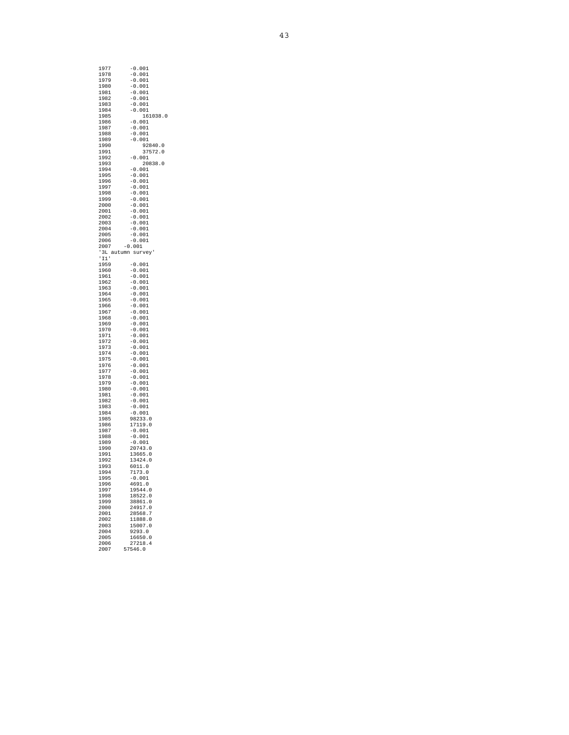```
1977      -0.001
1978      -0.001
1979      -0.001
1980      -0.001
1981      -0.001
1982      -0.001
1983      -0.001
1984      -0.001
1985          161038.0
1986      -0.001
1987      -0.001
1988      -0.001
1989      -0.001
1990          92840.0
1991          37572.0
1992      -0.001
1993          20838.0
1994      -0.001
1995      -0.001
1996      -0.001
1997      -0.001
1998      -0.001
1999      -0.001
2000      -0.001
2001      -0.001
2002      -0.001
2003      -0.001
2004      -0.001
2005      -0.001
2006      -0.001
2007   -0.001
'3L autumn survey'
'I1'
1959      -0.001
1960      -0.001
1961      -0.001
1962      -0.001
1963      -0.001
1964      -0.001
1965      -0.001
1966      -0.001
1967      -0.001
1968      -0.001
1969      -0.001
1970      -0.001
1971      -0.001
1972      -0.001
1973      -0.001
1974      -0.001
1975      -0.001
1976      -0.001
1977      -0.001
1978      -0.001
1979      -0.001
1980      -0.001
1981      -0.001
1982      -0.001
1983      -0.001
1984      -0.001
1985      98233.0
1986      17119.0
1987      -0.001
1988      -0.001
1989      -0.001
1990      20743.0
1991      13665.0
1992      13424.0
1993      6011.0
1994      7173.0
1995      -0.001
1996      4691.0
1997      19544.0
1998      18522.0
1999      38861.0
2000      24917.0
2001      28568.7
2002      11888.0
2003      15007.0
2004      9293.0
2005      16650.0
2006      27218.4
2007    57546.0
```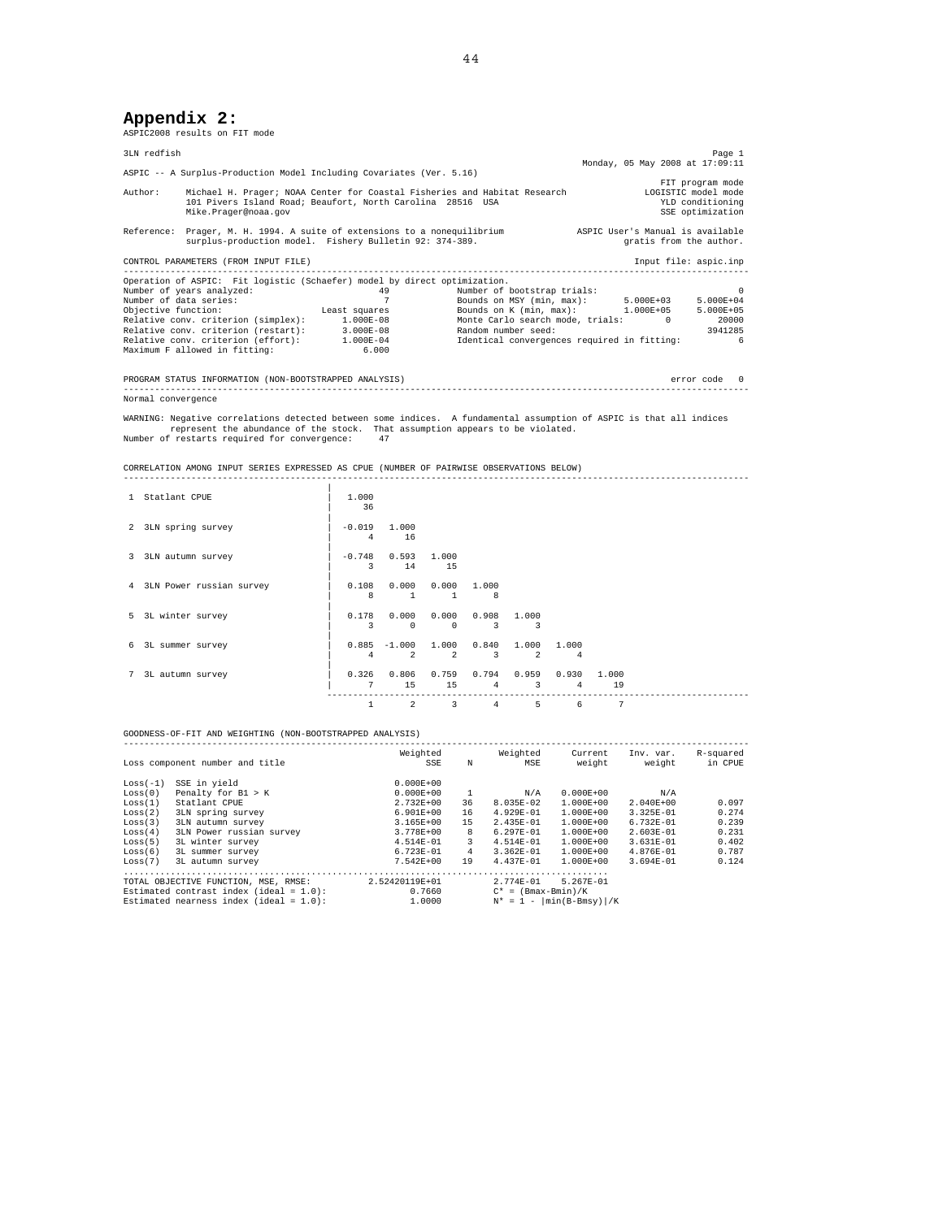## Appendix 2:

ASPIC2008 results on FIT mode

```
3LN redfish                                                                                              Page 1
                                                                              Monday, 05 May 2008 at 17:09:11
ASPIC -- A Surplus-Production Model Including Covariates (Ver. 5.16)
                                                                                             FIT program mode
Author:    Michael H. Prager; NOAA Center for Coastal Fisheries and Habitat Research       LOGISTIC model mode
           101 Pivers Island Road; Beaufort, North Carolina  28516  USA                      YLD conditioning
           Mike.Prager@noaa.gov                                                              SSE optimization

Reference: Prager, M. H. 1994. A suite of extensions to a nonequilibrium          ASPIC User's Manual is available
           surplus-production model.  Fishery Bulletin 92: 374-389.                    gratis from the author.

CONTROL PARAMETERS (FROM INPUT FILE)                                                     Input file: aspic.inp
-----------------------------------------------------------------------------------------------------------------
Operation of ASPIC:  Fit logistic (Schaefer) model by direct optimization.
Number of years analyzed:                    49          Number of bootstrap trials:                         0
Number of data series:                        7          Bounds on MSY (min, max):       5.000E+03   5.000E+04
Objective function:                Least squares         Bounds on K (min, max):         1.000E+05   5.000E+05
Relative conv. criterion (simplex):     1.000E-08        Monte Carlo search mode, trials:      0         20000
Relative conv. criterion (restart):     3.000E-08        Random number seed:                           3941285
Relative conv. criterion (effort):      1.000E-04        Identical convergences required in fitting:         6
Maximum F allowed in fitting:               6.000


PROGRAM STATUS INFORMATION (NON-BOOTSTRAPPED ANALYSIS)                                         error code   0
-----------------------------------------------------------------------------------------------------------------
Normal convergence

WARNING: Negative correlations detected between some indices.  A fundamental assumption of ASPIC is that all indices
         represent the abundance of the stock.  That assumption appears to be violated.
Number of restarts required for convergence:    47


CORRELATION AMONG INPUT SERIES EXPRESSED AS CPUE (NUMBER OF PAIRWISE OBSERVATIONS BELOW)
-----------------------------------------------------------------------------------------------------------------
                                            |
 1  Statlant CPUE                           |   1.000
                                            |     36
                                            |
 2  3LN spring survey                       |  -0.019   1.000
                                            |      4      16
                                            |
 3  3LN autumn survey                       |  -0.748   0.593   1.000
                                            |      3      14      15
                                            |
 4  3LN Power russian survey                |   0.108   0.000   0.000   1.000
                                            |      8       1       1       8
                                            |
 5  3L winter survey                        |   0.178   0.000   0.000   0.908   1.000
                                            |      3       0       0       3       3
                                            |
 6  3L summer survey                        |   0.885  -1.000   1.000   0.840   1.000   1.000
                                            |      4       2       2       3       2       4
                                            |
 7  3L autumn survey                        |   0.326   0.806   0.759   0.794   0.959   0.930   1.000
                                            |      7      15      15       4       3       4      19
                                            -----------------------------------------------------------------------
                                                    1       2       3       4       5       6       7


GOODNESS-OF-FIT AND WEIGHTING (NON-BOOTSTRAPPED ANALYSIS)
-----------------------------------------------------------------------------------------------------------------
                                                 Weighted              Weighted       Current    Inv. var.   R-squared
Loss component number and title                       SSE      N           MSE        weight       weight     in CPUE

Loss(-1)  SSE in yield                          0.000E+00
Loss(0)   Penalty for B1 > K                    0.000E+00      1           N/A     0.000E+00          N/A
Loss(1)   Statlant CPUE                         2.732E+00     36     8.035E-02     1.000E+00    2.040E+00       0.097
Loss(2)   3LN spring survey                     6.901E+00     16     4.929E-01     1.000E+00    3.325E-01       0.274
Loss(3)   3LN autumn survey                     3.165E+00     15     2.435E-01     1.000E+00    6.732E-01       0.239
Loss(4)   3LN Power russian survey              3.778E+00      8     6.297E-01     1.000E+00    2.603E-01       0.231
Loss(5)   3L winter survey                      4.514E-01      3     4.514E-01     1.000E+00    3.631E-01       0.402
Loss(6)   3L summer survey                      6.723E-01      4     3.362E-01     1.000E+00    4.876E-01       0.787
Loss(7)   3L autumn survey                      7.542E+00     19     4.437E-01     1.000E+00    3.694E-01       0.124
..........................................................................................
TOTAL OBJECTIVE FUNCTION, MSE, RMSE:       2.52420119E+01          2.774E-01     5.267E-01
Estimated contrast index (ideal = 1.0):            0.7660          C* = (Bmax-Bmin)/K
Estimated nearness index (ideal = 1.0):            1.0000          N* = 1 - |min(B-Bmsy)|/K
```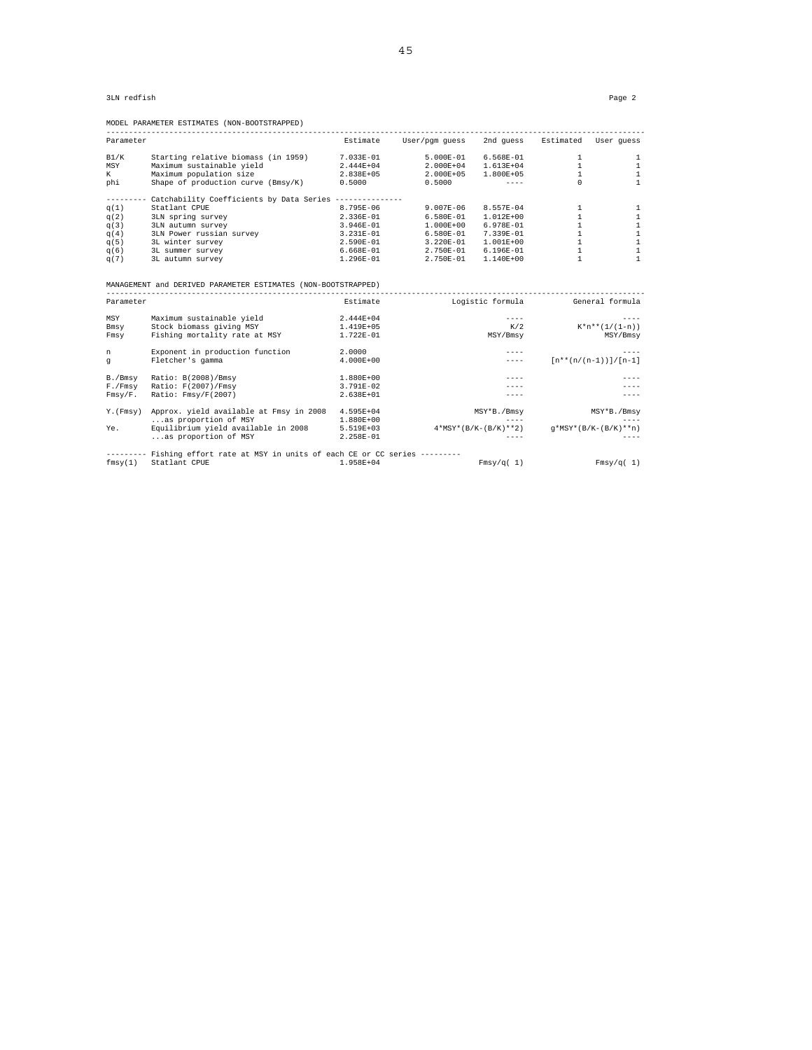3LN redfish

Page 2

MODEL PARAMETER ESTIMATES (NON-BOOTSTRAPPED)

| Parameter | | Estimate | User/pgm guess | 2nd guess | Estimated | User guess |
|---|---|---|---|---|---|---|
| B1/K | Starting relative biomass (in 1959) | 7.033E-01 | 5.000E-01 | 6.568E-01 | 1 | 1 |
| MSY | Maximum sustainable yield | 2.444E+04 | 2.000E+04 | 1.613E+04 | 1 | 1 |
| K | Maximum population size | 2.838E+05 | 2.000E+05 | 1.800E+05 | 1 | 1 |
| phi | Shape of production curve (Bmsy/K) | 0.5000 | 0.5000 | ---- | 0 | 1 |
| --------- | Catchability Coefficients by Data Series -------------- | | | | | |
| q(1) | Statlant CPUE | 8.795E-06 | 9.007E-06 | 8.557E-04 | 1 | 1 |
| q(2) | 3LN spring survey | 2.336E-01 | 6.580E-01 | 1.012E+00 | 1 | 1 |
| q(3) | 3LN autumn survey | 3.946E-01 | 1.000E+00 | 6.978E-01 | 1 | 1 |
| q(4) | 3LN Power russian survey | 3.231E-01 | 6.580E-01 | 7.339E-01 | 1 | 1 |
| q(5) | 3L winter survey | 2.590E-01 | 3.220E-01 | 1.001E+00 | 1 | 1 |
| q(6) | 3L summer survey | 6.668E-01 | 2.750E-01 | 6.196E-01 | 1 | 1 |
| q(7) | 3L autumn survey | 1.296E-01 | 2.750E-01 | 1.140E+00 | 1 | 1 |

MANAGEMENT and DERIVED PARAMETER ESTIMATES (NON-BOOTSTRAPPED)

| Parameter | | Estimate | Logistic formula | General formula |
|---|---|---|---|---|
| MSY | Maximum sustainable yield | 2.444E+04 | ---- | ---- |
| Bmsy | Stock biomass giving MSY | 1.419E+05 | K/2 | K*n**(1/(1-n)) |
| Fmsy | Fishing mortality rate at MSY | 1.722E-01 | MSY/Bmsy | MSY/Bmsy |
| n | Exponent in production function | 2.0000 | ---- | ---- |
| g | Fletcher's gamma | 4.000E+00 | ---- | [n**(n/(n-1))]/[n-1] |
| B./Bmsy | Ratio: B(2008)/Bmsy | 1.880E+00 | ---- | ---- |
| F./Fmsy | Ratio: F(2007)/Fmsy | 3.791E-02 | ---- | ---- |
| Fmsy/F. | Ratio: Fmsy/F(2007) | 2.638E+01 | ---- | ---- |
| Y.(Fmsy) | Approx. yield available at Fmsy in 2008 | 4.595E+04 | MSY*B./Bmsy | MSY*B./Bmsy |
| | ...as proportion of MSY | 1.880E+00 | ---- | ---- |
| Ye. | Equilibrium yield available in 2008 | 5.519E+03 | 4*MSY*(B/K-(B/K)**2) | g*MSY*(B/K-(B/K)**n) |
| | ...as proportion of MSY | 2.258E-01 | ---- | ---- |
| --------- | Fishing effort rate at MSY in units of each CE or CC series --------- | | | |
| fmsy(1) | Statlant CPUE | 1.958E+04 | Fmsy/q( 1) | Fmsy/q( 1) |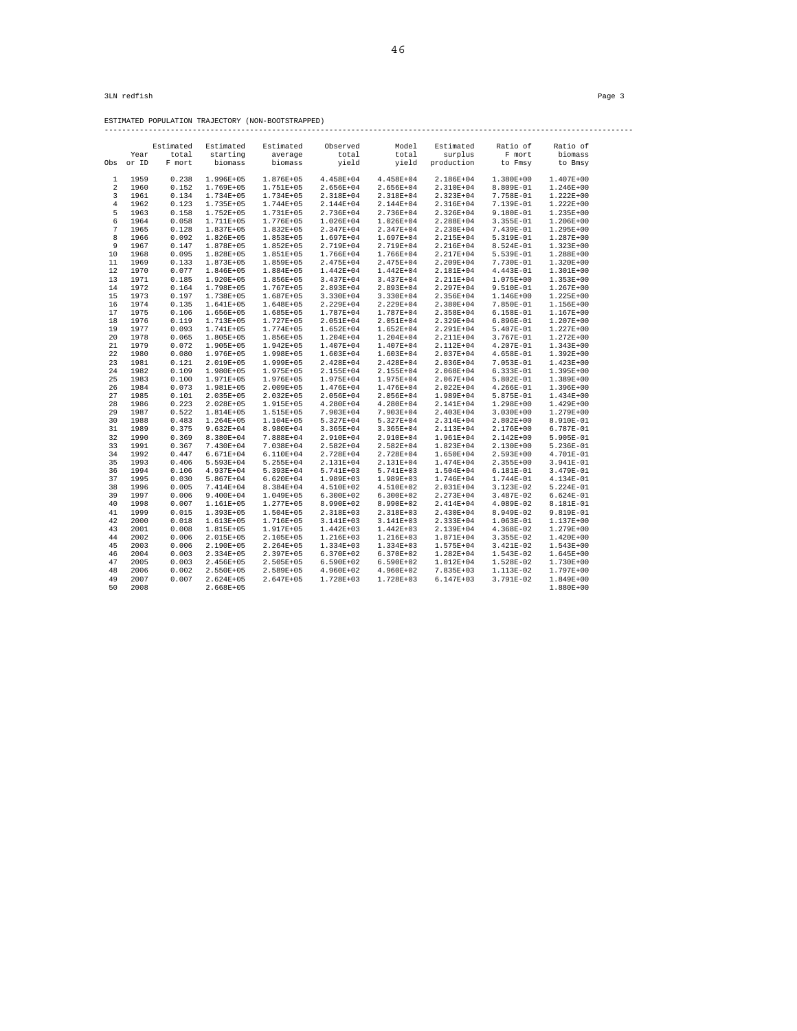3LN redfish

ESTIMATED POPULATION TRAJECTORY (NON-BOOTSTRAPPED)

| Obs | Year or ID | Estimated total F mort | Estimated starting biomass | Estimated average biomass | Observed total yield | Model total yield | Estimated surplus production | Ratio of F mort to Fmsy | Ratio of biomass to Bmsy |
|---|---|---|---|---|---|---|---|---|---|
| 1 | 1959 | 0.238 | 1.996E+05 | 1.876E+05 | 4.458E+04 | 4.458E+04 | 2.186E+04 | 1.380E+00 | 1.407E+00 |
| 2 | 1960 | 0.152 | 1.769E+05 | 1.751E+05 | 2.656E+04 | 2.656E+04 | 2.310E+04 | 8.809E-01 | 1.246E+00 |
| 3 | 1961 | 0.134 | 1.734E+05 | 1.734E+05 | 2.318E+04 | 2.318E+04 | 2.323E+04 | 7.758E-01 | 1.222E+00 |
| 4 | 1962 | 0.123 | 1.735E+05 | 1.744E+05 | 2.144E+04 | 2.144E+04 | 2.316E+04 | 7.139E-01 | 1.222E+00 |
| 5 | 1963 | 0.158 | 1.752E+05 | 1.731E+05 | 2.736E+04 | 2.736E+04 | 2.326E+04 | 9.180E-01 | 1.235E+00 |
| 6 | 1964 | 0.058 | 1.711E+05 | 1.776E+05 | 1.026E+04 | 1.026E+04 | 2.288E+04 | 3.355E-01 | 1.206E+00 |
| 7 | 1965 | 0.128 | 1.837E+05 | 1.832E+05 | 2.347E+04 | 2.347E+04 | 2.238E+04 | 7.439E-01 | 1.295E+00 |
| 8 | 1966 | 0.092 | 1.826E+05 | 1.853E+05 | 1.697E+04 | 1.697E+04 | 2.215E+04 | 5.319E-01 | 1.287E+00 |
| 9 | 1967 | 0.147 | 1.878E+05 | 1.852E+05 | 2.719E+04 | 2.719E+04 | 2.216E+04 | 8.524E-01 | 1.323E+00 |
| 10 | 1968 | 0.095 | 1.828E+05 | 1.851E+05 | 1.766E+04 | 1.766E+04 | 2.217E+04 | 5.539E-01 | 1.288E+00 |
| 11 | 1969 | 0.133 | 1.873E+05 | 1.859E+05 | 2.475E+04 | 2.475E+04 | 2.209E+04 | 7.730E-01 | 1.320E+00 |
| 12 | 1970 | 0.077 | 1.846E+05 | 1.884E+05 | 1.442E+04 | 1.442E+04 | 2.181E+04 | 4.443E-01 | 1.301E+00 |
| 13 | 1971 | 0.185 | 1.920E+05 | 1.856E+05 | 3.437E+04 | 3.437E+04 | 2.211E+04 | 1.075E+00 | 1.353E+00 |
| 14 | 1972 | 0.164 | 1.798E+05 | 1.767E+05 | 2.893E+04 | 2.893E+04 | 2.297E+04 | 9.510E-01 | 1.267E+00 |
| 15 | 1973 | 0.197 | 1.738E+05 | 1.687E+05 | 3.330E+04 | 3.330E+04 | 2.356E+04 | 1.146E+00 | 1.225E+00 |
| 16 | 1974 | 0.135 | 1.641E+05 | 1.648E+05 | 2.229E+04 | 2.229E+04 | 2.380E+04 | 7.850E-01 | 1.156E+00 |
| 17 | 1975 | 0.106 | 1.656E+05 | 1.685E+05 | 1.787E+04 | 1.787E+04 | 2.358E+04 | 6.158E-01 | 1.167E+00 |
| 18 | 1976 | 0.119 | 1.713E+05 | 1.727E+05 | 2.051E+04 | 2.051E+04 | 2.329E+04 | 6.896E-01 | 1.207E+00 |
| 19 | 1977 | 0.093 | 1.741E+05 | 1.774E+05 | 1.652E+04 | 1.652E+04 | 2.291E+04 | 5.407E-01 | 1.227E+00 |
| 20 | 1978 | 0.065 | 1.805E+05 | 1.856E+05 | 1.204E+04 | 1.204E+04 | 2.211E+04 | 3.767E-01 | 1.272E+00 |
| 21 | 1979 | 0.072 | 1.905E+05 | 1.942E+05 | 1.407E+04 | 1.407E+04 | 2.112E+04 | 4.207E-01 | 1.343E+00 |
| 22 | 1980 | 0.080 | 1.976E+05 | 1.998E+05 | 1.603E+04 | 1.603E+04 | 2.037E+04 | 4.658E-01 | 1.392E+00 |
| 23 | 1981 | 0.121 | 2.019E+05 | 1.999E+05 | 2.428E+04 | 2.428E+04 | 2.036E+04 | 7.053E-01 | 1.423E+00 |
| 24 | 1982 | 0.109 | 1.980E+05 | 1.975E+05 | 2.155E+04 | 2.155E+04 | 2.068E+04 | 6.333E-01 | 1.395E+00 |
| 25 | 1983 | 0.100 | 1.971E+05 | 1.976E+05 | 1.975E+04 | 1.975E+04 | 2.067E+04 | 5.802E-01 | 1.389E+00 |
| 26 | 1984 | 0.073 | 1.981E+05 | 2.009E+05 | 1.476E+04 | 1.476E+04 | 2.022E+04 | 4.266E-01 | 1.396E+00 |
| 27 | 1985 | 0.101 | 2.035E+05 | 2.032E+05 | 2.056E+04 | 2.056E+04 | 1.989E+04 | 5.875E-01 | 1.434E+00 |
| 28 | 1986 | 0.223 | 2.028E+05 | 1.915E+05 | 4.280E+04 | 4.280E+04 | 2.141E+04 | 1.298E+00 | 1.429E+00 |
| 29 | 1987 | 0.522 | 1.814E+05 | 1.515E+05 | 7.903E+04 | 7.903E+04 | 2.403E+04 | 3.030E+00 | 1.279E+00 |
| 30 | 1988 | 0.483 | 1.264E+05 | 1.104E+05 | 5.327E+04 | 5.327E+04 | 2.314E+04 | 2.802E+00 | 8.910E-01 |
| 31 | 1989 | 0.375 | 9.632E+04 | 8.980E+04 | 3.365E+04 | 3.365E+04 | 2.113E+04 | 2.176E+00 | 6.787E-01 |
| 32 | 1990 | 0.369 | 8.380E+04 | 7.888E+04 | 2.910E+04 | 2.910E+04 | 1.961E+04 | 2.142E+00 | 5.905E-01 |
| 33 | 1991 | 0.367 | 7.430E+04 | 7.038E+04 | 2.582E+04 | 2.582E+04 | 1.823E+04 | 2.130E+00 | 5.236E-01 |
| 34 | 1992 | 0.447 | 6.671E+04 | 6.110E+04 | 2.728E+04 | 2.728E+04 | 1.650E+04 | 2.593E+00 | 4.701E-01 |
| 35 | 1993 | 0.406 | 5.593E+04 | 5.255E+04 | 2.131E+04 | 2.131E+04 | 1.474E+04 | 2.355E+00 | 3.941E-01 |
| 36 | 1994 | 0.106 | 4.937E+04 | 5.393E+04 | 5.741E+03 | 5.741E+03 | 1.504E+04 | 6.181E-01 | 3.479E-01 |
| 37 | 1995 | 0.030 | 5.867E+04 | 6.620E+04 | 1.989E+03 | 1.989E+03 | 1.746E+04 | 1.744E-01 | 4.134E-01 |
| 38 | 1996 | 0.005 | 7.414E+04 | 8.384E+04 | 4.510E+02 | 4.510E+02 | 2.031E+04 | 3.123E-02 | 5.224E-01 |
| 39 | 1997 | 0.006 | 9.400E+04 | 1.049E+05 | 6.300E+02 | 6.300E+02 | 2.273E+04 | 3.487E-02 | 6.624E-01 |
| 40 | 1998 | 0.007 | 1.161E+05 | 1.277E+05 | 8.990E+02 | 8.990E+02 | 2.414E+04 | 4.089E-02 | 8.181E-01 |
| 41 | 1999 | 0.015 | 1.393E+05 | 1.504E+05 | 2.318E+03 | 2.318E+03 | 2.430E+04 | 8.949E-02 | 9.819E-01 |
| 42 | 2000 | 0.018 | 1.613E+05 | 1.716E+05 | 3.141E+03 | 3.141E+03 | 2.333E+04 | 1.063E-01 | 1.137E+00 |
| 43 | 2001 | 0.008 | 1.815E+05 | 1.917E+05 | 1.442E+03 | 1.442E+03 | 2.139E+04 | 4.368E-02 | 1.279E+00 |
| 44 | 2002 | 0.006 | 2.015E+05 | 2.105E+05 | 1.216E+03 | 1.216E+03 | 1.871E+04 | 3.355E-02 | 1.420E+00 |
| 45 | 2003 | 0.006 | 2.190E+05 | 2.264E+05 | 1.334E+03 | 1.334E+03 | 1.575E+04 | 3.421E-02 | 1.543E+00 |
| 46 | 2004 | 0.003 | 2.334E+05 | 2.397E+05 | 6.370E+02 | 6.370E+02 | 1.282E+04 | 1.543E-02 | 1.645E+00 |
| 47 | 2005 | 0.003 | 2.456E+05 | 2.505E+05 | 6.590E+02 | 6.590E+02 | 1.012E+04 | 1.528E-02 | 1.730E+00 |
| 48 | 2006 | 0.002 | 2.550E+05 | 2.589E+05 | 4.960E+02 | 4.960E+02 | 7.835E+03 | 1.113E-02 | 1.797E+00 |
| 49 | 2007 | 0.007 | 2.624E+05 | 2.647E+05 | 1.728E+03 | 1.728E+03 | 6.147E+03 | 3.791E-02 | 1.849E+00 |
| 50 | 2008 | | 2.668E+05 | | | | | | 1.880E+00 |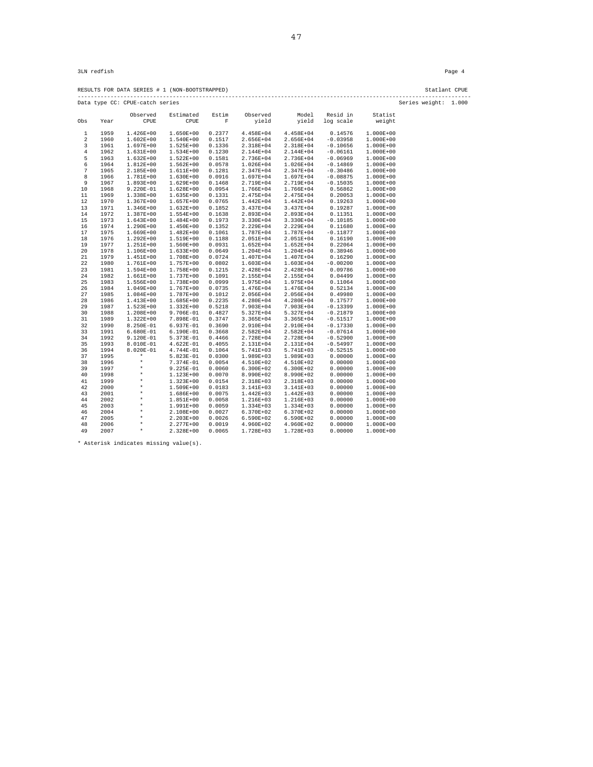3LN redfish

RESULTS FOR DATA SERIES # 1 (NON-BOOTSTRAPPED) Statlant CPUE

Data type CC: CPUE-catch series Series weight: 1.000

| Obs | Year | Observed CPUE | Estimated CPUE | Estim F | Observed yield | Model yield | Resid in log scale | Statist weight |
|---|---|---|---|---|---|---|---|---|
| 1 | 1959 | 1.426E+00 | 1.650E+00 | 0.2377 | 4.458E+04 | 4.458E+04 | 0.14576 | 1.000E+00 |
| 2 | 1960 | 1.602E+00 | 1.540E+00 | 0.1517 | 2.656E+04 | 2.656E+04 | -0.03958 | 1.000E+00 |
| 3 | 1961 | 1.697E+00 | 1.525E+00 | 0.1336 | 2.318E+04 | 2.318E+04 | -0.10656 | 1.000E+00 |
| 4 | 1962 | 1.631E+00 | 1.534E+00 | 0.1230 | 2.144E+04 | 2.144E+04 | -0.06161 | 1.000E+00 |
| 5 | 1963 | 1.632E+00 | 1.522E+00 | 0.1581 | 2.736E+04 | 2.736E+04 | -0.06969 | 1.000E+00 |
| 6 | 1964 | 1.812E+00 | 1.562E+00 | 0.0578 | 1.026E+04 | 1.026E+04 | -0.14869 | 1.000E+00 |
| 7 | 1965 | 2.185E+00 | 1.611E+00 | 0.1281 | 2.347E+04 | 2.347E+04 | -0.30486 | 1.000E+00 |
| 8 | 1966 | 1.781E+00 | 1.630E+00 | 0.0916 | 1.697E+04 | 1.697E+04 | -0.08875 | 1.000E+00 |
| 9 | 1967 | 1.893E+00 | 1.629E+00 | 0.1468 | 2.719E+04 | 2.719E+04 | -0.15035 | 1.000E+00 |
| 10 | 1968 | 9.220E-01 | 1.628E+00 | 0.0954 | 1.766E+04 | 1.766E+04 | 0.56862 | 1.000E+00 |
| 11 | 1969 | 1.338E+00 | 1.635E+00 | 0.1331 | 2.475E+04 | 2.475E+04 | 0.20053 | 1.000E+00 |
| 12 | 1970 | 1.367E+00 | 1.657E+00 | 0.0765 | 1.442E+04 | 1.442E+04 | 0.19263 | 1.000E+00 |
| 13 | 1971 | 1.346E+00 | 1.632E+00 | 0.1852 | 3.437E+04 | 3.437E+04 | 0.19287 | 1.000E+00 |
| 14 | 1972 | 1.387E+00 | 1.554E+00 | 0.1638 | 2.893E+04 | 2.893E+04 | 0.11351 | 1.000E+00 |
| 15 | 1973 | 1.643E+00 | 1.484E+00 | 0.1973 | 3.330E+04 | 3.330E+04 | -0.10185 | 1.000E+00 |
| 16 | 1974 | 1.290E+00 | 1.450E+00 | 0.1352 | 2.229E+04 | 2.229E+04 | 0.11680 | 1.000E+00 |
| 17 | 1975 | 1.669E+00 | 1.482E+00 | 0.1061 | 1.787E+04 | 1.787E+04 | -0.11877 | 1.000E+00 |
| 18 | 1976 | 1.292E+00 | 1.519E+00 | 0.1188 | 2.051E+04 | 2.051E+04 | 0.16190 | 1.000E+00 |
| 19 | 1977 | 1.251E+00 | 1.560E+00 | 0.0931 | 1.652E+04 | 1.652E+04 | 0.22064 | 1.000E+00 |
| 20 | 1978 | 1.106E+00 | 1.633E+00 | 0.0649 | 1.204E+04 | 1.204E+04 | 0.38946 | 1.000E+00 |
| 21 | 1979 | 1.451E+00 | 1.708E+00 | 0.0724 | 1.407E+04 | 1.407E+04 | 0.16290 | 1.000E+00 |
| 22 | 1980 | 1.761E+00 | 1.757E+00 | 0.0802 | 1.603E+04 | 1.603E+04 | -0.00200 | 1.000E+00 |
| 23 | 1981 | 1.594E+00 | 1.758E+00 | 0.1215 | 2.428E+04 | 2.428E+04 | 0.09786 | 1.000E+00 |
| 24 | 1982 | 1.661E+00 | 1.737E+00 | 0.1091 | 2.155E+04 | 2.155E+04 | 0.04499 | 1.000E+00 |
| 25 | 1983 | 1.556E+00 | 1.738E+00 | 0.0999 | 1.975E+04 | 1.975E+04 | 0.11064 | 1.000E+00 |
| 26 | 1984 | 1.049E+00 | 1.767E+00 | 0.0735 | 1.476E+04 | 1.476E+04 | 0.52134 | 1.000E+00 |
| 27 | 1985 | 1.084E+00 | 1.787E+00 | 0.1012 | 2.056E+04 | 2.056E+04 | 0.49980 | 1.000E+00 |
| 28 | 1986 | 1.413E+00 | 1.685E+00 | 0.2235 | 4.280E+04 | 4.280E+04 | 0.17577 | 1.000E+00 |
| 29 | 1987 | 1.523E+00 | 1.332E+00 | 0.5218 | 7.903E+04 | 7.903E+04 | -0.13399 | 1.000E+00 |
| 30 | 1988 | 1.208E+00 | 9.706E-01 | 0.4827 | 5.327E+04 | 5.327E+04 | -0.21879 | 1.000E+00 |
| 31 | 1989 | 1.322E+00 | 7.898E-01 | 0.3747 | 3.365E+04 | 3.365E+04 | -0.51517 | 1.000E+00 |
| 32 | 1990 | 8.250E-01 | 6.937E-01 | 0.3690 | 2.910E+04 | 2.910E+04 | -0.17330 | 1.000E+00 |
| 33 | 1991 | 6.680E-01 | 6.190E-01 | 0.3668 | 2.582E+04 | 2.582E+04 | -0.07614 | 1.000E+00 |
| 34 | 1992 | 9.120E-01 | 5.373E-01 | 0.4466 | 2.728E+04 | 2.728E+04 | -0.52900 | 1.000E+00 |
| 35 | 1993 | 8.010E-01 | 4.622E-01 | 0.4055 | 2.131E+04 | 2.131E+04 | -0.54997 | 1.000E+00 |
| 36 | 1994 | 8.020E-01 | 4.744E-01 | 0.1064 | 5.741E+03 | 5.741E+03 | -0.52515 | 1.000E+00 |
| 37 | 1995 | * | 5.823E-01 | 0.0300 | 1.989E+03 | 1.989E+03 | 0.00000 | 1.000E+00 |
| 38 | 1996 | * | 7.374E-01 | 0.0054 | 4.510E+02 | 4.510E+02 | 0.00000 | 1.000E+00 |
| 39 | 1997 | * | 9.225E-01 | 0.0060 | 6.300E+02 | 6.300E+02 | 0.00000 | 1.000E+00 |
| 40 | 1998 | * | 1.123E+00 | 0.0070 | 8.990E+02 | 8.990E+02 | 0.00000 | 1.000E+00 |
| 41 | 1999 | * | 1.323E+00 | 0.0154 | 2.318E+03 | 2.318E+03 | 0.00000 | 1.000E+00 |
| 42 | 2000 | * | 1.509E+00 | 0.0183 | 3.141E+03 | 3.141E+03 | 0.00000 | 1.000E+00 |
| 43 | 2001 | * | 1.686E+00 | 0.0075 | 1.442E+03 | 1.442E+03 | 0.00000 | 1.000E+00 |
| 44 | 2002 | * | 1.851E+00 | 0.0058 | 1.216E+03 | 1.216E+03 | 0.00000 | 1.000E+00 |
| 45 | 2003 | * | 1.991E+00 | 0.0059 | 1.334E+03 | 1.334E+03 | 0.00000 | 1.000E+00 |
| 46 | 2004 | * | 2.108E+00 | 0.0027 | 6.370E+02 | 6.370E+02 | 0.00000 | 1.000E+00 |
| 47 | 2005 | * | 2.203E+00 | 0.0026 | 6.590E+02 | 6.590E+02 | 0.00000 | 1.000E+00 |
| 48 | 2006 | * | 2.277E+00 | 0.0019 | 4.960E+02 | 4.960E+02 | 0.00000 | 1.000E+00 |
| 49 | 2007 | * | 2.328E+00 | 0.0065 | 1.728E+03 | 1.728E+03 | 0.00000 | 1.000E+00 |

* Asterisk indicates missing value(s).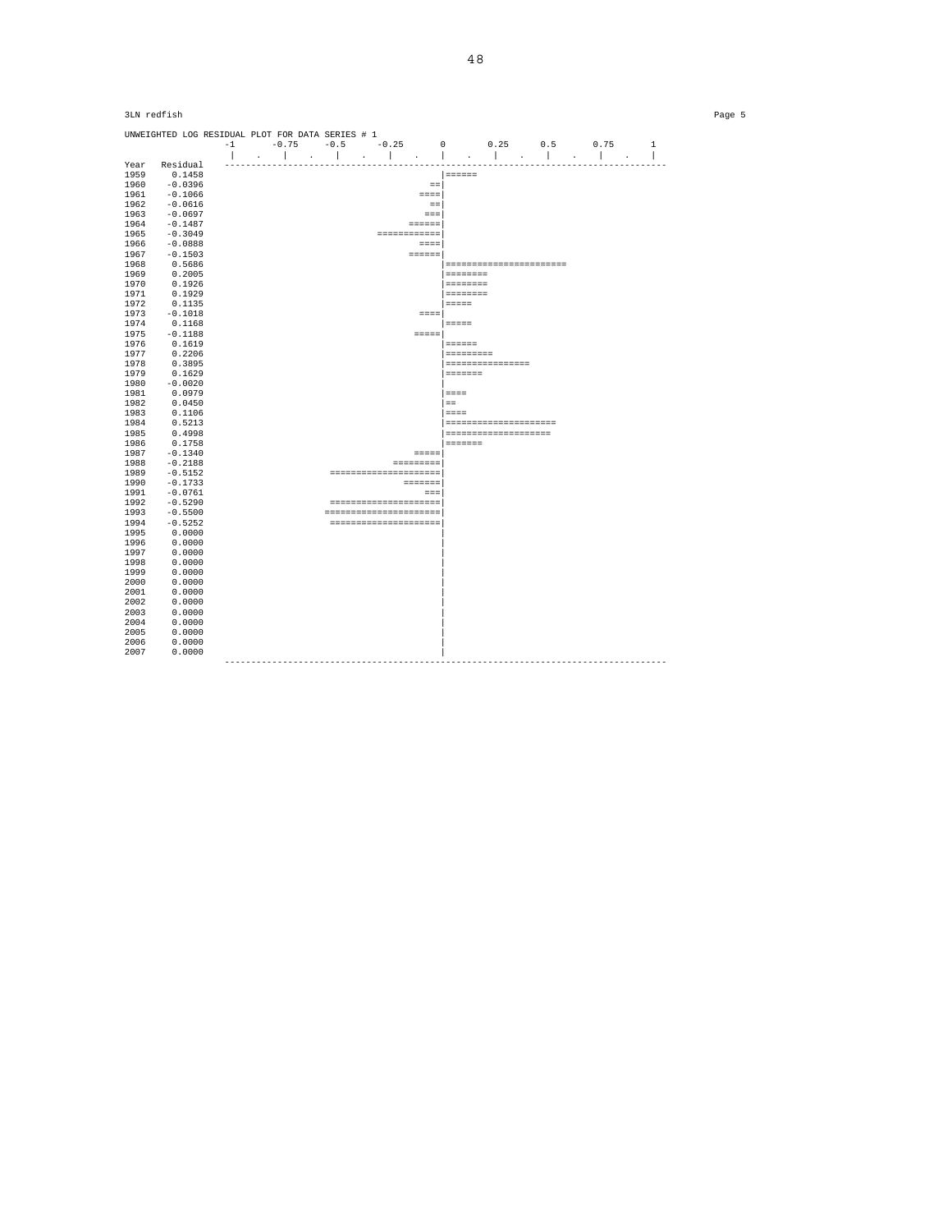3LN redfish

UNWEIGHTED LOG RESIDUAL PLOT FOR DATA SERIES # 1

```
                 -1      -0.75     -0.5     -0.25      0       0.25      0.5      0.75      1
                  |    .    |    .    |    .    |    .    |    .    |    .    |    .    |    .    |
Year   Residual  ------------------------------------------------------------------------------------
1959    0.1458                                          |======
1960   -0.0396                                        ==|
1961   -0.1066                                      ====|
1962   -0.0616                                        ==|
1963   -0.0697                                       ===|
1964   -0.1487                                    ======|
1965   -0.3049                              ============|
1966   -0.0888                                      ====|
1967   -0.1503                                    ======|
1968    0.5686                                          |=======================
1969    0.2005                                          |========
1970    0.1926                                          |========
1971    0.1929                                          |========
1972    0.1135                                          |=====
1973   -0.1018                                      ====|
1974    0.1168                                          |=====
1975   -0.1188                                     =====|
1976    0.1619                                          |======
1977    0.2206                                          |=========
1978    0.3895                                          |================
1979    0.1629                                          |=======
1980   -0.0020                                          |
1981    0.0979                                          |====
1982    0.0450                                          |==
1983    0.1106                                          |====
1984    0.5213                                          |=====================
1985    0.4998                                          |====================
1986    0.1758                                          |=======
1987   -0.1340                                     =====|
1988   -0.2188                                 =========|
1989   -0.5152                     =====================|
1990   -0.1733                                   =======|
1991   -0.0761                                       ===|
1992   -0.5290                     =====================|
1993   -0.5500                    ======================|
1994   -0.5252                     =====================|
1995    0.0000                                          |
1996    0.0000                                          |
1997    0.0000                                          |
1998    0.0000                                          |
1999    0.0000                                          |
2000    0.0000                                          |
2001    0.0000                                          |
2002    0.0000                                          |
2003    0.0000                                          |
2004    0.0000                                          |
2005    0.0000                                          |
2006    0.0000                                          |
2007    0.0000                                          |
                 ------------------------------------------------------------------------------------
```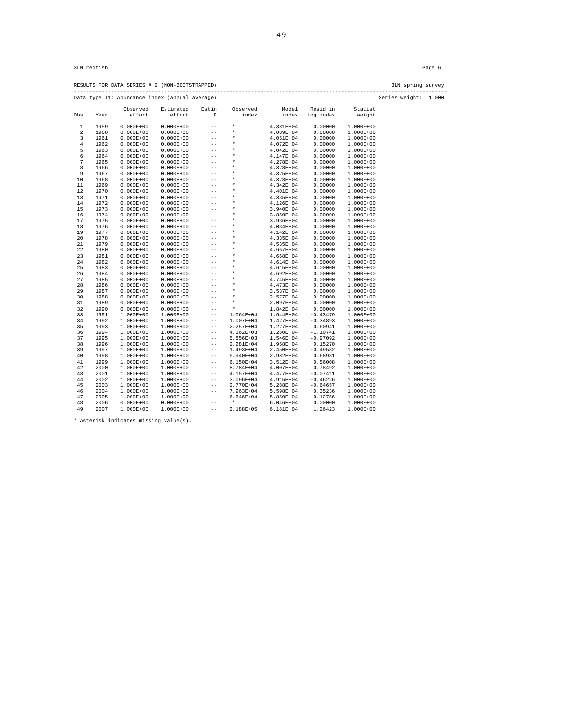3LN redfish

RESULTS FOR DATA SERIES # 2 (NON-BOOTSTRAPPED) 3LN spring survey

Data type I1: Abundance index (annual average) Series weight: 1.000

| Obs | Year | Observed effort | Estimated effort | Estim F | Observed index | Model index | Resid in log index | Statist weight |
|---|---|---|---|---|---|---|---|---|
| 1 | 1959 | 0.000E+00 | 0.000E+00 | -- | * | 4.381E+04 | 0.00000 | 1.000E+00 |
| 2 | 1960 | 0.000E+00 | 0.000E+00 | -- | * | 4.089E+04 | 0.00000 | 1.000E+00 |
| 3 | 1961 | 0.000E+00 | 0.000E+00 | -- | * | 4.051E+04 | 0.00000 | 1.000E+00 |
| 4 | 1962 | 0.000E+00 | 0.000E+00 | -- | * | 4.072E+04 | 0.00000 | 1.000E+00 |
| 5 | 1963 | 0.000E+00 | 0.000E+00 | -- | * | 4.042E+04 | 0.00000 | 1.000E+00 |
| 6 | 1964 | 0.000E+00 | 0.000E+00 | -- | * | 4.147E+04 | 0.00000 | 1.000E+00 |
| 7 | 1965 | 0.000E+00 | 0.000E+00 | -- | * | 4.278E+04 | 0.00000 | 1.000E+00 |
| 8 | 1966 | 0.000E+00 | 0.000E+00 | -- | * | 4.328E+04 | 0.00000 | 1.000E+00 |
| 9 | 1967 | 0.000E+00 | 0.000E+00 | -- | * | 4.325E+04 | 0.00000 | 1.000E+00 |
| 10 | 1968 | 0.000E+00 | 0.000E+00 | -- | * | 4.323E+04 | 0.00000 | 1.000E+00 |
| 11 | 1969 | 0.000E+00 | 0.000E+00 | -- | * | 4.342E+04 | 0.00000 | 1.000E+00 |
| 12 | 1970 | 0.000E+00 | 0.000E+00 | -- | * | 4.401E+04 | 0.00000 | 1.000E+00 |
| 13 | 1971 | 0.000E+00 | 0.000E+00 | -- | * | 4.335E+04 | 0.00000 | 1.000E+00 |
| 14 | 1972 | 0.000E+00 | 0.000E+00 | -- | * | 4.126E+04 | 0.00000 | 1.000E+00 |
| 15 | 1973 | 0.000E+00 | 0.000E+00 | -- | * | 3.940E+04 | 0.00000 | 1.000E+00 |
| 16 | 1974 | 0.000E+00 | 0.000E+00 | -- | * | 3.850E+04 | 0.00000 | 1.000E+00 |
| 17 | 1975 | 0.000E+00 | 0.000E+00 | -- | * | 3.936E+04 | 0.00000 | 1.000E+00 |
| 18 | 1976 | 0.000E+00 | 0.000E+00 | -- | * | 4.034E+04 | 0.00000 | 1.000E+00 |
| 19 | 1977 | 0.000E+00 | 0.000E+00 | -- | * | 4.142E+04 | 0.00000 | 1.000E+00 |
| 20 | 1978 | 0.000E+00 | 0.000E+00 | -- | * | 4.335E+04 | 0.00000 | 1.000E+00 |
| 21 | 1979 | 0.000E+00 | 0.000E+00 | -- | * | 4.535E+04 | 0.00000 | 1.000E+00 |
| 22 | 1980 | 0.000E+00 | 0.000E+00 | -- | * | 4.667E+04 | 0.00000 | 1.000E+00 |
| 23 | 1981 | 0.000E+00 | 0.000E+00 | -- | * | 4.668E+04 | 0.00000 | 1.000E+00 |
| 24 | 1982 | 0.000E+00 | 0.000E+00 | -- | * | 4.614E+04 | 0.00000 | 1.000E+00 |
| 25 | 1983 | 0.000E+00 | 0.000E+00 | -- | * | 4.615E+04 | 0.00000 | 1.000E+00 |
| 26 | 1984 | 0.000E+00 | 0.000E+00 | -- | * | 4.692E+04 | 0.00000 | 1.000E+00 |
| 27 | 1985 | 0.000E+00 | 0.000E+00 | -- | * | 4.745E+04 | 0.00000 | 1.000E+00 |
| 28 | 1986 | 0.000E+00 | 0.000E+00 | -- | * | 4.473E+04 | 0.00000 | 1.000E+00 |
| 29 | 1987 | 0.000E+00 | 0.000E+00 | -- | * | 3.537E+04 | 0.00000 | 1.000E+00 |
| 30 | 1988 | 0.000E+00 | 0.000E+00 | -- | * | 2.577E+04 | 0.00000 | 1.000E+00 |
| 31 | 1989 | 0.000E+00 | 0.000E+00 | -- | * | 2.097E+04 | 0.00000 | 1.000E+00 |
| 32 | 1990 | 0.000E+00 | 0.000E+00 | -- | * | 1.842E+04 | 0.00000 | 1.000E+00 |
| 33 | 1991 | 1.000E+00 | 1.000E+00 | -- | 1.064E+04 | 1.644E+04 | -0.43479 | 1.000E+00 |
| 34 | 1992 | 1.000E+00 | 1.000E+00 | -- | 1.007E+04 | 1.427E+04 | -0.34893 | 1.000E+00 |
| 35 | 1993 | 1.000E+00 | 1.000E+00 | -- | 2.257E+04 | 1.227E+04 | 0.60941 | 1.000E+00 |
| 36 | 1994 | 1.000E+00 | 1.000E+00 | -- | 4.162E+03 | 1.260E+04 | -1.10741 | 1.000E+00 |
| 37 | 1995 | 1.000E+00 | 1.000E+00 | -- | 5.856E+03 | 1.546E+04 | -0.97092 | 1.000E+00 |
| 38 | 1996 | 1.000E+00 | 1.000E+00 | -- | 2.281E+04 | 1.958E+04 | 0.15270 | 1.000E+00 |
| 39 | 1997 | 1.000E+00 | 1.000E+00 | -- | 1.493E+04 | 2.450E+04 | -0.49532 | 1.000E+00 |
| 40 | 1998 | 1.000E+00 | 1.000E+00 | -- | 5.940E+04 | 2.982E+04 | 0.68931 | 1.000E+00 |
| 41 | 1999 | 1.000E+00 | 1.000E+00 | -- | 6.150E+04 | 3.512E+04 | 0.56008 | 1.000E+00 |
| 42 | 2000 | 1.000E+00 | 1.000E+00 | -- | 8.784E+04 | 4.007E+04 | 0.78492 | 1.000E+00 |
| 43 | 2001 | 1.000E+00 | 1.000E+00 | -- | 4.157E+04 | 4.477E+04 | -0.07411 | 1.000E+00 |
| 44 | 2002 | 1.000E+00 | 1.000E+00 | -- | 3.096E+04 | 4.915E+04 | -0.46226 | 1.000E+00 |
| 45 | 2003 | 1.000E+00 | 1.000E+00 | -- | 2.770E+04 | 5.288E+04 | -0.64657 | 1.000E+00 |
| 46 | 2004 | 1.000E+00 | 1.000E+00 | -- | 7.963E+04 | 5.598E+04 | 0.35236 | 1.000E+00 |
| 47 | 2005 | 1.000E+00 | 1.000E+00 | -- | 6.646E+04 | 5.850E+04 | 0.12756 | 1.000E+00 |
| 48 | 2006 | 0.000E+00 | 0.000E+00 | -- | * | 6.046E+04 | 0.00000 | 1.000E+00 |
| 49 | 2007 | 1.000E+00 | 1.000E+00 | -- | 2.188E+05 | 6.181E+04 | 1.26423 | 1.000E+00 |

* Asterisk indicates missing value(s).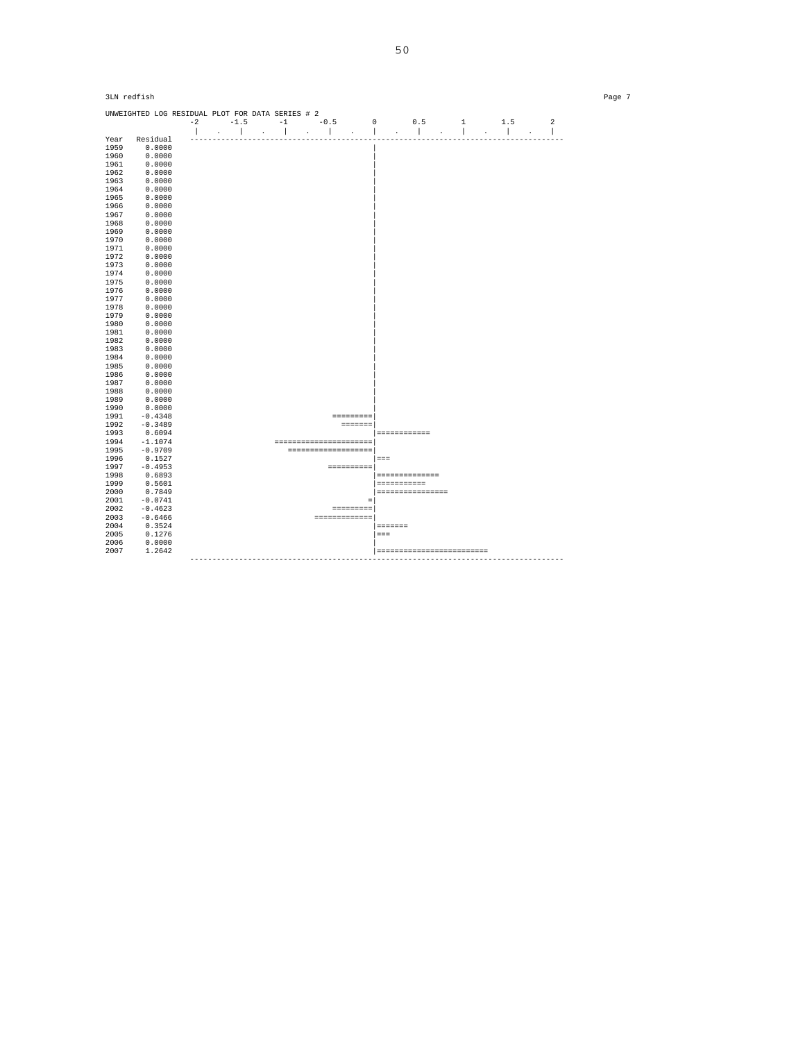3LN redfish

UNWEIGHTED LOG RESIDUAL PLOT FOR DATA SERIES # 2

```
                 -2      -1.5      -1      -0.5       0       0.5       1       1.5       2
                  |   .   |    .    |   .    |    .    |   .    |    .   |    .   |   .    |
Year   Residual  ---------------------------------------------------------------------------------
1959    0.0000                                          |
1960    0.0000                                          |
1961    0.0000                                          |
1962    0.0000                                          |
1963    0.0000                                          |
1964    0.0000                                          |
1965    0.0000                                          |
1966    0.0000                                          |
1967    0.0000                                          |
1968    0.0000                                          |
1969    0.0000                                          |
1970    0.0000                                          |
1971    0.0000                                          |
1972    0.0000                                          |
1973    0.0000                                          |
1974    0.0000                                          |
1975    0.0000                                          |
1976    0.0000                                          |
1977    0.0000                                          |
1978    0.0000                                          |
1979    0.0000                                          |
1980    0.0000                                          |
1981    0.0000                                          |
1982    0.0000                                          |
1983    0.0000                                          |
1984    0.0000                                          |
1985    0.0000                                          |
1986    0.0000                                          |
1987    0.0000                                          |
1988    0.0000                                          |
1989    0.0000                                          |
1990    0.0000                                          |
1991   -0.4348                                 =========|
1992   -0.3489                                   =======|
1993    0.6094                                          |============
1994   -1.1074                    ======================|
1995   -0.9709                       ===================|
1996    0.1527                                          |===
1997   -0.4953                                ==========|
1998    0.6893                                          |==============
1999    0.5601                                          |===========
2000    0.7849                                          |================
2001   -0.0741                                         =|
2002   -0.4623                                 =========|
2003   -0.6466                             =============|
2004    0.3524                                          |=======
2005    0.1276                                          |===
2006    0.0000                                          |
2007    1.2642                                          |=========================
                 ---------------------------------------------------------------------------------
```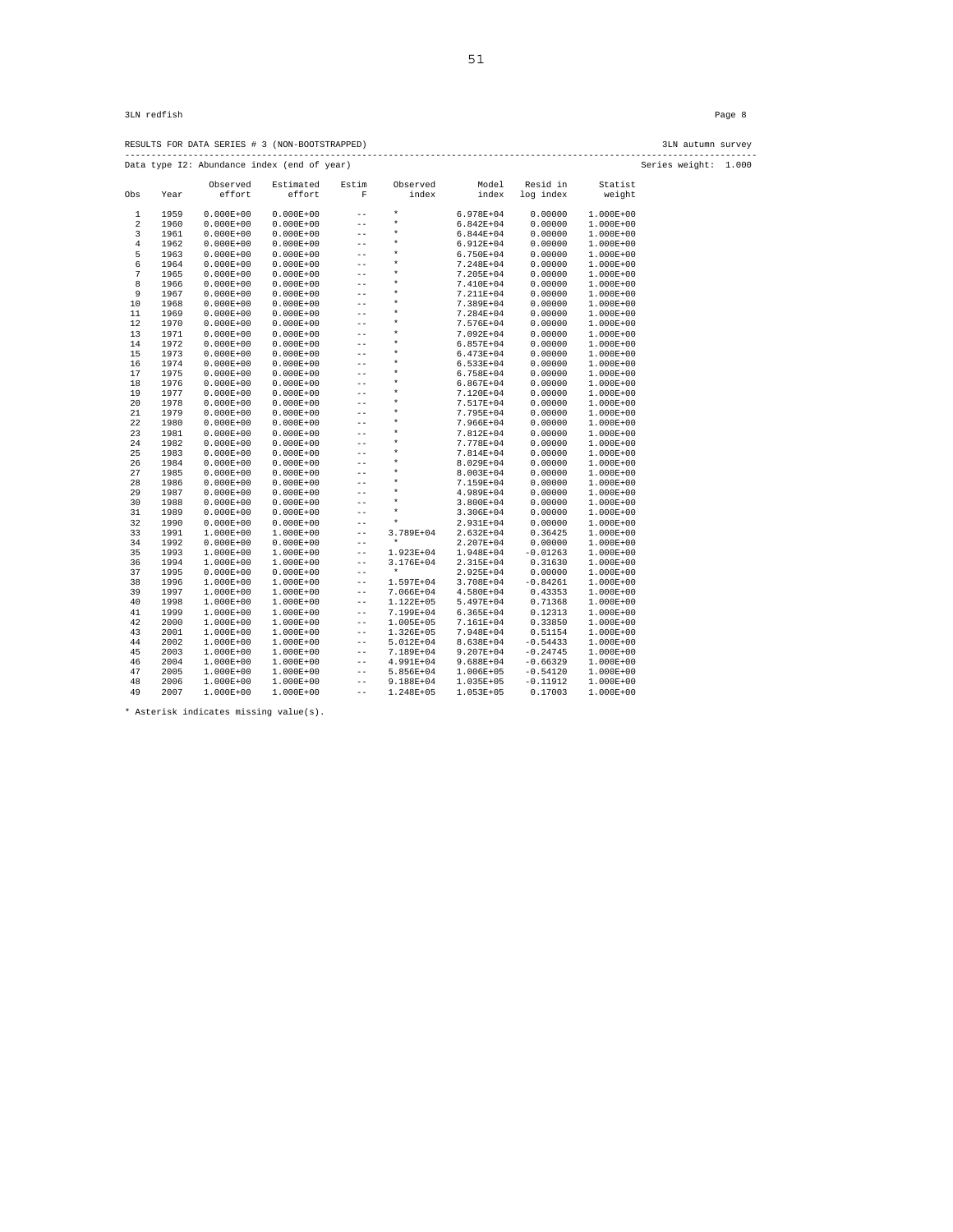3LN redfish

RESULTS FOR DATA SERIES # 3 (NON-BOOTSTRAPPED) — 3LN autumn survey

Data type I2: Abundance index (end of year) — Series weight: 1.000

| Obs | Year | Observed effort | Estimated effort | Estim F | Observed index | Model index | Resid in log index | Statist weight |
|---|---|---|---|---|---|---|---|---|
| 1 | 1959 | 0.000E+00 | 0.000E+00 | -- | * | 6.978E+04 | 0.00000 | 1.000E+00 |
| 2 | 1960 | 0.000E+00 | 0.000E+00 | -- | * | 6.842E+04 | 0.00000 | 1.000E+00 |
| 3 | 1961 | 0.000E+00 | 0.000E+00 | -- | * | 6.844E+04 | 0.00000 | 1.000E+00 |
| 4 | 1962 | 0.000E+00 | 0.000E+00 | -- | * | 6.912E+04 | 0.00000 | 1.000E+00 |
| 5 | 1963 | 0.000E+00 | 0.000E+00 | -- | * | 6.750E+04 | 0.00000 | 1.000E+00 |
| 6 | 1964 | 0.000E+00 | 0.000E+00 | -- | * | 7.248E+04 | 0.00000 | 1.000E+00 |
| 7 | 1965 | 0.000E+00 | 0.000E+00 | -- | * | 7.205E+04 | 0.00000 | 1.000E+00 |
| 8 | 1966 | 0.000E+00 | 0.000E+00 | -- | * | 7.410E+04 | 0.00000 | 1.000E+00 |
| 9 | 1967 | 0.000E+00 | 0.000E+00 | -- | * | 7.211E+04 | 0.00000 | 1.000E+00 |
| 10 | 1968 | 0.000E+00 | 0.000E+00 | -- | * | 7.389E+04 | 0.00000 | 1.000E+00 |
| 11 | 1969 | 0.000E+00 | 0.000E+00 | -- | * | 7.284E+04 | 0.00000 | 1.000E+00 |
| 12 | 1970 | 0.000E+00 | 0.000E+00 | -- | * | 7.576E+04 | 0.00000 | 1.000E+00 |
| 13 | 1971 | 0.000E+00 | 0.000E+00 | -- | * | 7.092E+04 | 0.00000 | 1.000E+00 |
| 14 | 1972 | 0.000E+00 | 0.000E+00 | -- | * | 6.857E+04 | 0.00000 | 1.000E+00 |
| 15 | 1973 | 0.000E+00 | 0.000E+00 | -- | * | 6.473E+04 | 0.00000 | 1.000E+00 |
| 16 | 1974 | 0.000E+00 | 0.000E+00 | -- | * | 6.533E+04 | 0.00000 | 1.000E+00 |
| 17 | 1975 | 0.000E+00 | 0.000E+00 | -- | * | 6.758E+04 | 0.00000 | 1.000E+00 |
| 18 | 1976 | 0.000E+00 | 0.000E+00 | -- | * | 6.867E+04 | 0.00000 | 1.000E+00 |
| 19 | 1977 | 0.000E+00 | 0.000E+00 | -- | * | 7.120E+04 | 0.00000 | 1.000E+00 |
| 20 | 1978 | 0.000E+00 | 0.000E+00 | -- | * | 7.517E+04 | 0.00000 | 1.000E+00 |
| 21 | 1979 | 0.000E+00 | 0.000E+00 | -- | * | 7.795E+04 | 0.00000 | 1.000E+00 |
| 22 | 1980 | 0.000E+00 | 0.000E+00 | -- | * | 7.966E+04 | 0.00000 | 1.000E+00 |
| 23 | 1981 | 0.000E+00 | 0.000E+00 | -- | * | 7.812E+04 | 0.00000 | 1.000E+00 |
| 24 | 1982 | 0.000E+00 | 0.000E+00 | -- | * | 7.778E+04 | 0.00000 | 1.000E+00 |
| 25 | 1983 | 0.000E+00 | 0.000E+00 | -- | * | 7.814E+04 | 0.00000 | 1.000E+00 |
| 26 | 1984 | 0.000E+00 | 0.000E+00 | -- | * | 8.029E+04 | 0.00000 | 1.000E+00 |
| 27 | 1985 | 0.000E+00 | 0.000E+00 | -- | * | 8.003E+04 | 0.00000 | 1.000E+00 |
| 28 | 1986 | 0.000E+00 | 0.000E+00 | -- | * | 7.159E+04 | 0.00000 | 1.000E+00 |
| 29 | 1987 | 0.000E+00 | 0.000E+00 | -- | * | 4.989E+04 | 0.00000 | 1.000E+00 |
| 30 | 1988 | 0.000E+00 | 0.000E+00 | -- | * | 3.800E+04 | 0.00000 | 1.000E+00 |
| 31 | 1989 | 0.000E+00 | 0.000E+00 | -- | * | 3.306E+04 | 0.00000 | 1.000E+00 |
| 32 | 1990 | 0.000E+00 | 0.000E+00 | -- | * | 2.931E+04 | 0.00000 | 1.000E+00 |
| 33 | 1991 | 1.000E+00 | 1.000E+00 | -- | 3.789E+04 | 2.632E+04 | 0.36425 | 1.000E+00 |
| 34 | 1992 | 0.000E+00 | 0.000E+00 | -- | * | 2.207E+04 | 0.00000 | 1.000E+00 |
| 35 | 1993 | 1.000E+00 | 1.000E+00 | -- | 1.923E+04 | 1.948E+04 | -0.01263 | 1.000E+00 |
| 36 | 1994 | 1.000E+00 | 1.000E+00 | -- | 3.176E+04 | 2.315E+04 | 0.31630 | 1.000E+00 |
| 37 | 1995 | 0.000E+00 | 0.000E+00 | -- | * | 2.925E+04 | 0.00000 | 1.000E+00 |
| 38 | 1996 | 1.000E+00 | 1.000E+00 | -- | 1.597E+04 | 3.708E+04 | -0.84261 | 1.000E+00 |
| 39 | 1997 | 1.000E+00 | 1.000E+00 | -- | 7.066E+04 | 4.580E+04 | 0.43353 | 1.000E+00 |
| 40 | 1998 | 1.000E+00 | 1.000E+00 | -- | 1.122E+05 | 5.497E+04 | 0.71368 | 1.000E+00 |
| 41 | 1999 | 1.000E+00 | 1.000E+00 | -- | 7.199E+04 | 6.365E+04 | 0.12313 | 1.000E+00 |
| 42 | 2000 | 1.000E+00 | 1.000E+00 | -- | 1.005E+05 | 7.161E+04 | 0.33850 | 1.000E+00 |
| 43 | 2001 | 1.000E+00 | 1.000E+00 | -- | 1.326E+05 | 7.948E+04 | 0.51154 | 1.000E+00 |
| 44 | 2002 | 1.000E+00 | 1.000E+00 | -- | 5.012E+04 | 8.638E+04 | -0.54433 | 1.000E+00 |
| 45 | 2003 | 1.000E+00 | 1.000E+00 | -- | 7.189E+04 | 9.207E+04 | -0.24745 | 1.000E+00 |
| 46 | 2004 | 1.000E+00 | 1.000E+00 | -- | 4.991E+04 | 9.688E+04 | -0.66329 | 1.000E+00 |
| 47 | 2005 | 1.000E+00 | 1.000E+00 | -- | 5.856E+04 | 1.006E+05 | -0.54120 | 1.000E+00 |
| 48 | 2006 | 1.000E+00 | 1.000E+00 | -- | 9.188E+04 | 1.035E+05 | -0.11912 | 1.000E+00 |
| 49 | 2007 | 1.000E+00 | 1.000E+00 | -- | 1.248E+05 | 1.053E+05 | 0.17003 | 1.000E+00 |

* Asterisk indicates missing value(s).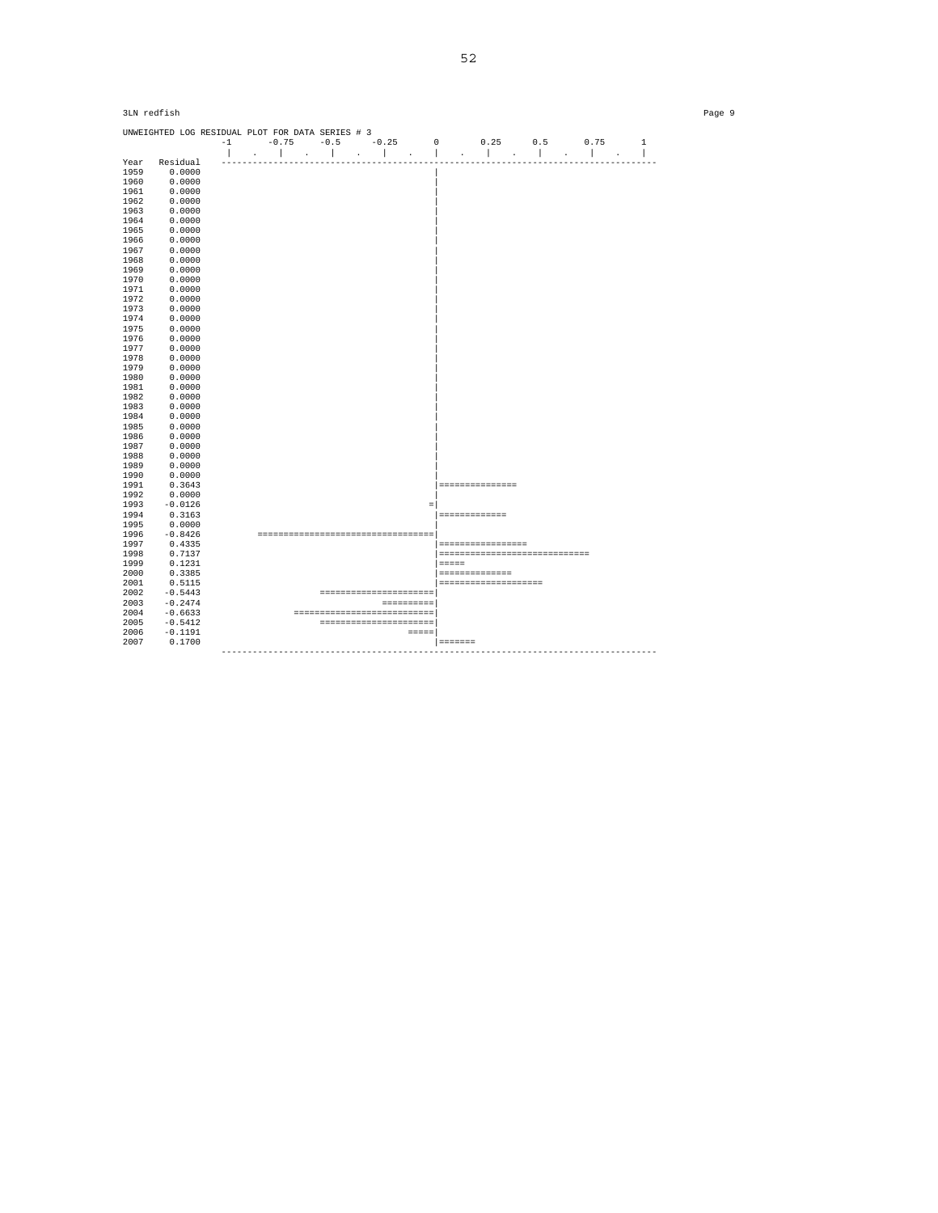UNWEIGHTED LOG RESIDUAL PLOT FOR DATA SERIES # 3

```
                   -1      -0.75     -0.5     -0.25      0       0.25      0.5      0.75      1
                    |    .    |    .    |    .    |    .    |    .    |    .    |    .    |    .    |
Year   Residual    ------------------------------------------------------------------------------------
1959    0.0000                                           |
1960    0.0000                                           |
1961    0.0000                                           |
1962    0.0000                                           |
1963    0.0000                                           |
1964    0.0000                                           |
1965    0.0000                                           |
1966    0.0000                                           |
1967    0.0000                                           |
1968    0.0000                                           |
1969    0.0000                                           |
1970    0.0000                                           |
1971    0.0000                                           |
1972    0.0000                                           |
1973    0.0000                                           |
1974    0.0000                                           |
1975    0.0000                                           |
1976    0.0000                                           |
1977    0.0000                                           |
1978    0.0000                                           |
1979    0.0000                                           |
1980    0.0000                                           |
1981    0.0000                                           |
1982    0.0000                                           |
1983    0.0000                                           |
1984    0.0000                                           |
1985    0.0000                                           |
1986    0.0000                                           |
1987    0.0000                                           |
1988    0.0000                                           |
1989    0.0000                                           |
1990    0.0000                                           |
1991    0.3643                                           |===============
1992    0.0000                                           |
1993   -0.0126                                          =|
1994    0.3163                                           |=============
1995    0.0000                                           |
1996   -0.8426           ==================================|
1997    0.4335                                           |=================
1998    0.7137                                           |=============================
1999    0.1231                                           |=====
2000    0.3385                                           |==============
2001    0.5115                                           |====================
2002   -0.5443                       ======================|
2003   -0.2474                                 ==========|
2004   -0.6633                  ===========================|
2005   -0.5412                       ======================|
2006   -0.1191                                      =====|
2007    0.1700                                           |=======
                   ------------------------------------------------------------------------------------
```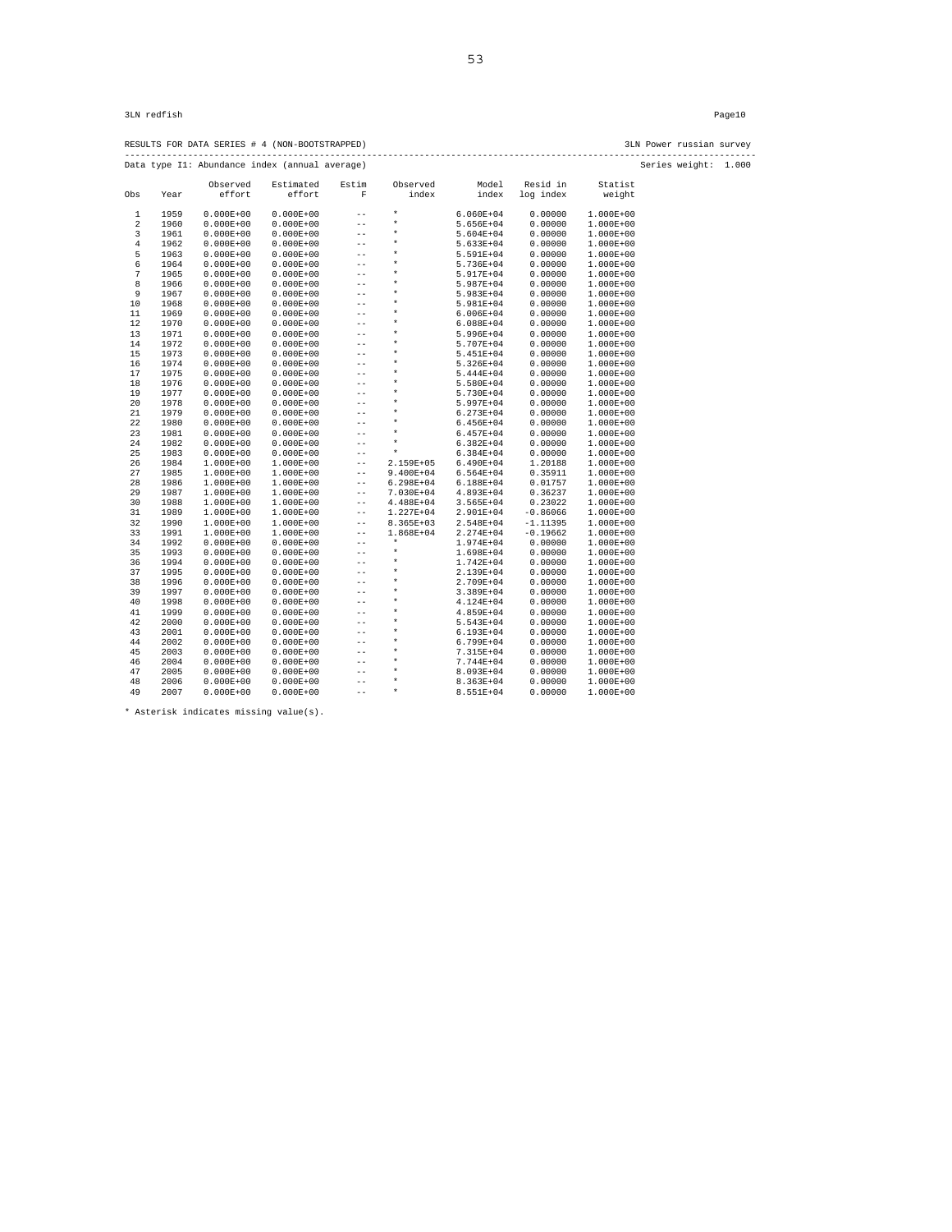3LN redfish

RESULTS FOR DATA SERIES # 4 (NON-BOOTSTRAPPED) 3LN Power russian survey

Data type I1: Abundance index (annual average) Series weight: 1.000

| Obs | Year | Observed effort | Estimated effort | Estim F | Observed index | Model index | Resid in log index | Statist weight |
|---|---|---|---|---|---|---|---|---|
| 1 | 1959 | 0.000E+00 | 0.000E+00 | -- | * | 6.060E+04 | 0.00000 | 1.000E+00 |
| 2 | 1960 | 0.000E+00 | 0.000E+00 | -- | * | 5.656E+04 | 0.00000 | 1.000E+00 |
| 3 | 1961 | 0.000E+00 | 0.000E+00 | -- | * | 5.604E+04 | 0.00000 | 1.000E+00 |
| 4 | 1962 | 0.000E+00 | 0.000E+00 | -- | * | 5.633E+04 | 0.00000 | 1.000E+00 |
| 5 | 1963 | 0.000E+00 | 0.000E+00 | -- | * | 5.591E+04 | 0.00000 | 1.000E+00 |
| 6 | 1964 | 0.000E+00 | 0.000E+00 | -- | * | 5.736E+04 | 0.00000 | 1.000E+00 |
| 7 | 1965 | 0.000E+00 | 0.000E+00 | -- | * | 5.917E+04 | 0.00000 | 1.000E+00 |
| 8 | 1966 | 0.000E+00 | 0.000E+00 | -- | * | 5.987E+04 | 0.00000 | 1.000E+00 |
| 9 | 1967 | 0.000E+00 | 0.000E+00 | -- | * | 5.983E+04 | 0.00000 | 1.000E+00 |
| 10 | 1968 | 0.000E+00 | 0.000E+00 | -- | * | 5.981E+04 | 0.00000 | 1.000E+00 |
| 11 | 1969 | 0.000E+00 | 0.000E+00 | -- | * | 6.006E+04 | 0.00000 | 1.000E+00 |
| 12 | 1970 | 0.000E+00 | 0.000E+00 | -- | * | 6.088E+04 | 0.00000 | 1.000E+00 |
| 13 | 1971 | 0.000E+00 | 0.000E+00 | -- | * | 5.996E+04 | 0.00000 | 1.000E+00 |
| 14 | 1972 | 0.000E+00 | 0.000E+00 | -- | * | 5.707E+04 | 0.00000 | 1.000E+00 |
| 15 | 1973 | 0.000E+00 | 0.000E+00 | -- | * | 5.451E+04 | 0.00000 | 1.000E+00 |
| 16 | 1974 | 0.000E+00 | 0.000E+00 | -- | * | 5.326E+04 | 0.00000 | 1.000E+00 |
| 17 | 1975 | 0.000E+00 | 0.000E+00 | -- | * | 5.444E+04 | 0.00000 | 1.000E+00 |
| 18 | 1976 | 0.000E+00 | 0.000E+00 | -- | * | 5.580E+04 | 0.00000 | 1.000E+00 |
| 19 | 1977 | 0.000E+00 | 0.000E+00 | -- | * | 5.730E+04 | 0.00000 | 1.000E+00 |
| 20 | 1978 | 0.000E+00 | 0.000E+00 | -- | * | 5.997E+04 | 0.00000 | 1.000E+00 |
| 21 | 1979 | 0.000E+00 | 0.000E+00 | -- | * | 6.273E+04 | 0.00000 | 1.000E+00 |
| 22 | 1980 | 0.000E+00 | 0.000E+00 | -- | * | 6.456E+04 | 0.00000 | 1.000E+00 |
| 23 | 1981 | 0.000E+00 | 0.000E+00 | -- | * | 6.457E+04 | 0.00000 | 1.000E+00 |
| 24 | 1982 | 0.000E+00 | 0.000E+00 | -- | * | 6.382E+04 | 0.00000 | 1.000E+00 |
| 25 | 1983 | 0.000E+00 | 0.000E+00 | -- | * | 6.384E+04 | 0.00000 | 1.000E+00 |
| 26 | 1984 | 1.000E+00 | 1.000E+00 | -- | 2.159E+05 | 6.490E+04 | 1.20188 | 1.000E+00 |
| 27 | 1985 | 1.000E+00 | 1.000E+00 | -- | 9.400E+04 | 6.564E+04 | 0.35911 | 1.000E+00 |
| 28 | 1986 | 1.000E+00 | 1.000E+00 | -- | 6.298E+04 | 6.188E+04 | 0.01757 | 1.000E+00 |
| 29 | 1987 | 1.000E+00 | 1.000E+00 | -- | 7.030E+04 | 4.893E+04 | 0.36237 | 1.000E+00 |
| 30 | 1988 | 1.000E+00 | 1.000E+00 | -- | 4.488E+04 | 3.565E+04 | 0.23022 | 1.000E+00 |
| 31 | 1989 | 1.000E+00 | 1.000E+00 | -- | 1.227E+04 | 2.901E+04 | -0.86066 | 1.000E+00 |
| 32 | 1990 | 1.000E+00 | 1.000E+00 | -- | 8.365E+03 | 2.548E+04 | -1.11395 | 1.000E+00 |
| 33 | 1991 | 1.000E+00 | 1.000E+00 | -- | 1.868E+04 | 2.274E+04 | -0.19662 | 1.000E+00 |
| 34 | 1992 | 0.000E+00 | 0.000E+00 | -- | * | 1.974E+04 | 0.00000 | 1.000E+00 |
| 35 | 1993 | 0.000E+00 | 0.000E+00 | -- | * | 1.698E+04 | 0.00000 | 1.000E+00 |
| 36 | 1994 | 0.000E+00 | 0.000E+00 | -- | * | 1.742E+04 | 0.00000 | 1.000E+00 |
| 37 | 1995 | 0.000E+00 | 0.000E+00 | -- | * | 2.139E+04 | 0.00000 | 1.000E+00 |
| 38 | 1996 | 0.000E+00 | 0.000E+00 | -- | * | 2.709E+04 | 0.00000 | 1.000E+00 |
| 39 | 1997 | 0.000E+00 | 0.000E+00 | -- | * | 3.389E+04 | 0.00000 | 1.000E+00 |
| 40 | 1998 | 0.000E+00 | 0.000E+00 | -- | * | 4.124E+04 | 0.00000 | 1.000E+00 |
| 41 | 1999 | 0.000E+00 | 0.000E+00 | -- | * | 4.859E+04 | 0.00000 | 1.000E+00 |
| 42 | 2000 | 0.000E+00 | 0.000E+00 | -- | * | 5.543E+04 | 0.00000 | 1.000E+00 |
| 43 | 2001 | 0.000E+00 | 0.000E+00 | -- | * | 6.193E+04 | 0.00000 | 1.000E+00 |
| 44 | 2002 | 0.000E+00 | 0.000E+00 | -- | * | 6.799E+04 | 0.00000 | 1.000E+00 |
| 45 | 2003 | 0.000E+00 | 0.000E+00 | -- | * | 7.315E+04 | 0.00000 | 1.000E+00 |
| 46 | 2004 | 0.000E+00 | 0.000E+00 | -- | * | 7.744E+04 | 0.00000 | 1.000E+00 |
| 47 | 2005 | 0.000E+00 | 0.000E+00 | -- | * | 8.093E+04 | 0.00000 | 1.000E+00 |
| 48 | 2006 | 0.000E+00 | 0.000E+00 | -- | * | 8.363E+04 | 0.00000 | 1.000E+00 |
| 49 | 2007 | 0.000E+00 | 0.000E+00 | -- | * | 8.551E+04 | 0.00000 | 1.000E+00 |

* Asterisk indicates missing value(s).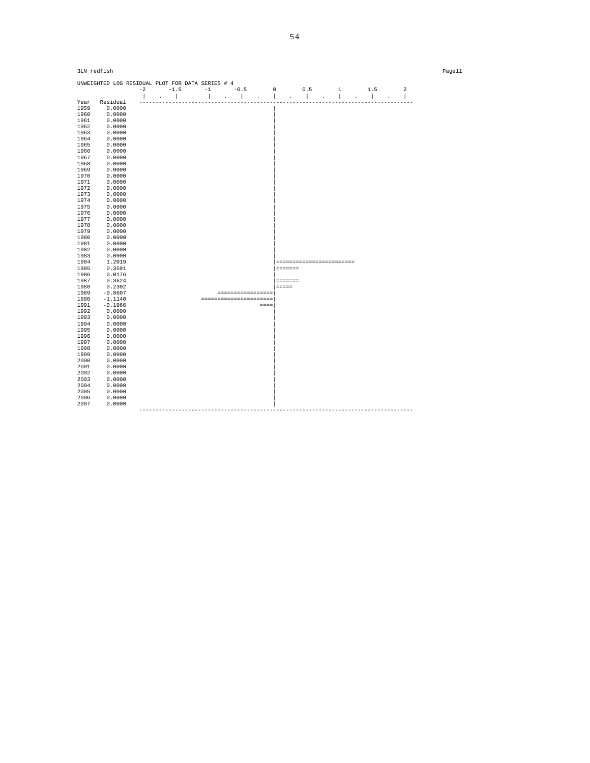3LN redfish

Page11

```
UNWEIGHTED LOG RESIDUAL PLOT FOR DATA SERIES # 4
               -2      -1.5      -1      -0.5       0       0.5       1       1.5       2
                |   .   |   .   |   .   |   .   |   .   |   .   |   .   |   .   |
Year  Residual  ---------------------------------------------------------------------------------
1959    0.0000                                  |
1960    0.0000                                  |
1961    0.0000                                  |
1962    0.0000                                  |
1963    0.0000                                  |
1964    0.0000                                  |
1965    0.0000                                  |
1966    0.0000                                  |
1967    0.0000                                  |
1968    0.0000                                  |
1969    0.0000                                  |
1970    0.0000                                  |
1971    0.0000                                  |
1972    0.0000                                  |
1973    0.0000                                  |
1974    0.0000                                  |
1975    0.0000                                  |
1976    0.0000                                  |
1977    0.0000                                  |
1978    0.0000                                  |
1979    0.0000                                  |
1980    0.0000                                  |
1981    0.0000                                  |
1982    0.0000                                  |
1983    0.0000                                  |
1984    1.2019                                  |========================
1985    0.3591                                  |=======
1986    0.0176                                  |
1987    0.3624                                  |=======
1988    0.2302                                  |=====
1989   -0.8607                 =================|
1990   -1.1140            =====================|
1991   -0.1966                             ====|
1992    0.0000                                  |
1993    0.0000                                  |
1994    0.0000                                  |
1995    0.0000                                  |
1996    0.0000                                  |
1997    0.0000                                  |
1998    0.0000                                  |
1999    0.0000                                  |
2000    0.0000                                  |
2001    0.0000                                  |
2002    0.0000                                  |
2003    0.0000                                  |
2004    0.0000                                  |
2005    0.0000                                  |
2006    0.0000                                  |
2007    0.0000                                  |
                ---------------------------------------------------------------------------------
```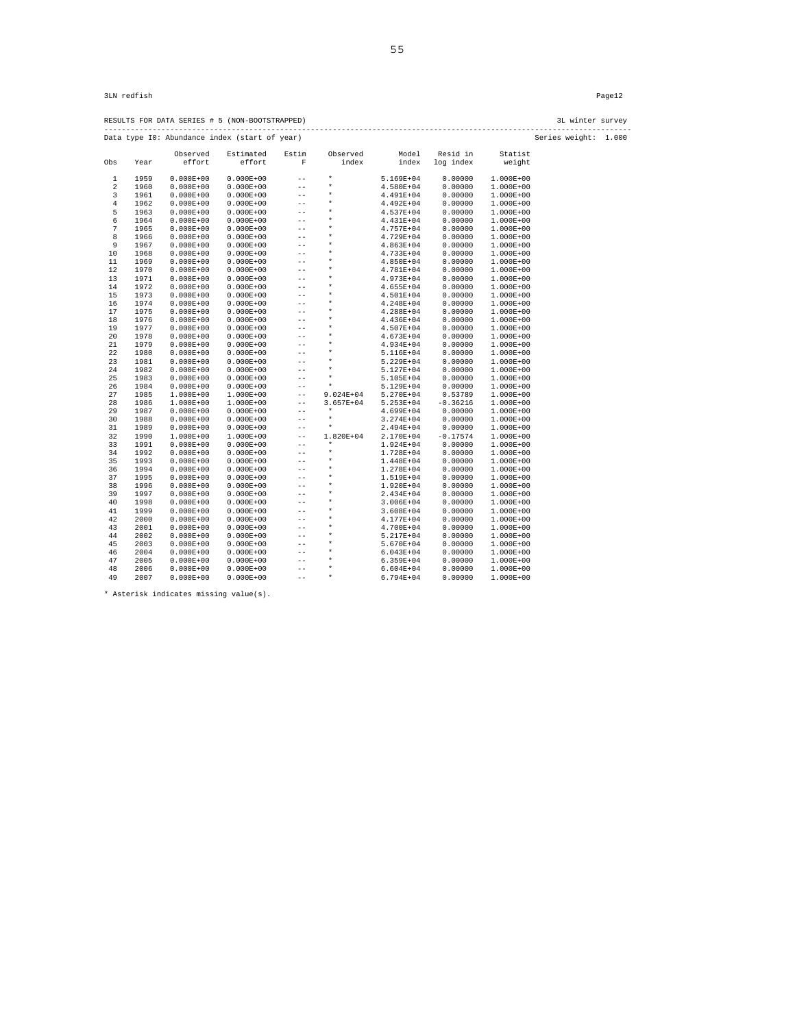3LN redfish

RESULTS FOR DATA SERIES # 5 (NON-BOOTSTRAPPED) 3L winter survey

Data type I0: Abundance index (start of year) Series weight: 1.000

| Obs | Year | Observed effort | Estimated effort | Estim F | Observed index | Model index | Resid in log index | Statist weight |
|---|---|---|---|---|---|---|---|---|
| 1 | 1959 | 0.000E+00 | 0.000E+00 | -- | * | 5.169E+04 | 0.00000 | 1.000E+00 |
| 2 | 1960 | 0.000E+00 | 0.000E+00 | -- | * | 4.580E+04 | 0.00000 | 1.000E+00 |
| 3 | 1961 | 0.000E+00 | 0.000E+00 | -- | * | 4.491E+04 | 0.00000 | 1.000E+00 |
| 4 | 1962 | 0.000E+00 | 0.000E+00 | -- | * | 4.492E+04 | 0.00000 | 1.000E+00 |
| 5 | 1963 | 0.000E+00 | 0.000E+00 | -- | * | 4.537E+04 | 0.00000 | 1.000E+00 |
| 6 | 1964 | 0.000E+00 | 0.000E+00 | -- | * | 4.431E+04 | 0.00000 | 1.000E+00 |
| 7 | 1965 | 0.000E+00 | 0.000E+00 | -- | * | 4.757E+04 | 0.00000 | 1.000E+00 |
| 8 | 1966 | 0.000E+00 | 0.000E+00 | -- | * | 4.729E+04 | 0.00000 | 1.000E+00 |
| 9 | 1967 | 0.000E+00 | 0.000E+00 | -- | * | 4.863E+04 | 0.00000 | 1.000E+00 |
| 10 | 1968 | 0.000E+00 | 0.000E+00 | -- | * | 4.733E+04 | 0.00000 | 1.000E+00 |
| 11 | 1969 | 0.000E+00 | 0.000E+00 | -- | * | 4.850E+04 | 0.00000 | 1.000E+00 |
| 12 | 1970 | 0.000E+00 | 0.000E+00 | -- | * | 4.781E+04 | 0.00000 | 1.000E+00 |
| 13 | 1971 | 0.000E+00 | 0.000E+00 | -- | * | 4.973E+04 | 0.00000 | 1.000E+00 |
| 14 | 1972 | 0.000E+00 | 0.000E+00 | -- | * | 4.655E+04 | 0.00000 | 1.000E+00 |
| 15 | 1973 | 0.000E+00 | 0.000E+00 | -- | * | 4.501E+04 | 0.00000 | 1.000E+00 |
| 16 | 1974 | 0.000E+00 | 0.000E+00 | -- | * | 4.248E+04 | 0.00000 | 1.000E+00 |
| 17 | 1975 | 0.000E+00 | 0.000E+00 | -- | * | 4.288E+04 | 0.00000 | 1.000E+00 |
| 18 | 1976 | 0.000E+00 | 0.000E+00 | -- | * | 4.436E+04 | 0.00000 | 1.000E+00 |
| 19 | 1977 | 0.000E+00 | 0.000E+00 | -- | * | 4.507E+04 | 0.00000 | 1.000E+00 |
| 20 | 1978 | 0.000E+00 | 0.000E+00 | -- | * | 4.673E+04 | 0.00000 | 1.000E+00 |
| 21 | 1979 | 0.000E+00 | 0.000E+00 | -- | * | 4.934E+04 | 0.00000 | 1.000E+00 |
| 22 | 1980 | 0.000E+00 | 0.000E+00 | -- | * | 5.116E+04 | 0.00000 | 1.000E+00 |
| 23 | 1981 | 0.000E+00 | 0.000E+00 | -- | * | 5.229E+04 | 0.00000 | 1.000E+00 |
| 24 | 1982 | 0.000E+00 | 0.000E+00 | -- | * | 5.127E+04 | 0.00000 | 1.000E+00 |
| 25 | 1983 | 0.000E+00 | 0.000E+00 | -- | * | 5.105E+04 | 0.00000 | 1.000E+00 |
| 26 | 1984 | 0.000E+00 | 0.000E+00 | -- | * | 5.129E+04 | 0.00000 | 1.000E+00 |
| 27 | 1985 | 1.000E+00 | 1.000E+00 | -- | 9.024E+04 | 5.270E+04 | 0.53789 | 1.000E+00 |
| 28 | 1986 | 1.000E+00 | 1.000E+00 | -- | 3.657E+04 | 5.253E+04 | -0.36216 | 1.000E+00 |
| 29 | 1987 | 0.000E+00 | 0.000E+00 | -- | * | 4.699E+04 | 0.00000 | 1.000E+00 |
| 30 | 1988 | 0.000E+00 | 0.000E+00 | -- | * | 3.274E+04 | 0.00000 | 1.000E+00 |
| 31 | 1989 | 0.000E+00 | 0.000E+00 | -- | * | 2.494E+04 | 0.00000 | 1.000E+00 |
| 32 | 1990 | 1.000E+00 | 1.000E+00 | -- | 1.820E+04 | 2.170E+04 | -0.17574 | 1.000E+00 |
| 33 | 1991 | 0.000E+00 | 0.000E+00 | -- | * | 1.924E+04 | 0.00000 | 1.000E+00 |
| 34 | 1992 | 0.000E+00 | 0.000E+00 | -- | * | 1.728E+04 | 0.00000 | 1.000E+00 |
| 35 | 1993 | 0.000E+00 | 0.000E+00 | -- | * | 1.448E+04 | 0.00000 | 1.000E+00 |
| 36 | 1994 | 0.000E+00 | 0.000E+00 | -- | * | 1.278E+04 | 0.00000 | 1.000E+00 |
| 37 | 1995 | 0.000E+00 | 0.000E+00 | -- | * | 1.519E+04 | 0.00000 | 1.000E+00 |
| 38 | 1996 | 0.000E+00 | 0.000E+00 | -- | * | 1.920E+04 | 0.00000 | 1.000E+00 |
| 39 | 1997 | 0.000E+00 | 0.000E+00 | -- | * | 2.434E+04 | 0.00000 | 1.000E+00 |
| 40 | 1998 | 0.000E+00 | 0.000E+00 | -- | * | 3.006E+04 | 0.00000 | 1.000E+00 |
| 41 | 1999 | 0.000E+00 | 0.000E+00 | -- | * | 3.608E+04 | 0.00000 | 1.000E+00 |
| 42 | 2000 | 0.000E+00 | 0.000E+00 | -- | * | 4.177E+04 | 0.00000 | 1.000E+00 |
| 43 | 2001 | 0.000E+00 | 0.000E+00 | -- | * | 4.700E+04 | 0.00000 | 1.000E+00 |
| 44 | 2002 | 0.000E+00 | 0.000E+00 | -- | * | 5.217E+04 | 0.00000 | 1.000E+00 |
| 45 | 2003 | 0.000E+00 | 0.000E+00 | -- | * | 5.670E+04 | 0.00000 | 1.000E+00 |
| 46 | 2004 | 0.000E+00 | 0.000E+00 | -- | * | 6.043E+04 | 0.00000 | 1.000E+00 |
| 47 | 2005 | 0.000E+00 | 0.000E+00 | -- | * | 6.359E+04 | 0.00000 | 1.000E+00 |
| 48 | 2006 | 0.000E+00 | 0.000E+00 | -- | * | 6.604E+04 | 0.00000 | 1.000E+00 |
| 49 | 2007 | 0.000E+00 | 0.000E+00 | -- | * | 6.794E+04 | 0.00000 | 1.000E+00 |

* Asterisk indicates missing value(s).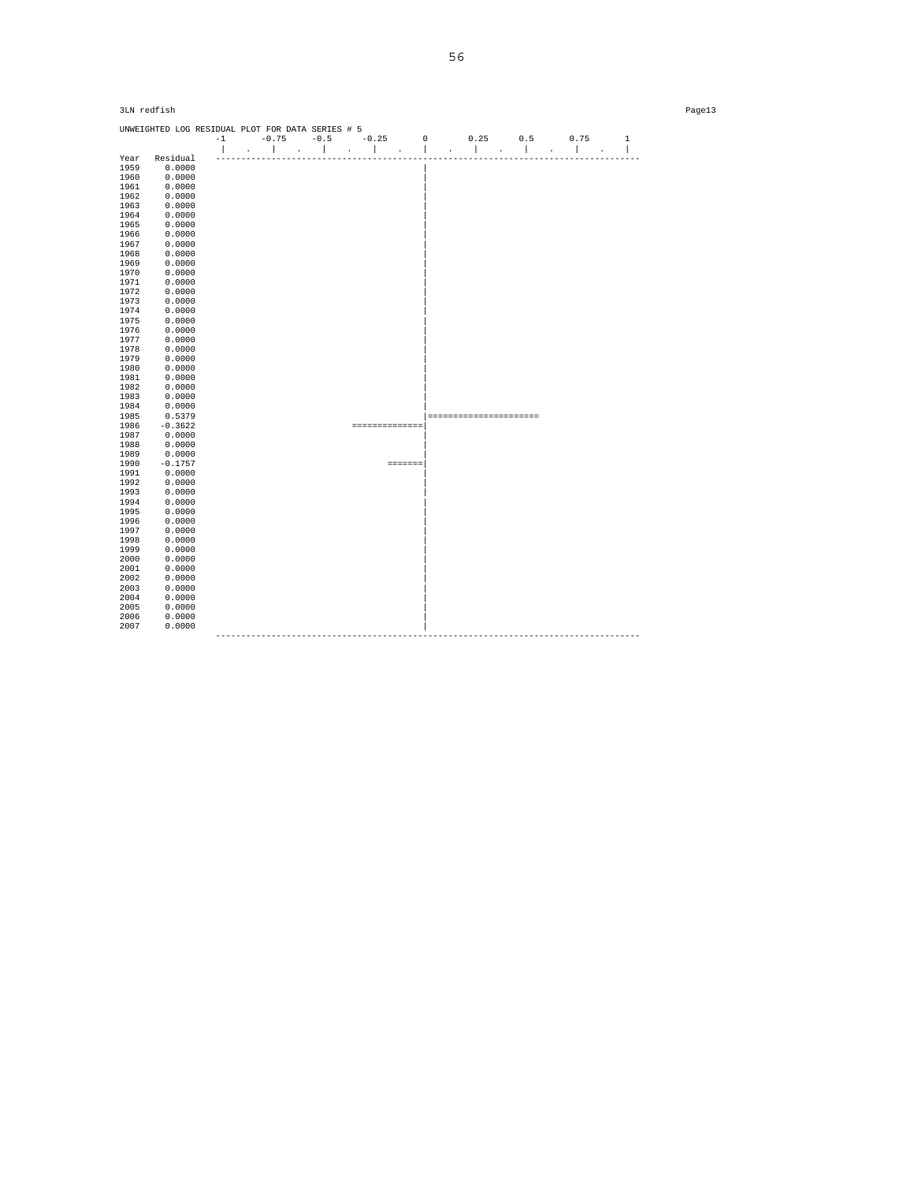3LN redfish

UNWEIGHTED LOG RESIDUAL PLOT FOR DATA SERIES # 5

```
                -1      -0.75     -0.5     -0.25       0       0.25      0.5      0.75       1
                 |    .    |    .    |    .    |    .    |    .    |    .    |    .    |    .    |
Year  Residual  -------------------------------------------------------------------------------------
1959    0.0000                                         |
1960    0.0000                                         |
1961    0.0000                                         |
1962    0.0000                                         |
1963    0.0000                                         |
1964    0.0000                                         |
1965    0.0000                                         |
1966    0.0000                                         |
1967    0.0000                                         |
1968    0.0000                                         |
1969    0.0000                                         |
1970    0.0000                                         |
1971    0.0000                                         |
1972    0.0000                                         |
1973    0.0000                                         |
1974    0.0000                                         |
1975    0.0000                                         |
1976    0.0000                                         |
1977    0.0000                                         |
1978    0.0000                                         |
1979    0.0000                                         |
1980    0.0000                                         |
1981    0.0000                                         |
1982    0.0000                                         |
1983    0.0000                                         |
1984    0.0000                                         |
1985    0.5379                                         |======================
1986   -0.3622                           ==============|
1987    0.0000                                         |
1988    0.0000                                         |
1989    0.0000                                         |
1990   -0.1757                                  =======|
1991    0.0000                                         |
1992    0.0000                                         |
1993    0.0000                                         |
1994    0.0000                                         |
1995    0.0000                                         |
1996    0.0000                                         |
1997    0.0000                                         |
1998    0.0000                                         |
1999    0.0000                                         |
2000    0.0000                                         |
2001    0.0000                                         |
2002    0.0000                                         |
2003    0.0000                                         |
2004    0.0000                                         |
2005    0.0000                                         |
2006    0.0000                                         |
2007    0.0000                                         |
                -------------------------------------------------------------------------------------
```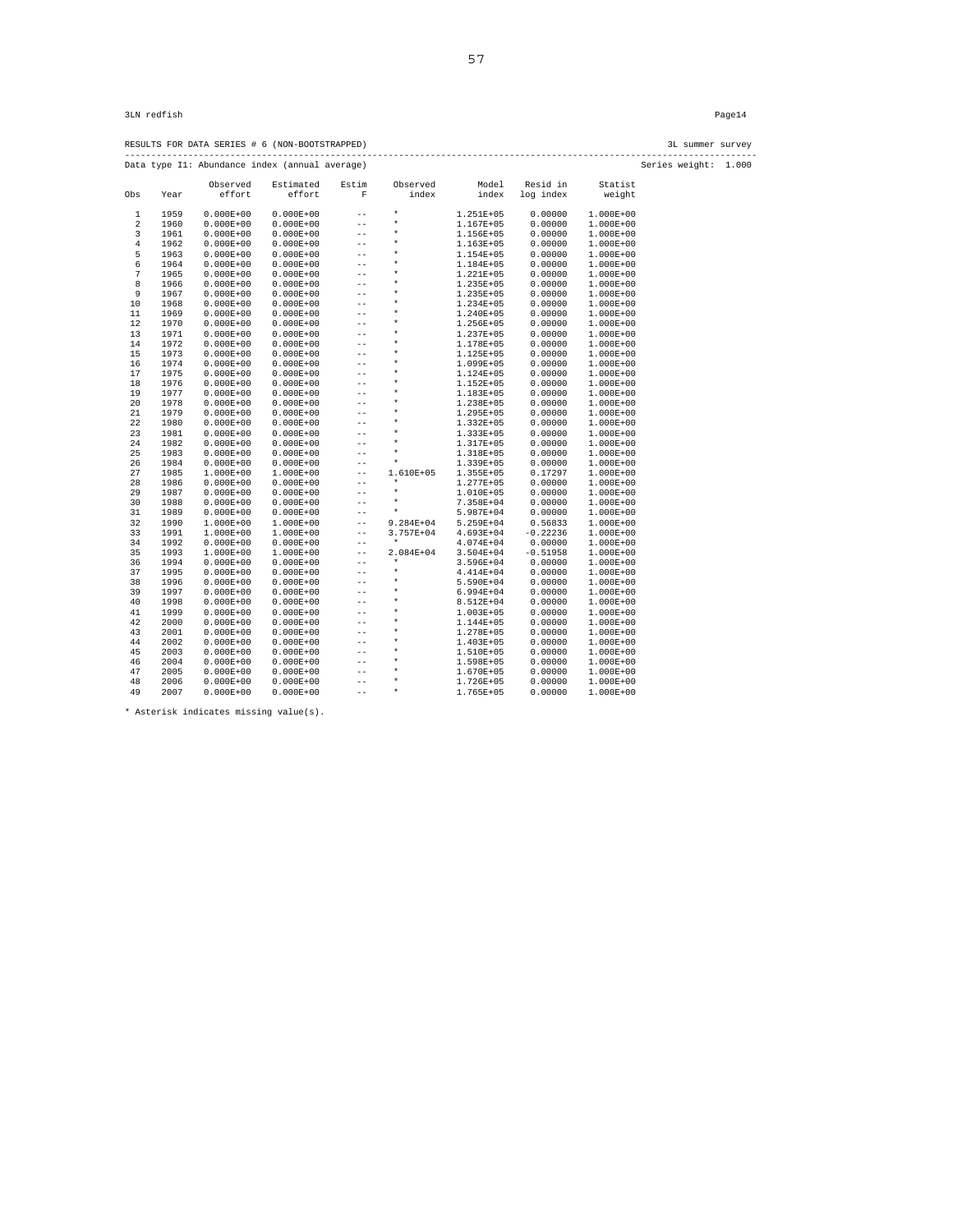3LN redfish

RESULTS FOR DATA SERIES # 6 (NON-BOOTSTRAPPED) 3L summer survey

Data type I1: Abundance index (annual average) Series weight: 1.000

| Obs | Year | Observed effort | Estimated effort | Estim F | Observed index | Model index | Resid in log index | Statist weight |
|---|---|---|---|---|---|---|---|---|
| 1 | 1959 | 0.000E+00 | 0.000E+00 | -- | * | 1.251E+05 | 0.00000 | 1.000E+00 |
| 2 | 1960 | 0.000E+00 | 0.000E+00 | -- | * | 1.167E+05 | 0.00000 | 1.000E+00 |
| 3 | 1961 | 0.000E+00 | 0.000E+00 | -- | * | 1.156E+05 | 0.00000 | 1.000E+00 |
| 4 | 1962 | 0.000E+00 | 0.000E+00 | -- | * | 1.163E+05 | 0.00000 | 1.000E+00 |
| 5 | 1963 | 0.000E+00 | 0.000E+00 | -- | * | 1.154E+05 | 0.00000 | 1.000E+00 |
| 6 | 1964 | 0.000E+00 | 0.000E+00 | -- | * | 1.184E+05 | 0.00000 | 1.000E+00 |
| 7 | 1965 | 0.000E+00 | 0.000E+00 | -- | * | 1.221E+05 | 0.00000 | 1.000E+00 |
| 8 | 1966 | 0.000E+00 | 0.000E+00 | -- | * | 1.235E+05 | 0.00000 | 1.000E+00 |
| 9 | 1967 | 0.000E+00 | 0.000E+00 | -- | * | 1.235E+05 | 0.00000 | 1.000E+00 |
| 10 | 1968 | 0.000E+00 | 0.000E+00 | -- | * | 1.234E+05 | 0.00000 | 1.000E+00 |
| 11 | 1969 | 0.000E+00 | 0.000E+00 | -- | * | 1.240E+05 | 0.00000 | 1.000E+00 |
| 12 | 1970 | 0.000E+00 | 0.000E+00 | -- | * | 1.256E+05 | 0.00000 | 1.000E+00 |
| 13 | 1971 | 0.000E+00 | 0.000E+00 | -- | * | 1.237E+05 | 0.00000 | 1.000E+00 |
| 14 | 1972 | 0.000E+00 | 0.000E+00 | -- | * | 1.178E+05 | 0.00000 | 1.000E+00 |
| 15 | 1973 | 0.000E+00 | 0.000E+00 | -- | * | 1.125E+05 | 0.00000 | 1.000E+00 |
| 16 | 1974 | 0.000E+00 | 0.000E+00 | -- | * | 1.099E+05 | 0.00000 | 1.000E+00 |
| 17 | 1975 | 0.000E+00 | 0.000E+00 | -- | * | 1.124E+05 | 0.00000 | 1.000E+00 |
| 18 | 1976 | 0.000E+00 | 0.000E+00 | -- | * | 1.152E+05 | 0.00000 | 1.000E+00 |
| 19 | 1977 | 0.000E+00 | 0.000E+00 | -- | * | 1.183E+05 | 0.00000 | 1.000E+00 |
| 20 | 1978 | 0.000E+00 | 0.000E+00 | -- | * | 1.238E+05 | 0.00000 | 1.000E+00 |
| 21 | 1979 | 0.000E+00 | 0.000E+00 | -- | * | 1.295E+05 | 0.00000 | 1.000E+00 |
| 22 | 1980 | 0.000E+00 | 0.000E+00 | -- | * | 1.332E+05 | 0.00000 | 1.000E+00 |
| 23 | 1981 | 0.000E+00 | 0.000E+00 | -- | * | 1.333E+05 | 0.00000 | 1.000E+00 |
| 24 | 1982 | 0.000E+00 | 0.000E+00 | -- | * | 1.317E+05 | 0.00000 | 1.000E+00 |
| 25 | 1983 | 0.000E+00 | 0.000E+00 | -- | * | 1.318E+05 | 0.00000 | 1.000E+00 |
| 26 | 1984 | 0.000E+00 | 0.000E+00 | -- | * | 1.339E+05 | 0.00000 | 1.000E+00 |
| 27 | 1985 | 1.000E+00 | 1.000E+00 | -- | 1.610E+05 | 1.355E+05 | 0.17297 | 1.000E+00 |
| 28 | 1986 | 0.000E+00 | 0.000E+00 | -- | * | 1.277E+05 | 0.00000 | 1.000E+00 |
| 29 | 1987 | 0.000E+00 | 0.000E+00 | -- | * | 1.010E+05 | 0.00000 | 1.000E+00 |
| 30 | 1988 | 0.000E+00 | 0.000E+00 | -- | * | 7.358E+04 | 0.00000 | 1.000E+00 |
| 31 | 1989 | 0.000E+00 | 0.000E+00 | -- | * | 5.987E+04 | 0.00000 | 1.000E+00 |
| 32 | 1990 | 1.000E+00 | 1.000E+00 | -- | 9.284E+04 | 5.259E+04 | 0.56833 | 1.000E+00 |
| 33 | 1991 | 1.000E+00 | 1.000E+00 | -- | 3.757E+04 | 4.693E+04 | -0.22236 | 1.000E+00 |
| 34 | 1992 | 0.000E+00 | 0.000E+00 | -- | * | 4.074E+04 | 0.00000 | 1.000E+00 |
| 35 | 1993 | 1.000E+00 | 1.000E+00 | -- | 2.084E+04 | 3.504E+04 | -0.51958 | 1.000E+00 |
| 36 | 1994 | 0.000E+00 | 0.000E+00 | -- | * | 3.596E+04 | 0.00000 | 1.000E+00 |
| 37 | 1995 | 0.000E+00 | 0.000E+00 | -- | * | 4.414E+04 | 0.00000 | 1.000E+00 |
| 38 | 1996 | 0.000E+00 | 0.000E+00 | -- | * | 5.590E+04 | 0.00000 | 1.000E+00 |
| 39 | 1997 | 0.000E+00 | 0.000E+00 | -- | * | 6.994E+04 | 0.00000 | 1.000E+00 |
| 40 | 1998 | 0.000E+00 | 0.000E+00 | -- | * | 8.512E+04 | 0.00000 | 1.000E+00 |
| 41 | 1999 | 0.000E+00 | 0.000E+00 | -- | * | 1.003E+05 | 0.00000 | 1.000E+00 |
| 42 | 2000 | 0.000E+00 | 0.000E+00 | -- | * | 1.144E+05 | 0.00000 | 1.000E+00 |
| 43 | 2001 | 0.000E+00 | 0.000E+00 | -- | * | 1.278E+05 | 0.00000 | 1.000E+00 |
| 44 | 2002 | 0.000E+00 | 0.000E+00 | -- | * | 1.403E+05 | 0.00000 | 1.000E+00 |
| 45 | 2003 | 0.000E+00 | 0.000E+00 | -- | * | 1.510E+05 | 0.00000 | 1.000E+00 |
| 46 | 2004 | 0.000E+00 | 0.000E+00 | -- | * | 1.598E+05 | 0.00000 | 1.000E+00 |
| 47 | 2005 | 0.000E+00 | 0.000E+00 | -- | * | 1.670E+05 | 0.00000 | 1.000E+00 |
| 48 | 2006 | 0.000E+00 | 0.000E+00 | -- | * | 1.726E+05 | 0.00000 | 1.000E+00 |
| 49 | 2007 | 0.000E+00 | 0.000E+00 | -- | * | 1.765E+05 | 0.00000 | 1.000E+00 |

* Asterisk indicates missing value(s).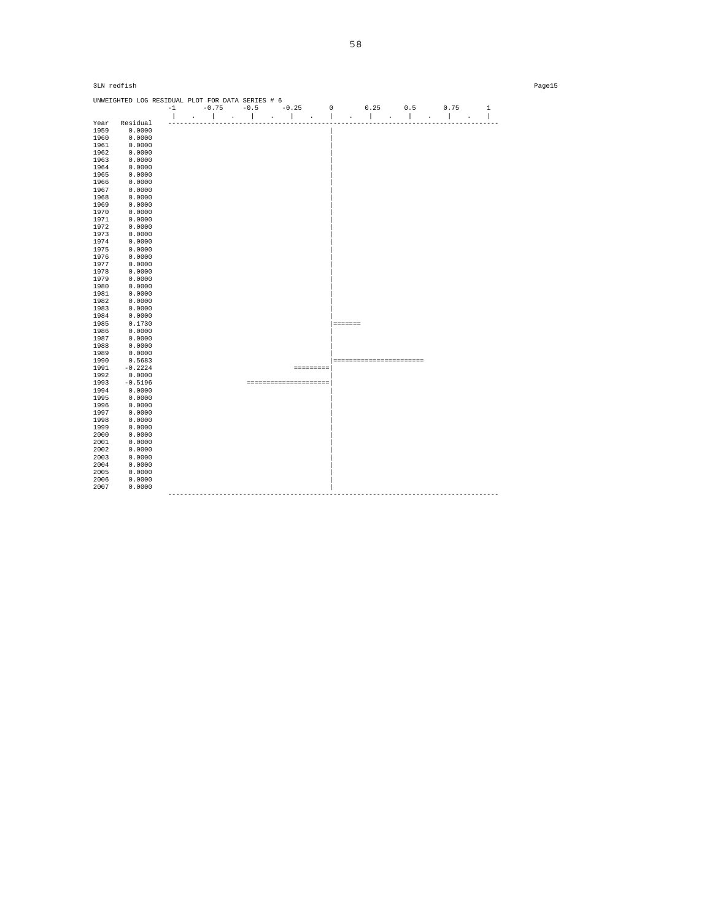3LN redfish

```
UNWEIGHTED LOG RESIDUAL PLOT FOR DATA SERIES # 6
               -1      -0.75     -0.5     -0.25      0       0.25      0.5      0.75      1
                |   .    |   .    |   .    |   .    |   .    |   .    |   .    |   .    |
Year  Residual  -------------------------------------------------------------------------------------
1959    0.0000                                      |
1960    0.0000                                      |
1961    0.0000                                      |
1962    0.0000                                      |
1963    0.0000                                      |
1964    0.0000                                      |
1965    0.0000                                      |
1966    0.0000                                      |
1967    0.0000                                      |
1968    0.0000                                      |
1969    0.0000                                      |
1970    0.0000                                      |
1971    0.0000                                      |
1972    0.0000                                      |
1973    0.0000                                      |
1974    0.0000                                      |
1975    0.0000                                      |
1976    0.0000                                      |
1977    0.0000                                      |
1978    0.0000                                      |
1979    0.0000                                      |
1980    0.0000                                      |
1981    0.0000                                      |
1982    0.0000                                      |
1983    0.0000                                      |
1984    0.0000                                      |
1985    0.1730                                      |=======
1986    0.0000                                      |
1987    0.0000                                      |
1988    0.0000                                      |
1989    0.0000                                      |
1990    0.5683                                      |=======================
1991   -0.2224                             =========|
1992    0.0000                                      |
1993   -0.5196                 ====================|
1994    0.0000                                      |
1995    0.0000                                      |
1996    0.0000                                      |
1997    0.0000                                      |
1998    0.0000                                      |
1999    0.0000                                      |
2000    0.0000                                      |
2001    0.0000                                      |
2002    0.0000                                      |
2003    0.0000                                      |
2004    0.0000                                      |
2005    0.0000                                      |
2006    0.0000                                      |
2007    0.0000                                      |
                -------------------------------------------------------------------------------------
```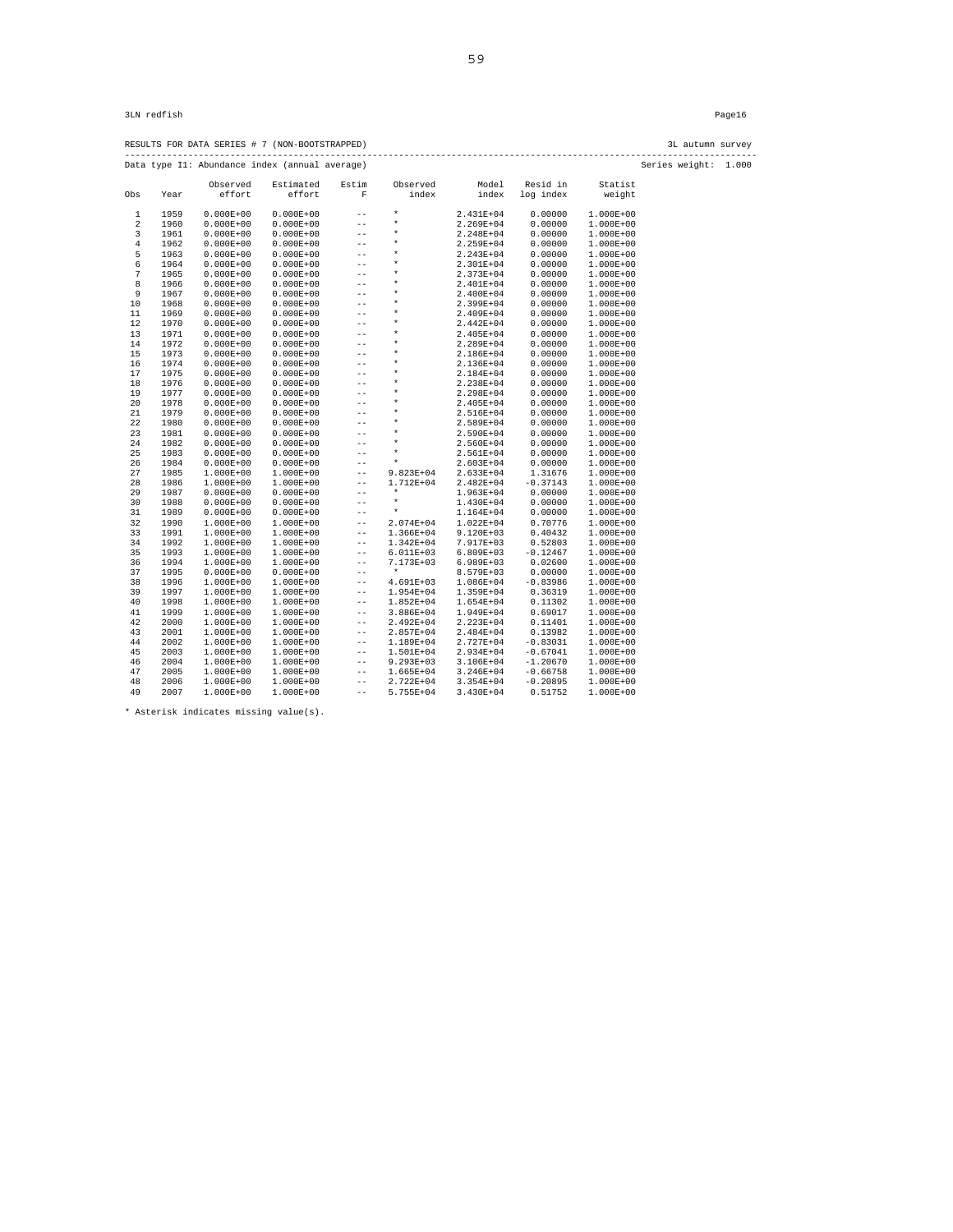3LN redfish

RESULTS FOR DATA SERIES # 7 (NON-BOOTSTRAPPED) 3L autumn survey

Data type I1: Abundance index (annual average) Series weight: 1.000

| Obs | Year | Observed effort | Estimated effort | Estim F | Observed index | Model index | Resid in log index | Statist weight |
|---|---|---|---|---|---|---|---|---|
| 1 | 1959 | 0.000E+00 | 0.000E+00 | -- | * | 2.431E+04 | 0.00000 | 1.000E+00 |
| 2 | 1960 | 0.000E+00 | 0.000E+00 | -- | * | 2.269E+04 | 0.00000 | 1.000E+00 |
| 3 | 1961 | 0.000E+00 | 0.000E+00 | -- | * | 2.248E+04 | 0.00000 | 1.000E+00 |
| 4 | 1962 | 0.000E+00 | 0.000E+00 | -- | * | 2.259E+04 | 0.00000 | 1.000E+00 |
| 5 | 1963 | 0.000E+00 | 0.000E+00 | -- | * | 2.243E+04 | 0.00000 | 1.000E+00 |
| 6 | 1964 | 0.000E+00 | 0.000E+00 | -- | * | 2.301E+04 | 0.00000 | 1.000E+00 |
| 7 | 1965 | 0.000E+00 | 0.000E+00 | -- | * | 2.373E+04 | 0.00000 | 1.000E+00 |
| 8 | 1966 | 0.000E+00 | 0.000E+00 | -- | * | 2.401E+04 | 0.00000 | 1.000E+00 |
| 9 | 1967 | 0.000E+00 | 0.000E+00 | -- | * | 2.400E+04 | 0.00000 | 1.000E+00 |
| 10 | 1968 | 0.000E+00 | 0.000E+00 | -- | * | 2.399E+04 | 0.00000 | 1.000E+00 |
| 11 | 1969 | 0.000E+00 | 0.000E+00 | -- | * | 2.409E+04 | 0.00000 | 1.000E+00 |
| 12 | 1970 | 0.000E+00 | 0.000E+00 | -- | * | 2.442E+04 | 0.00000 | 1.000E+00 |
| 13 | 1971 | 0.000E+00 | 0.000E+00 | -- | * | 2.405E+04 | 0.00000 | 1.000E+00 |
| 14 | 1972 | 0.000E+00 | 0.000E+00 | -- | * | 2.289E+04 | 0.00000 | 1.000E+00 |
| 15 | 1973 | 0.000E+00 | 0.000E+00 | -- | * | 2.186E+04 | 0.00000 | 1.000E+00 |
| 16 | 1974 | 0.000E+00 | 0.000E+00 | -- | * | 2.136E+04 | 0.00000 | 1.000E+00 |
| 17 | 1975 | 0.000E+00 | 0.000E+00 | -- | * | 2.184E+04 | 0.00000 | 1.000E+00 |
| 18 | 1976 | 0.000E+00 | 0.000E+00 | -- | * | 2.238E+04 | 0.00000 | 1.000E+00 |
| 19 | 1977 | 0.000E+00 | 0.000E+00 | -- | * | 2.298E+04 | 0.00000 | 1.000E+00 |
| 20 | 1978 | 0.000E+00 | 0.000E+00 | -- | * | 2.405E+04 | 0.00000 | 1.000E+00 |
| 21 | 1979 | 0.000E+00 | 0.000E+00 | -- | * | 2.516E+04 | 0.00000 | 1.000E+00 |
| 22 | 1980 | 0.000E+00 | 0.000E+00 | -- | * | 2.589E+04 | 0.00000 | 1.000E+00 |
| 23 | 1981 | 0.000E+00 | 0.000E+00 | -- | * | 2.590E+04 | 0.00000 | 1.000E+00 |
| 24 | 1982 | 0.000E+00 | 0.000E+00 | -- | * | 2.560E+04 | 0.00000 | 1.000E+00 |
| 25 | 1983 | 0.000E+00 | 0.000E+00 | -- | * | 2.561E+04 | 0.00000 | 1.000E+00 |
| 26 | 1984 | 0.000E+00 | 0.000E+00 | -- | * | 2.603E+04 | 0.00000 | 1.000E+00 |
| 27 | 1985 | 1.000E+00 | 1.000E+00 | -- | 9.823E+04 | 2.633E+04 | 1.31676 | 1.000E+00 |
| 28 | 1986 | 1.000E+00 | 1.000E+00 | -- | 1.712E+04 | 2.482E+04 | -0.37143 | 1.000E+00 |
| 29 | 1987 | 0.000E+00 | 0.000E+00 | -- | * | 1.963E+04 | 0.00000 | 1.000E+00 |
| 30 | 1988 | 0.000E+00 | 0.000E+00 | -- | * | 1.430E+04 | 0.00000 | 1.000E+00 |
| 31 | 1989 | 0.000E+00 | 0.000E+00 | -- | * | 1.164E+04 | 0.00000 | 1.000E+00 |
| 32 | 1990 | 1.000E+00 | 1.000E+00 | -- | 2.074E+04 | 1.022E+04 | 0.70776 | 1.000E+00 |
| 33 | 1991 | 1.000E+00 | 1.000E+00 | -- | 1.366E+04 | 9.120E+03 | 0.40432 | 1.000E+00 |
| 34 | 1992 | 1.000E+00 | 1.000E+00 | -- | 1.342E+04 | 7.917E+03 | 0.52803 | 1.000E+00 |
| 35 | 1993 | 1.000E+00 | 1.000E+00 | -- | 6.011E+03 | 6.809E+03 | -0.12467 | 1.000E+00 |
| 36 | 1994 | 1.000E+00 | 1.000E+00 | -- | 7.173E+03 | 6.989E+03 | 0.02600 | 1.000E+00 |
| 37 | 1995 | 0.000E+00 | 0.000E+00 | -- | * | 8.579E+03 | 0.00000 | 1.000E+00 |
| 38 | 1996 | 1.000E+00 | 1.000E+00 | -- | 4.691E+03 | 1.086E+04 | -0.83986 | 1.000E+00 |
| 39 | 1997 | 1.000E+00 | 1.000E+00 | -- | 1.954E+04 | 1.359E+04 | 0.36319 | 1.000E+00 |
| 40 | 1998 | 1.000E+00 | 1.000E+00 | -- | 1.852E+04 | 1.654E+04 | 0.11302 | 1.000E+00 |
| 41 | 1999 | 1.000E+00 | 1.000E+00 | -- | 3.886E+04 | 1.949E+04 | 0.69017 | 1.000E+00 |
| 42 | 2000 | 1.000E+00 | 1.000E+00 | -- | 2.492E+04 | 2.223E+04 | 0.11401 | 1.000E+00 |
| 43 | 2001 | 1.000E+00 | 1.000E+00 | -- | 2.857E+04 | 2.484E+04 | 0.13982 | 1.000E+00 |
| 44 | 2002 | 1.000E+00 | 1.000E+00 | -- | 1.189E+04 | 2.727E+04 | -0.83031 | 1.000E+00 |
| 45 | 2003 | 1.000E+00 | 1.000E+00 | -- | 1.501E+04 | 2.934E+04 | -0.67041 | 1.000E+00 |
| 46 | 2004 | 1.000E+00 | 1.000E+00 | -- | 9.293E+03 | 3.106E+04 | -1.20670 | 1.000E+00 |
| 47 | 2005 | 1.000E+00 | 1.000E+00 | -- | 1.665E+04 | 3.246E+04 | -0.66758 | 1.000E+00 |
| 48 | 2006 | 1.000E+00 | 1.000E+00 | -- | 2.722E+04 | 3.354E+04 | -0.20895 | 1.000E+00 |
| 49 | 2007 | 1.000E+00 | 1.000E+00 | -- | 5.755E+04 | 3.430E+04 | 0.51752 | 1.000E+00 |

* Asterisk indicates missing value(s).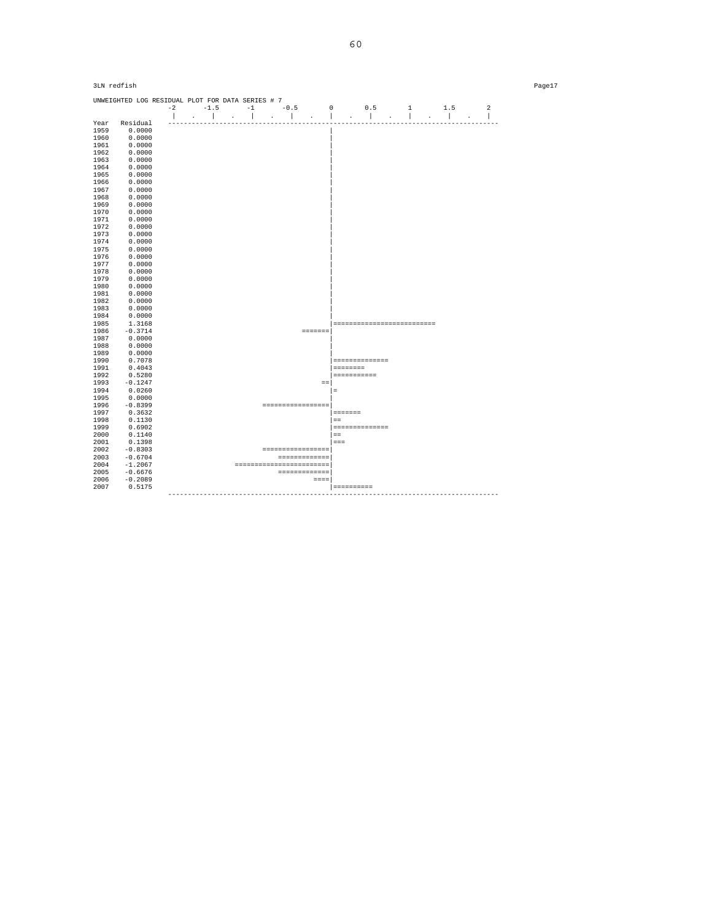3LN redfish

UNWEIGHTED LOG RESIDUAL PLOT FOR DATA SERIES # 7

```
                -2      -1.5      -1      -0.5       0       0.5       1       1.5       2
                 |   .    |    .    |    .    |    .    |    .    |    .    |    .    |    .    |
Year  Residual  ------------------------------------------------------------------------------------
1959    0.0000                                          |
1960    0.0000                                          |
1961    0.0000                                          |
1962    0.0000                                          |
1963    0.0000                                          |
1964    0.0000                                          |
1965    0.0000                                          |
1966    0.0000                                          |
1967    0.0000                                          |
1968    0.0000                                          |
1969    0.0000                                          |
1970    0.0000                                          |
1971    0.0000                                          |
1972    0.0000                                          |
1973    0.0000                                          |
1974    0.0000                                          |
1975    0.0000                                          |
1976    0.0000                                          |
1977    0.0000                                          |
1978    0.0000                                          |
1979    0.0000                                          |
1980    0.0000                                          |
1981    0.0000                                          |
1982    0.0000                                          |
1983    0.0000                                          |
1984    0.0000                                          |
1985    1.3168                                          |==========================
1986   -0.3714                                   =======|
1987    0.0000                                          |
1988    0.0000                                          |
1989    0.0000                                          |
1990    0.7078                                          |==============
1991    0.4043                                          |========
1992    0.5280                                          |===========
1993   -0.1247                                        ==|
1994    0.0260                                          |=
1995    0.0000                                          |
1996   -0.8399                        =================|
1997    0.3632                                          |=======
1998    0.1130                                          |==
1999    0.6902                                          |==============
2000    0.1140                                          |==
2001    0.1398                                          |===
2002   -0.8303                        =================|
2003   -0.6704                            =============|
2004   -1.2067                  ========================|
2005   -0.6676                            =============|
2006   -0.2089                                      ====|
2007    0.5175                                          |==========
                ------------------------------------------------------------------------------------
```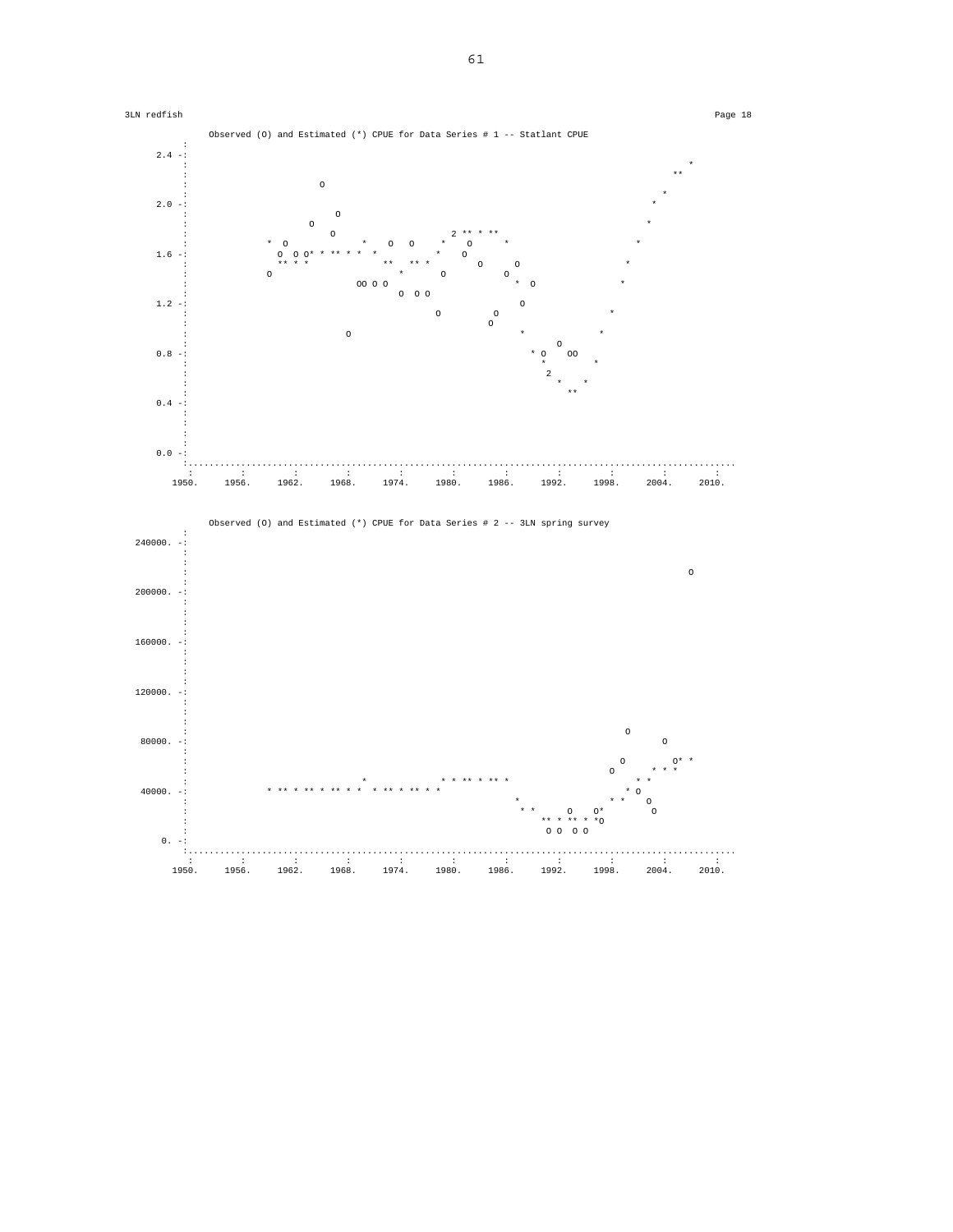3LN redfish

Page 18

```
          Observed (O) and Estimated (*) CPUE for Data Series # 1 -- Statlant CPUE
      :
 2.4 -:                                                                                            *
      :                                                                                          **
      :                        O
      :                                                                                         *
 2.0 -:                                                                                       *
      :                           O
      :                      O                                                               *
      :                          O                   2 ** * **
      :               *  O                *   O   O      *   O      *                   *
 1.6 -:                 O  O O* * ** * * *          *   O
      :                 ** * *              **   ** *       O     O                   *
      :               O                       *      O       O
      :                             OO O O                         *  O              *
 1.2 -:                                   O  O O                      O
      :                                            O          O                   *
      :                                                      O
      :                            O                               *            *
      :                                                                 O
 0.8 -:                                                             * O     OO
      :                                                               *            *
      :                                                                2
      :                                                                  *    *
      :                                                                   **
 0.4 -:
      :
      :
      :
 0.0 -:
      :.........................................................................................................
       :        :        :        :        :        :        :        :        :        :        :
     1950.    1956.    1962.    1968.    1974.    1980.    1986.    1992.    1998.    2004.    2010.
```

```
          Observed (O) and Estimated (*) CPUE for Data Series # 2 -- 3LN spring survey
         :
240000. -:
         :
         :
         :                                                                                         O
         :
200000. -:
         :
         :
         :
160000. -:
         :
         :
         :
120000. -:
         :
         :
         :
         :                                                                                   O
 80000. -:                                                                                         O
         :
         :                                                                                 O          O* *
         :                                                                               O       * * *
         :                              *             * * ** * ** *                          * *
 40000. -:               * ** * ** * ** * *  * ** * ** * *                                  * O
         :                                                          *                     * *    O
         :                                                           * *      O    O*        O
         :                                                              ** * ** * *O
         :                                                               O O  O O
     0. -:
         :.........................................................................................................
          :        :        :        :        :        :        :        :        :        :        :
        1950.    1956.    1962.    1968.    1974.    1980.    1986.    1992.    1998.    2004.    2010.
```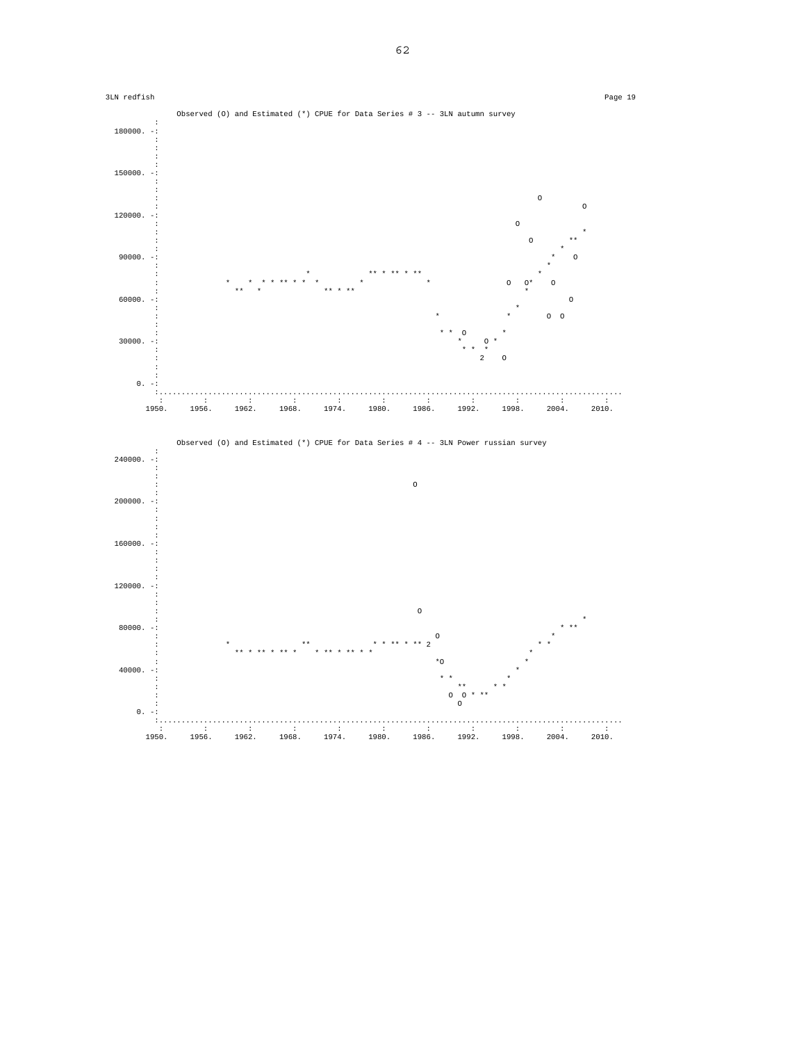Observed (O) and Estimated (*) CPUE for Data Series # 3 -- 3LN autumn survey

```
         :
 180000. -:
         :
         :
         :
         :
 150000. -:
         :
         :
         :                                                                    O
         :                                                                              O
 120000. -:
         :                                                               O
         :                                                                              *
         :                                                                  O        **
         :                                                                         *
  90000. -:                                                                       *   O
         :                                                                       *
         :                          *          ** * ** * **                     *
         :            *    *  * * ** * *  *        *           *           O   O*   O
         :             **   *          ** * **                                  *
  60000. -:                                                                            O
         :                                                                   *
         :                                                  *              *      O  O
         :
         :                                                  * *  O        *
  30000. -:                                                     *    O *
         :                                                       * *  *
         :                                                          2    O
         :
         :
     0. -:
         :.....................................................................................................
          :       :       :       :       :       :       :       :       :       :       :
       1950.   1956.   1962.   1968.   1974.   1980.   1986.   1992.   1998.   2004.   2010.
```

Observed (O) and Estimated (*) CPUE for Data Series # 4 -- 3LN Power russian survey

```
         :
 240000. -:
         :
         :
         :                                              O
         :
 200000. -:
         :
         :
         :
         :
 160000. -:
         :
         :
         :
         :
 120000. -:
         :
         :
         :                                               O
         :                                                                                *
  80000. -:                                                                             * **
         :                                                   O                         *
         :            *               **           * * ** * ** 2                    * *
         :             ** * ** * ** *     * ** * ** * *                           *
         :                                                *O                     *
  40000. -:                                                                     *
         :                                                 * *                 *
         :                                                     **          * *
         :                                                   O  O * **
         :                                                      O
     0. -:
         :.....................................................................................................
          :       :       :       :       :       :       :       :       :       :       :
       1950.   1956.   1962.   1968.   1974.   1980.   1986.   1992.   1998.   2004.   2010.
```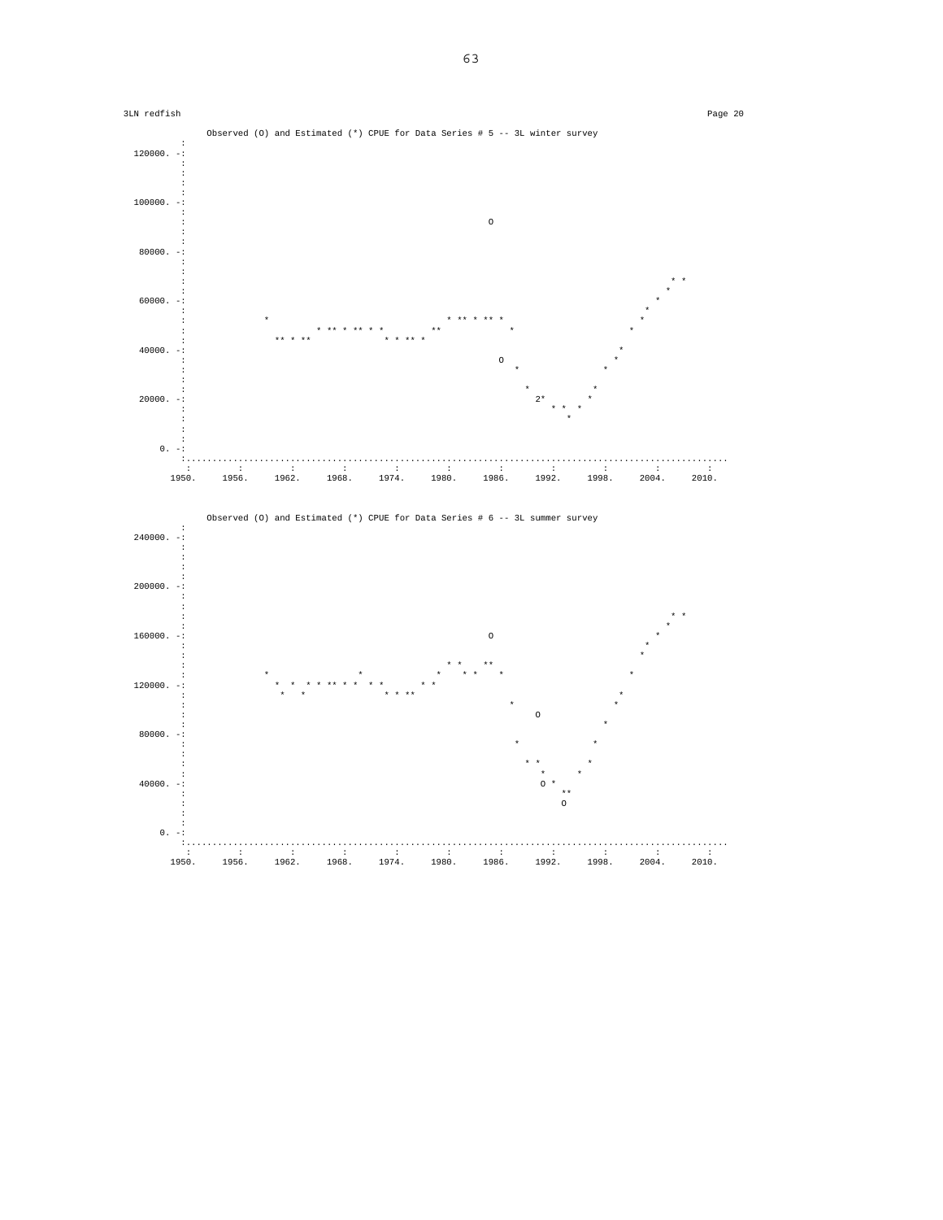3LN redfish Page 20

```
        Observed (O) and Estimated (*) CPUE for Data Series # 5 -- 3L winter survey
         :
 120000. -:
         :
         :
         :
         :
 100000. -:
         :
         :                                                 O
         :
         :
  80000. -:
         :
         :
         :                                                                                    * *
         :                                                                                   *
  60000. -:                                                                                *
         :                                                                               *
         :              *                               * ** * ** *                     *
         :                      * ** * ** * *         **           *                  *
         :                ** * **           * * ** *
  40000. -:                                                                         *
         :                                                   O                     *
         :                                                     *                 *
         :
         :                                                       *              *
  20000. -:                                                        2*          *
         :                                                            * *  *
         :                                                               *
         :
         :
      0. -:
         :.............................................................................................
          :        :        :        :        :        :        :        :        :        :        :
        1950.    1956.    1962.    1968.    1974.    1980.    1986.    1992.    1998.    2004.    2010.
```

```
        Observed (O) and Estimated (*) CPUE for Data Series # 6 -- 3L summer survey
         :
 240000. -:
         :
         :
         :
         :
 200000. -:
         :
         :
         :                                                                                    * *
         :                                                                                   *
 160000. -:                                                O                               *
         :                                                                                *
         :                                                                               *
         :                                              * *     **
         :              *                 *            *    * *   *                    *
 120000. -:                *  *  * * ** * *  * *       * *
         :                 *   *              * * **                                  *
         :                                                    *                      *
         :                                                          O
         :                                                                          *
  80000. -:
         :                                                     *                  *
         :
         :                                                       * *             *
         :                                                         *           *
  40000. -:                                                        O *
         :                                                            **
         :                                                            O
         :
         :
      0. -:
         :.............................................................................................
          :        :        :        :        :        :        :        :        :        :        :
        1950.    1956.    1962.    1968.    1974.    1980.    1986.    1992.    1998.    2004.    2010.
```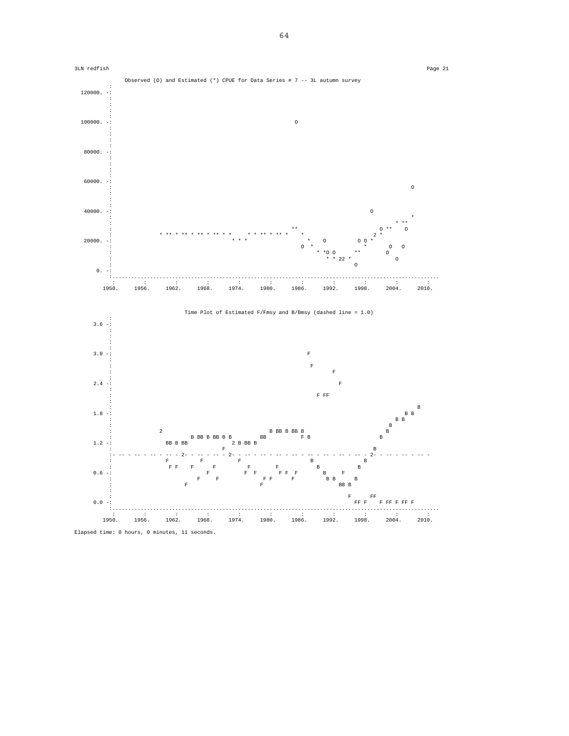3LN redfish

Page 21

```
         Observed (O) and Estimated (*) CPUE for Data Series # 7 -- 3L autumn survey
          :
 120000. -:
          :
          :
          :
          :
 100000. -:                                                    O
          :
          :
          :
          :
  80000. -:
          :
          :
          :
          :
  60000. -:
          :                                                                                      O
          :
          :
          :
  40000. -:                                                                          O
          :                                                                                      *
          :                                                                                 * **
          :                                                    **                       O **    O
          :             * ** * ** * ** * ** * *     * * ** * ** *    *                 2 *
  20000. -:                                   * * *                    *    O         O O *
          :                                                      O  *                     *     O   O
          :                                                           * *O O     **          O
          :                                                             * * 22 *                O
          :                                                                      O
      0. -:
          :.........................................................................................
           :        :        :        :        :        :        :        :        :        :        :
        1950.    1956.    1962.    1968.    1974.    1980.    1986.    1992.    1998.    2004.    2010.
```

```
                    Time Plot of Estimated F/Fmsy and B/Bmsy (dashed line = 1.0)
          :
    3.6 -:
          :
          :
          :
          :
    3.0 -:                                                         F
          :
          :                                                         F
          :                                                                F
          :
    2.4 -:                                                                  F
          :
          :                                                           F FF
          :
          :                                                                                         B
    1.8 -:                                                                                      B B
          :                                                                                    B B
          :                                                                                  B
          :              2                            B BB B BB B                           B
          :                      B BB B BB B B        BB         F B                      B
    1.2 -:                BB B BB          2 B BB B
          :                             F                                                 B
          :- -- - -- - -- - -- - 2- - -- - -- - 2- - -- - -- - -- - -- - -- - -- - -- - 2- - -- - -- - -- - -
          :                F         F         F                   B              B
          :                 F F    F     F        F       F          B          B
    0.6 -:                            F            F  F       F F  F      B     F
          :                          F     F           F F      F         B B     B
          :                    F                      F                     BB B
          :
          :                                                                   F      FF
    0.0 -:                                                                     FF F    F FF F FF F
          :.........................................................................................
           :        :        :        :        :        :        :        :        :        :        :
        1950.    1956.    1962.    1968.    1974.    1980.    1986.    1992.    1998.    2004.    2010.
```

Elapsed time: 0 hours, 0 minutes, 11 seconds.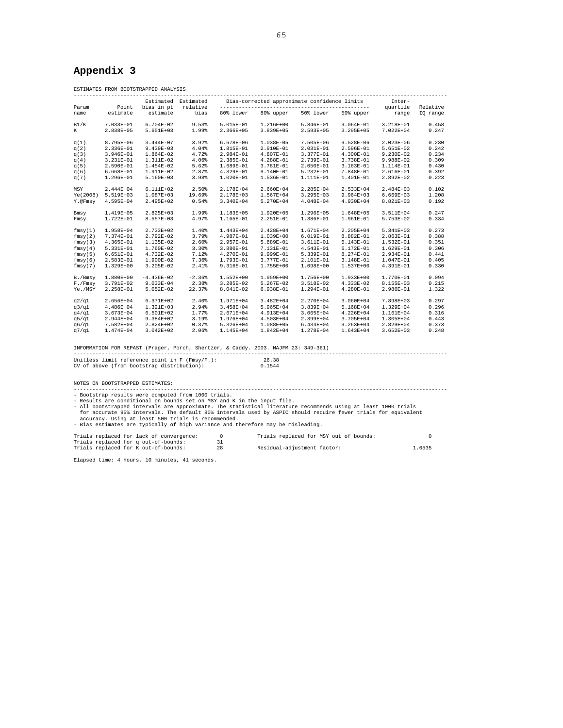# Appendix 3

ESTIMATES FROM BOOTSTRAPPED ANALYSIS

| Param name | Point estimate | Estimated bias in pt estimate | Estimated relative bias | Bias-corrected approximate confidence limits | | | | Inter-quartile range | Relative IQ range |
|---|---|---|---|---|---|---|---|---|---|
| | | | | 80% lower | 80% upper | 50% lower | 50% upper | | |
| B1/K | 7.033E-01 | 6.704E-02 | 9.53% | 5.015E-01 | 1.216E+00 | 5.846E-01 | 9.064E-01 | 3.218E-01 | 0.458 |
| K | 2.838E+05 | 5.651E+03 | 1.99% | 2.366E+05 | 3.839E+05 | 2.593E+05 | 3.295E+05 | 7.022E+04 | 0.247 |
| q(1) | 8.795E-06 | 3.444E-07 | 3.92% | 6.678E-06 | 1.038E-05 | 7.505E-06 | 9.528E-06 | 2.023E-06 | 0.230 |
| q(2) | 2.336E-01 | 9.439E-03 | 4.04% | 1.815E-01 | 2.910E-01 | 2.031E-01 | 2.596E-01 | 5.651E-02 | 0.242 |
| q(3) | 3.946E-01 | 1.864E-02 | 4.72% | 2.984E-01 | 4.807E-01 | 3.377E-01 | 4.300E-01 | 9.230E-02 | 0.234 |
| q(4) | 3.231E-01 | 1.311E-02 | 4.06% | 2.385E-01 | 4.288E-01 | 2.739E-01 | 3.738E-01 | 9.988E-02 | 0.309 |
| q(5) | 2.590E-01 | 1.454E-02 | 5.62% | 1.689E-01 | 3.781E-01 | 2.050E-01 | 3.163E-01 | 1.114E-01 | 0.430 |
| q(6) | 6.668E-01 | 1.911E-02 | 2.87% | 4.329E-01 | 9.140E-01 | 5.232E-01 | 7.848E-01 | 2.616E-01 | 0.392 |
| q(7) | 1.296E-01 | 5.160E-03 | 3.98% | 1.020E-01 | 1.536E-01 | 1.111E-01 | 1.401E-01 | 2.892E-02 | 0.223 |
| MSY | 2.444E+04 | 6.111E+02 | 2.50% | 2.178E+04 | 2.660E+04 | 2.285E+04 | 2.533E+04 | 2.484E+03 | 0.102 |
| Ye(2008) | 5.519E+03 | 1.087E+03 | 19.69% | 2.178E+03 | 1.567E+04 | 3.295E+03 | 9.964E+03 | 6.669E+03 | 1.208 |
| Y.@Fmsy | 4.595E+04 | 2.495E+02 | 0.54% | 3.340E+04 | 5.270E+04 | 4.048E+04 | 4.930E+04 | 8.821E+03 | 0.192 |
| Bmsy | 1.419E+05 | 2.825E+03 | 1.99% | 1.183E+05 | 1.920E+05 | 1.296E+05 | 1.648E+05 | 3.511E+04 | 0.247 |
| Fmsy | 1.722E-01 | 8.557E-03 | 4.97% | 1.165E-01 | 2.251E-01 | 1.386E-01 | 1.961E-01 | 5.753E-02 | 0.334 |
| fmsy(1) | 1.958E+04 | 2.733E+02 | 1.40% | 1.443E+04 | 2.428E+04 | 1.671E+04 | 2.205E+04 | 5.341E+03 | 0.273 |
| fmsy(2) | 7.374E-01 | 2.792E-02 | 3.79% | 4.987E-01 | 1.039E+00 | 6.019E-01 | 8.882E-01 | 2.863E-01 | 0.388 |
| fmsy(3) | 4.365E-01 | 1.135E-02 | 2.60% | 2.957E-01 | 5.889E-01 | 3.611E-01 | 5.143E-01 | 1.532E-01 | 0.351 |
| fmsy(4) | 5.331E-01 | 1.760E-02 | 3.30% | 3.880E-01 | 7.131E-01 | 4.543E-01 | 6.172E-01 | 1.629E-01 | 0.306 |
| fmsy(5) | 6.651E-01 | 4.732E-02 | 7.12% | 4.270E-01 | 9.999E-01 | 5.339E-01 | 8.274E-01 | 2.934E-01 | 0.441 |
| fmsy(6) | 2.583E-01 | 1.900E-02 | 7.36% | 1.793E-01 | 3.777E-01 | 2.101E-01 | 3.148E-01 | 1.047E-01 | 0.405 |
| fmsy(7) | 1.329E+00 | 3.205E-02 | 2.41% | 9.316E-01 | 1.755E+00 | 1.098E+00 | 1.537E+00 | 4.391E-01 | 0.330 |
| B./Bmsy | 1.880E+00 | -4.436E-02 | -2.36% | 1.552E+00 | 1.959E+00 | 1.756E+00 | 1.933E+00 | 1.770E-01 | 0.094 |
| F./Fmsy | 3.791E-02 | 9.033E-04 | 2.38% | 3.285E-02 | 5.267E-02 | 3.518E-02 | 4.333E-02 | 8.155E-03 | 0.215 |
| Ye./MSY | 2.258E-01 | 5.052E-02 | 22.37% | 8.041E-02 | 6.938E-01 | 1.294E-01 | 4.280E-01 | 2.986E-01 | 1.322 |
| q2/q1 | 2.656E+04 | 6.371E+02 | 2.40% | 1.971E+04 | 3.482E+04 | 2.270E+04 | 3.060E+04 | 7.898E+03 | 0.297 |
| q3/q1 | 4.486E+04 | 1.321E+03 | 2.94% | 3.458E+04 | 5.965E+04 | 3.839E+04 | 5.168E+04 | 1.329E+04 | 0.296 |
| q4/q1 | 3.673E+04 | 6.501E+02 | 1.77% | 2.671E+04 | 4.913E+04 | 3.065E+04 | 4.226E+04 | 1.161E+04 | 0.316 |
| q5/q1 | 2.944E+04 | 9.384E+02 | 3.19% | 1.976E+04 | 4.503E+04 | 2.399E+04 | 3.705E+04 | 1.305E+04 | 0.443 |
| q6/q1 | 7.582E+04 | 2.824E+02 | 0.37% | 5.326E+04 | 1.088E+05 | 6.434E+04 | 9.263E+04 | 2.829E+04 | 0.373 |
| q7/q1 | 1.474E+04 | 3.042E+02 | 2.06% | 1.145E+04 | 1.842E+04 | 1.278E+04 | 1.643E+04 | 3.652E+03 | 0.248 |

INFORMATION FOR REPAST (Prager, Porch, Shertzer, & Caddy. 2003. NAJFM 23: 349-361)

Unitless limit reference point in F (Fmsy/F.): 26.38
CV of above (from bootstrap distribution): 0.1544

NOTES ON BOOTSTRAPPED ESTIMATES:

- Bootstrap results were computed from 1000 trials.
- Results are conditional on bounds set on MSY and K in the input file.
- All bootstrapped intervals are approximate. The statistical literature recommends using at least 1000 trials for accurate 95% intervals. The default 80% intervals used by ASPIC should require fewer trials for equivalent accuracy. Using at least 500 trials is recommended.
- Bias estimates are typically of high variance and therefore may be misleading.

| | | | |
|---|---|---|---|
| Trials replaced for lack of convergence: | 0 | Trials replaced for MSY out of bounds: | 0 |
| Trials replaced for q out-of-bounds: | 31 | | |
| Trials replaced for K out-of-bounds: | 28 | Residual-adjustment factor: | 1.0535 |

Elapsed time: 4 hours, 10 minutes, 41 seconds.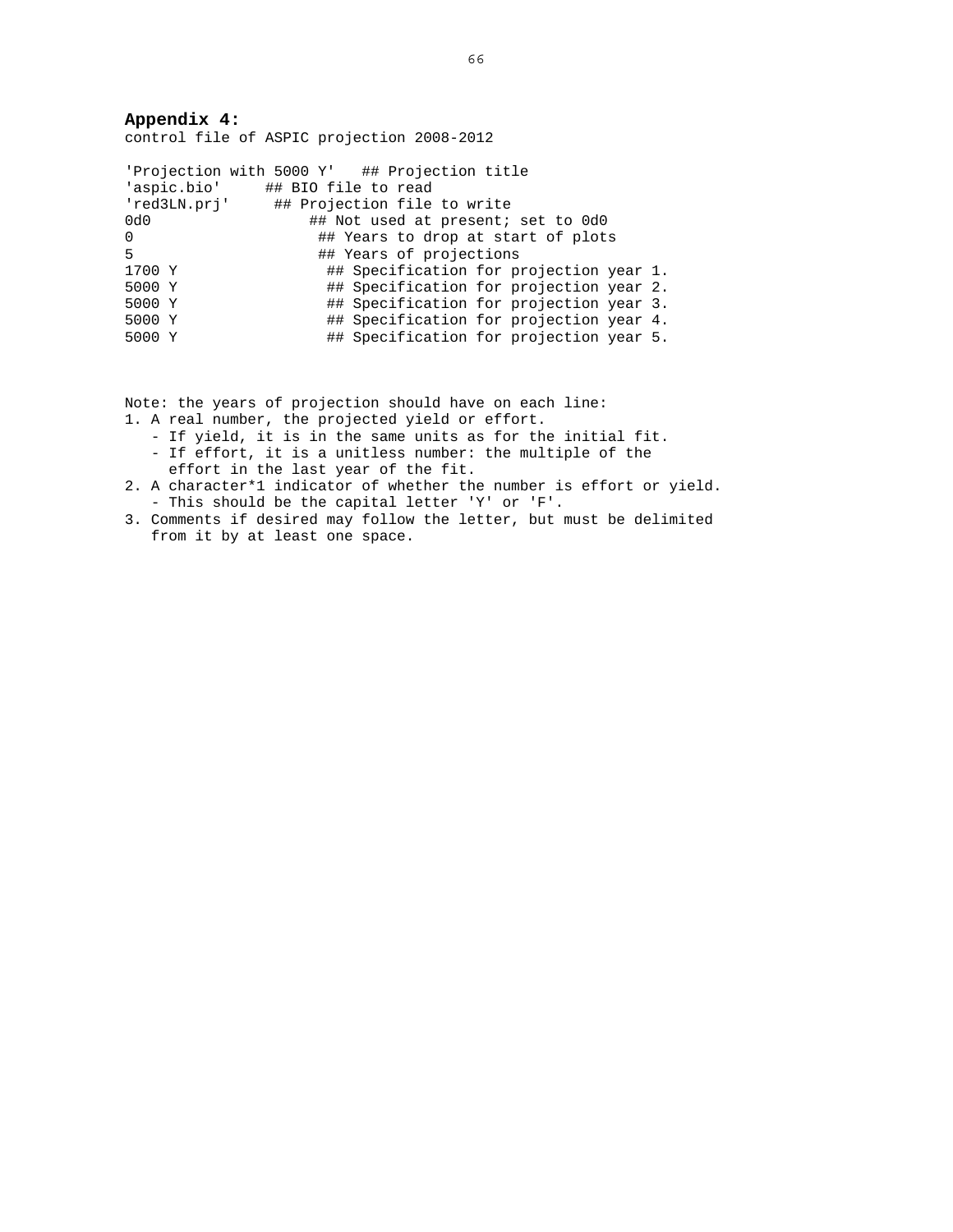**Appendix 4:**

control file of ASPIC projection 2008-2012

```
'Projection with 5000 Y'   ## Projection title
'aspic.bio'     ## BIO file to read
'red3LN.prj'     ## Projection file to write
0d0                 ## Not used at present; set to 0d0
0                    ## Years to drop at start of plots
5                    ## Years of projections
1700 Y                ## Specification for projection year 1.
5000 Y                ## Specification for projection year 2.
5000 Y                ## Specification for projection year 3.
5000 Y                ## Specification for projection year 4.
5000 Y                ## Specification for projection year 5.
```

Note: the years of projection should have on each line:

1. A real number, the projected yield or effort.
   - If yield, it is in the same units as for the initial fit.
   - If effort, it is a unitless number: the multiple of the effort in the last year of the fit.
2. A character*1 indicator of whether the number is effort or yield.
   - This should be the capital letter 'Y' or 'F'.
3. Comments if desired may follow the letter, but must be delimited from it by at least one space.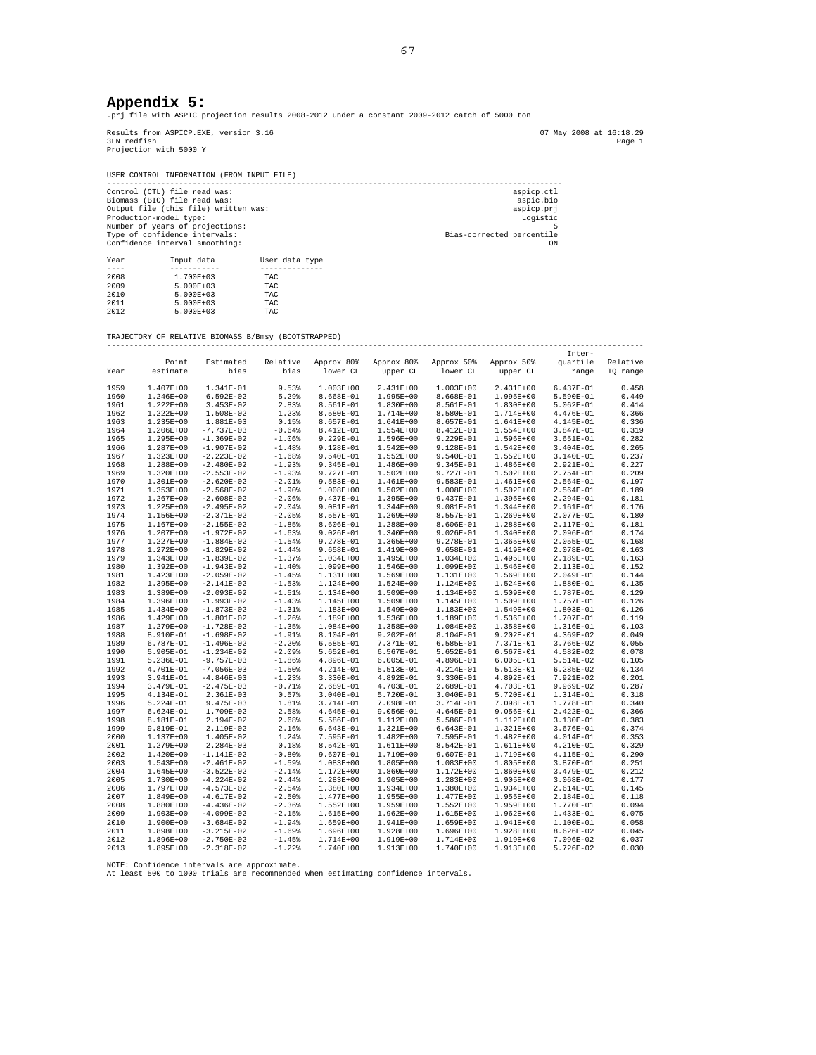## Appendix 5:

.prj file with ASPIC projection results 2008-2012 under a constant 2009-2012 catch of 5000 ton

```
Results from ASPICP.EXE, version 3.16                                                    07 May 2008 at 16:18.29
3LN redfish                                                                                               Page 1
Projection with 5000 Y
```

USER CONTROL INFORMATION (FROM INPUT FILE)

| | |
|---|---|
| Control (CTL) file read was: | aspicp.ctl |
| Biomass (BIO) file read was: | aspic.bio |
| Output file (this file) written was: | aspicp.prj |
| Production-model type: | Logistic |
| Number of years of projections: | 5 |
| Type of confidence intervals: | Bias-corrected percentile |
| Confidence interval smoothing: | ON |

| Year | Input data | User data type |
|---|---|---|
| 2008 | 1.700E+03 | TAC |
| 2009 | 5.000E+03 | TAC |
| 2010 | 5.000E+03 | TAC |
| 2011 | 5.000E+03 | TAC |
| 2012 | 5.000E+03 | TAC |

TRAJECTORY OF RELATIVE BIOMASS B/Bmsy (BOOTSTRAPPED)

| Year | Point estimate | Estimated bias | Relative bias | Approx 80% lower CL | Approx 80% upper CL | Approx 50% lower CL | Approx 50% upper CL | Inter-quartile range | Relative IQ range |
|---|---|---|---|---|---|---|---|---|---|
| 1959 | 1.407E+00 | 1.341E-01 | 9.53% | 1.003E+00 | 2.431E+00 | 1.003E+00 | 2.431E+00 | 6.437E-01 | 0.458 |
| 1960 | 1.246E+00 | 6.592E-02 | 5.29% | 8.668E-01 | 1.995E+00 | 8.668E-01 | 1.995E+00 | 5.590E-01 | 0.449 |
| 1961 | 1.222E+00 | 3.453E-02 | 2.83% | 8.561E-01 | 1.830E+00 | 8.561E-01 | 1.830E+00 | 5.062E-01 | 0.414 |
| 1962 | 1.222E+00 | 1.508E-02 | 1.23% | 8.580E-01 | 1.714E+00 | 8.580E-01 | 1.714E+00 | 4.476E-01 | 0.366 |
| 1963 | 1.235E+00 | 1.881E-03 | 0.15% | 8.657E-01 | 1.641E+00 | 8.657E-01 | 1.641E+00 | 4.145E-01 | 0.336 |
| 1964 | 1.206E+00 | -7.737E-03 | -0.64% | 8.412E-01 | 1.554E+00 | 8.412E-01 | 1.554E+00 | 3.847E-01 | 0.319 |
| 1965 | 1.295E+00 | -1.369E-02 | -1.06% | 9.229E-01 | 1.596E+00 | 9.229E-01 | 1.596E+00 | 3.651E-01 | 0.282 |
| 1966 | 1.287E+00 | -1.907E-02 | -1.48% | 9.128E-01 | 1.542E+00 | 9.128E-01 | 1.542E+00 | 3.404E-01 | 0.265 |
| 1967 | 1.323E+00 | -2.223E-02 | -1.68% | 9.540E-01 | 1.552E+00 | 9.540E-01 | 1.552E+00 | 3.140E-01 | 0.237 |
| 1968 | 1.288E+00 | -2.480E-02 | -1.93% | 9.345E-01 | 1.486E+00 | 9.345E-01 | 1.486E+00 | 2.921E-01 | 0.227 |
| 1969 | 1.320E+00 | -2.553E-02 | -1.93% | 9.727E-01 | 1.502E+00 | 9.727E-01 | 1.502E+00 | 2.754E-01 | 0.209 |
| 1970 | 1.301E+00 | -2.620E-02 | -2.01% | 9.583E-01 | 1.461E+00 | 9.583E-01 | 1.461E+00 | 2.564E-01 | 0.197 |
| 1971 | 1.353E+00 | -2.568E-02 | -1.90% | 1.008E+00 | 1.502E+00 | 1.008E+00 | 1.502E+00 | 2.564E-01 | 0.189 |
| 1972 | 1.267E+00 | -2.608E-02 | -2.06% | 9.437E-01 | 1.395E+00 | 9.437E-01 | 1.395E+00 | 2.294E-01 | 0.181 |
| 1973 | 1.225E+00 | -2.495E-02 | -2.04% | 9.081E-01 | 1.344E+00 | 9.081E-01 | 1.344E+00 | 2.161E-01 | 0.176 |
| 1974 | 1.156E+00 | -2.371E-02 | -2.05% | 8.557E-01 | 1.269E+00 | 8.557E-01 | 1.269E+00 | 2.077E-01 | 0.180 |
| 1975 | 1.167E+00 | -2.155E-02 | -1.85% | 8.606E-01 | 1.288E+00 | 8.606E-01 | 1.288E+00 | 2.117E-01 | 0.181 |
| 1976 | 1.207E+00 | -1.972E-02 | -1.63% | 9.026E-01 | 1.340E+00 | 9.026E-01 | 1.340E+00 | 2.096E-01 | 0.174 |
| 1977 | 1.227E+00 | -1.884E-02 | -1.54% | 9.278E-01 | 1.365E+00 | 9.278E-01 | 1.365E+00 | 2.055E-01 | 0.168 |
| 1978 | 1.272E+00 | -1.829E-02 | -1.44% | 9.658E-01 | 1.419E+00 | 9.658E-01 | 1.419E+00 | 2.078E-01 | 0.163 |
| 1979 | 1.343E+00 | -1.839E-02 | -1.37% | 1.034E+00 | 1.495E+00 | 1.034E+00 | 1.495E+00 | 2.189E-01 | 0.163 |
| 1980 | 1.392E+00 | -1.943E-02 | -1.40% | 1.099E+00 | 1.546E+00 | 1.099E+00 | 1.546E+00 | 2.113E-01 | 0.152 |
| 1981 | 1.423E+00 | -2.059E-02 | -1.45% | 1.131E+00 | 1.569E+00 | 1.131E+00 | 1.569E+00 | 2.049E-01 | 0.144 |
| 1982 | 1.395E+00 | -2.141E-02 | -1.53% | 1.124E+00 | 1.524E+00 | 1.124E+00 | 1.524E+00 | 1.880E-01 | 0.135 |
| 1983 | 1.389E+00 | -2.093E-02 | -1.51% | 1.134E+00 | 1.509E+00 | 1.134E+00 | 1.509E+00 | 1.787E-01 | 0.129 |
| 1984 | 1.396E+00 | -1.993E-02 | -1.43% | 1.145E+00 | 1.509E+00 | 1.145E+00 | 1.509E+00 | 1.757E-01 | 0.126 |
| 1985 | 1.434E+00 | -1.873E-02 | -1.31% | 1.183E+00 | 1.549E+00 | 1.183E+00 | 1.549E+00 | 1.803E-01 | 0.126 |
| 1986 | 1.429E+00 | -1.801E-02 | -1.26% | 1.189E+00 | 1.536E+00 | 1.189E+00 | 1.536E+00 | 1.707E-01 | 0.119 |
| 1987 | 1.279E+00 | -1.728E-02 | -1.35% | 1.084E+00 | 1.358E+00 | 1.084E+00 | 1.358E+00 | 1.316E-01 | 0.103 |
| 1988 | 8.910E-01 | -1.698E-02 | -1.91% | 8.104E-01 | 9.202E-01 | 8.104E-01 | 9.202E-01 | 4.369E-02 | 0.049 |
| 1989 | 6.787E-01 | -1.496E-02 | -2.20% | 6.585E-01 | 7.371E-01 | 6.585E-01 | 7.371E-01 | 3.766E-02 | 0.055 |
| 1990 | 5.905E-01 | -1.234E-02 | -2.09% | 5.652E-01 | 6.567E-01 | 5.652E-01 | 6.567E-01 | 4.582E-02 | 0.078 |
| 1991 | 5.236E-01 | -9.757E-03 | -1.86% | 4.896E-01 | 6.005E-01 | 4.896E-01 | 6.005E-01 | 5.514E-02 | 0.105 |
| 1992 | 4.701E-01 | -7.056E-03 | -1.50% | 4.214E-01 | 5.513E-01 | 4.214E-01 | 5.513E-01 | 6.285E-02 | 0.134 |
| 1993 | 3.941E-01 | -4.846E-03 | -1.23% | 3.330E-01 | 4.892E-01 | 3.330E-01 | 4.892E-01 | 7.921E-02 | 0.201 |
| 1994 | 3.479E-01 | -2.475E-03 | -0.71% | 2.689E-01 | 4.703E-01 | 2.689E-01 | 4.703E-01 | 9.969E-02 | 0.287 |
| 1995 | 4.134E-01 | 2.361E-03 | 0.57% | 3.040E-01 | 5.720E-01 | 3.040E-01 | 5.720E-01 | 1.314E-01 | 0.318 |
| 1996 | 5.224E-01 | 9.475E-03 | 1.81% | 3.714E-01 | 7.098E-01 | 3.714E-01 | 7.098E-01 | 1.778E-01 | 0.340 |
| 1997 | 6.624E-01 | 1.709E-02 | 2.58% | 4.645E-01 | 9.056E-01 | 4.645E-01 | 9.056E-01 | 2.422E-01 | 0.366 |
| 1998 | 8.181E-01 | 2.194E-02 | 2.68% | 5.586E-01 | 1.112E+00 | 5.586E-01 | 1.112E+00 | 3.130E-01 | 0.383 |
| 1999 | 9.819E-01 | 2.119E-02 | 2.16% | 6.643E-01 | 1.321E+00 | 6.643E-01 | 1.321E+00 | 3.676E-01 | 0.374 |
| 2000 | 1.137E+00 | 1.405E-02 | 1.24% | 7.595E-01 | 1.482E+00 | 7.595E-01 | 1.482E+00 | 4.014E-01 | 0.353 |
| 2001 | 1.279E+00 | 2.284E-03 | 0.18% | 8.542E-01 | 1.611E+00 | 8.542E-01 | 1.611E+00 | 4.210E-01 | 0.329 |
| 2002 | 1.420E+00 | -1.141E-02 | -0.80% | 9.607E-01 | 1.719E+00 | 9.607E-01 | 1.719E+00 | 4.115E-01 | 0.290 |
| 2003 | 1.543E+00 | -2.461E-02 | -1.59% | 1.083E+00 | 1.805E+00 | 1.083E+00 | 1.805E+00 | 3.870E-01 | 0.251 |
| 2004 | 1.645E+00 | -3.522E-02 | -2.14% | 1.172E+00 | 1.860E+00 | 1.172E+00 | 1.860E+00 | 3.479E-01 | 0.212 |
| 2005 | 1.730E+00 | -4.224E-02 | -2.44% | 1.283E+00 | 1.905E+00 | 1.283E+00 | 1.905E+00 | 3.068E-01 | 0.177 |
| 2006 | 1.797E+00 | -4.573E-02 | -2.54% | 1.380E+00 | 1.934E+00 | 1.380E+00 | 1.934E+00 | 2.614E-01 | 0.145 |
| 2007 | 1.849E+00 | -4.617E-02 | -2.50% | 1.477E+00 | 1.955E+00 | 1.477E+00 | 1.955E+00 | 2.184E-01 | 0.118 |
| 2008 | 1.880E+00 | -4.436E-02 | -2.36% | 1.552E+00 | 1.959E+00 | 1.552E+00 | 1.959E+00 | 1.770E-01 | 0.094 |
| 2009 | 1.903E+00 | -4.099E-02 | -2.15% | 1.615E+00 | 1.962E+00 | 1.615E+00 | 1.962E+00 | 1.433E-01 | 0.075 |
| 2010 | 1.900E+00 | -3.684E-02 | -1.94% | 1.659E+00 | 1.941E+00 | 1.659E+00 | 1.941E+00 | 1.100E-01 | 0.058 |
| 2011 | 1.898E+00 | -3.215E-02 | -1.69% | 1.696E+00 | 1.928E+00 | 1.696E+00 | 1.928E+00 | 8.626E-02 | 0.045 |
| 2012 | 1.896E+00 | -2.750E-02 | -1.45% | 1.714E+00 | 1.919E+00 | 1.714E+00 | 1.919E+00 | 7.096E-02 | 0.037 |
| 2013 | 1.895E+00 | -2.318E-02 | -1.22% | 1.740E+00 | 1.913E+00 | 1.740E+00 | 1.913E+00 | 5.726E-02 | 0.030 |

NOTE: Confidence intervals are approximate.
At least 500 to 1000 trials are recommended when estimating confidence intervals.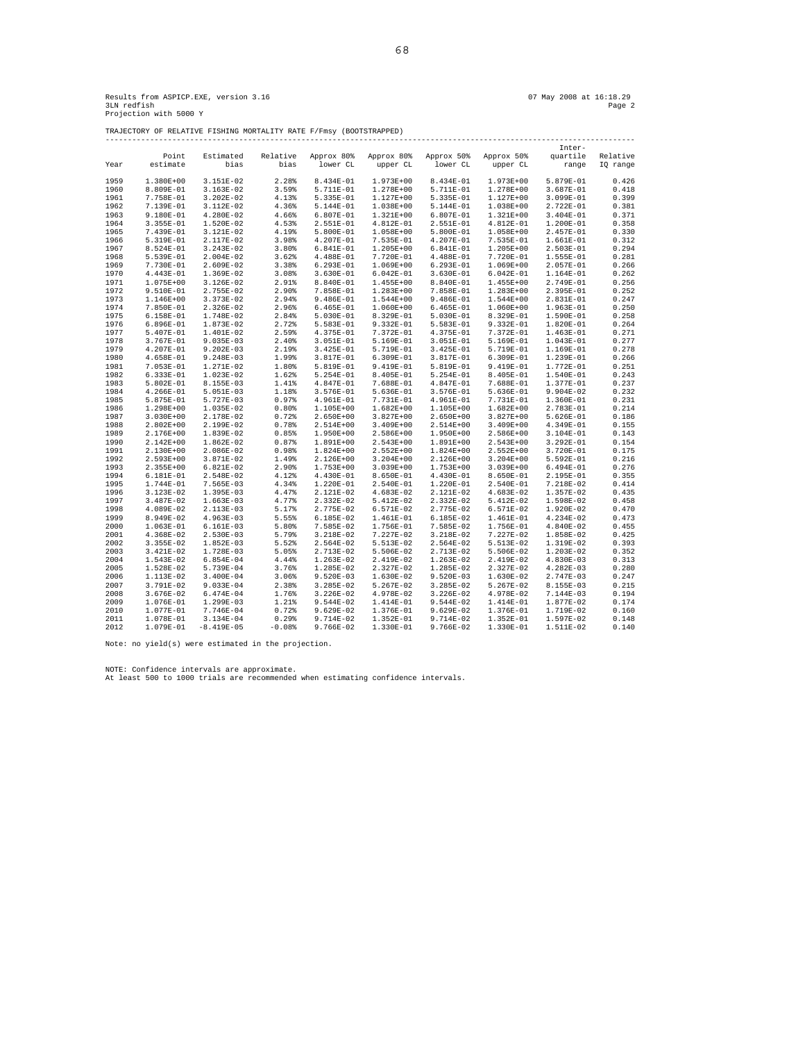Results from ASPICP.EXE, version 3.16  07 May 2008 at 16:18.29
3LN redfish  Page 2
Projection with 5000 Y

TRAJECTORY OF RELATIVE FISHING MORTALITY RATE F/Fmsy (BOOTSTRAPPED)

| Year | Point estimate | Estimated bias | Relative bias | Approx 80% lower CL | Approx 80% upper CL | Approx 50% lower CL | Approx 50% upper CL | Inter-quartile range | Relative IQ range |
|---|---|---|---|---|---|---|---|---|---|
| 1959 | 1.380E+00 | 3.151E-02 | 2.28% | 8.434E-01 | 1.973E+00 | 8.434E-01 | 1.973E+00 | 5.879E-01 | 0.426 |
| 1960 | 8.809E-01 | 3.163E-02 | 3.59% | 5.711E-01 | 1.278E+00 | 5.711E-01 | 1.278E+00 | 3.687E-01 | 0.418 |
| 1961 | 7.758E-01 | 3.202E-02 | 4.13% | 5.335E-01 | 1.127E+00 | 5.335E-01 | 1.127E+00 | 3.099E-01 | 0.399 |
| 1962 | 7.139E-01 | 3.112E-02 | 4.36% | 5.144E-01 | 1.038E+00 | 5.144E-01 | 1.038E+00 | 2.722E-01 | 0.381 |
| 1963 | 9.180E-01 | 4.280E-02 | 4.66% | 6.807E-01 | 1.321E+00 | 6.807E-01 | 1.321E+00 | 3.404E-01 | 0.371 |
| 1964 | 3.355E-01 | 1.520E-02 | 4.53% | 2.551E-01 | 4.812E-01 | 2.551E-01 | 4.812E-01 | 1.200E-01 | 0.358 |
| 1965 | 7.439E-01 | 3.121E-02 | 4.19% | 5.800E-01 | 1.058E+00 | 5.800E-01 | 1.058E+00 | 2.457E-01 | 0.330 |
| 1966 | 5.319E-01 | 2.117E-02 | 3.98% | 4.207E-01 | 7.535E-01 | 4.207E-01 | 7.535E-01 | 1.661E-01 | 0.312 |
| 1967 | 8.524E-01 | 3.243E-02 | 3.80% | 6.841E-01 | 1.205E+00 | 6.841E-01 | 1.205E+00 | 2.503E-01 | 0.294 |
| 1968 | 5.539E-01 | 2.004E-02 | 3.62% | 4.488E-01 | 7.720E-01 | 4.488E-01 | 7.720E-01 | 1.555E-01 | 0.281 |
| 1969 | 7.730E-01 | 2.609E-02 | 3.38% | 6.293E-01 | 1.069E+00 | 6.293E-01 | 1.069E+00 | 2.057E-01 | 0.266 |
| 1970 | 4.443E-01 | 1.369E-02 | 3.08% | 3.630E-01 | 6.042E-01 | 3.630E-01 | 6.042E-01 | 1.164E-01 | 0.262 |
| 1971 | 1.075E+00 | 3.126E-02 | 2.91% | 8.840E-01 | 1.455E+00 | 8.840E-01 | 1.455E+00 | 2.749E-01 | 0.256 |
| 1972 | 9.510E-01 | 2.759E-02 | 2.90% | 7.858E-01 | 1.283E+00 | 7.858E-01 | 1.283E+00 | 2.395E-01 | 0.252 |
| 1973 | 1.146E+00 | 3.373E-02 | 2.94% | 9.486E-01 | 1.544E+00 | 9.486E-01 | 1.544E+00 | 2.831E-01 | 0.247 |
| 1974 | 7.850E-01 | 2.326E-02 | 2.96% | 6.465E-01 | 1.060E+00 | 6.465E-01 | 1.060E+00 | 1.963E-01 | 0.250 |
| 1975 | 6.158E-01 | 1.748E-02 | 2.84% | 5.030E-01 | 8.329E-01 | 5.030E-01 | 8.329E-01 | 1.590E-01 | 0.258 |
| 1976 | 6.896E-01 | 1.873E-02 | 2.72% | 5.583E-01 | 9.332E-01 | 5.583E-01 | 9.332E-01 | 1.820E-01 | 0.264 |
| 1977 | 5.407E-01 | 1.401E-02 | 2.59% | 4.375E-01 | 7.372E-01 | 4.375E-01 | 7.372E-01 | 1.463E-01 | 0.271 |
| 1978 | 3.767E-01 | 9.035E-03 | 2.40% | 3.051E-01 | 5.169E-01 | 3.051E-01 | 5.169E-01 | 1.043E-01 | 0.277 |
| 1979 | 4.207E-01 | 9.202E-03 | 2.19% | 3.425E-01 | 5.719E-01 | 3.425E-01 | 5.719E-01 | 1.169E-01 | 0.278 |
| 1980 | 4.658E-01 | 9.248E-03 | 1.99% | 3.817E-01 | 6.309E-01 | 3.817E-01 | 6.309E-01 | 1.239E-01 | 0.266 |
| 1981 | 7.053E-01 | 1.271E-02 | 1.80% | 5.819E-01 | 9.419E-01 | 5.819E-01 | 9.419E-01 | 1.772E-01 | 0.251 |
| 1982 | 6.333E-01 | 1.023E-02 | 1.62% | 5.254E-01 | 8.405E-01 | 5.254E-01 | 8.405E-01 | 1.540E-01 | 0.243 |
| 1983 | 5.802E-01 | 8.155E-03 | 1.41% | 4.847E-01 | 7.688E-01 | 4.847E-01 | 7.688E-01 | 1.377E-01 | 0.237 |
| 1984 | 4.266E-01 | 5.051E-03 | 1.18% | 3.576E-01 | 5.636E-01 | 3.576E-01 | 5.636E-01 | 9.904E-02 | 0.232 |
| 1985 | 5.875E-01 | 5.727E-03 | 0.97% | 4.961E-01 | 7.731E-01 | 4.961E-01 | 7.731E-01 | 1.360E-01 | 0.231 |
| 1986 | 1.298E+00 | 1.035E-02 | 0.80% | 1.105E+00 | 1.682E+00 | 1.105E+00 | 1.682E+00 | 2.783E-01 | 0.214 |
| 1987 | 3.030E+00 | 2.178E-02 | 0.72% | 2.650E+00 | 3.827E+00 | 2.650E+00 | 3.827E+00 | 5.626E-01 | 0.186 |
| 1988 | 2.802E+00 | 2.199E-02 | 0.78% | 2.514E+00 | 3.409E+00 | 2.514E+00 | 3.409E+00 | 4.349E-01 | 0.155 |
| 1989 | 2.176E+00 | 1.839E-02 | 0.85% | 1.950E+00 | 2.586E+00 | 1.950E+00 | 2.586E+00 | 3.104E-01 | 0.143 |
| 1990 | 2.142E+00 | 1.862E-02 | 0.87% | 1.891E+00 | 2.543E+00 | 1.891E+00 | 2.543E+00 | 3.292E-01 | 0.154 |
| 1991 | 2.130E+00 | 2.086E-02 | 0.98% | 1.824E+00 | 2.552E+00 | 1.824E+00 | 2.552E+00 | 3.720E-01 | 0.175 |
| 1992 | 2.593E+00 | 3.871E-02 | 1.49% | 2.126E+00 | 3.204E+00 | 2.126E+00 | 3.204E+00 | 5.592E-01 | 0.216 |
| 1993 | 2.355E+00 | 6.821E-02 | 2.90% | 1.753E+00 | 3.039E+00 | 1.753E+00 | 3.039E+00 | 6.494E-01 | 0.276 |
| 1994 | 6.181E-01 | 2.548E-02 | 4.12% | 4.430E-01 | 8.650E-01 | 4.430E-01 | 8.650E-01 | 2.195E-01 | 0.355 |
| 1995 | 1.744E-01 | 7.565E-03 | 4.34% | 1.220E-01 | 2.540E-01 | 1.220E-01 | 2.540E-01 | 7.218E-02 | 0.414 |
| 1996 | 3.123E-02 | 1.395E-03 | 4.47% | 2.121E-02 | 4.683E-02 | 2.121E-02 | 4.683E-02 | 1.357E-02 | 0.435 |
| 1997 | 3.487E-02 | 1.663E-03 | 4.77% | 2.332E-02 | 5.412E-02 | 2.332E-02 | 5.412E-02 | 1.598E-02 | 0.458 |
| 1998 | 4.089E-02 | 2.113E-03 | 5.17% | 2.775E-02 | 6.571E-02 | 2.775E-02 | 6.571E-02 | 1.920E-02 | 0.470 |
| 1999 | 8.949E-02 | 4.963E-03 | 5.55% | 6.185E-02 | 1.461E-01 | 6.185E-02 | 1.461E-01 | 4.234E-02 | 0.473 |
| 2000 | 1.063E-01 | 6.161E-03 | 5.80% | 7.585E-02 | 1.756E-01 | 7.585E-02 | 1.756E-01 | 4.840E-02 | 0.455 |
| 2001 | 4.368E-02 | 2.530E-03 | 5.79% | 3.218E-02 | 7.227E-02 | 3.218E-02 | 7.227E-02 | 1.858E-02 | 0.425 |
| 2002 | 3.355E-02 | 1.852E-03 | 5.52% | 2.564E-02 | 5.513E-02 | 2.564E-02 | 5.513E-02 | 1.319E-02 | 0.393 |
| 2003 | 3.421E-02 | 1.728E-03 | 5.05% | 2.713E-02 | 5.506E-02 | 2.713E-02 | 5.506E-02 | 1.203E-02 | 0.352 |
| 2004 | 1.543E-02 | 6.854E-04 | 4.44% | 1.263E-02 | 2.419E-02 | 1.263E-02 | 2.419E-02 | 4.830E-03 | 0.313 |
| 2005 | 1.528E-02 | 5.739E-04 | 3.76% | 1.285E-02 | 2.327E-02 | 1.285E-02 | 2.327E-02 | 4.282E-03 | 0.280 |
| 2006 | 1.113E-02 | 3.400E-04 | 3.06% | 9.520E-03 | 1.630E-02 | 9.520E-03 | 1.630E-02 | 2.747E-03 | 0.247 |
| 2007 | 3.791E-02 | 9.033E-04 | 2.38% | 3.285E-02 | 5.267E-02 | 3.285E-02 | 5.267E-02 | 8.155E-03 | 0.215 |
| 2008 | 3.676E-02 | 6.474E-04 | 1.76% | 3.226E-02 | 4.978E-02 | 3.226E-02 | 4.978E-02 | 7.144E-03 | 0.194 |
| 2009 | 1.076E-01 | 1.299E-03 | 1.21% | 9.544E-02 | 1.414E-01 | 9.544E-02 | 1.414E-01 | 1.877E-02 | 0.174 |
| 2010 | 1.077E-01 | 7.746E-04 | 0.72% | 9.629E-02 | 1.376E-01 | 9.629E-02 | 1.376E-01 | 1.719E-02 | 0.160 |
| 2011 | 1.078E-01 | 3.134E-04 | 0.29% | 9.714E-02 | 1.352E-01 | 9.714E-02 | 1.352E-01 | 1.597E-02 | 0.148 |
| 2012 | 1.079E-01 | -8.419E-05 | -0.08% | 9.766E-02 | 1.330E-01 | 9.766E-02 | 1.330E-01 | 1.511E-02 | 0.140 |

Note: no yield(s) were estimated in the projection.

NOTE: Confidence intervals are approximate.
At least 500 to 1000 trials are recommended when estimating confidence intervals.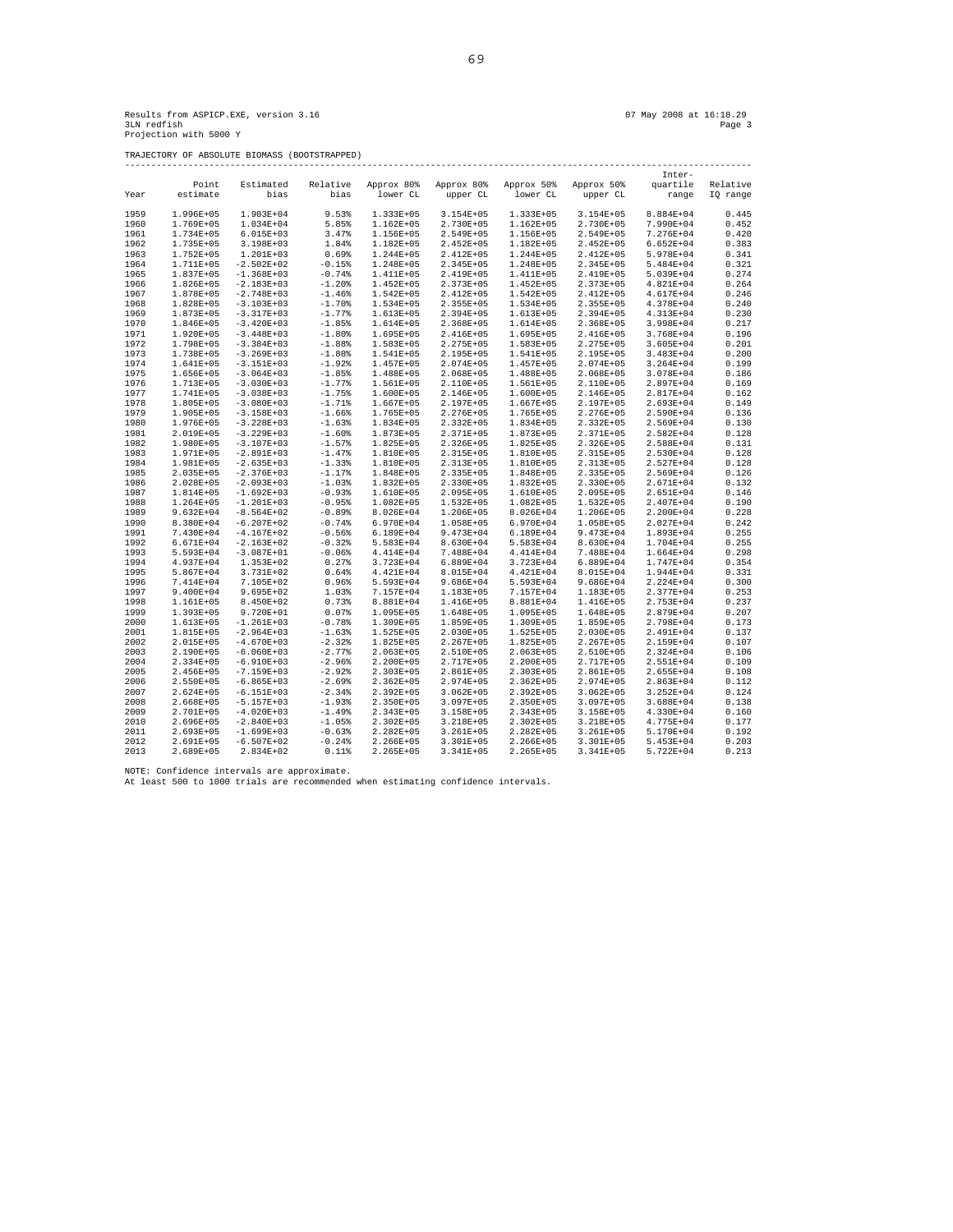Results from ASPICP.EXE, version 3.16 07 May 2008 at 16:18.29
3LN redfish Page 3
Projection with 5000 Y

TRAJECTORY OF ABSOLUTE BIOMASS (BOOTSTRAPPED)

| Year | Point estimate | Estimated bias | Relative bias | Approx 80% lower CL | Approx 80% upper CL | Approx 50% lower CL | Approx 50% upper CL | Inter-quartile range | Relative IQ range |
|---|---|---|---|---|---|---|---|---|---|
| 1959 | 1.996E+05 | 1.903E+04 | 9.53% | 1.333E+05 | 3.154E+05 | 1.333E+05 | 3.154E+05 | 8.884E+04 | 0.445 |
| 1960 | 1.769E+05 | 1.034E+04 | 5.85% | 1.162E+05 | 2.730E+05 | 1.162E+05 | 2.730E+05 | 7.990E+04 | 0.452 |
| 1961 | 1.734E+05 | 6.015E+03 | 3.47% | 1.156E+05 | 2.549E+05 | 1.156E+05 | 2.549E+05 | 7.276E+04 | 0.420 |
| 1962 | 1.735E+05 | 3.198E+03 | 1.84% | 1.182E+05 | 2.452E+05 | 1.182E+05 | 2.452E+05 | 6.652E+04 | 0.383 |
| 1963 | 1.752E+05 | 1.201E+03 | 0.69% | 1.244E+05 | 2.412E+05 | 1.244E+05 | 2.412E+05 | 5.978E+04 | 0.341 |
| 1964 | 1.711E+05 | -2.502E+02 | -0.15% | 1.248E+05 | 2.345E+05 | 1.248E+05 | 2.345E+05 | 5.484E+04 | 0.321 |
| 1965 | 1.837E+05 | -1.368E+03 | -0.74% | 1.411E+05 | 2.419E+05 | 1.411E+05 | 2.419E+05 | 5.039E+04 | 0.274 |
| 1966 | 1.826E+05 | -2.183E+03 | -1.20% | 1.452E+05 | 2.373E+05 | 1.452E+05 | 2.373E+05 | 4.821E+04 | 0.264 |
| 1967 | 1.878E+05 | -2.748E+03 | -1.46% | 1.542E+05 | 2.412E+05 | 1.542E+05 | 2.412E+05 | 4.617E+04 | 0.246 |
| 1968 | 1.828E+05 | -3.103E+03 | -1.70% | 1.534E+05 | 2.355E+05 | 1.534E+05 | 2.355E+05 | 4.378E+04 | 0.240 |
| 1969 | 1.873E+05 | -3.317E+03 | -1.77% | 1.613E+05 | 2.394E+05 | 1.613E+05 | 2.394E+05 | 4.313E+04 | 0.230 |
| 1970 | 1.846E+05 | -3.420E+03 | -1.85% | 1.614E+05 | 2.368E+05 | 1.614E+05 | 2.368E+05 | 3.998E+04 | 0.217 |
| 1971 | 1.920E+05 | -3.448E+03 | -1.80% | 1.695E+05 | 2.416E+05 | 1.695E+05 | 2.416E+05 | 3.768E+04 | 0.196 |
| 1972 | 1.798E+05 | -3.384E+03 | -1.88% | 1.583E+05 | 2.275E+05 | 1.583E+05 | 2.275E+05 | 3.605E+04 | 0.201 |
| 1973 | 1.738E+05 | -3.269E+03 | -1.88% | 1.541E+05 | 2.195E+05 | 1.541E+05 | 2.195E+05 | 3.483E+04 | 0.200 |
| 1974 | 1.641E+05 | -3.151E+03 | -1.92% | 1.457E+05 | 2.074E+05 | 1.457E+05 | 2.074E+05 | 3.264E+04 | 0.199 |
| 1975 | 1.656E+05 | -3.064E+03 | -1.85% | 1.488E+05 | 2.068E+05 | 1.488E+05 | 2.068E+05 | 3.078E+04 | 0.186 |
| 1976 | 1.713E+05 | -3.030E+03 | -1.77% | 1.561E+05 | 2.110E+05 | 1.561E+05 | 2.110E+05 | 2.897E+04 | 0.169 |
| 1977 | 1.741E+05 | -3.038E+03 | -1.75% | 1.600E+05 | 2.146E+05 | 1.600E+05 | 2.146E+05 | 2.817E+04 | 0.162 |
| 1978 | 1.805E+05 | -3.080E+03 | -1.71% | 1.667E+05 | 2.197E+05 | 1.667E+05 | 2.197E+05 | 2.693E+04 | 0.149 |
| 1979 | 1.905E+05 | -3.158E+03 | -1.66% | 1.765E+05 | 2.276E+05 | 1.765E+05 | 2.276E+05 | 2.590E+04 | 0.136 |
| 1980 | 1.976E+05 | -3.228E+03 | -1.63% | 1.834E+05 | 2.332E+05 | 1.834E+05 | 2.332E+05 | 2.569E+04 | 0.130 |
| 1981 | 2.019E+05 | -3.229E+03 | -1.60% | 1.873E+05 | 2.371E+05 | 1.873E+05 | 2.371E+05 | 2.582E+04 | 0.128 |
| 1982 | 1.980E+05 | -3.107E+03 | -1.57% | 1.825E+05 | 2.326E+05 | 1.825E+05 | 2.326E+05 | 2.588E+04 | 0.131 |
| 1983 | 1.971E+05 | -2.891E+03 | -1.47% | 1.810E+05 | 2.315E+05 | 1.810E+05 | 2.315E+05 | 2.530E+04 | 0.128 |
| 1984 | 1.981E+05 | -2.635E+03 | -1.33% | 1.810E+05 | 2.313E+05 | 1.810E+05 | 2.313E+05 | 2.527E+04 | 0.128 |
| 1985 | 2.035E+05 | -2.376E+03 | -1.17% | 1.848E+05 | 2.335E+05 | 1.848E+05 | 2.335E+05 | 2.569E+04 | 0.126 |
| 1986 | 2.028E+05 | -2.093E+03 | -1.03% | 1.832E+05 | 2.330E+05 | 1.832E+05 | 2.330E+05 | 2.671E+04 | 0.132 |
| 1987 | 1.814E+05 | -1.692E+03 | -0.93% | 1.610E+05 | 2.095E+05 | 1.610E+05 | 2.095E+05 | 2.651E+04 | 0.146 |
| 1988 | 1.264E+05 | -1.201E+03 | -0.95% | 1.082E+05 | 1.532E+05 | 1.082E+05 | 1.532E+05 | 2.407E+04 | 0.190 |
| 1989 | 9.632E+04 | -8.564E+02 | -0.89% | 8.026E+04 | 1.206E+05 | 8.026E+04 | 1.206E+05 | 2.200E+04 | 0.228 |
| 1990 | 8.380E+04 | -6.207E+02 | -0.74% | 6.970E+04 | 1.058E+05 | 6.970E+04 | 1.058E+05 | 2.027E+04 | 0.242 |
| 1991 | 7.430E+04 | -4.167E+02 | -0.56% | 6.189E+04 | 9.473E+04 | 6.189E+04 | 9.473E+04 | 1.893E+04 | 0.255 |
| 1992 | 6.671E+04 | -2.163E+02 | -0.32% | 5.583E+04 | 8.630E+04 | 5.583E+04 | 8.630E+04 | 1.704E+04 | 0.255 |
| 1993 | 5.593E+04 | -3.087E+01 | -0.06% | 4.414E+04 | 7.488E+04 | 4.414E+04 | 7.488E+04 | 1.664E+04 | 0.298 |
| 1994 | 4.937E+04 | 1.353E+02 | 0.27% | 3.723E+04 | 6.889E+04 | 3.723E+04 | 6.889E+04 | 1.747E+04 | 0.354 |
| 1995 | 5.867E+04 | 3.731E+02 | 0.64% | 4.421E+04 | 8.015E+04 | 4.421E+04 | 8.015E+04 | 1.944E+04 | 0.331 |
| 1996 | 7.414E+04 | 7.105E+02 | 0.96% | 5.593E+04 | 9.686E+04 | 5.593E+04 | 9.686E+04 | 2.224E+04 | 0.300 |
| 1997 | 9.400E+04 | 9.695E+02 | 1.03% | 7.157E+04 | 1.183E+05 | 7.157E+04 | 1.183E+05 | 2.377E+04 | 0.253 |
| 1998 | 1.161E+05 | 8.450E+02 | 0.73% | 8.881E+04 | 1.416E+05 | 8.881E+04 | 1.416E+05 | 2.753E+04 | 0.237 |
| 1999 | 1.393E+05 | 9.720E+01 | 0.07% | 1.095E+05 | 1.648E+05 | 1.095E+05 | 1.648E+05 | 2.879E+04 | 0.207 |
| 2000 | 1.613E+05 | -1.261E+03 | -0.78% | 1.309E+05 | 1.859E+05 | 1.309E+05 | 1.859E+05 | 2.798E+04 | 0.173 |
| 2001 | 1.815E+05 | -2.964E+03 | -1.63% | 1.525E+05 | 2.030E+05 | 1.525E+05 | 2.030E+05 | 2.491E+04 | 0.137 |
| 2002 | 2.015E+05 | -4.670E+03 | -2.32% | 1.825E+05 | 2.267E+05 | 1.825E+05 | 2.267E+05 | 2.159E+04 | 0.107 |
| 2003 | 2.190E+05 | -6.060E+03 | -2.77% | 2.063E+05 | 2.510E+05 | 2.063E+05 | 2.510E+05 | 2.324E+04 | 0.106 |
| 2004 | 2.334E+05 | -6.910E+03 | -2.96% | 2.200E+05 | 2.717E+05 | 2.200E+05 | 2.717E+05 | 2.551E+04 | 0.109 |
| 2005 | 2.456E+05 | -7.159E+03 | -2.92% | 2.303E+05 | 2.861E+05 | 2.303E+05 | 2.861E+05 | 2.655E+04 | 0.108 |
| 2006 | 2.550E+05 | -6.865E+03 | -2.69% | 2.362E+05 | 2.974E+05 | 2.362E+05 | 2.974E+05 | 2.863E+04 | 0.112 |
| 2007 | 2.624E+05 | -6.151E+03 | -2.34% | 2.392E+05 | 3.062E+05 | 2.392E+05 | 3.062E+05 | 3.252E+04 | 0.124 |
| 2008 | 2.668E+05 | -5.157E+03 | -1.93% | 2.350E+05 | 3.097E+05 | 2.350E+05 | 3.097E+05 | 3.688E+04 | 0.138 |
| 2009 | 2.701E+05 | -4.020E+03 | -1.49% | 2.343E+05 | 3.158E+05 | 2.343E+05 | 3.158E+05 | 4.330E+04 | 0.160 |
| 2010 | 2.696E+05 | -2.840E+03 | -1.05% | 2.302E+05 | 3.218E+05 | 2.302E+05 | 3.218E+05 | 4.775E+04 | 0.177 |
| 2011 | 2.693E+05 | -1.699E+03 | -0.63% | 2.282E+05 | 3.261E+05 | 2.282E+05 | 3.261E+05 | 5.170E+04 | 0.192 |
| 2012 | 2.691E+05 | -6.507E+02 | -0.24% | 2.266E+05 | 3.301E+05 | 2.266E+05 | 3.301E+05 | 5.453E+04 | 0.203 |
| 2013 | 2.689E+05 | 2.834E+02 | 0.11% | 2.265E+05 | 3.341E+05 | 2.265E+05 | 3.341E+05 | 5.722E+04 | 0.213 |

NOTE: Confidence intervals are approximate.
At least 500 to 1000 trials are recommended when estimating confidence intervals.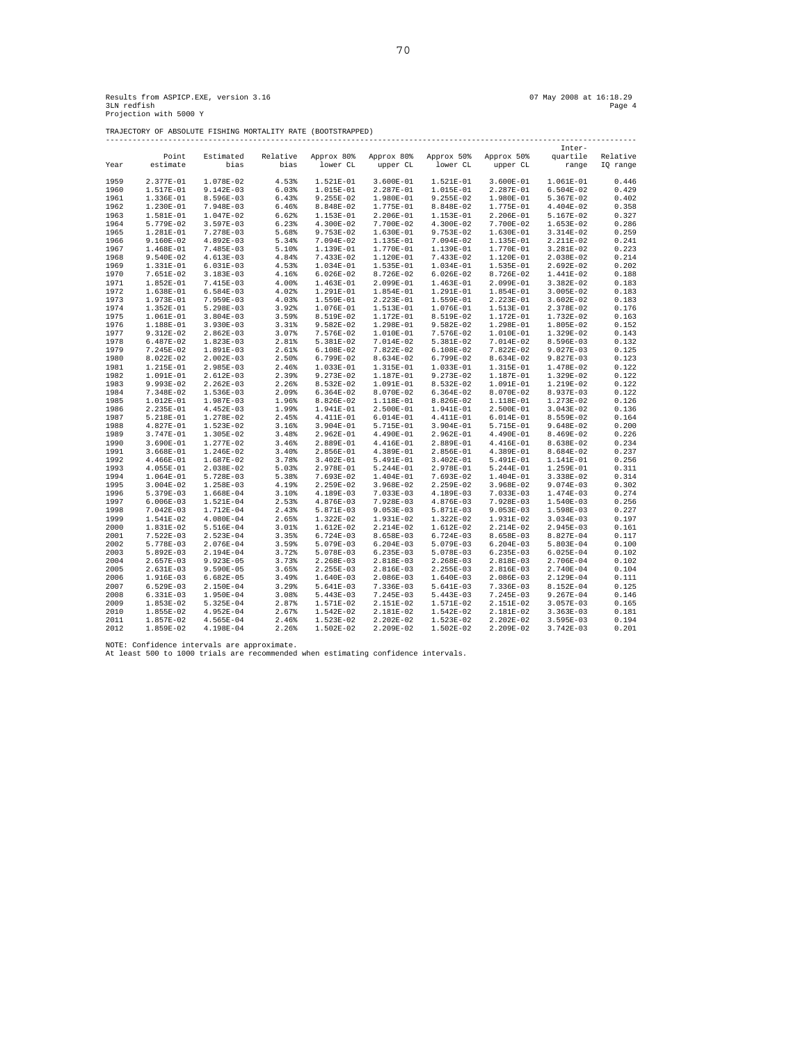Results from ASPICP.EXE, version 3.16 07 May 2008 at 16:18.29
3LN redfish Page 4
Projection with 5000 Y

TRAJECTORY OF ABSOLUTE FISHING MORTALITY RATE (BOOTSTRAPPED)

| Year | Point estimate | Estimated bias | Relative bias | Approx 80% lower CL | Approx 80% upper CL | Approx 50% lower CL | Approx 50% upper CL | Inter-quartile range | Relative IQ range |
|---|---|---|---|---|---|---|---|---|---|
| 1959 | 2.377E-01 | 1.078E-02 | 4.53% | 1.521E-01 | 3.600E-01 | 1.521E-01 | 3.600E-01 | 1.061E-01 | 0.446 |
| 1960 | 1.517E-01 | 9.142E-03 | 6.03% | 1.015E-01 | 2.287E-01 | 1.015E-01 | 2.287E-01 | 6.504E-02 | 0.429 |
| 1961 | 1.336E-01 | 8.596E-03 | 6.43% | 9.255E-02 | 1.980E-01 | 9.255E-02 | 1.980E-01 | 5.367E-02 | 0.402 |
| 1962 | 1.230E-01 | 7.948E-03 | 6.46% | 8.848E-02 | 1.775E-01 | 8.848E-02 | 1.775E-01 | 4.404E-02 | 0.358 |
| 1963 | 1.581E-01 | 1.047E-02 | 6.62% | 1.153E-01 | 2.206E-01 | 1.153E-01 | 2.206E-01 | 5.167E-02 | 0.327 |
| 1964 | 5.779E-02 | 3.597E-03 | 6.23% | 4.300E-02 | 7.700E-02 | 4.300E-02 | 7.700E-02 | 1.653E-02 | 0.286 |
| 1965 | 1.281E-01 | 7.278E-03 | 5.68% | 9.753E-02 | 1.630E-01 | 9.753E-02 | 1.630E-01 | 3.314E-02 | 0.259 |
| 1966 | 9.160E-02 | 4.892E-03 | 5.34% | 7.094E-02 | 1.135E-01 | 7.094E-02 | 1.135E-01 | 2.211E-02 | 0.241 |
| 1967 | 1.468E-01 | 7.485E-03 | 5.10% | 1.139E-01 | 1.770E-01 | 1.139E-01 | 1.770E-01 | 3.281E-02 | 0.223 |
| 1968 | 9.540E-02 | 4.613E-03 | 4.84% | 7.433E-02 | 1.120E-01 | 7.433E-02 | 1.120E-01 | 2.038E-02 | 0.214 |
| 1969 | 1.331E-01 | 6.031E-03 | 4.53% | 1.034E-01 | 1.535E-01 | 1.034E-01 | 1.535E-01 | 2.692E-02 | 0.202 |
| 1970 | 7.651E-02 | 3.183E-03 | 4.16% | 6.026E-02 | 8.726E-02 | 6.026E-02 | 8.726E-02 | 1.441E-02 | 0.188 |
| 1971 | 1.852E-01 | 7.415E-03 | 4.00% | 1.463E-01 | 2.099E-01 | 1.463E-01 | 2.099E-01 | 3.382E-02 | 0.183 |
| 1972 | 1.638E-01 | 6.584E-03 | 4.02% | 1.291E-01 | 1.854E-01 | 1.291E-01 | 1.854E-01 | 3.005E-02 | 0.183 |
| 1973 | 1.973E-01 | 7.959E-03 | 4.03% | 1.559E-01 | 2.223E-01 | 1.559E-01 | 2.223E-01 | 3.602E-02 | 0.183 |
| 1974 | 1.352E-01 | 5.298E-03 | 3.92% | 1.076E-01 | 1.513E-01 | 1.076E-01 | 1.513E-01 | 2.378E-02 | 0.176 |
| 1975 | 1.061E-01 | 3.804E-03 | 3.59% | 8.519E-02 | 1.172E-01 | 8.519E-02 | 1.172E-01 | 1.732E-02 | 0.163 |
| 1976 | 1.188E-01 | 3.930E-03 | 3.31% | 9.582E-02 | 1.298E-01 | 9.582E-02 | 1.298E-01 | 1.805E-02 | 0.152 |
| 1977 | 9.312E-02 | 2.862E-03 | 3.07% | 7.576E-02 | 1.010E-01 | 7.576E-02 | 1.010E-01 | 1.329E-02 | 0.143 |
| 1978 | 6.487E-02 | 1.823E-03 | 2.81% | 5.381E-02 | 7.014E-02 | 5.381E-02 | 7.014E-02 | 8.596E-03 | 0.132 |
| 1979 | 7.245E-02 | 1.891E-03 | 2.61% | 6.108E-02 | 7.822E-02 | 6.108E-02 | 7.822E-02 | 9.027E-03 | 0.125 |
| 1980 | 8.022E-02 | 2.002E-03 | 2.50% | 6.799E-02 | 8.634E-02 | 6.799E-02 | 8.634E-02 | 9.827E-03 | 0.123 |
| 1981 | 1.215E-01 | 2.985E-03 | 2.46% | 1.033E-01 | 1.315E-01 | 1.033E-01 | 1.315E-01 | 1.478E-02 | 0.122 |
| 1982 | 1.091E-01 | 2.612E-03 | 2.39% | 9.273E-02 | 1.187E-01 | 9.273E-02 | 1.187E-01 | 1.329E-02 | 0.122 |
| 1983 | 9.993E-02 | 2.262E-03 | 2.26% | 8.532E-02 | 1.091E-01 | 8.532E-02 | 1.091E-01 | 1.219E-02 | 0.122 |
| 1984 | 7.348E-02 | 1.536E-03 | 2.09% | 6.364E-02 | 8.070E-02 | 6.364E-02 | 8.070E-02 | 8.937E-03 | 0.122 |
| 1985 | 1.012E-01 | 1.987E-03 | 1.96% | 8.826E-02 | 1.118E-01 | 8.826E-02 | 1.118E-01 | 1.273E-02 | 0.126 |
| 1986 | 2.235E-01 | 4.452E-03 | 1.99% | 1.941E-01 | 2.500E-01 | 1.941E-01 | 2.500E-01 | 3.043E-02 | 0.136 |
| 1987 | 5.218E-01 | 1.278E-02 | 2.45% | 4.411E-01 | 6.014E-01 | 4.411E-01 | 6.014E-01 | 8.559E-02 | 0.164 |
| 1988 | 4.827E-01 | 1.523E-02 | 3.16% | 3.904E-01 | 5.715E-01 | 3.904E-01 | 5.715E-01 | 9.648E-02 | 0.200 |
| 1989 | 3.747E-01 | 1.305E-02 | 3.48% | 2.962E-01 | 4.490E-01 | 2.962E-01 | 4.490E-01 | 8.469E-02 | 0.226 |
| 1990 | 3.690E-01 | 1.277E-02 | 3.46% | 2.889E-01 | 4.416E-01 | 2.889E-01 | 4.416E-01 | 8.638E-02 | 0.234 |
| 1991 | 3.668E-01 | 1.246E-02 | 3.40% | 2.856E-01 | 4.389E-01 | 2.856E-01 | 4.389E-01 | 8.684E-02 | 0.237 |
| 1992 | 4.466E-01 | 1.687E-02 | 3.78% | 3.402E-01 | 5.491E-01 | 3.402E-01 | 5.491E-01 | 1.141E-01 | 0.256 |
| 1993 | 4.055E-01 | 2.038E-02 | 5.03% | 2.978E-01 | 5.244E-01 | 2.978E-01 | 5.244E-01 | 1.259E-01 | 0.311 |
| 1994 | 1.064E-01 | 5.728E-03 | 5.38% | 7.693E-02 | 1.404E-01 | 7.693E-02 | 1.404E-01 | 3.338E-02 | 0.314 |
| 1995 | 3.004E-02 | 1.258E-03 | 4.19% | 2.259E-02 | 3.968E-02 | 2.259E-02 | 3.968E-02 | 9.074E-03 | 0.302 |
| 1996 | 5.379E-03 | 1.668E-04 | 3.10% | 4.189E-03 | 7.033E-03 | 4.189E-03 | 7.033E-03 | 1.474E-03 | 0.274 |
| 1997 | 6.006E-03 | 1.521E-04 | 2.53% | 4.876E-03 | 7.928E-03 | 4.876E-03 | 7.928E-03 | 1.540E-03 | 0.256 |
| 1998 | 7.042E-03 | 1.712E-04 | 2.43% | 5.871E-03 | 9.053E-03 | 5.871E-03 | 9.053E-03 | 1.598E-03 | 0.227 |
| 1999 | 1.541E-02 | 4.080E-04 | 2.65% | 1.322E-02 | 1.931E-02 | 1.322E-02 | 1.931E-02 | 3.034E-03 | 0.197 |
| 2000 | 1.831E-02 | 5.516E-04 | 3.01% | 1.612E-02 | 2.214E-02 | 1.612E-02 | 2.214E-02 | 2.945E-03 | 0.161 |
| 2001 | 7.522E-03 | 2.523E-04 | 3.35% | 6.724E-03 | 8.658E-03 | 6.724E-03 | 8.658E-03 | 8.827E-04 | 0.117 |
| 2002 | 5.778E-03 | 2.076E-04 | 3.59% | 5.079E-03 | 6.204E-03 | 5.079E-03 | 6.204E-03 | 5.803E-04 | 0.100 |
| 2003 | 5.892E-03 | 2.194E-04 | 3.72% | 5.078E-03 | 6.235E-03 | 5.078E-03 | 6.235E-03 | 6.025E-04 | 0.102 |
| 2004 | 2.657E-03 | 9.923E-05 | 3.73% | 2.268E-03 | 2.818E-03 | 2.268E-03 | 2.818E-03 | 2.706E-04 | 0.102 |
| 2005 | 2.631E-03 | 9.590E-05 | 3.65% | 2.255E-03 | 2.816E-03 | 2.255E-03 | 2.816E-03 | 2.740E-04 | 0.104 |
| 2006 | 1.916E-03 | 6.682E-05 | 3.49% | 1.640E-03 | 2.086E-03 | 1.640E-03 | 2.086E-03 | 2.129E-04 | 0.111 |
| 2007 | 6.529E-03 | 2.150E-04 | 3.29% | 5.641E-03 | 7.336E-03 | 5.641E-03 | 7.336E-03 | 8.152E-04 | 0.125 |
| 2008 | 6.331E-03 | 1.950E-04 | 3.08% | 5.443E-03 | 7.245E-03 | 5.443E-03 | 7.245E-03 | 9.267E-04 | 0.146 |
| 2009 | 1.853E-02 | 5.325E-04 | 2.87% | 1.571E-02 | 2.151E-02 | 1.571E-02 | 2.151E-02 | 3.057E-03 | 0.165 |
| 2010 | 1.855E-02 | 4.952E-04 | 2.67% | 1.542E-02 | 2.181E-02 | 1.542E-02 | 2.181E-02 | 3.363E-03 | 0.181 |
| 2011 | 1.857E-02 | 4.565E-04 | 2.46% | 1.523E-02 | 2.202E-02 | 1.523E-02 | 2.202E-02 | 3.595E-03 | 0.194 |
| 2012 | 1.859E-02 | 4.198E-04 | 2.26% | 1.502E-02 | 2.209E-02 | 1.502E-02 | 2.209E-02 | 3.742E-03 | 0.201 |

NOTE: Confidence intervals are approximate.
At least 500 to 1000 trials are recommended when estimating confidence intervals.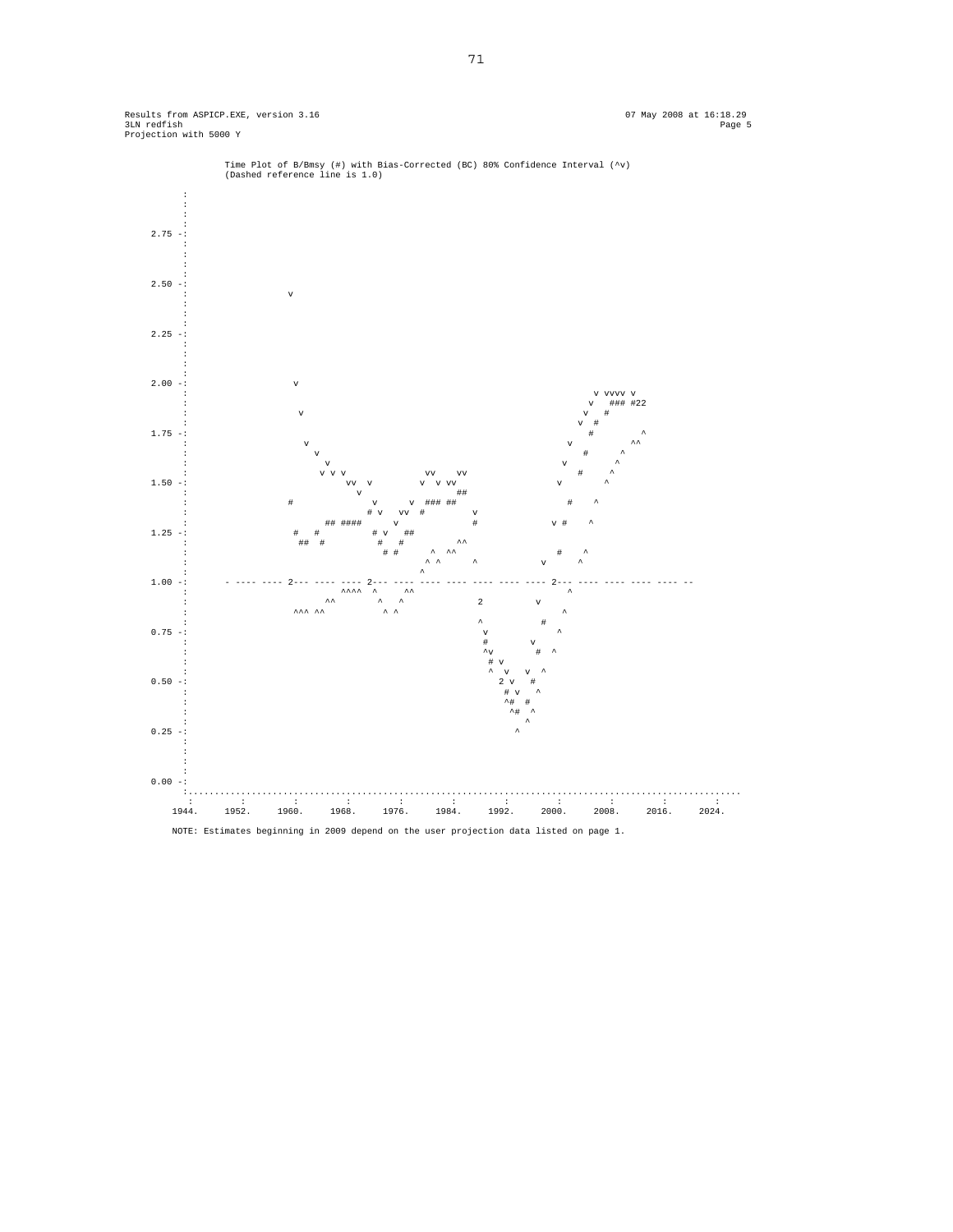Results from ASPICP.EXE, version 3.16 07 May 2008 at 16:18.29
3LN redfish Page 5
Projection with 5000 Y

```
              Time Plot of B/Bmsy (#) with Bias-Corrected (BC) 80% Confidence Interval (^v)
              (Dashed reference line is 1.0)

         :
         :
         :
         :
  2.75 -:
         :
         :
         :
         :
  2.50 -:
         :                 v
         :
         :
         :
  2.25 -:
         :
         :
         :
         :
  2.00 -:                  v
         :                                                                          v vvvv v
         :                                                                         v   ### #22
         :                  v                                                     v   #
         :                                                                       v  #
  1.75 -:                                                                          #          ^
         :                   v                                                   v          ^^
         :                     v                                                   #      ^
         :                       v                                              v          ^
         :                       v v v                  vv     vv                    #     ^
  1.50 -:                             vv  v          v   v vv                  v        ^
         :                               v                      ##
         :                 #               v       v  ### ##                     #    ^
         :                               # v   vv  #           v
         :                         ## ####       v             #              v #    ^
  1.25 -:                  #   #           # v   ##
         :                   ##  #           #   #            ^^
         :                                     # #       ^  ^^                       #    ^
         :                                                ^ ^       ^           v      ^
         :                                                 ^
  1.00 -:      - ---- ---- 2--- ---- ---- 2--- ---- ---- ---- ---- ---- ---- 2--- ---- ---- ---- ---- --
         :                             ^^^^  ^     ^^                                   ^
         :                         ^^        ^   ^             2          v
         :                   ^^^ ^^           ^ ^                                     ^
         :                                                     ^          #
  0.75 -:                                                      v                     ^
         :                                                      #         v
         :                                                      ^v        #  ^
         :                                                       # v
         :                                                       ^  v   v  ^
  0.50 -:                                                          2 v    #
         :                                                           # v   ^
         :                                                            ^#  #
         :                                                             ^#  ^
         :                                                                ^
  0.25 -:                                                             ^
         :
         :
         :
         :
  0.00 -:
         :.......................................................................................................
         :         :         :         :         :         :         :         :         :         :         :
      1944.     1952.     1960.     1968.     1976.     1984.     1992.     2000.     2008.     2016.     2024.
```

NOTE: Estimates beginning in 2009 depend on the user projection data listed on page 1.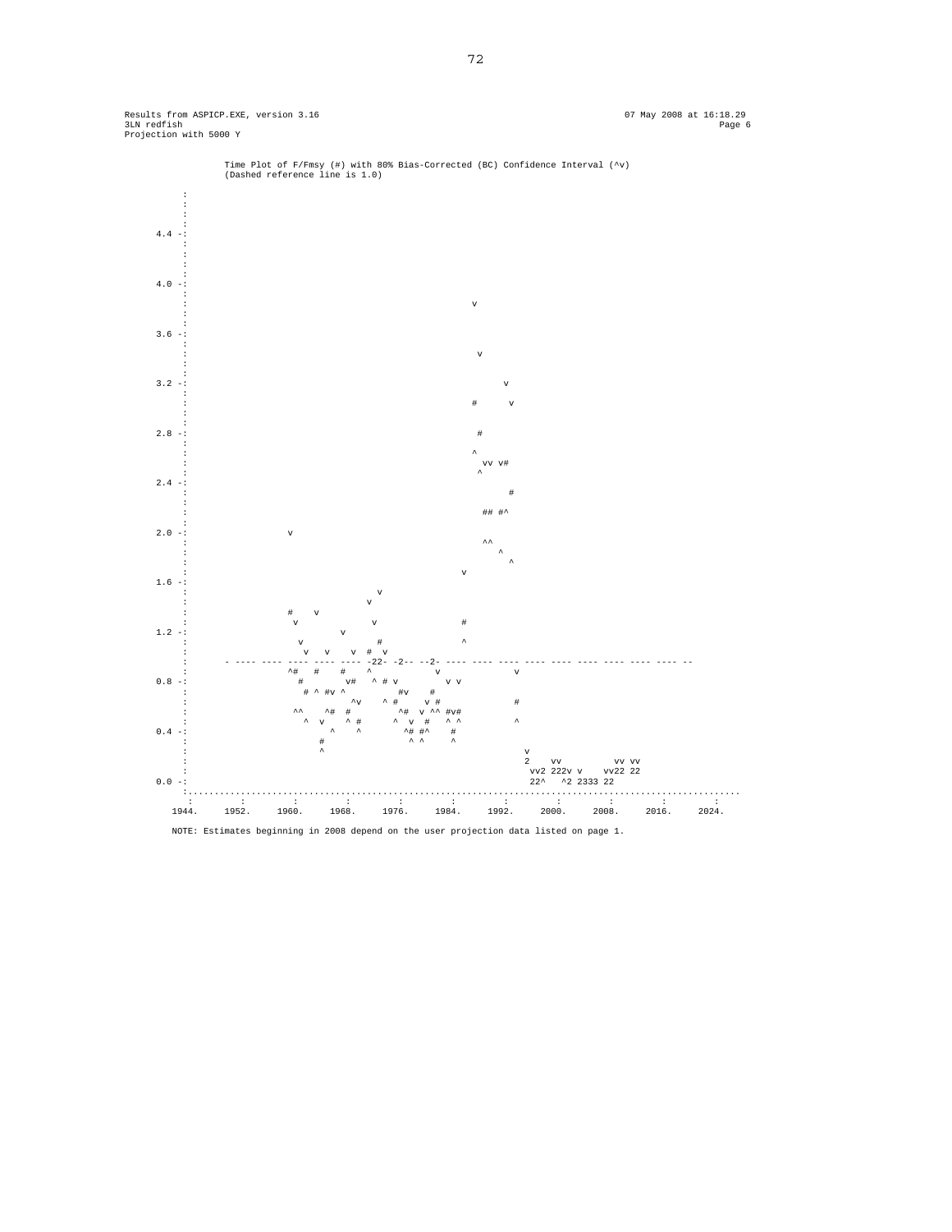Results from ASPICP.EXE, version 3.16

3LN redfish

Projection with 5000 Y

07 May 2008 at 16:18.29

Time Plot of F/Fmsy (#) with 80% Bias-Corrected (BC) Confidence Interval (^v)
(Dashed reference line is 1.0)

4.4

4.0

3.6

3.2

2.8

2.4

2.0

1.6

1.2

0.8

0.4

0.0

1944. 1952. 1960. 1968. 1976. 1984. 1992. 2000. 2008. 2016. 2024.

NOTE: Estimates beginning in 2008 depend on the user projection data listed on page 1.